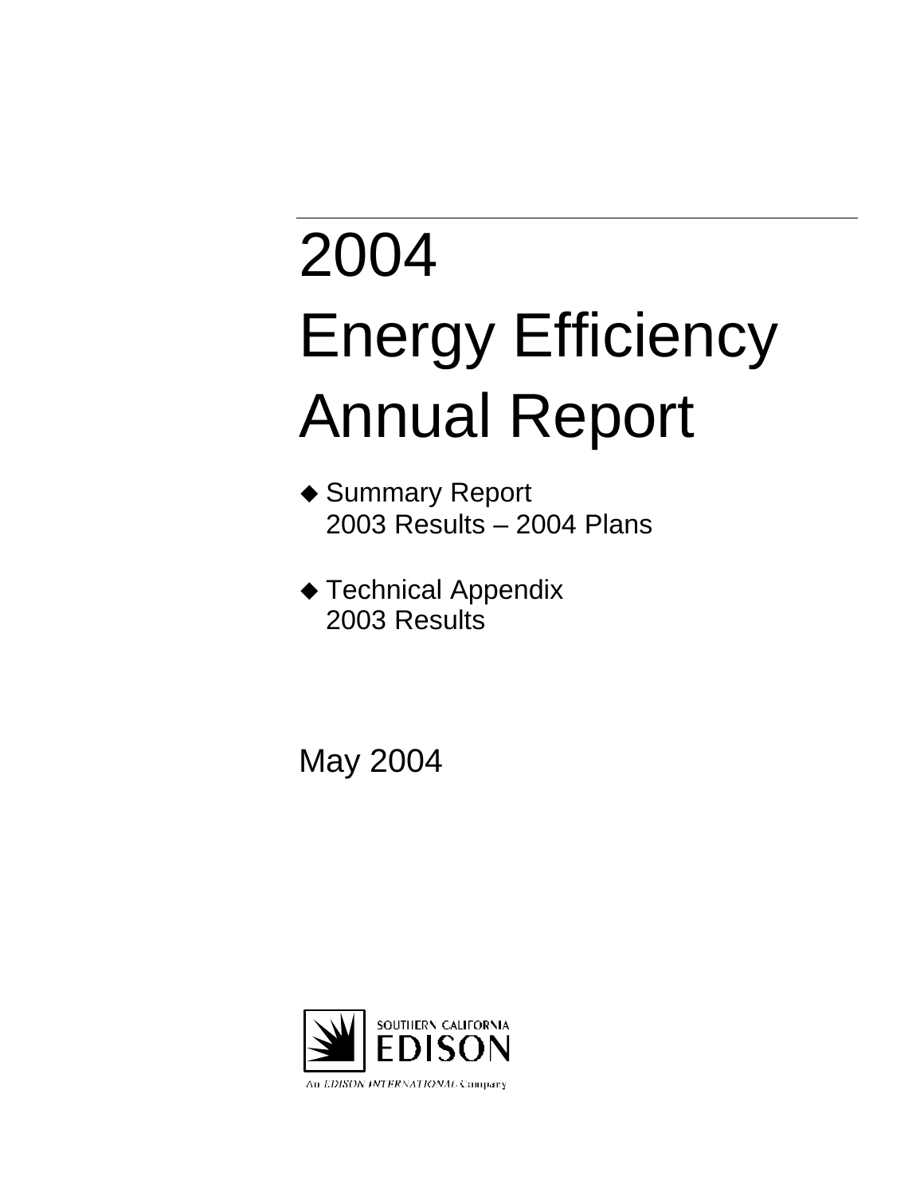# 2004 Energy Efficiency Annual Report

- ◆ Summary Report
  2003 Results – 2004 Plans

- ◆ Technical Appendix
  2003 Results

May 2004

SOUTHERN CALIFORNIA EDISON

An EDISON INTERNATIONAL Company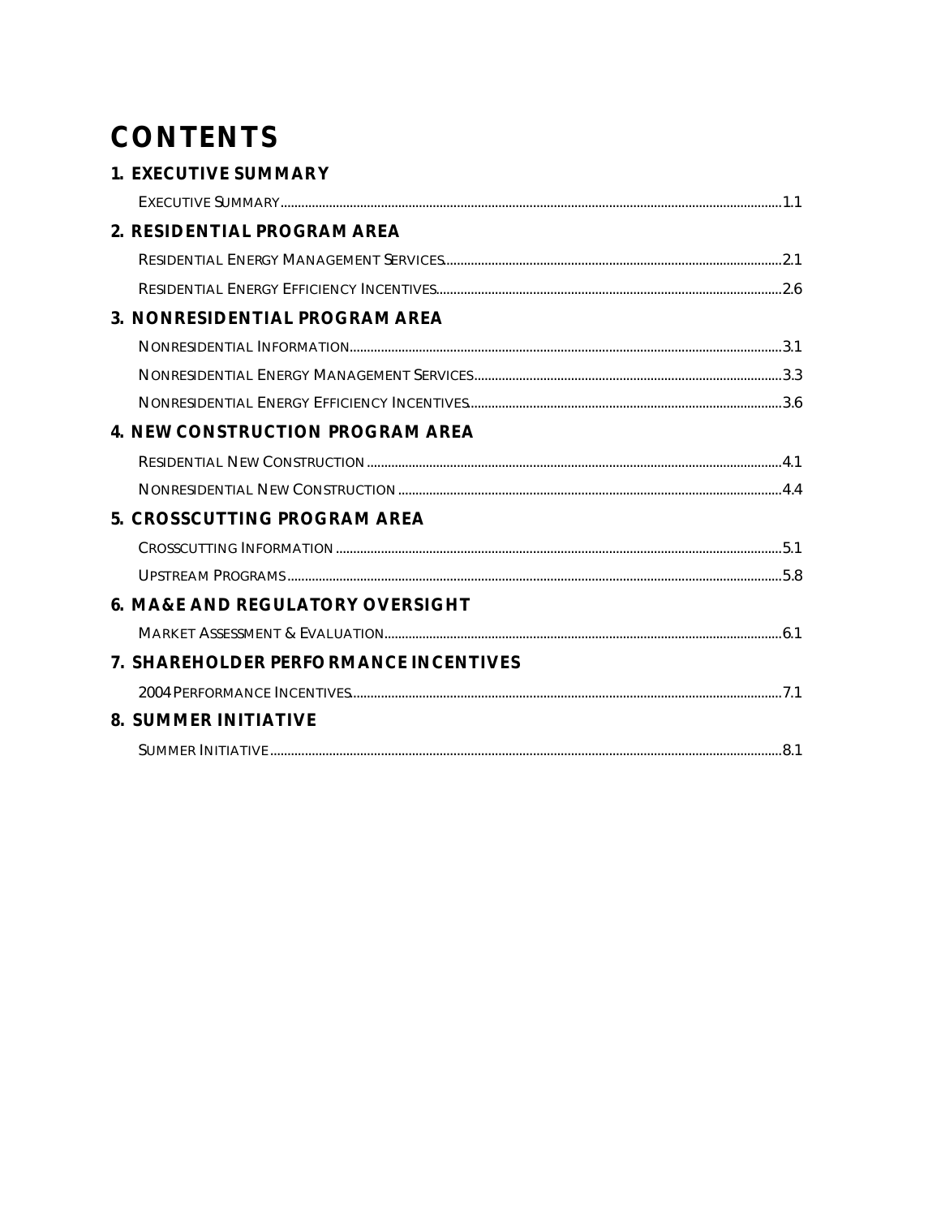# CONTENTS

## 1. EXECUTIVE SUMMARY

EXECUTIVE SUMMARY ........................................................................................................................................ 1.1

## 2. RESIDENTIAL PROGRAM AREA

RESIDENTIAL ENERGY MANAGEMENT SERVICES ................................................................................................. 2.1

RESIDENTIAL ENERGY EFFICIENCY INCENTIVES .................................................................................................. 2.6

## 3. NONRESIDENTIAL PROGRAM AREA

NONRESIDENTIAL INFORMATION ........................................................................................................................ 3.1

NONRESIDENTIAL ENERGY MANAGEMENT SERVICES ......................................................................................... 3.3

NONRESIDENTIAL ENERGY EFFICIENCY INCENTIVES .......................................................................................... 3.6

## 4. NEW CONSTRUCTION PROGRAM AREA

RESIDENTIAL NEW CONSTRUCTION ................................................................................................................... 4.1

NONRESIDENTIAL NEW CONSTRUCTION ............................................................................................................ 4.4

## 5. CROSSCUTTING PROGRAM AREA

CROSSCUTTING INFORMATION ........................................................................................................................... 5.1

UPSTREAM PROGRAMS ....................................................................................................................................... 5.8

## 6. MA&E AND REGULATORY OVERSIGHT

MARKET ASSESSMENT & EVALUATION ............................................................................................................... 6.1

## 7. SHAREHOLDER PERFORMANCE INCENTIVES

2004 PERFORMANCE INCENTIVES ........................................................................................................................ 7.1

## 8. SUMMER INITIATIVE

SUMMER INITIATIVE ............................................................................................................................................. 8.1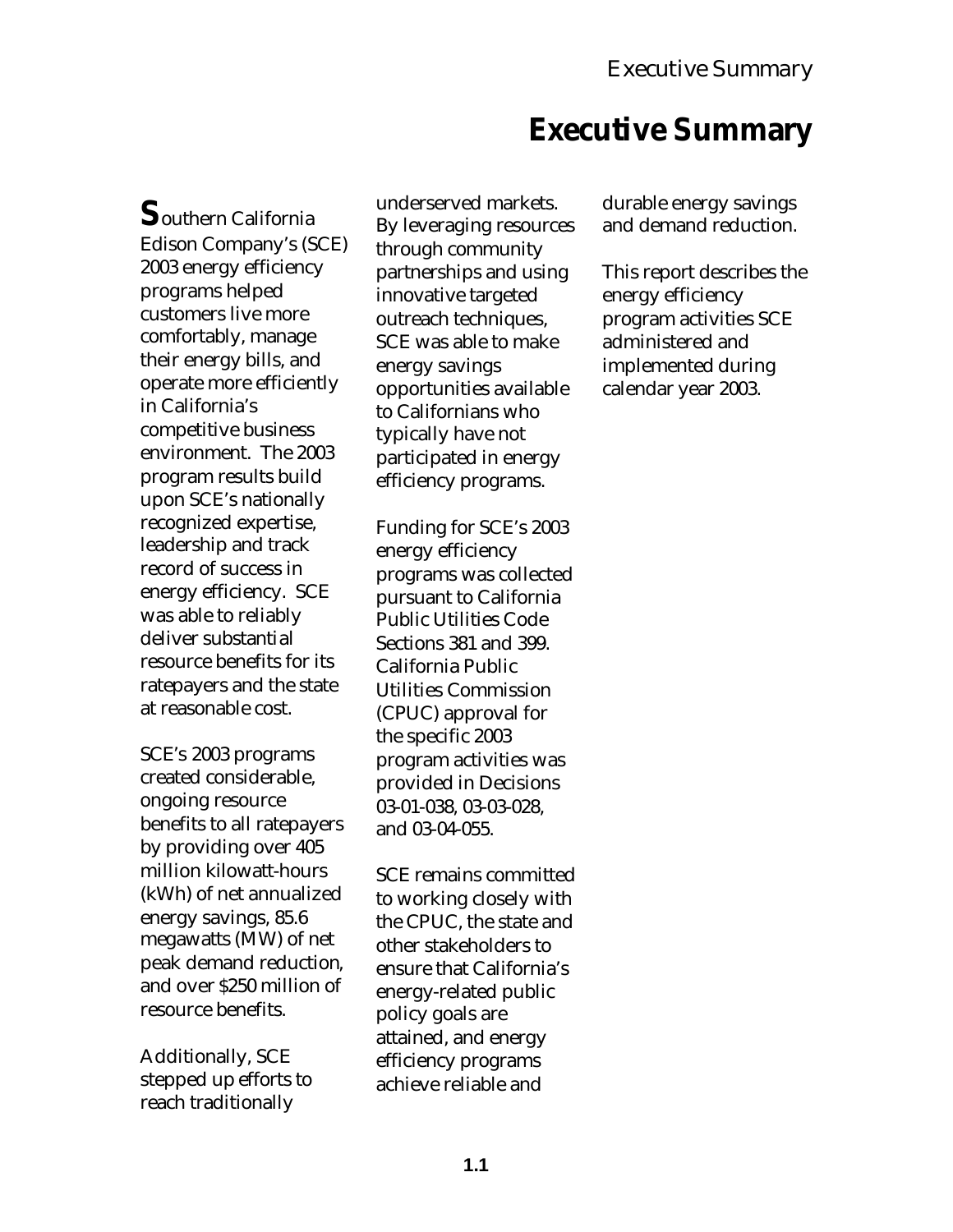# Executive Summary

Southern California Edison Company's (SCE) 2003 energy efficiency programs helped customers live more comfortably, manage their energy bills, and operate more efficiently in California's competitive business environment. The 2003 program results build upon SCE's nationally recognized expertise, leadership and track record of success in energy efficiency. SCE was able to reliably deliver substantial resource benefits for its ratepayers and the state at reasonable cost.

SCE's 2003 programs created considerable, ongoing resource benefits to all ratepayers by providing over 405 million kilowatt-hours (kWh) of net annualized energy savings, 85.6 megawatts (MW) of net peak demand reduction, and over $250 million of resource benefits.

Additionally, SCE stepped up efforts to reach traditionally underserved markets. By leveraging resources through community partnerships and using innovative targeted outreach techniques, SCE was able to make energy savings opportunities available to Californians who typically have not participated in energy efficiency programs.

Funding for SCE's 2003 energy efficiency programs was collected pursuant to California Public Utilities Code Sections 381 and 399. California Public Utilities Commission (CPUC) approval for the specific 2003 program activities was provided in Decisions 03-01-038, 03-03-028, and 03-04-055.

SCE remains committed to working closely with the CPUC, the state and other stakeholders to ensure that California's energy-related public policy goals are attained, and energy efficiency programs achieve reliable and durable energy savings and demand reduction.

This report describes the energy efficiency program activities SCE administered and implemented during calendar year 2003.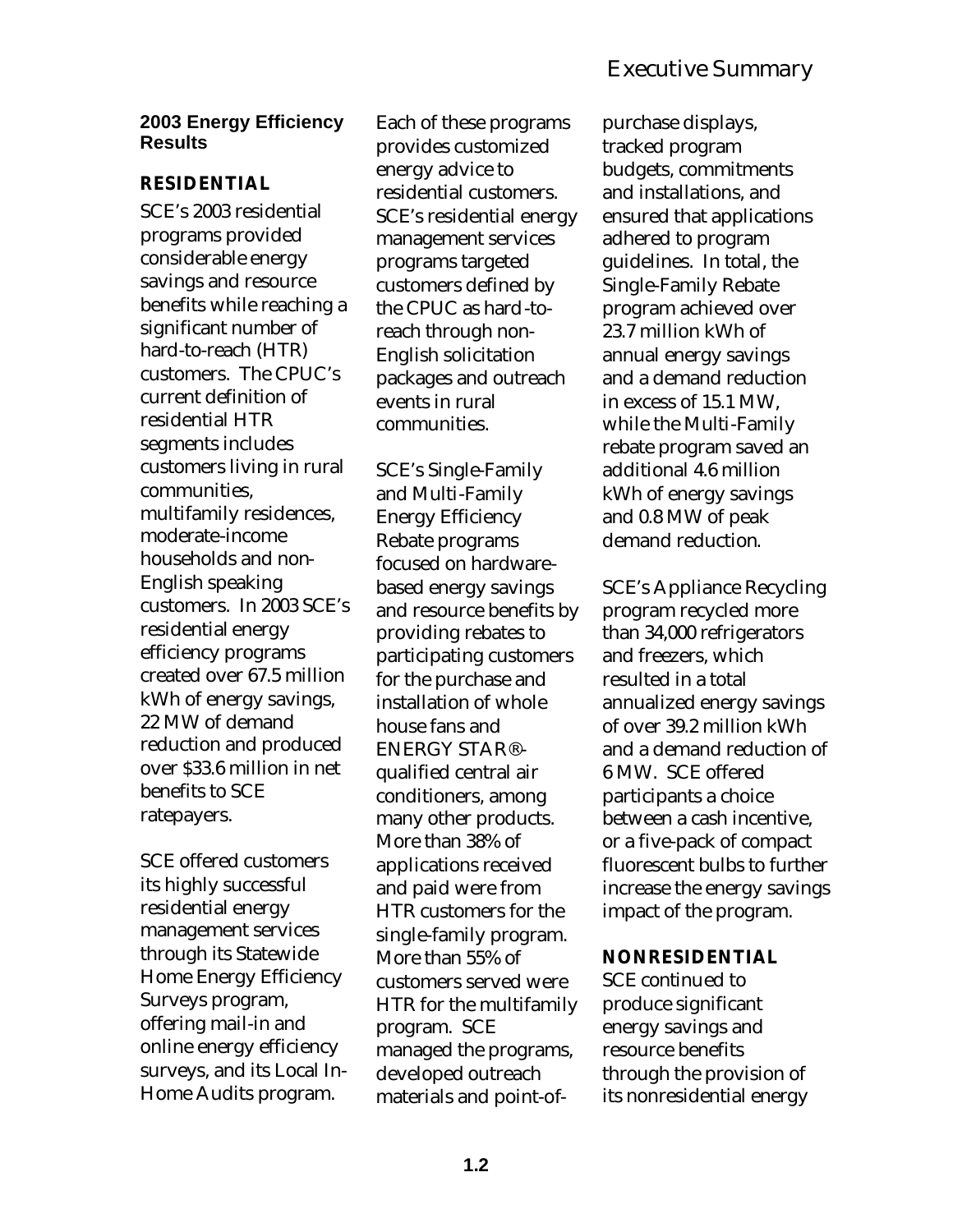### 2003 Energy Efficiency Results

#### RESIDENTIAL

SCE's 2003 residential programs provided considerable energy savings and resource benefits while reaching a significant number of hard-to-reach (HTR) customers. The CPUC's current definition of residential HTR segments includes customers living in rural communities, multifamily residences, moderate-income households and non-English speaking customers. In 2003 SCE's residential energy efficiency programs created over 67.5 million kWh of energy savings, 22 MW of demand reduction and produced over $33.6 million in net benefits to SCE ratepayers.

SCE offered customers its highly successful residential energy management services through its Statewide Home Energy Efficiency Surveys program, offering mail-in and online energy efficiency surveys, and its Local In-Home Audits program. Each of these programs provides customized energy advice to residential customers. SCE's residential energy management services programs targeted customers defined by the CPUC as hard-to-reach through non-English solicitation packages and outreach events in rural communities.

SCE's Single-Family and Multi-Family Energy Efficiency Rebate programs focused on hardware-based energy savings and resource benefits by providing rebates to participating customers for the purchase and installation of whole house fans and ENERGY STAR®-qualified central air conditioners, among many other products. More than 38% of applications received and paid were from HTR customers for the single-family program. More than 55% of customers served were HTR for the multifamily program. SCE managed the programs, developed outreach materials and point-of-purchase displays, tracked program budgets, commitments and installations, and ensured that applications adhered to program guidelines. In total, the Single-Family Rebate program achieved over 23.7 million kWh of annual energy savings and a demand reduction in excess of 15.1 MW, while the Multi-Family rebate program saved an additional 4.6 million kWh of energy savings and 0.8 MW of peak demand reduction.

SCE's Appliance Recycling program recycled more than 34,000 refrigerators and freezers, which resulted in a total annualized energy savings of over 39.2 million kWh and a demand reduction of 6 MW. SCE offered participants a choice between a cash incentive, or a five-pack of compact fluorescent bulbs to further increase the energy savings impact of the program.

#### NONRESIDENTIAL

SCE continued to produce significant energy savings and resource benefits through the provision of its nonresidential energy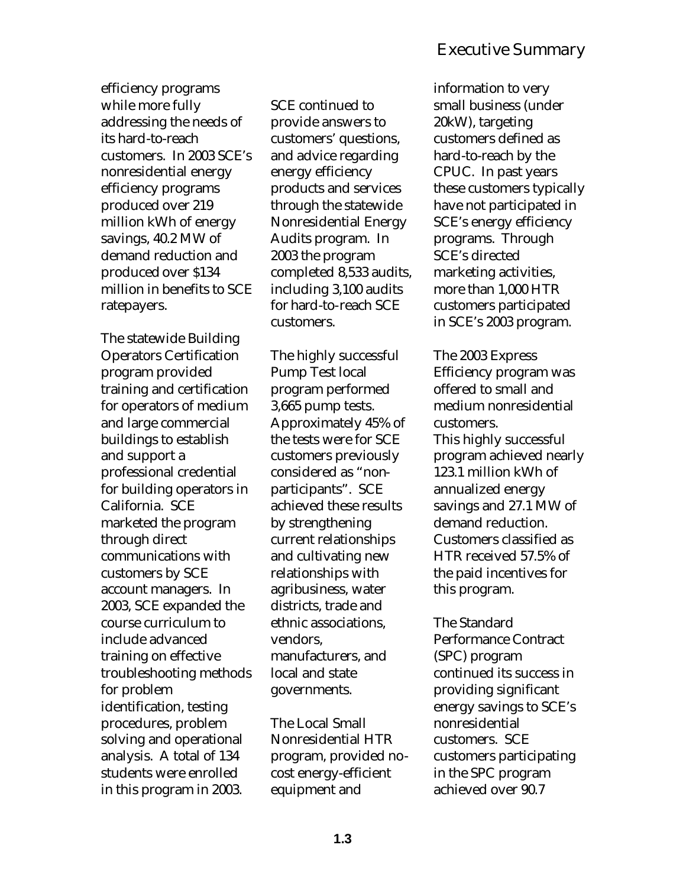efficiency programs while more fully addressing the needs of its hard-to-reach customers. In 2003 SCE's nonresidential energy efficiency programs produced over 219 million kWh of energy savings, 40.2 MW of demand reduction and produced over $134 million in benefits to SCE ratepayers.

The statewide Building Operators Certification program provided training and certification for operators of medium and large commercial buildings to establish and support a professional credential for building operators in California. SCE marketed the program through direct communications with customers by SCE account managers. In 2003, SCE expanded the course curriculum to include advanced training on effective troubleshooting methods for problem identification, testing procedures, problem solving and operational analysis. A total of 134 students were enrolled in this program in 2003.

SCE continued to provide answers to customers' questions, and advice regarding energy efficiency products and services through the statewide Nonresidential Energy Audits program. In 2003 the program completed 8,533 audits, including 3,100 audits for hard-to-reach SCE customers.

The highly successful Pump Test local program performed 3,665 pump tests. Approximately 45% of the tests were for SCE customers previously considered as "non-participants". SCE achieved these results by strengthening current relationships and cultivating new relationships with agribusiness, water districts, trade and ethnic associations, vendors, manufacturers, and local and state governments.

The Local Small Nonresidential HTR program, provided no-cost energy-efficient equipment and information to very small business (under 20kW), targeting customers defined as hard-to-reach by the CPUC. In past years these customers typically have not participated in SCE's energy efficiency programs. Through SCE's directed marketing activities, more than 1,000 HTR customers participated in SCE's 2003 program.

The 2003 Express Efficiency program was offered to small and medium nonresidential customers.
This highly successful program achieved nearly 123.1 million kWh of annualized energy savings and 27.1 MW of demand reduction. Customers classified as HTR received 57.5% of the paid incentives for this program.

The Standard Performance Contract (SPC) program continued its success in providing significant energy savings to SCE's nonresidential customers. SCE customers participating in the SPC program achieved over 90.7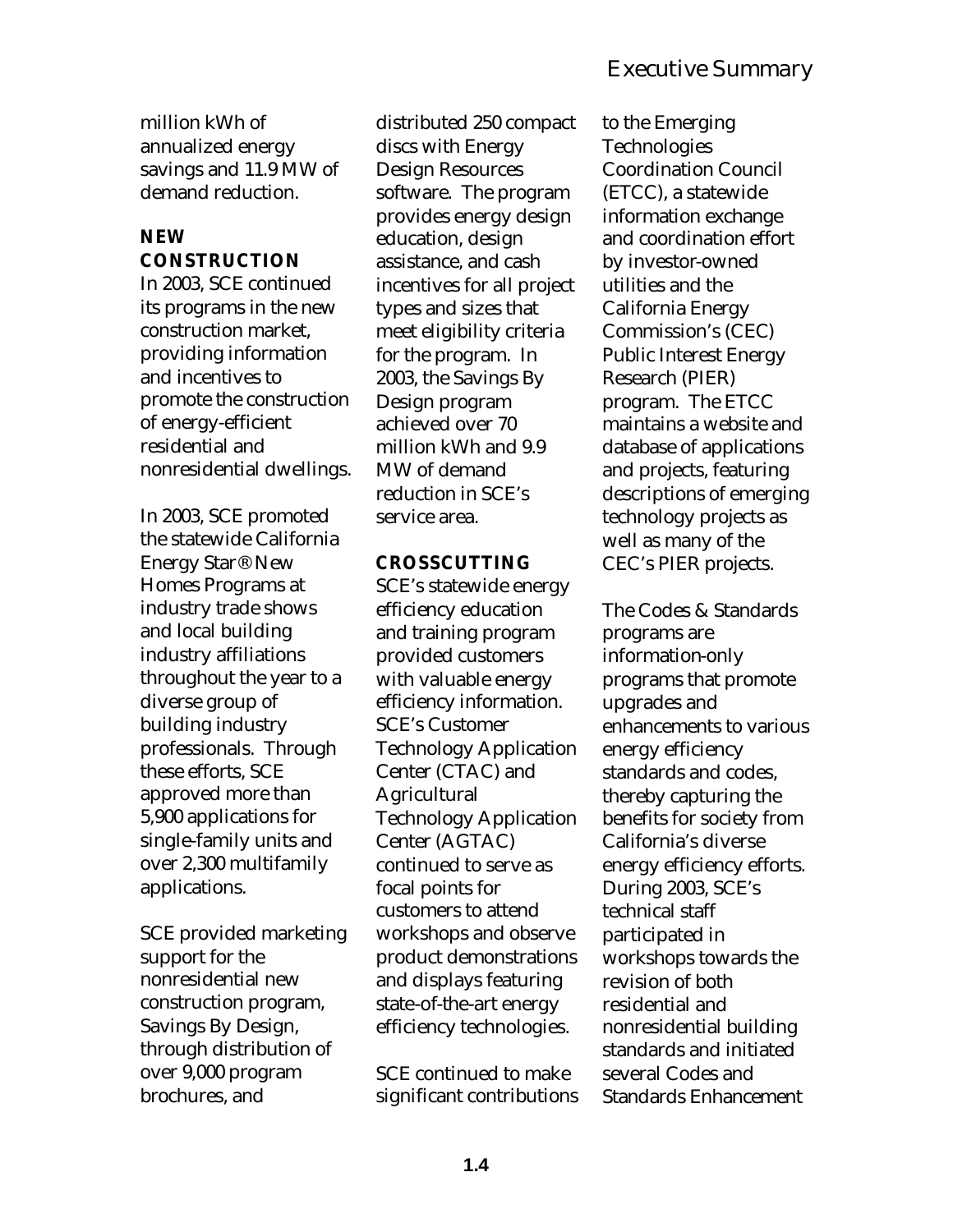million kWh of annualized energy savings and 11.9 MW of demand reduction.

### NEW CONSTRUCTION

In 2003, SCE continued its programs in the new construction market, providing information and incentives to promote the construction of energy-efficient residential and nonresidential dwellings.

In 2003, SCE promoted the statewide California Energy Star® New Homes Programs at industry trade shows and local building industry affiliations throughout the year to a diverse group of building industry professionals. Through these efforts, SCE approved more than 5,900 applications for single-family units and over 2,300 multifamily applications.

SCE provided marketing support for the nonresidential new construction program, Savings By Design, through distribution of over 9,000 program brochures, and distributed 250 compact discs with Energy Design Resources software. The program provides energy design education, design assistance, and cash incentives for all project types and sizes that meet eligibility criteria for the program. In 2003, the Savings By Design program achieved over 70 million kWh and 9.9 MW of demand reduction in SCE's service area.

### CROSSCUTTING

SCE's statewide energy efficiency education and training program provided customers with valuable energy efficiency information. SCE's Customer Technology Application Center (CTAC) and Agricultural Technology Application Center (AGTAC) continued to serve as focal points for customers to attend workshops and observe product demonstrations and displays featuring state-of-the-art energy efficiency technologies.

SCE continued to make significant contributions to the Emerging Technologies Coordination Council (ETCC), a statewide information exchange and coordination effort by investor-owned utilities and the California Energy Commission's (CEC) Public Interest Energy Research (PIER) program. The ETCC maintains a website and database of applications and projects, featuring descriptions of emerging technology projects as well as many of the CEC's PIER projects.

The Codes & Standards programs are information-only programs that promote upgrades and enhancements to various energy efficiency standards and codes, thereby capturing the benefits for society from California's diverse energy efficiency efforts. During 2003, SCE's technical staff participated in workshops towards the revision of both residential and nonresidential building standards and initiated several Codes and Standards Enhancement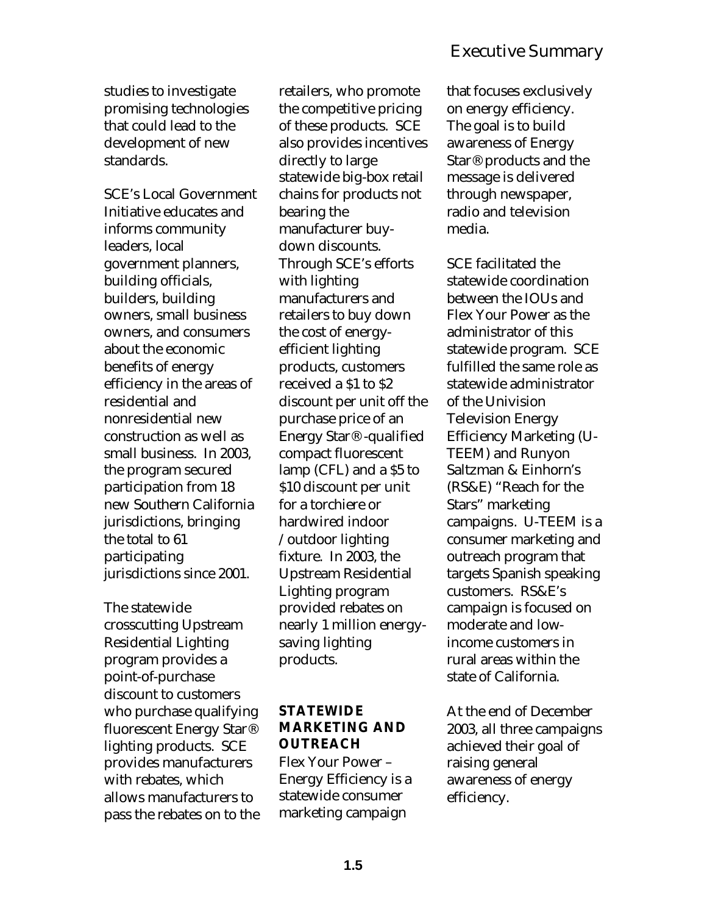studies to investigate promising technologies that could lead to the development of new standards.

SCE's Local Government Initiative educates and informs community leaders, local government planners, building officials, builders, building owners, small business owners, and consumers about the economic benefits of energy efficiency in the areas of residential and nonresidential new construction as well as small business. In 2003, the program secured participation from 18 new Southern California jurisdictions, bringing the total to 61 participating jurisdictions since 2001.

The statewide crosscutting Upstream Residential Lighting program provides a point-of-purchase discount to customers who purchase qualifying fluorescent Energy Star® lighting products. SCE provides manufacturers with rebates, which allows manufacturers to pass the rebates on to the retailers, who promote the competitive pricing of these products. SCE also provides incentives directly to large statewide big-box retail chains for products not bearing the manufacturer buy-down discounts. Through SCE's efforts with lighting manufacturers and retailers to buy down the cost of energy-efficient lighting products, customers received a $1 to $2 discount per unit off the purchase price of an Energy Star®-qualified compact fluorescent lamp (CFL) and a $5 to $10 discount per unit for a torchiere or hardwired indoor /outdoor lighting fixture. In 2003, the Upstream Residential Lighting program provided rebates on nearly 1 million energy-saving lighting products.

### STATEWIDE MARKETING AND OUTREACH

Flex Your Power – Energy Efficiency is a statewide consumer marketing campaign that focuses exclusively on energy efficiency. The goal is to build awareness of Energy Star® products and the message is delivered through newspaper, radio and television media.

SCE facilitated the statewide coordination between the IOUs and Flex Your Power as the administrator of this statewide program. SCE fulfilled the same role as statewide administrator of the Univision Television Energy Efficiency Marketing (U-TEEM) and Runyon Saltzman & Einhorn's (RS&E) "Reach for the Stars" marketing campaigns. U-TEEM is a consumer marketing and outreach program that targets Spanish speaking customers. RS&E's campaign is focused on moderate and low-income customers in rural areas within the state of California.

At the end of December 2003, all three campaigns achieved their goal of raising general awareness of energy efficiency.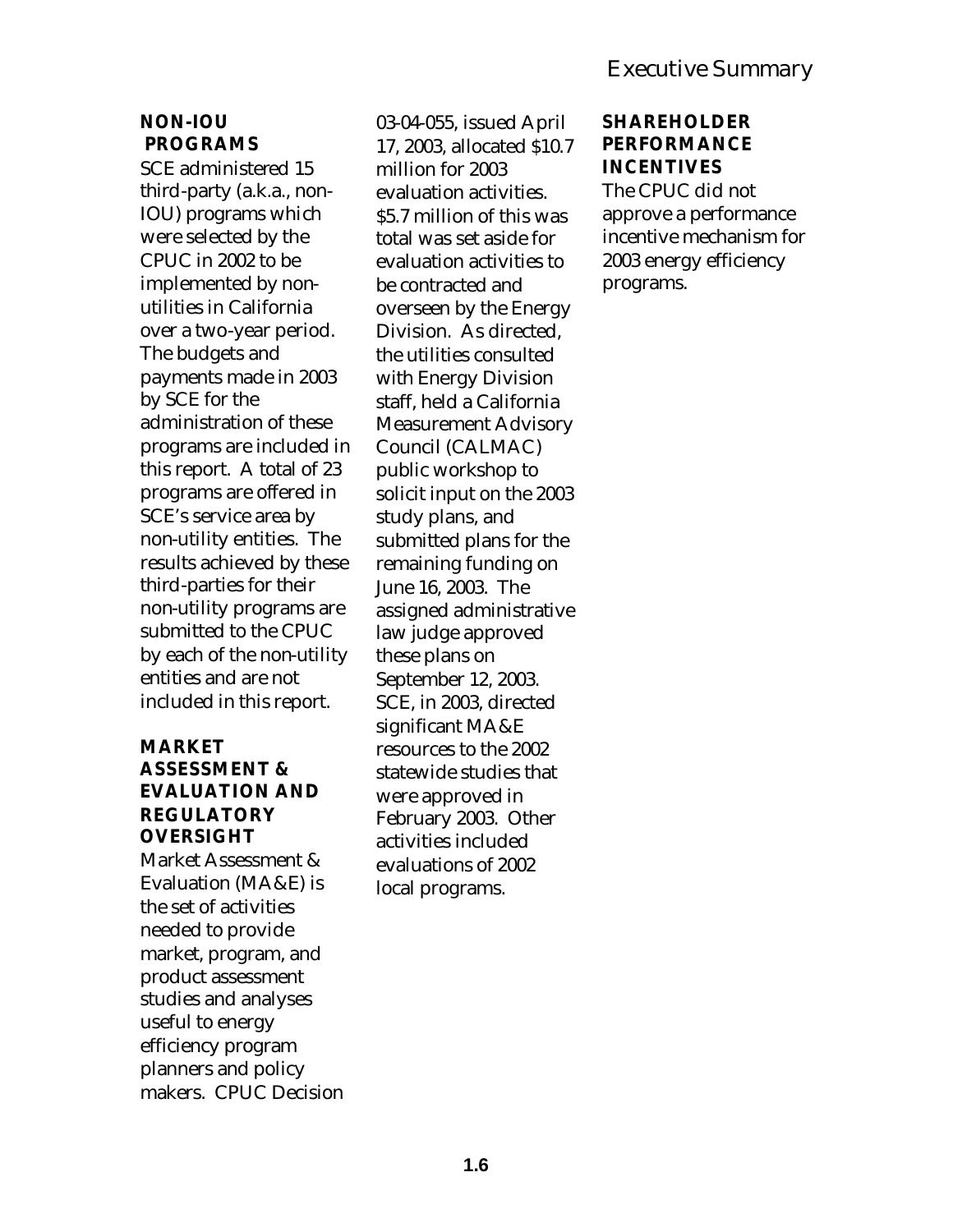### NON-IOU PROGRAMS

SCE administered 15 third-party (a.k.a., non-IOU) programs which were selected by the CPUC in 2002 to be implemented by non-utilities in California over a two-year period. The budgets and payments made in 2003 by SCE for the administration of these programs are included in this report. A total of 23 programs are offered in SCE's service area by non-utility entities. The results achieved by these third-parties for their non-utility programs are submitted to the CPUC by each of the non-utility entities and are not included in this report.

### MARKET ASSESSMENT & EVALUATION AND REGULATORY OVERSIGHT

Market Assessment & Evaluation (MA&E) is the set of activities needed to provide market, program, and product assessment studies and analyses useful to energy efficiency program planners and policy makers. CPUC Decision 03-04-055, issued April 17, 2003, allocated $10.7 million for 2003 evaluation activities. $5.7 million of this was total was set aside for evaluation activities to be contracted and overseen by the Energy Division. As directed, the utilities consulted with Energy Division staff, held a California Measurement Advisory Council (CALMAC) public workshop to solicit input on the 2003 study plans, and submitted plans for the remaining funding on June 16, 2003. The assigned administrative law judge approved these plans on September 12, 2003. SCE, in 2003, directed significant MA&E resources to the 2002 statewide studies that were approved in February 2003. Other activities included evaluations of 2002 local programs.

### SHAREHOLDER PERFORMANCE INCENTIVES

The CPUC did not approve a performance incentive mechanism for 2003 energy efficiency programs.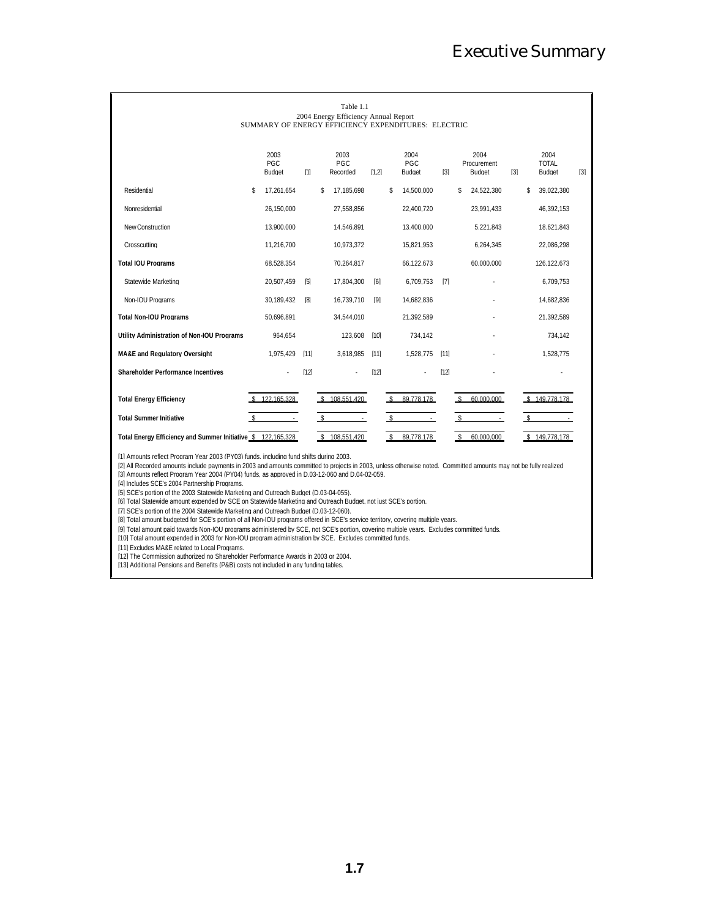# Executive Summary

Table 1.1
2004 Energy Efficiency Annual Report
SUMMARY OF ENERGY EFFICIENCY EXPENDITURES: ELECTRIC

| | 2003 PGC Budget | [1] | 2003 PGC Recorded | [1,2] | 2004 PGC Budget | [3] | 2004 Procurement Budget | [3] | 2004 TOTAL Budget | [3] |
|---|---|---|---|---|---|---|---|---|---|---|
| Residential | $ 17,261,654 | | $ 17,185,698 | | $ 14,500,000 | | $ 24,522,380 | | $ 39,022,380 | |
| Nonresidential | 26,150,000 | | 27,558,856 | | 22,400,720 | | 23,991,433 | | 46,392,153 | |
| New Construction | 13,900,000 | | 14,546,891 | | 13,400,000 | | 5,221,843 | | 18,621,843 | |
| Crosscutting | 11,216,700 | | 10,973,372 | | 15,821,953 | | 6,264,345 | | 22,086,298 | |
| **Total IOU Programs** | 68,528,354 | | 70,264,817 | | 66,122,673 | | 60,000,000 | | 126,122,673 | |
| Statewide Marketing | 20,507,459 | [5] | 17,804,300 | [6] | 6,709,753 | [7] | - | | 6,709,753 | |
| Non-IOU Programs | 30,189,432 | [8] | 16,739,710 | [9] | 14,682,836 | | - | | 14,682,836 | |
| **Total Non-IOU Programs** | 50,696,891 | | 34,544,010 | | 21,392,589 | | - | | 21,392,589 | |
| **Utility Administration of Non-IOU Programs** | 964,654 | | 123,608 | [10] | 734,142 | | - | | 734,142 | |
| **MA&E and Regulatory Oversight** | 1,975,429 | [11] | 3,618,985 | [11] | 1,528,775 | [11] | - | | 1,528,775 | |
| **Shareholder Performance Incentives** | - | [12] | - | [12] | - | [12] | - | | - | |
| **Total Energy Efficiency** | $ 122,165,328 | | $ 108,551,420 | | $ 89,778,178 | | $ 60,000,000 | | $ 149,778,178 | |
| **Total Summer Initiative** | $ - | | $ - | | $ - | | $ - | | $ - | |
| **Total Energy Efficiency and Summer Initiative** | $ 122,165,328 | | $ 108,551,420 | | $ 89,778,178 | | $ 60,000,000 | | $ 149,778,178 | |

[1] Amounts reflect Program Year 2003 (PY03) funds, including fund shifts during 2003.
[2] All Recorded amounts include payments in 2003 and amounts committed to projects in 2003, unless otherwise noted. Committed amounts may not be fully realized
[3] Amounts reflect Program Year 2004 (PY04) funds, as approved in D.03-12-060 and D.04-02-059.
[4] Includes SCE's 2004 Partnership Programs.
[5] SCE's portion of the 2003 Statewide Marketing and Outreach Budget (D.03-04-055).
[6] Total Statewide amount expended by SCE on Statewide Marketing and Outreach Budget, not just SCE's portion.
[7] SCE's portion of the 2004 Statewide Marketing and Outreach Budget (D.03-12-060).
[8] Total amount budgeted for SCE's portion of all Non-IOU programs offered in SCE's service territory, covering multiple years.
[9] Total amount paid towards Non-IOU programs administered by SCE, not SCE's portion, covering multiple years. Excludes committed funds.
[10] Total amount expended in 2003 for Non-IOU program administration by SCE. Excludes committed funds.
[11] Excludes MA&E related to Local Programs.
[12] The Commission authorized no Shareholder Performance Awards in 2003 or 2004.
[13] Additional Pensions and Benefits (P&B) costs not included in any funding tables.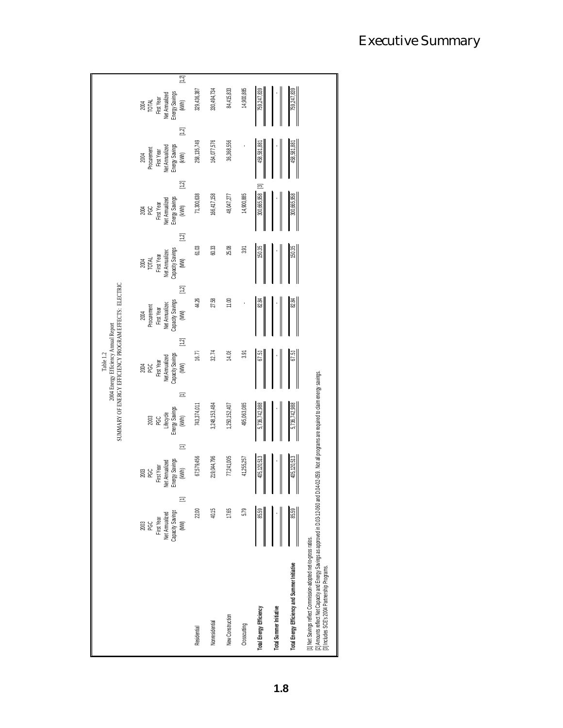# Executive Summary

Table 1.2
2004 Energy Efficiency Annual Report
SUMMARY OF ENERGY EFFICIENCY PROGRAM EFFECTS: ELECTRIC

| | 2003 PGC First Year Net Annualized Capacity Savings (MW) [1] | 2003 PGC First Year Net Annualized Energy Savings (kWh) [1] | 2003 PGC Lifecycle Energy Savings (kWh) [1] | 2004 PGC First Year Net Annualized Capacity Savings (MW) [1,2] | 2004 Procurement First Year Net Annualized Capacity Savings (MW) [1,2] | 2004 TOTAL First Year Net Annualized Capacity Savings (MW) [1,2] | 2004 PGC First Year Net Annualized Energy Savings (kWh) [1,2] | 2004 Procurement First Year Net Annualized Energy Savings (kWh) [1,2] | 2004 TOTAL First Year Net Annualized Energy Savings (kWh) [1,2] |
|---|---|---|---|---|---|---|---|---|---|
| Residential | 22.00 | 67,579,456 | 743,374,011 | 16.77 | 44.26 | 61.03 | 71,300,638 | 258,135,749 | 329,436,387 |
| Nonresidential | 40.15 | 219,044,796 | 3,248,153,484 | 32.74 | 27.58 | 60.33 | 166,417,158 | 164,077,576 | 330,494,734 |
| New Construction | 17.65 | 77,241,005 | 1,250,152,407 | 14.08 | 11.00 | 25.08 | 48,047,277 | 36,368,556 | 84,415,833 |
| Crosscutting | 5.79 | 41,255,257 | 495,063,085 | 3.91 | - | 3.91 | 14,900,885 | - | 14,900,885 |
| **Total Energy Efficiency** | 85.59 | 405,120,513 | 5,736,742,988 | 67.51 | 82.84 | 150.35 | 300,665,958 [3] | 458,581,881 | 759,247,839 |
| **Total Summer Initiative** | - | - | - | - | - | - | - | - | - |
| **Total Energy Efficiency and Summer Initiative** | 85.59 | 405,120,513 | 5,736,742,988 | 67.51 | 82.84 | 150.35 | 300,665,958 | 458,581,881 | 759,247,839 |

[1] Net Savings reflect Commission-adopted net-to-gross ratios.
[2] Amounts reflect Net Capacity and Energy Savings as approved in D.03-12-060 and D.04-02-059. Not all programs are required to claim energy savings.
[3] Includes SCE's 2004 Partnership Programs.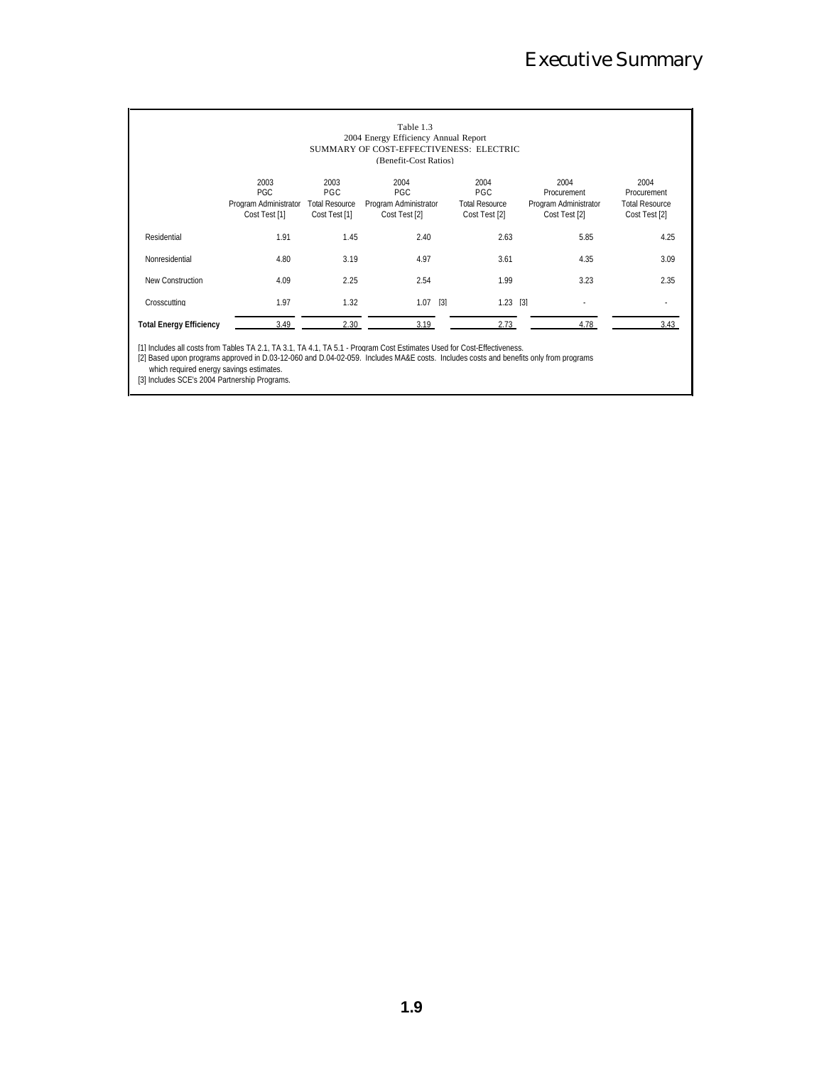Table 1.3
2004 Energy Efficiency Annual Report
SUMMARY OF COST-EFFECTIVENESS: ELECTRIC
(Benefit-Cost Ratios)

| | 2003 PGC Program Administrator Cost Test [1] | 2003 PGC Total Resource Cost Test [1] | 2004 PGC Program Administrator Cost Test [2] | 2004 PGC Total Resource Cost Test [2] | 2004 Procurement Program Administrator Cost Test [2] | 2004 Procurement Total Resource Cost Test [2] |
|---|---|---|---|---|---|---|
| Residential | 1.91 | 1.45 | 2.40 | 2.63 | 5.85 | 4.25 |
| Nonresidential | 4.80 | 3.19 | 4.97 | 3.61 | 4.35 | 3.09 |
| New Construction | 4.09 | 2.25 | 2.54 | 1.99 | 3.23 | 2.35 |
| Crosscutting | 1.97 | 1.32 | 1.07 [3] | 1.23 [3] | - | - |
| **Total Energy Efficiency** | 3.49 | 2.30 | 3.19 | 2.73 | 4.78 | 3.43 |

[1] Includes all costs from Tables TA 2.1, TA 3.1, TA 4.1, TA 5.1 - Program Cost Estimates Used for Cost-Effectiveness.
[2] Based upon programs approved in D.03-12-060 and D.04-02-059. Includes MA&E costs. Includes costs and benefits only from programs which required energy savings estimates.
[3] Includes SCE's 2004 Partnership Programs.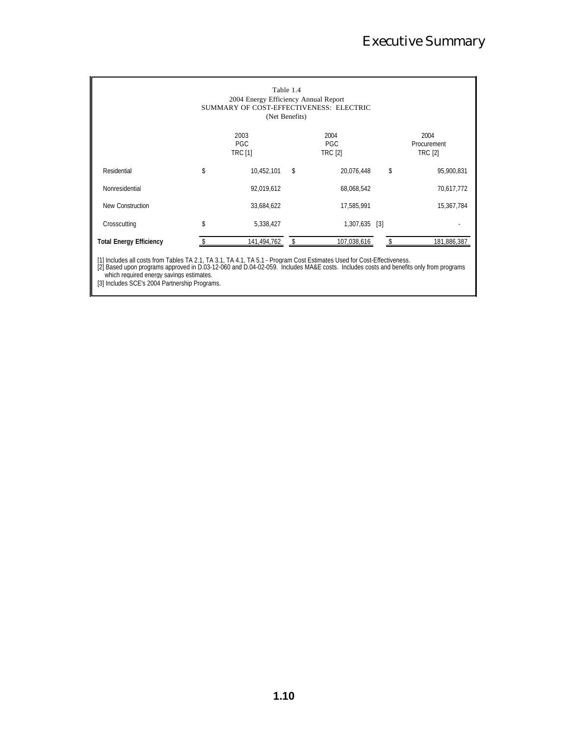Table 1.4
2004 Energy Efficiency Annual Report
SUMMARY OF COST-EFFECTIVENESS: ELECTRIC
(Net Benefits)

| | 2003 PGC TRC [1] | 2004 PGC TRC [2] | 2004 Procurement TRC [2] |
|---|---|---|---|
| Residential | $ 10,452,101 | $ 20,076,448 | $ 95,900,831 |
| Nonresidential | 92,019,612 | 68,068,542 | 70,617,772 |
| New Construction | 33,684,622 | 17,585,991 | 15,367,784 |
| Crosscutting | $ 5,338,427 | 1,307,635 [3] | - |
| **Total Energy Efficiency** | $ 141,494,762 | $ 107,038,616 | $ 181,886,387 |

[1] Includes all costs from Tables TA 2.1, TA 3.1, TA 4.1, TA 5.1 - Program Cost Estimates Used for Cost-Effectiveness.
[2] Based upon programs approved in D.03-12-060 and D.04-02-059. Includes MA&E costs. Includes costs and benefits only from programs which required energy savings estimates.
[3] Includes SCE's 2004 Partnership Programs.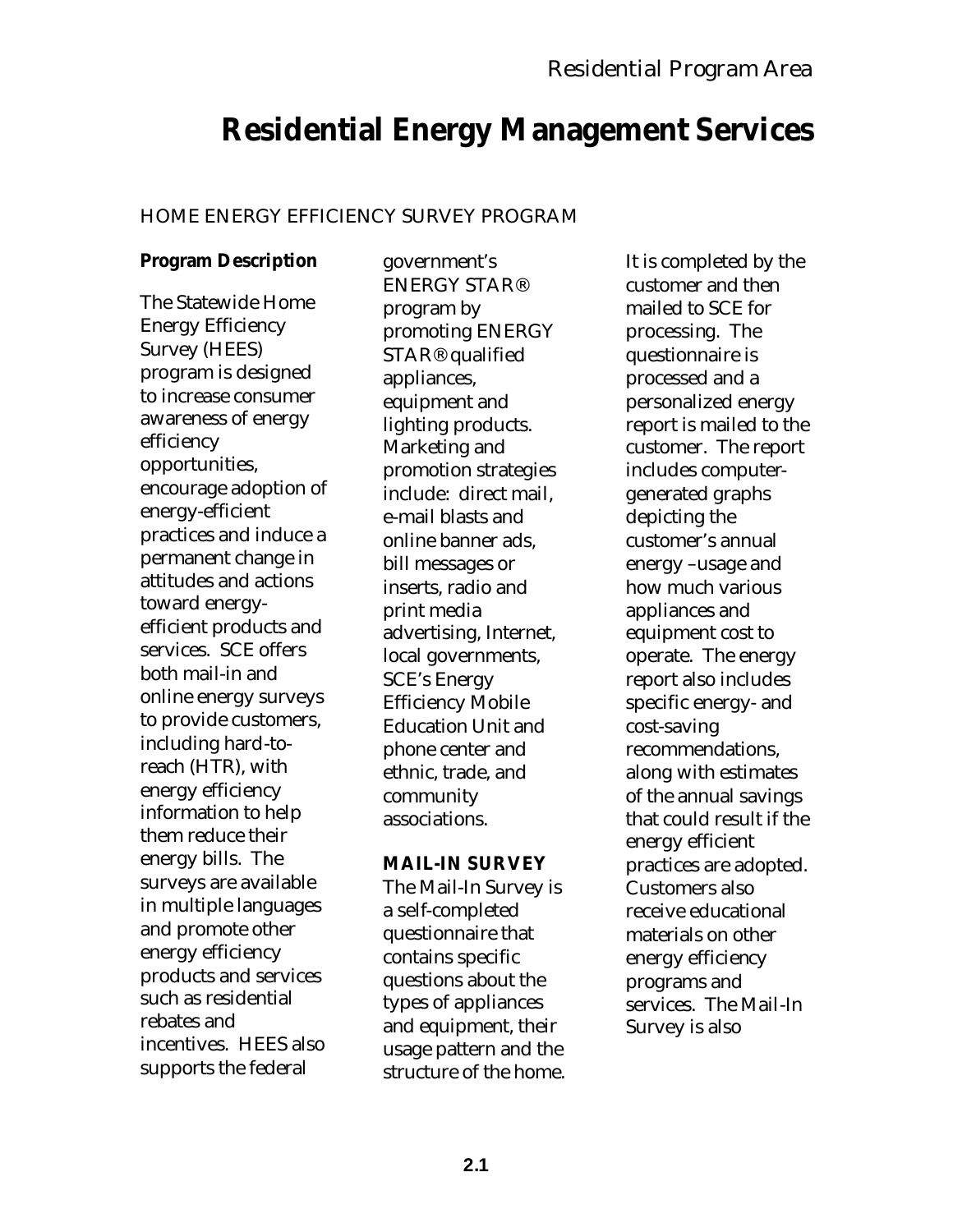# Residential Energy Management Services

HOME ENERGY EFFICIENCY SURVEY PROGRAM

**Program Description**

The Statewide Home Energy Efficiency Survey (HEES) program is designed to increase consumer awareness of energy efficiency opportunities, encourage adoption of energy-efficient practices and induce a permanent change in attitudes and actions toward energy-efficient products and services. SCE offers both mail-in and online energy surveys to provide customers, including hard-to-reach (HTR), with energy efficiency information to help them reduce their energy bills. The surveys are available in multiple languages and promote other energy efficiency products and services such as residential rebates and incentives. HEES also supports the federal government's ENERGY STAR® program by promoting ENERGY STAR® qualified appliances, equipment and lighting products. Marketing and promotion strategies include: direct mail, e-mail blasts and online banner ads, bill messages or inserts, radio and print media advertising, Internet, local governments, SCE's Energy Efficiency Mobile Education Unit and phone center and ethnic, trade, and community associations.

**MAIL-IN SURVEY**

The Mail-In Survey is a self-completed questionnaire that contains specific questions about the types of appliances and equipment, their usage pattern and the structure of the home. It is completed by the customer and then mailed to SCE for processing. The questionnaire is processed and a personalized energy report is mailed to the customer. The report includes computer-generated graphs depicting the customer's annual energy –usage and how much various appliances and equipment cost to operate. The energy report also includes specific energy- and cost-saving recommendations, along with estimates of the annual savings that could result if the energy efficient practices are adopted. Customers also receive educational materials on other energy efficiency programs and services. The Mail-In Survey is also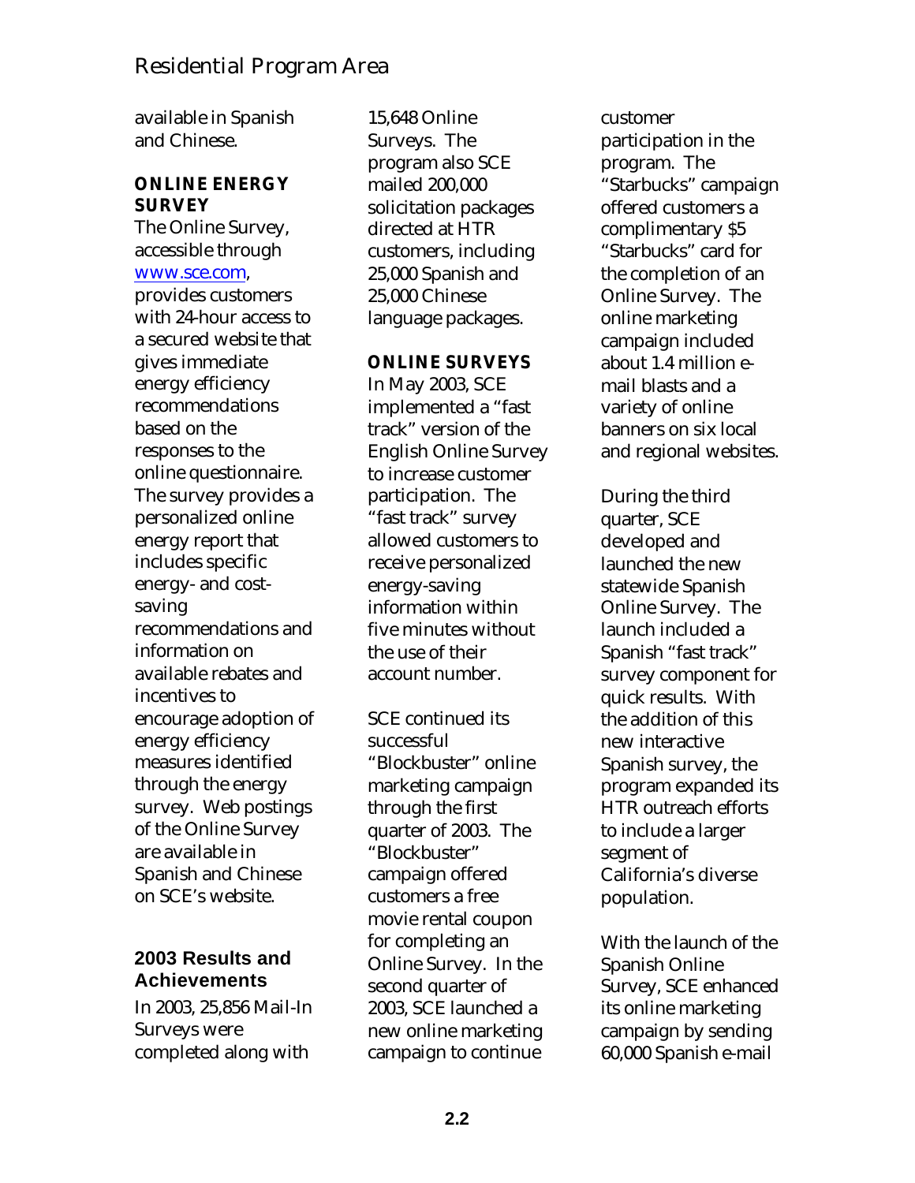available in Spanish and Chinese.

**ONLINE ENERGY SURVEY**

The Online Survey, accessible through www.sce.com, provides customers with 24-hour access to a secured website that gives immediate energy efficiency recommendations based on the responses to the online questionnaire. The survey provides a personalized online energy report that includes specific energy- and cost-saving recommendations and information on available rebates and incentives to encourage adoption of energy efficiency measures identified through the energy survey. Web postings of the Online Survey are available in Spanish and Chinese on SCE's website.

## 2003 Results and Achievements

In 2003, 25,856 Mail-In Surveys were completed along with 15,648 Online Surveys. The program also SCE mailed 200,000 solicitation packages directed at HTR customers, including 25,000 Spanish and 25,000 Chinese language packages.

**ONLINE SURVEYS**

In May 2003, SCE implemented a "fast track" version of the English Online Survey to increase customer participation. The "fast track" survey allowed customers to receive personalized energy-saving information within five minutes without the use of their account number.

SCE continued its successful "Blockbuster" online marketing campaign through the first quarter of 2003. The "Blockbuster" campaign offered customers a free movie rental coupon for completing an Online Survey. In the second quarter of 2003, SCE launched a new online marketing campaign to continue customer participation in the program. The "Starbucks" campaign offered customers a complimentary $5 "Starbucks" card for the completion of an Online Survey. The online marketing campaign included about 1.4 million e-mail blasts and a variety of online banners on six local and regional websites.

During the third quarter, SCE developed and launched the new statewide Spanish Online Survey. The launch included a Spanish "fast track" survey component for quick results. With the addition of this new interactive Spanish survey, the program expanded its HTR outreach efforts to include a larger segment of California's diverse population.

With the launch of the Spanish Online Survey, SCE enhanced its online marketing campaign by sending 60,000 Spanish e-mail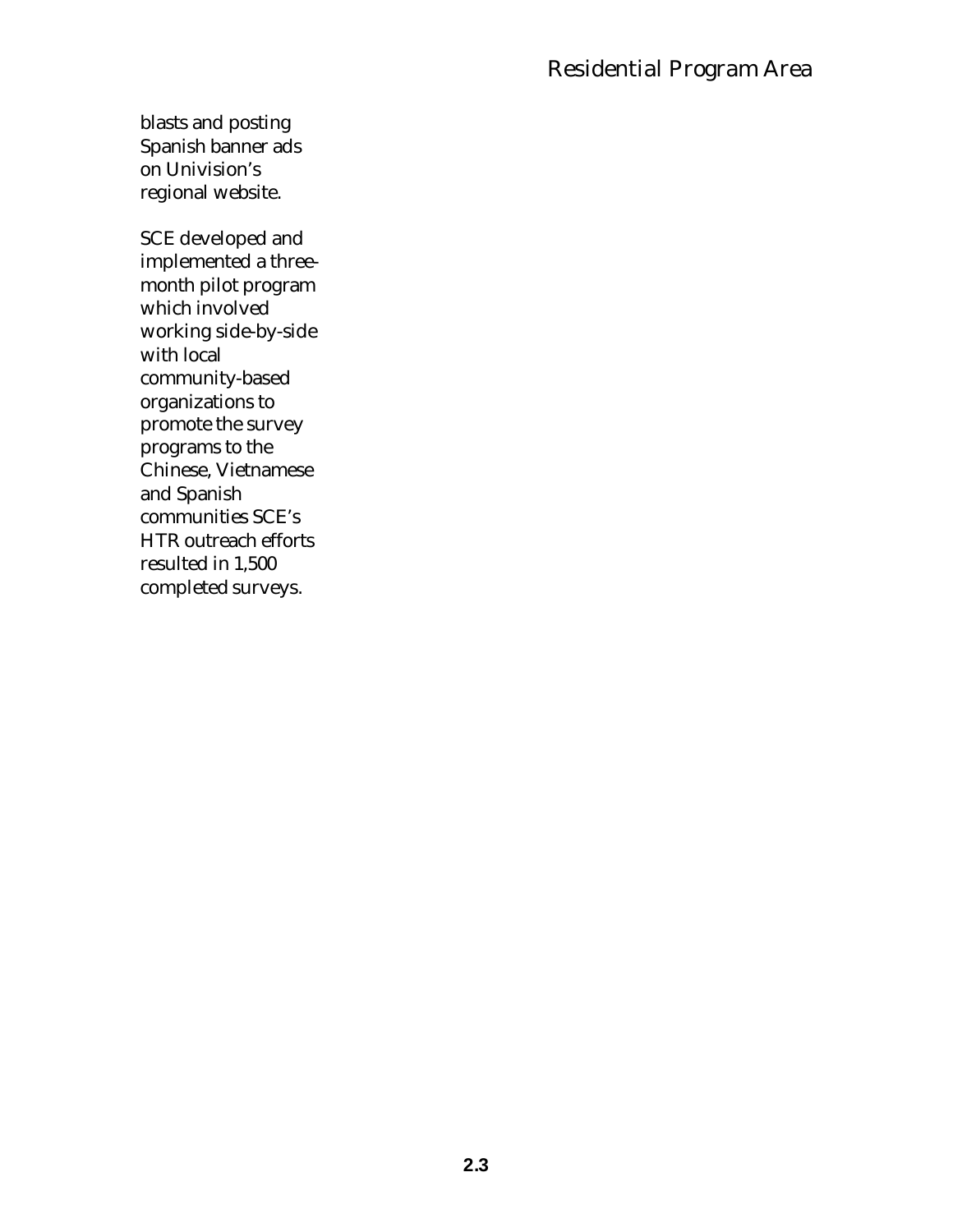blasts and posting Spanish banner ads on Univision's regional website.

SCE developed and implemented a three-month pilot program which involved working side-by-side with local community-based organizations to promote the survey programs to the Chinese, Vietnamese and Spanish communities SCE's HTR outreach efforts resulted in 1,500 completed surveys.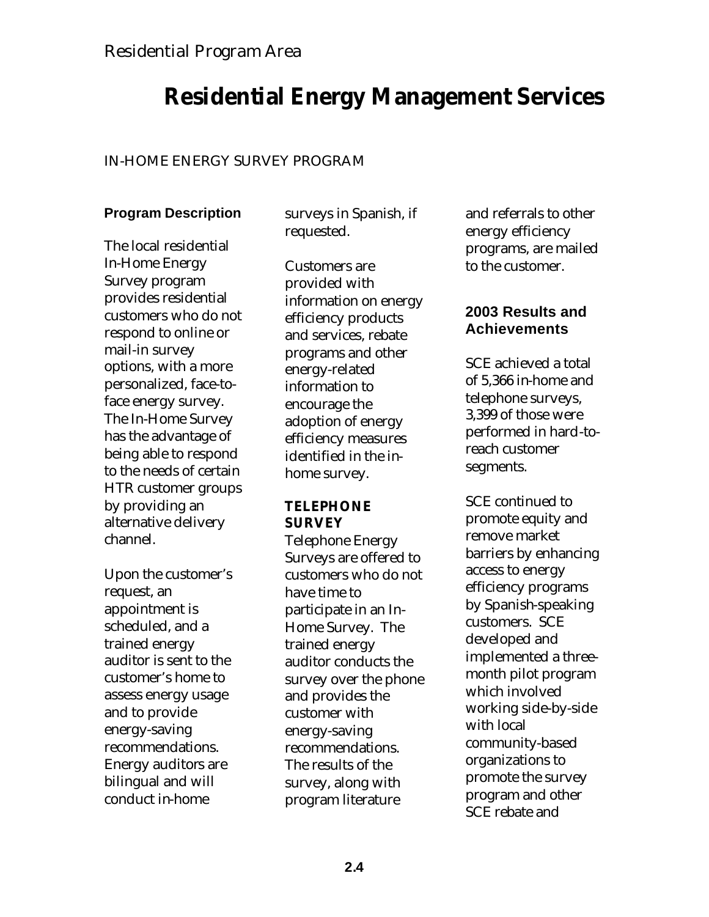Residential Program Area

# Residential Energy Management Services

## IN-HOME ENERGY SURVEY PROGRAM

### Program Description

The local residential In-Home Energy Survey program provides residential customers who do not respond to online or mail-in survey options, with a more personalized, face-to-face energy survey. The In-Home Survey has the advantage of being able to respond to the needs of certain HTR customer groups by providing an alternative delivery channel.

Upon the customer's request, an appointment is scheduled, and a trained energy auditor is sent to the customer's home to assess energy usage and to provide energy-saving recommendations. Energy auditors are bilingual and will conduct in-home surveys in Spanish, if requested.

Customers are provided with information on energy efficiency products and services, rebate programs and other energy-related information to encourage the adoption of energy efficiency measures identified in the in-home survey.

**TELEPHONE SURVEY**

Telephone Energy Surveys are offered to customers who do not have time to participate in an In-Home Survey. The trained energy auditor conducts the survey over the phone and provides the customer with energy-saving recommendations. The results of the survey, along with program literature and referrals to other energy efficiency programs, are mailed to the customer.

### 2003 Results and Achievements

SCE achieved a total of 5,366 in-home and telephone surveys, 3,399 of those were performed in hard-to-reach customer segments.

SCE continued to promote equity and remove market barriers by enhancing access to energy efficiency programs by Spanish-speaking customers. SCE developed and implemented a three-month pilot program which involved working side-by-side with local community-based organizations to promote the survey program and other SCE rebate and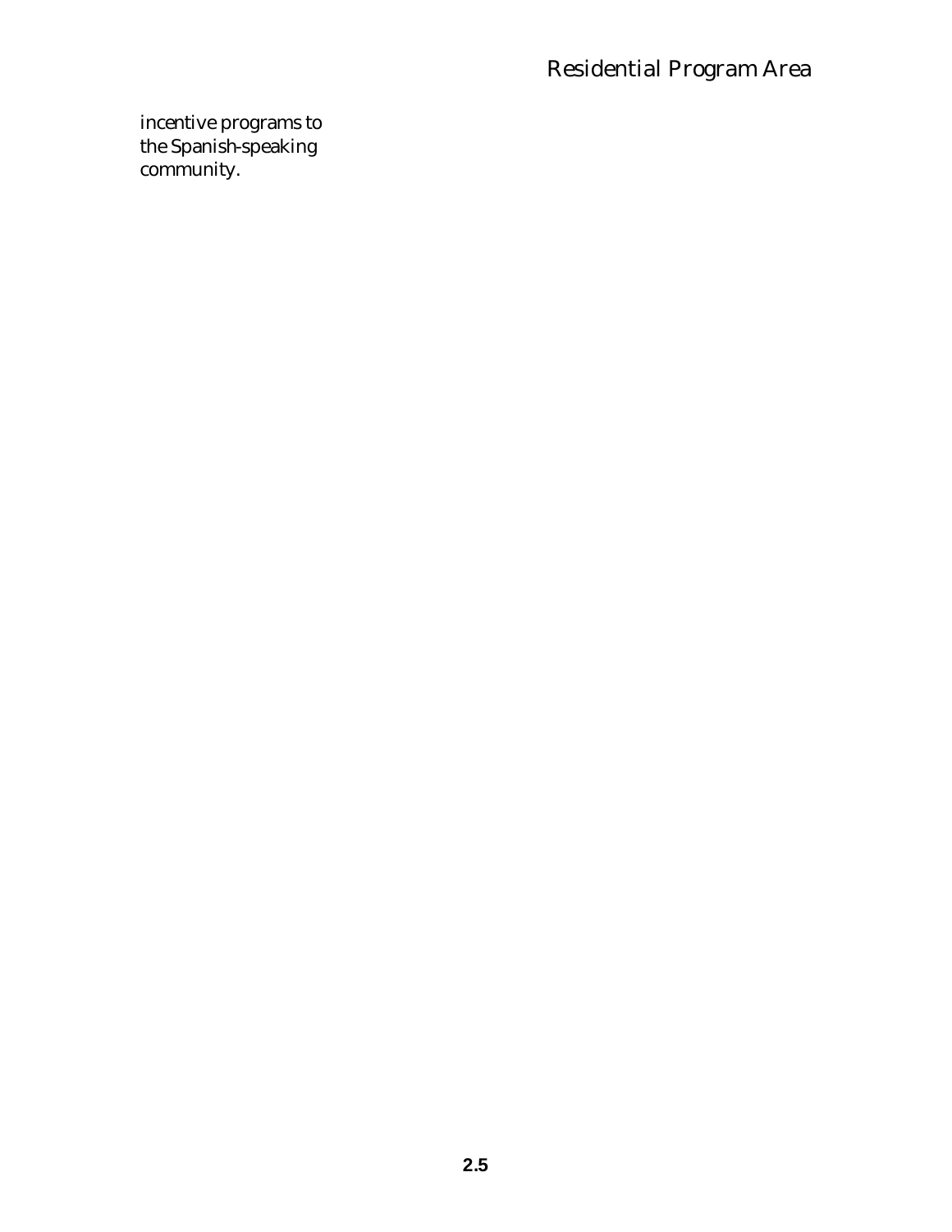incentive programs to the Spanish-speaking community.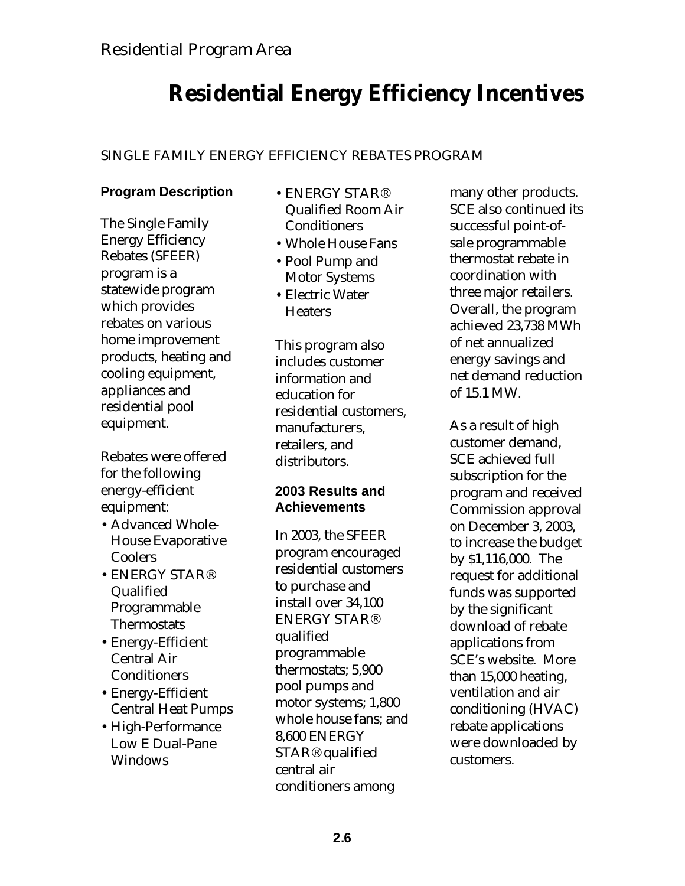Residential Program Area

# Residential Energy Efficiency Incentives

## SINGLE FAMILY ENERGY EFFICIENCY REBATES PROGRAM

### Program Description

The Single Family Energy Efficiency Rebates (SFEER) program is a statewide program which provides rebates on various home improvement products, heating and cooling equipment, appliances and residential pool equipment.

Rebates were offered for the following energy-efficient equipment:

- Advanced Whole-House Evaporative Coolers
- ENERGY STAR® Qualified Programmable Thermostats
- Energy-Efficient Central Air Conditioners
- Energy-Efficient Central Heat Pumps
- High-Performance Low E Dual-Pane Windows
- ENERGY STAR® Qualified Room Air Conditioners
- Whole House Fans
- Pool Pump and Motor Systems
- Electric Water Heaters

This program also includes customer information and education for residential customers, manufacturers, retailers, and distributors.

### 2003 Results and Achievements

In 2003, the SFEER program encouraged residential customers to purchase and install over 34,100 ENERGY STAR® qualified programmable thermostats; 5,900 pool pumps and motor systems; 1,800 whole house fans; and 8,600 ENERGY STAR® qualified central air conditioners among many other products. SCE also continued its successful point-of-sale programmable thermostat rebate in coordination with three major retailers. Overall, the program achieved 23,738 MWh of net annualized energy savings and net demand reduction of 15.1 MW.

As a result of high customer demand, SCE achieved full subscription for the program and received Commission approval on December 3, 2003, to increase the budget by $1,116,000. The request for additional funds was supported by the significant download of rebate applications from SCE's website. More than 15,000 heating, ventilation and air conditioning (HVAC) rebate applications were downloaded by customers.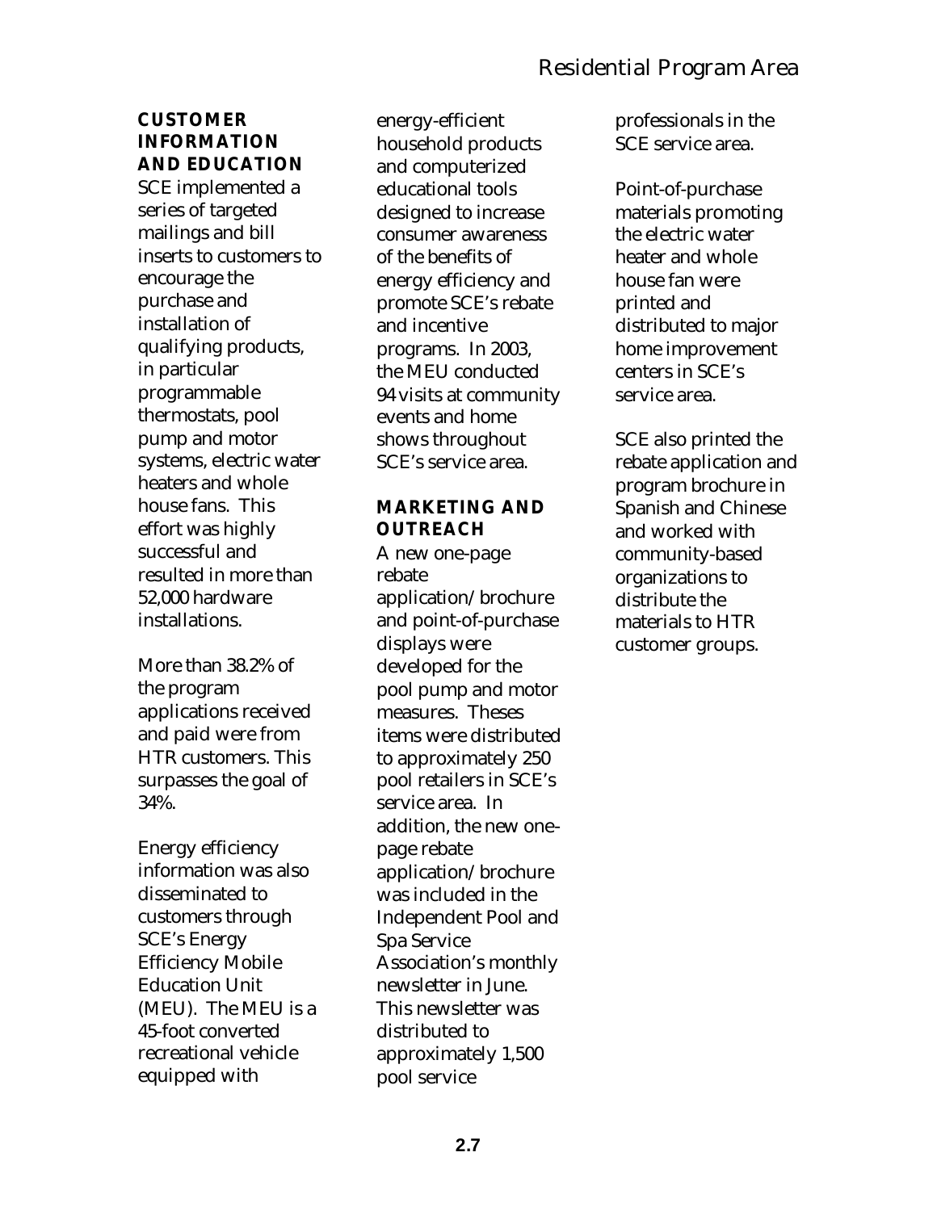## CUSTOMER INFORMATION AND EDUCATION

SCE implemented a series of targeted mailings and bill inserts to customers to encourage the purchase and installation of qualifying products, in particular programmable thermostats, pool pump and motor systems, electric water heaters and whole house fans. This effort was highly successful and resulted in more than 52,000 hardware installations.

More than 38.2% of the program applications received and paid were from HTR customers. This surpasses the goal of 34%.

Energy efficiency information was also disseminated to customers through SCE's Energy Efficiency Mobile Education Unit (MEU). The MEU is a 45-foot converted recreational vehicle equipped with energy-efficient household products and computerized educational tools designed to increase consumer awareness of the benefits of energy efficiency and promote SCE's rebate and incentive programs. In 2003, the MEU conducted 94 visits at community events and home shows throughout SCE's service area.

## MARKETING AND OUTREACH

A new one-page rebate application/brochure and point-of-purchase displays were developed for the pool pump and motor measures. Theses items were distributed to approximately 250 pool retailers in SCE's service area. In addition, the new one-page rebate application/brochure was included in the Independent Pool and Spa Service Association's monthly newsletter in June. This newsletter was distributed to approximately 1,500 pool service professionals in the SCE service area.

Point-of-purchase materials promoting the electric water heater and whole house fan were printed and distributed to major home improvement centers in SCE's service area.

SCE also printed the rebate application and program brochure in Spanish and Chinese and worked with community-based organizations to distribute the materials to HTR customer groups.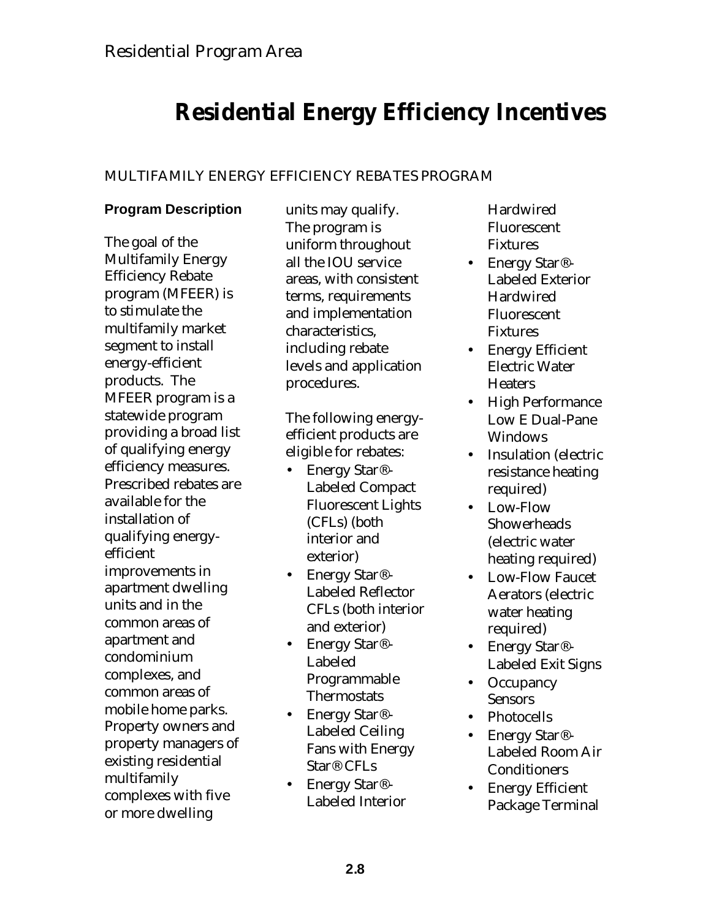Residential Program Area

# Residential Energy Efficiency Incentives

## MULTIFAMILY ENERGY EFFICIENCY REBATES PROGRAM

### Program Description

The goal of the Multifamily Energy Efficiency Rebate program (MFEER) is to stimulate the multifamily market segment to install energy-efficient products. The MFEER program is a statewide program providing a broad list of qualifying energy efficiency measures. Prescribed rebates are available for the installation of qualifying energy-efficient improvements in apartment dwelling units and in the common areas of apartment and condominium complexes, and common areas of mobile home parks. Property owners and property managers of existing residential multifamily complexes with five or more dwelling units may qualify. The program is uniform throughout all the IOU service areas, with consistent terms, requirements and implementation characteristics, including rebate levels and application procedures.

The following energy-efficient products are eligible for rebates:

- Energy Star®-Labeled Compact Fluorescent Lights (CFLs) (both interior and exterior)
- Energy Star®-Labeled Reflector CFLs (both interior and exterior)
- Energy Star®-Labeled Programmable Thermostats
- Energy Star®-Labeled Ceiling Fans with Energy Star® CFLs
- Energy Star®-Labeled Interior Hardwired Fluorescent Fixtures
- Energy Star®-Labeled Exterior Hardwired Fluorescent Fixtures
- Energy Efficient Electric Water Heaters
- High Performance Low E Dual-Pane Windows
- Insulation (electric resistance heating required)
- Low-Flow Showerheads (electric water heating required)
- Low-Flow Faucet Aerators (electric water heating required)
- Energy Star®-Labeled Exit Signs
- Occupancy Sensors
- Photocells
- Energy Star®-Labeled Room Air Conditioners
- Energy Efficient Package Terminal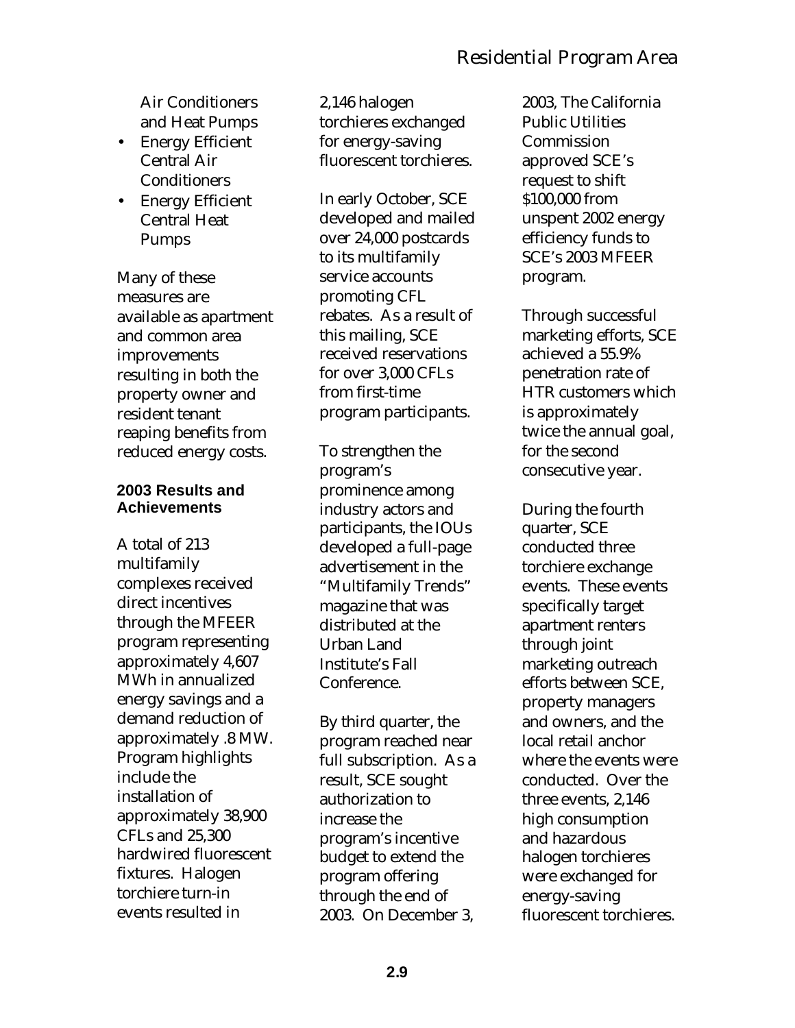Air Conditioners and Heat Pumps

- Energy Efficient Central Air Conditioners
- Energy Efficient Central Heat Pumps

Many of these measures are available as apartment and common area improvements resulting in both the property owner and resident tenant reaping benefits from reduced energy costs.

**2003 Results and Achievements**

A total of 213 multifamily complexes received direct incentives through the MFEER program representing approximately 4,607 MWh in annualized energy savings and a demand reduction of approximately .8 MW. Program highlights include the installation of approximately 38,900 CFLs and 25,300 hardwired fluorescent fixtures. Halogen torchiere turn-in events resulted in 2,146 halogen torchieres exchanged for energy-saving fluorescent torchieres.

In early October, SCE developed and mailed over 24,000 postcards to its multifamily service accounts promoting CFL rebates. As a result of this mailing, SCE received reservations for over 3,000 CFLs from first-time program participants.

To strengthen the program's prominence among industry actors and participants, the IOUs developed a full-page advertisement in the "Multifamily Trends" magazine that was distributed at the Urban Land Institute's Fall Conference.

By third quarter, the program reached near full subscription. As a result, SCE sought authorization to increase the program's incentive budget to extend the program offering through the end of 2003. On December 3, 2003, The California Public Utilities Commission approved SCE's request to shift $100,000 from unspent 2002 energy efficiency funds to SCE's 2003 MFEER program.

Through successful marketing efforts, SCE achieved a 55.9% penetration rate of HTR customers which is approximately twice the annual goal, for the second consecutive year.

During the fourth quarter, SCE conducted three torchiere exchange events. These events specifically target apartment renters through joint marketing outreach efforts between SCE, property managers and owners, and the local retail anchor where the events were conducted. Over the three events, 2,146 high consumption and hazardous halogen torchieres were exchanged for energy-saving fluorescent torchieres.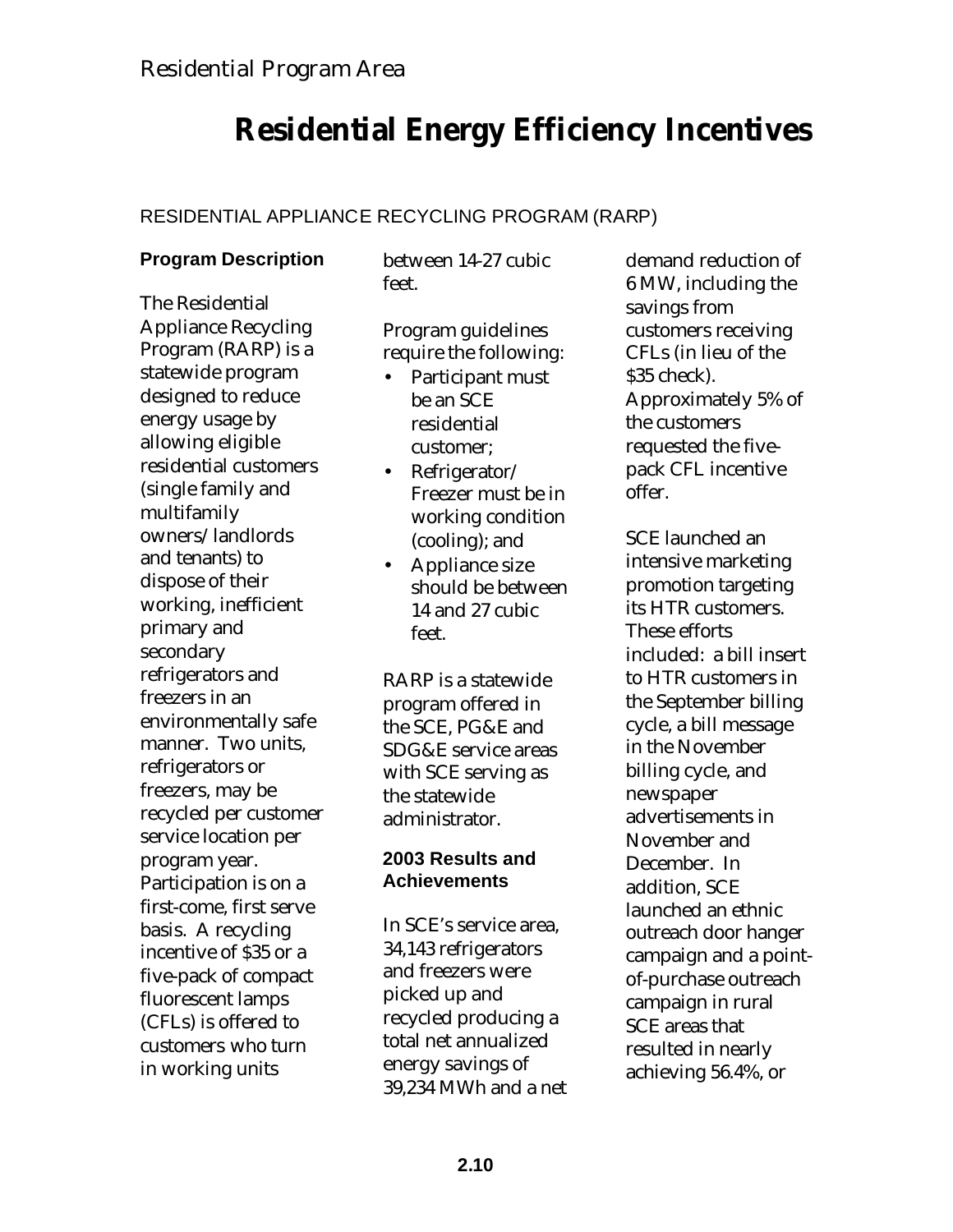Residential Program Area

# Residential Energy Efficiency Incentives

## RESIDENTIAL APPLIANCE RECYCLING PROGRAM (RARP)

### Program Description

The Residential Appliance Recycling Program (RARP) is a statewide program designed to reduce energy usage by allowing eligible residential customers (single family and multifamily owners/landlords and tenants) to dispose of their working, inefficient primary and secondary refrigerators and freezers in an environmentally safe manner. Two units, refrigerators or freezers, may be recycled per customer service location per program year. Participation is on a first-come, first serve basis. A recycling incentive of $35 or a five-pack of compact fluorescent lamps (CFLs) is offered to customers who turn in working units between 14-27 cubic feet.

Program guidelines require the following:

- Participant must be an SCE residential customer;
- Refrigerator/ Freezer must be in working condition (cooling); and
- Appliance size should be between 14 and 27 cubic feet.

RARP is a statewide program offered in the SCE, PG&E and SDG&E service areas with SCE serving as the statewide administrator.

### 2003 Results and Achievements

In SCE's service area, 34,143 refrigerators and freezers were picked up and recycled producing a total net annualized energy savings of 39,234 MWh and a net demand reduction of 6 MW, including the savings from customers receiving CFLs (in lieu of the $35 check). Approximately 5% of the customers requested the five-pack CFL incentive offer.

SCE launched an intensive marketing promotion targeting its HTR customers. These efforts included: a bill insert to HTR customers in the September billing cycle, a bill message in the November billing cycle, and newspaper advertisements in November and December. In addition, SCE launched an ethnic outreach door hanger campaign and a point-of-purchase outreach campaign in rural SCE areas that resulted in nearly achieving 56.4%, or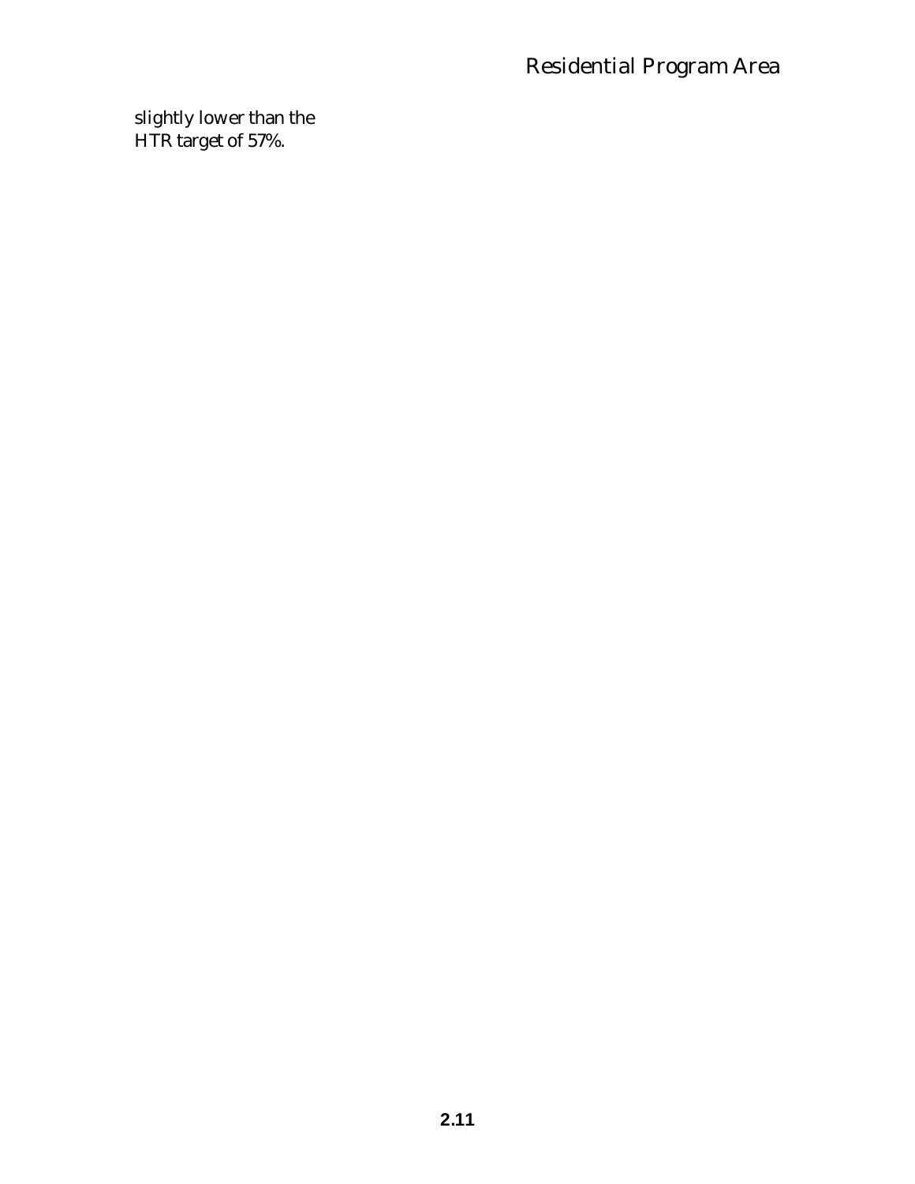slightly lower than the HTR target of 57%.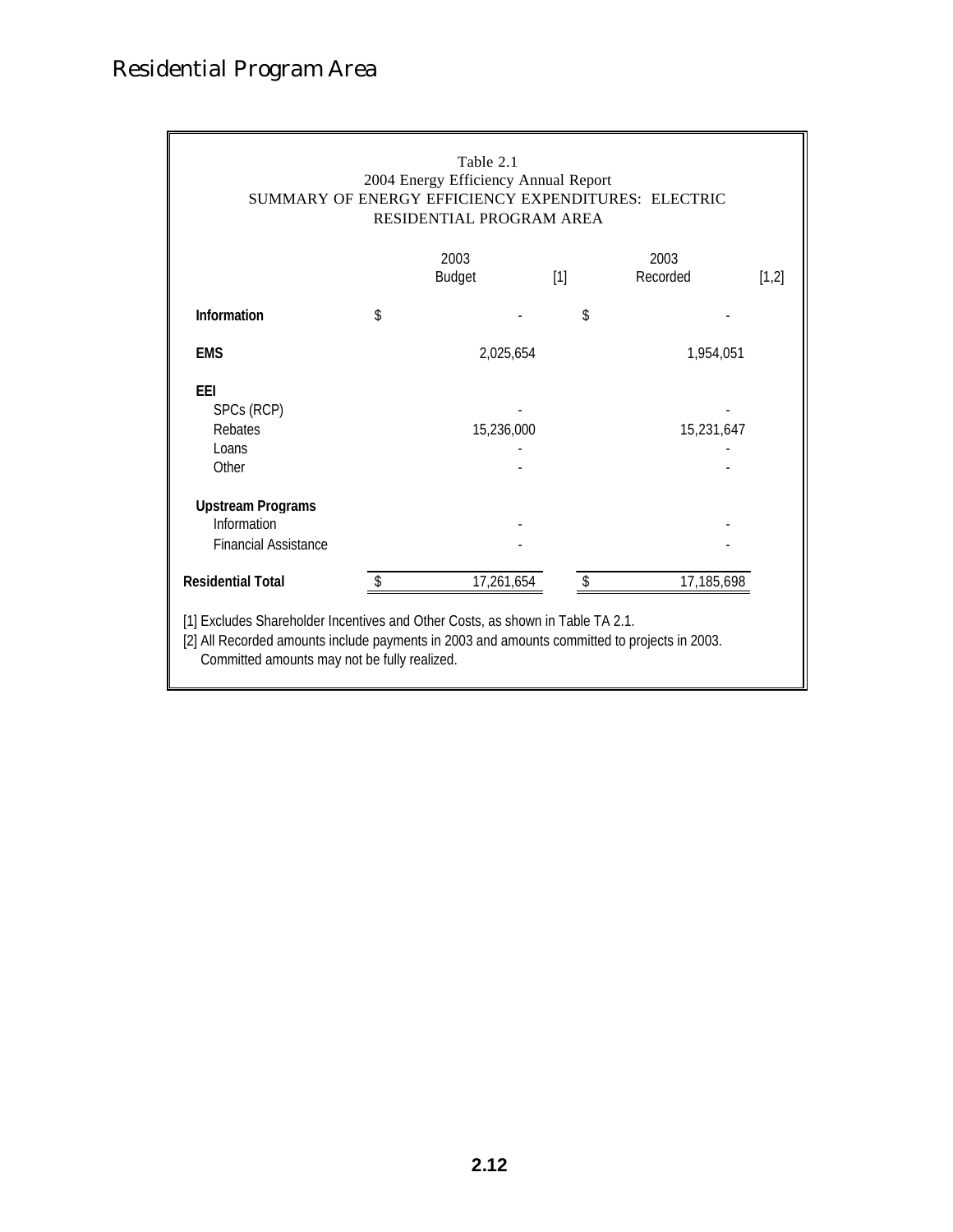# Residential Program Area

Table 2.1
2004 Energy Efficiency Annual Report
SUMMARY OF ENERGY EFFICIENCY EXPENDITURES: ELECTRIC
RESIDENTIAL PROGRAM AREA

| | 2003 Budget [1] | 2003 Recorded [1,2] |
|---|---|---|
| **Information** | $ - | $ - |
| **EMS** | 2,025,654 | 1,954,051 |
| **EEI** | | |
| SPCs (RCP) | - | - |
| Rebates | 15,236,000 | 15,231,647 |
| Loans | - | - |
| Other | - | - |
| **Upstream Programs** | | |
| Information | - | - |
| Financial Assistance | - | - |
| **Residential Total** | $ 17,261,654 | $ 17,185,698 |

[1] Excludes Shareholder Incentives and Other Costs, as shown in Table TA 2.1.
[2] All Recorded amounts include payments in 2003 and amounts committed to projects in 2003. Committed amounts may not be fully realized.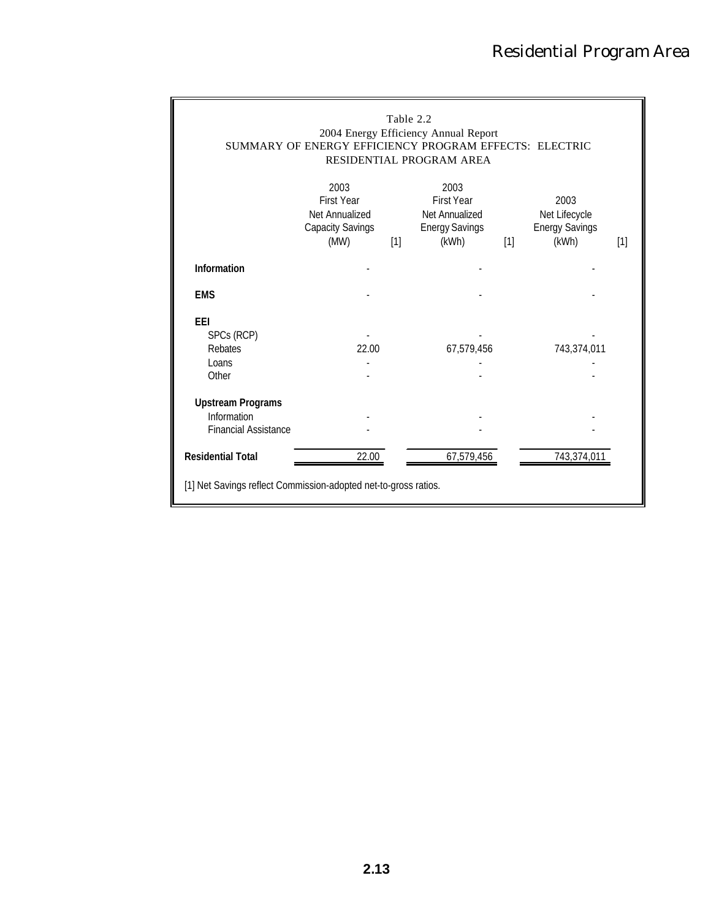# Residential Program Area

Table 2.2
2004 Energy Efficiency Annual Report
SUMMARY OF ENERGY EFFICIENCY PROGRAM EFFECTS: ELECTRIC
RESIDENTIAL PROGRAM AREA

| | 2003 First Year Net Annualized Capacity Savings (MW) [1] | 2003 First Year Net Annualized Energy Savings (kWh) [1] | 2003 Net Lifecycle Energy Savings (kWh) [1] |
|---|---|---|---|
| **Information** | - | - | - |
| **EMS** | - | - | - |
| **EEI** | | | |
| SPCs (RCP) | - | - | - |
| Rebates | 22.00 | 67,579,456 | 743,374,011 |
| Loans | - | - | - |
| Other | - | - | - |
| **Upstream Programs** | | | |
| Information | - | - | - |
| Financial Assistance | - | - | - |
| **Residential Total** | 22.00 | 67,579,456 | 743,374,011 |

[1] Net Savings reflect Commission-adopted net-to-gross ratios.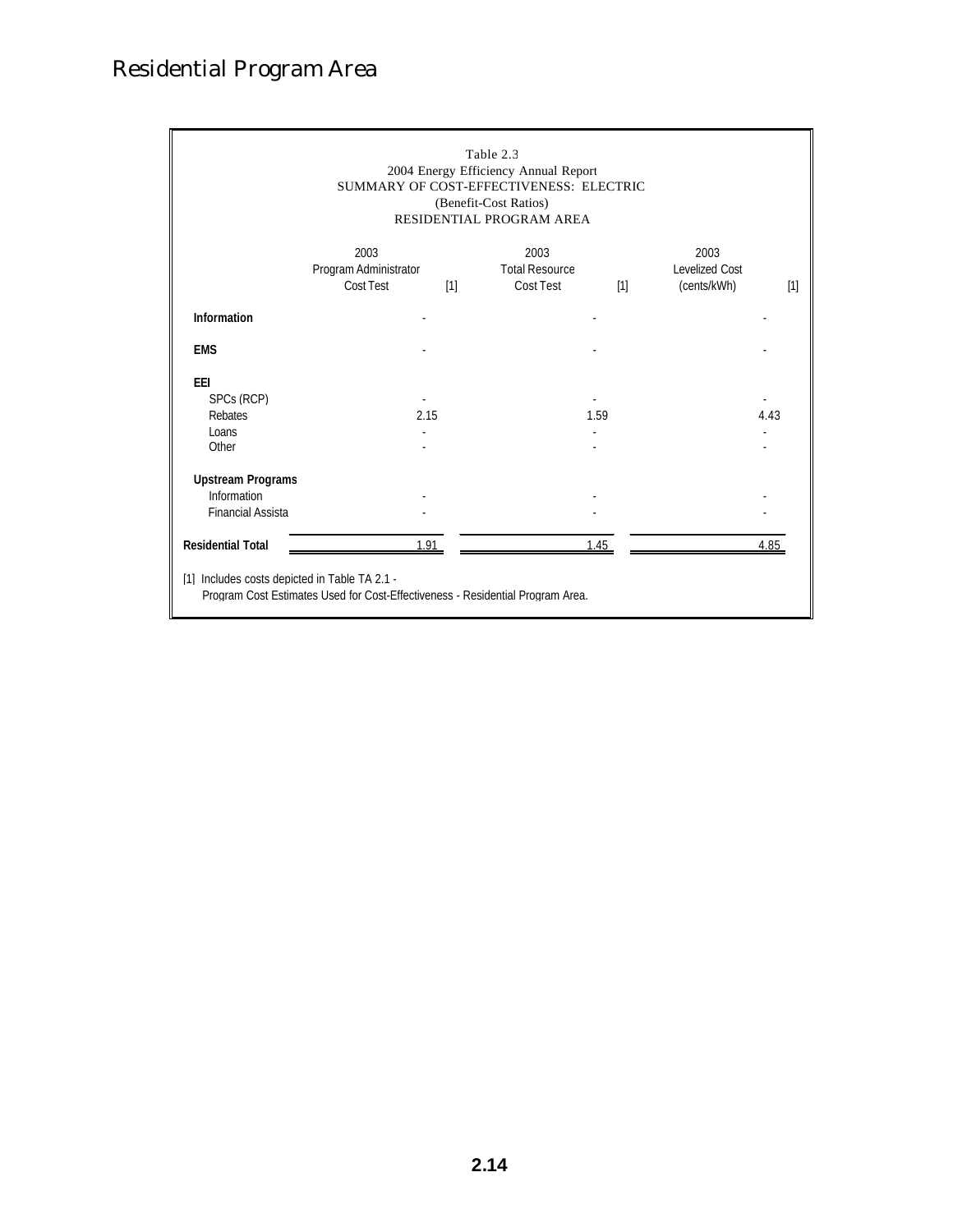# Residential Program Area

Table 2.3
2004 Energy Efficiency Annual Report
SUMMARY OF COST-EFFECTIVENESS: ELECTRIC
(Benefit-Cost Ratios)
RESIDENTIAL PROGRAM AREA

| | 2003 Program Administrator Cost Test [1] | 2003 Total Resource Cost Test [1] | 2003 Levelized Cost (cents/kWh) [1] |
|---|---|---|---|
| **Information** | - | - | - |
| **EMS** | - | - | - |
| **EEI** | | | |
| SPCs (RCP) | - | - | - |
| Rebates | 2.15 | 1.59 | 4.43 |
| Loans | - | - | - |
| Other | - | - | - |
| **Upstream Programs** | | | |
| Information | - | - | - |
| Financial Assista | - | - | - |
| **Residential Total** | 1.91 | 1.45 | 4.85 |

[1] Includes costs depicted in Table TA 2.1 -
Program Cost Estimates Used for Cost-Effectiveness - Residential Program Area.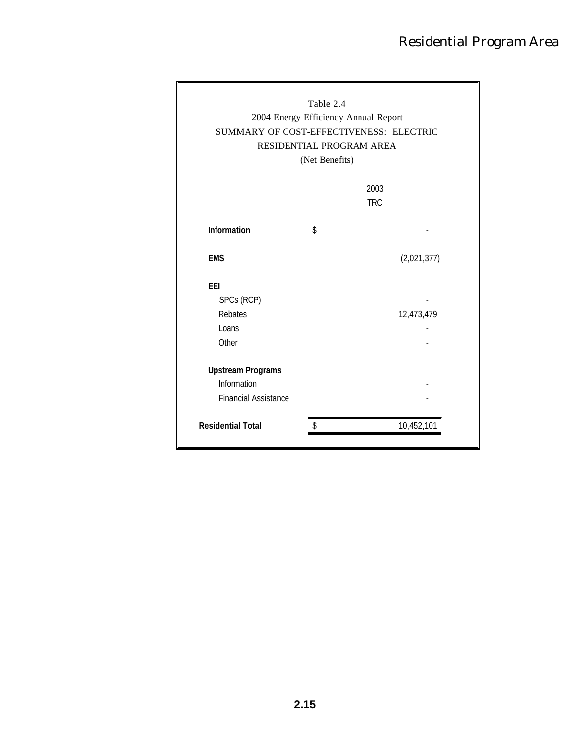Table 2.4
2004 Energy Efficiency Annual Report
SUMMARY OF COST-EFFECTIVENESS: ELECTRIC
RESIDENTIAL PROGRAM AREA
(Net Benefits)

| | 2003 TRC |
|---|---|
| **Information** | $ - |
| **EMS** | (2,021,377) |
| **EEI** | |
| SPCs (RCP) | - |
| Rebates | 12,473,479 |
| Loans | - |
| Other | - |
| **Upstream Programs** | |
| Information | - |
| Financial Assistance | - |
| **Residential Total** | $ 10,452,101 |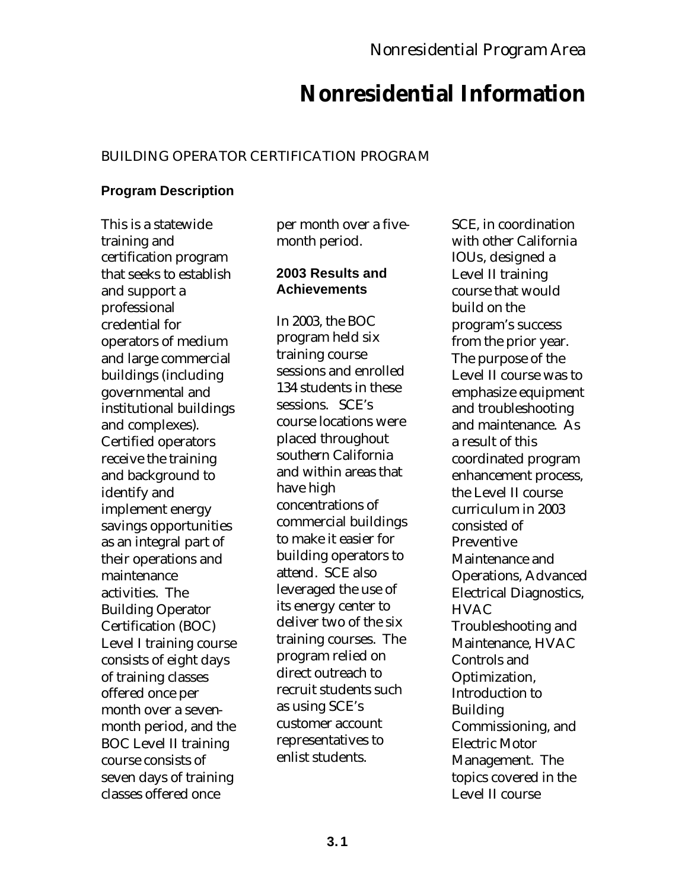# Nonresidential Information

## BUILDING OPERATOR CERTIFICATION PROGRAM

### Program Description

This is a statewide training and certification program that seeks to establish and support a professional credential for operators of medium and large commercial buildings (including governmental and institutional buildings and complexes). Certified operators receive the training and background to identify and implement energy savings opportunities as an integral part of their operations and maintenance activities. The Building Operator Certification (BOC) Level I training course consists of eight days of training classes offered once per month over a seven-month period, and the BOC Level II training course consists of seven days of training classes offered once per month over a five-month period.

### 2003 Results and Achievements

In 2003, the BOC program held six training course sessions and enrolled 134 students in these sessions. SCE's course locations were placed throughout southern California and within areas that have high concentrations of commercial buildings to make it easier for building operators to attend. SCE also leveraged the use of its energy center to deliver two of the six training courses. The program relied on direct outreach to recruit students such as using SCE's customer account representatives to enlist students.

SCE, in coordination with other California IOUs, designed a Level II training course that would build on the program's success from the prior year. The purpose of the Level II course was to emphasize equipment and troubleshooting and maintenance. As a result of this coordinated program enhancement process, the Level II course curriculum in 2003 consisted of Preventive Maintenance and Operations, Advanced Electrical Diagnostics, HVAC Troubleshooting and Maintenance, HVAC Controls and Optimization, Introduction to Building Commissioning, and Electric Motor Management. The topics covered in the Level II course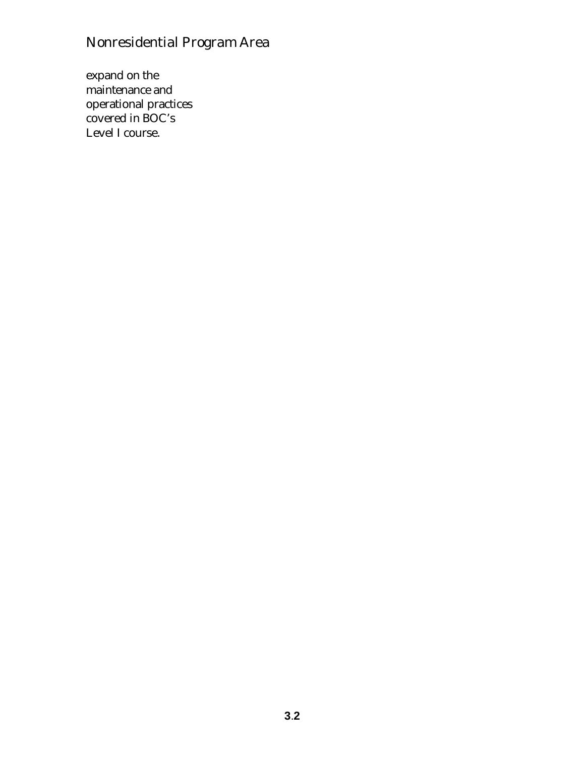expand on the maintenance and operational practices covered in BOC's Level I course.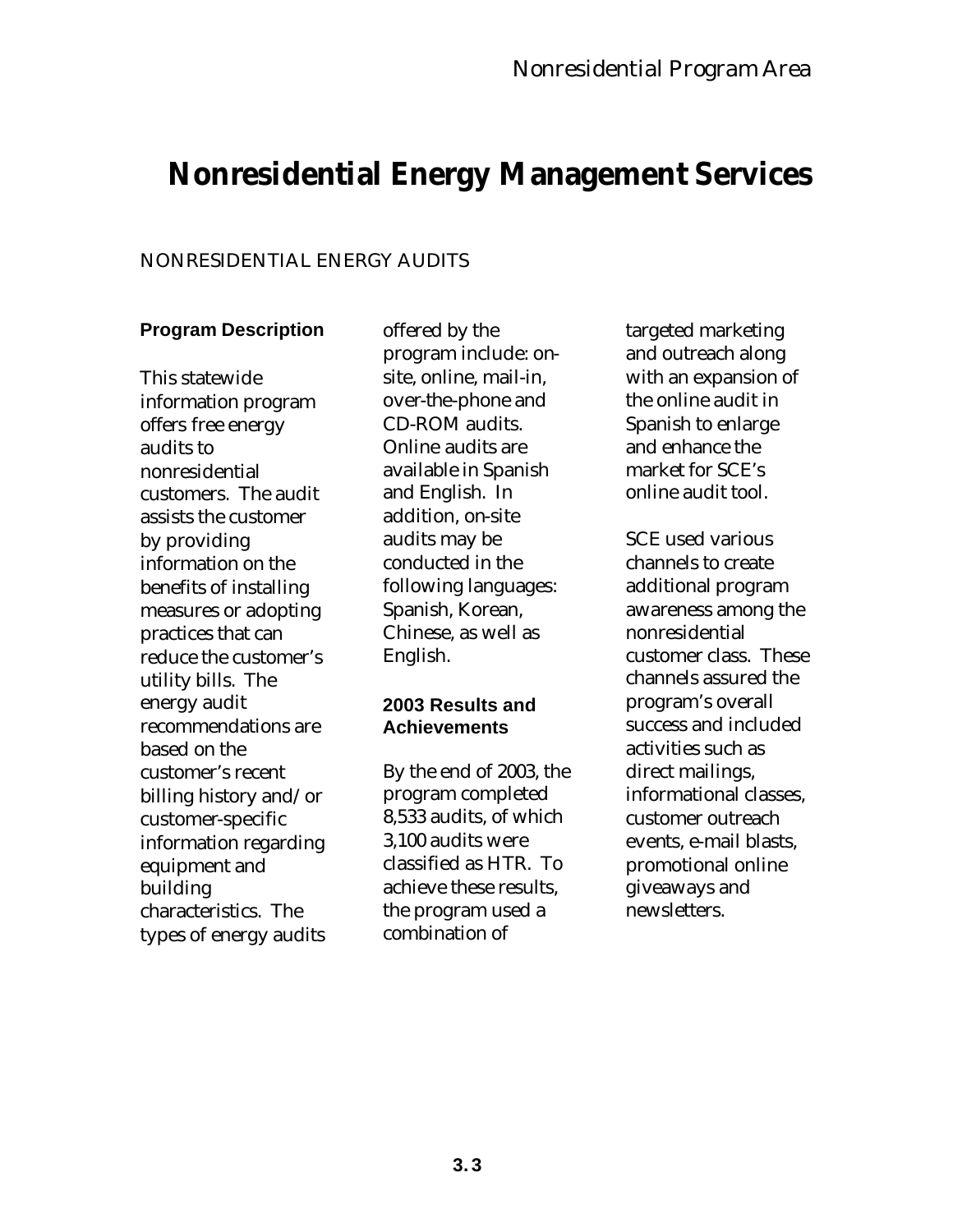# Nonresidential Energy Management Services

## NONRESIDENTIAL ENERGY AUDITS

### Program Description

This statewide information program offers free energy audits to nonresidential customers. The audit assists the customer by providing information on the benefits of installing measures or adopting practices that can reduce the customer's utility bills. The energy audit recommendations are based on the customer's recent billing history and/or customer-specific information regarding equipment and building characteristics. The types of energy audits offered by the program include: on-site, online, mail-in, over-the-phone and CD-ROM audits. Online audits are available in Spanish and English. In addition, on-site audits may be conducted in the following languages: Spanish, Korean, Chinese, as well as English.

### 2003 Results and Achievements

By the end of 2003, the program completed 8,533 audits, of which 3,100 audits were classified as HTR. To achieve these results, the program used a combination of targeted marketing and outreach along with an expansion of the online audit in Spanish to enlarge and enhance the market for SCE's online audit tool.

SCE used various channels to create additional program awareness among the nonresidential customer class. These channels assured the program's overall success and included activities such as direct mailings, informational classes, customer outreach events, e-mail blasts, promotional online giveaways and newsletters.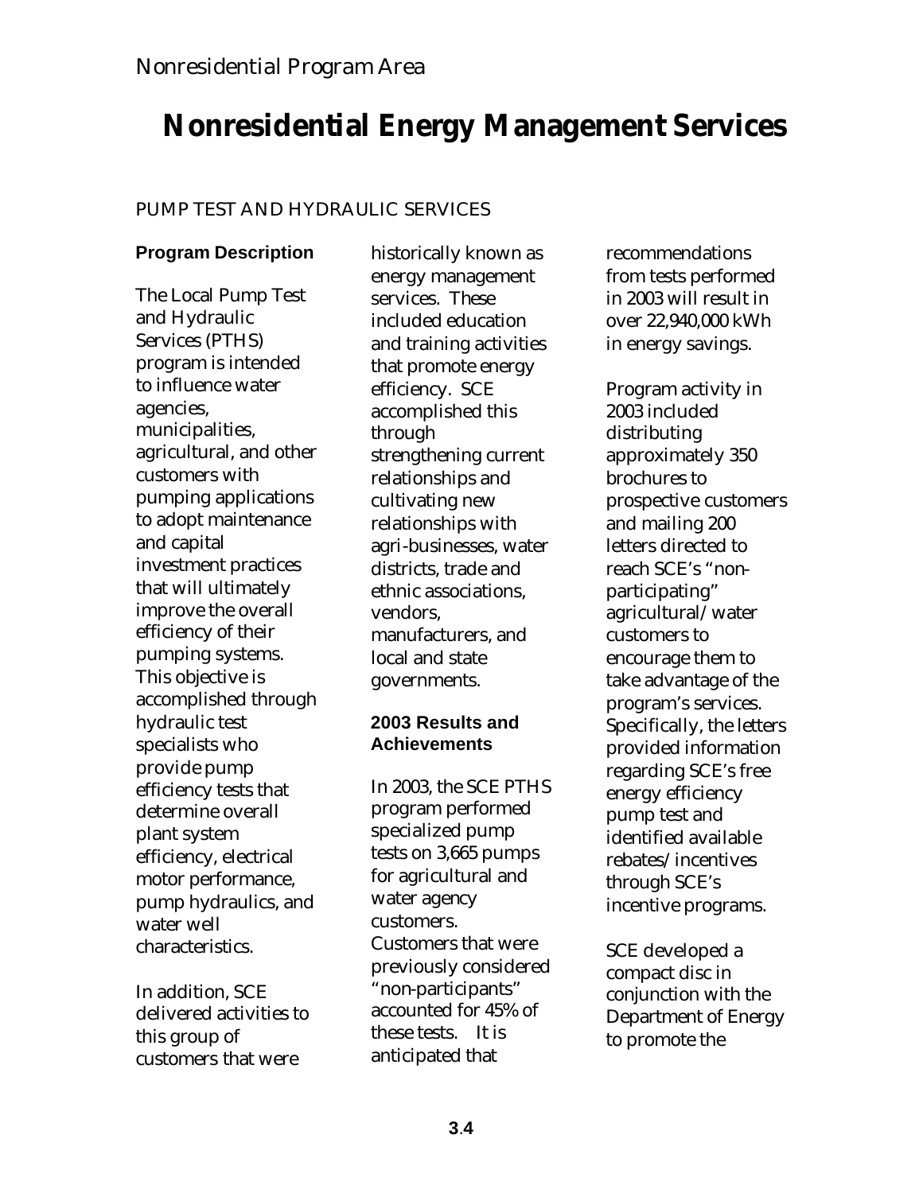Nonresidential Program Area

# Nonresidential Energy Management Services

## PUMP TEST AND HYDRAULIC SERVICES

### Program Description

The Local Pump Test and Hydraulic Services (PTHS) program is intended to influence water agencies, municipalities, agricultural, and other customers with pumping applications to adopt maintenance and capital investment practices that will ultimately improve the overall efficiency of their pumping systems. This objective is accomplished through hydraulic test specialists who provide pump efficiency tests that determine overall plant system efficiency, electrical motor performance, pump hydraulics, and water well characteristics.

In addition, SCE delivered activities to this group of customers that were historically known as energy management services. These included education and training activities that promote energy efficiency. SCE accomplished this through strengthening current relationships and cultivating new relationships with agri-businesses, water districts, trade and ethnic associations, vendors, manufacturers, and local and state governments.

### 2003 Results and Achievements

In 2003, the SCE PTHS program performed specialized pump tests on 3,665 pumps for agricultural and water agency customers. Customers that were previously considered "non-participants" accounted for 45% of these tests. It is anticipated that recommendations from tests performed in 2003 will result in over 22,940,000 kWh in energy savings.

Program activity in 2003 included distributing approximately 350 brochures to prospective customers and mailing 200 letters directed to reach SCE's "non-participating" agricultural/water customers to encourage them to take advantage of the program's services. Specifically, the letters provided information regarding SCE's free energy efficiency pump test and identified available rebates/incentives through SCE's incentive programs.

SCE developed a compact disc in conjunction with the Department of Energy to promote the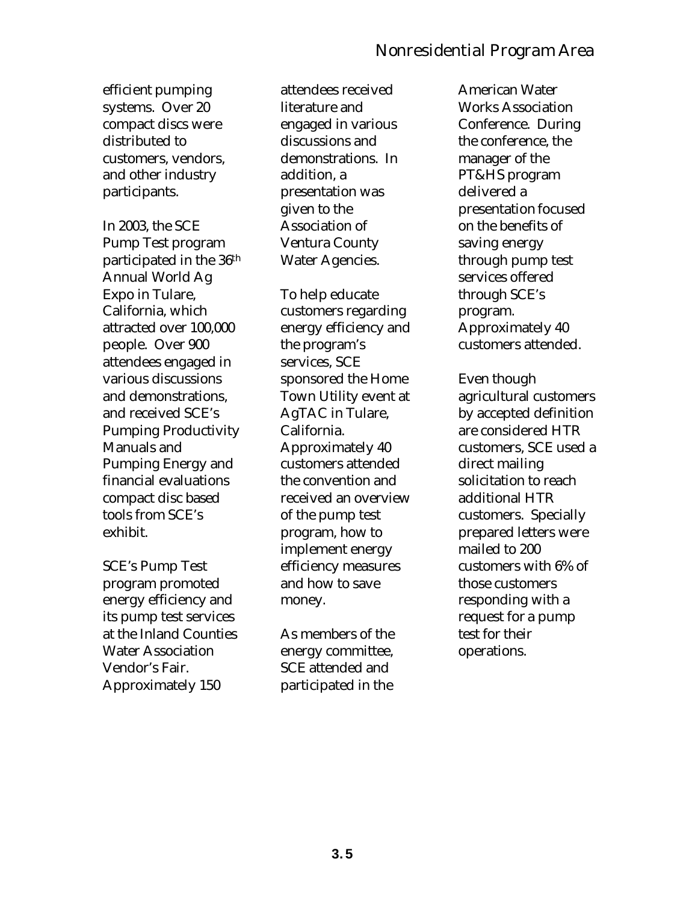efficient pumping systems. Over 20 compact discs were distributed to customers, vendors, and other industry participants.

In 2003, the SCE Pump Test program participated in the 36th Annual World Ag Expo in Tulare, California, which attracted over 100,000 people. Over 900 attendees engaged in various discussions and demonstrations, and received SCE's Pumping Productivity Manuals and Pumping Energy and financial evaluations compact disc based tools from SCE's exhibit.

SCE's Pump Test program promoted energy efficiency and its pump test services at the Inland Counties Water Association Vendor's Fair. Approximately 150 attendees received literature and engaged in various discussions and demonstrations. In addition, a presentation was given to the Association of Ventura County Water Agencies.

To help educate customers regarding energy efficiency and the program's services, SCE sponsored the Home Town Utility event at AgTAC in Tulare, California. Approximately 40 customers attended the convention and received an overview of the pump test program, how to implement energy efficiency measures and how to save money.

As members of the energy committee, SCE attended and participated in the American Water Works Association Conference. During the conference, the manager of the PT&HS program delivered a presentation focused on the benefits of saving energy through pump test services offered through SCE's program. Approximately 40 customers attended.

Even though agricultural customers by accepted definition are considered HTR customers, SCE used a direct mailing solicitation to reach additional HTR customers. Specially prepared letters were mailed to 200 customers with 6% of those customers responding with a request for a pump test for their operations.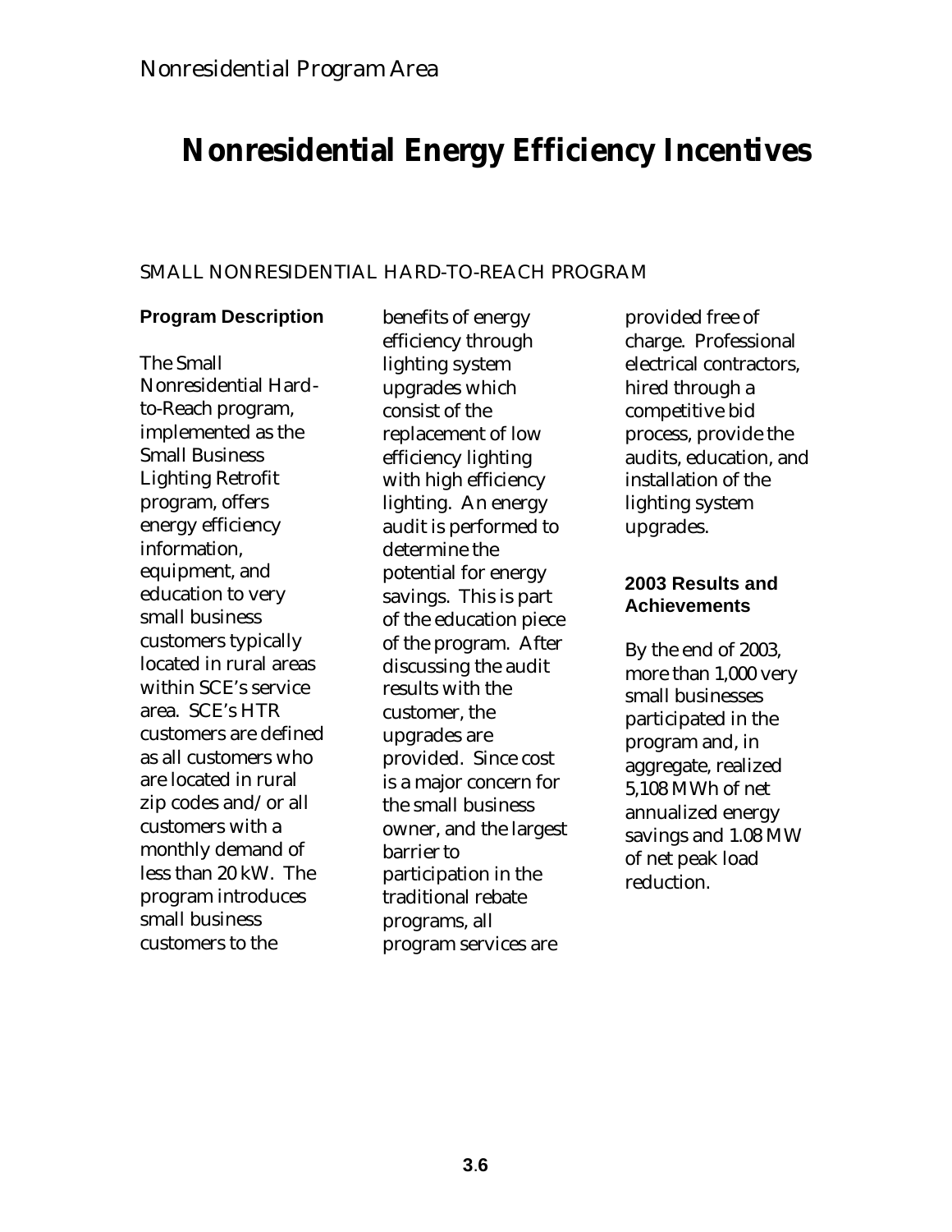Nonresidential Program Area

# Nonresidential Energy Efficiency Incentives

## SMALL NONRESIDENTIAL HARD-TO-REACH PROGRAM

### Program Description

The Small Nonresidential Hard-to-Reach program, implemented as the Small Business Lighting Retrofit program, offers energy efficiency information, equipment, and education to very small business customers typically located in rural areas within SCE's service area. SCE's HTR customers are defined as all customers who are located in rural zip codes and/or all customers with a monthly demand of less than 20 kW. The program introduces small business customers to the benefits of energy efficiency through lighting system upgrades which consist of the replacement of low efficiency lighting with high efficiency lighting. An energy audit is performed to determine the potential for energy savings. This is part of the education piece of the program. After discussing the audit results with the customer, the upgrades are provided. Since cost is a major concern for the small business owner, and the largest barrier to participation in the traditional rebate programs, all program services are provided free of charge. Professional electrical contractors, hired through a competitive bid process, provide the audits, education, and installation of the lighting system upgrades.

### 2003 Results and Achievements

By the end of 2003, more than 1,000 very small businesses participated in the program and, in aggregate, realized 5,108 MWh of net annualized energy savings and 1.08 MW of net peak load reduction.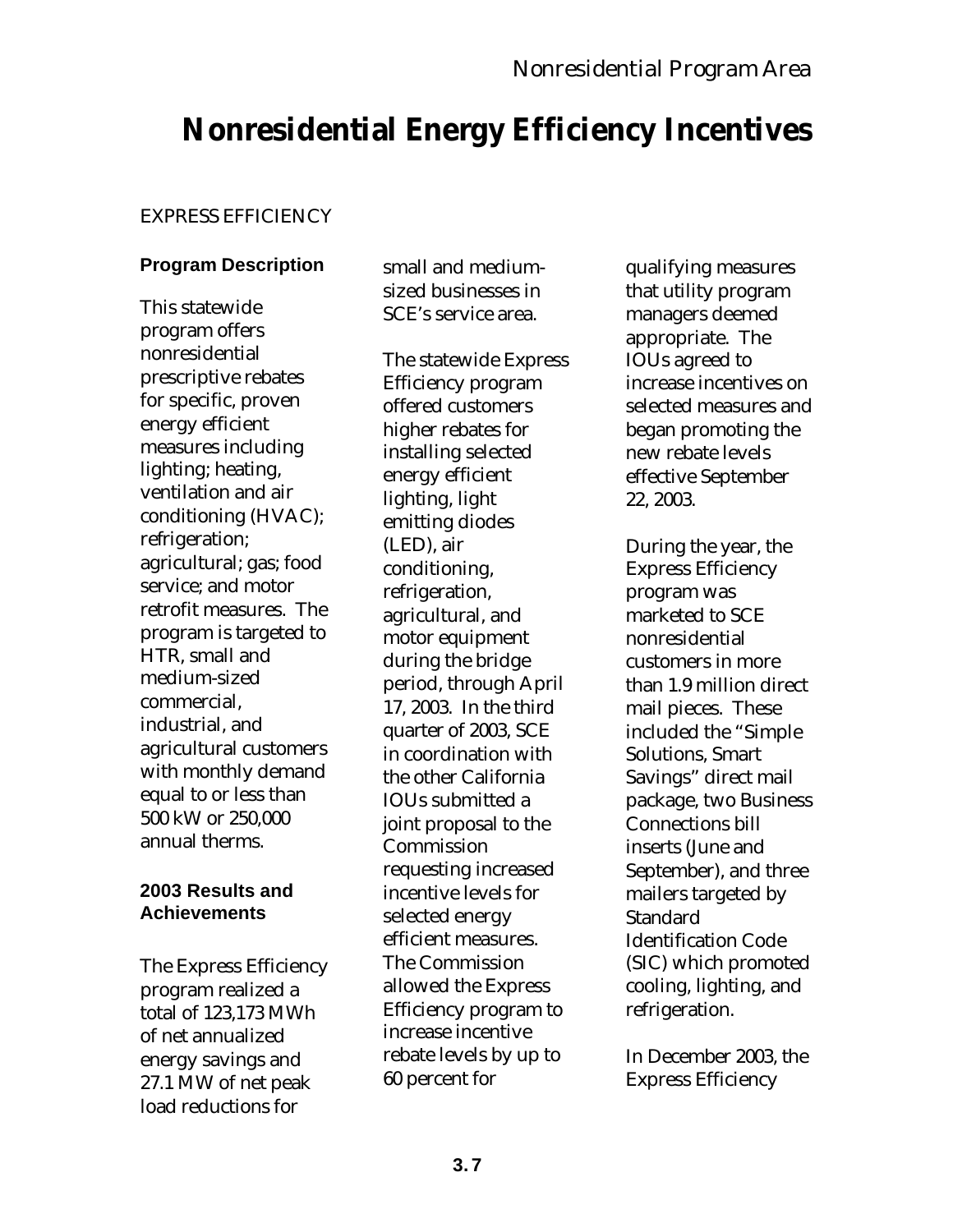# Nonresidential Energy Efficiency Incentives

## EXPRESS EFFICIENCY

### Program Description

This statewide program offers nonresidential prescriptive rebates for specific, proven energy efficient measures including lighting; heating, ventilation and air conditioning (HVAC); refrigeration; agricultural; gas; food service; and motor retrofit measures. The program is targeted to HTR, small and medium-sized commercial, industrial, and agricultural customers with monthly demand equal to or less than 500 kW or 250,000 annual therms.

### 2003 Results and Achievements

The Express Efficiency program realized a total of 123,173 MWh of net annualized energy savings and 27.1 MW of net peak load reductions for small and medium-sized businesses in SCE's service area.

The statewide Express Efficiency program offered customers higher rebates for installing selected energy efficient lighting, light emitting diodes (LED), air conditioning, refrigeration, agricultural, and motor equipment during the bridge period, through April 17, 2003. In the third quarter of 2003, SCE in coordination with the other California IOUs submitted a joint proposal to the Commission requesting increased incentive levels for selected energy efficient measures. The Commission allowed the Express Efficiency program to increase incentive rebate levels by up to 60 percent for qualifying measures that utility program managers deemed appropriate. The IOUs agreed to increase incentives on selected measures and began promoting the new rebate levels effective September 22, 2003.

During the year, the Express Efficiency program was marketed to SCE nonresidential customers in more than 1.9 million direct mail pieces. These included the "Simple Solutions, Smart Savings" direct mail package, two Business Connections bill inserts (June and September), and three mailers targeted by Standard Identification Code (SIC) which promoted cooling, lighting, and refrigeration.

In December 2003, the Express Efficiency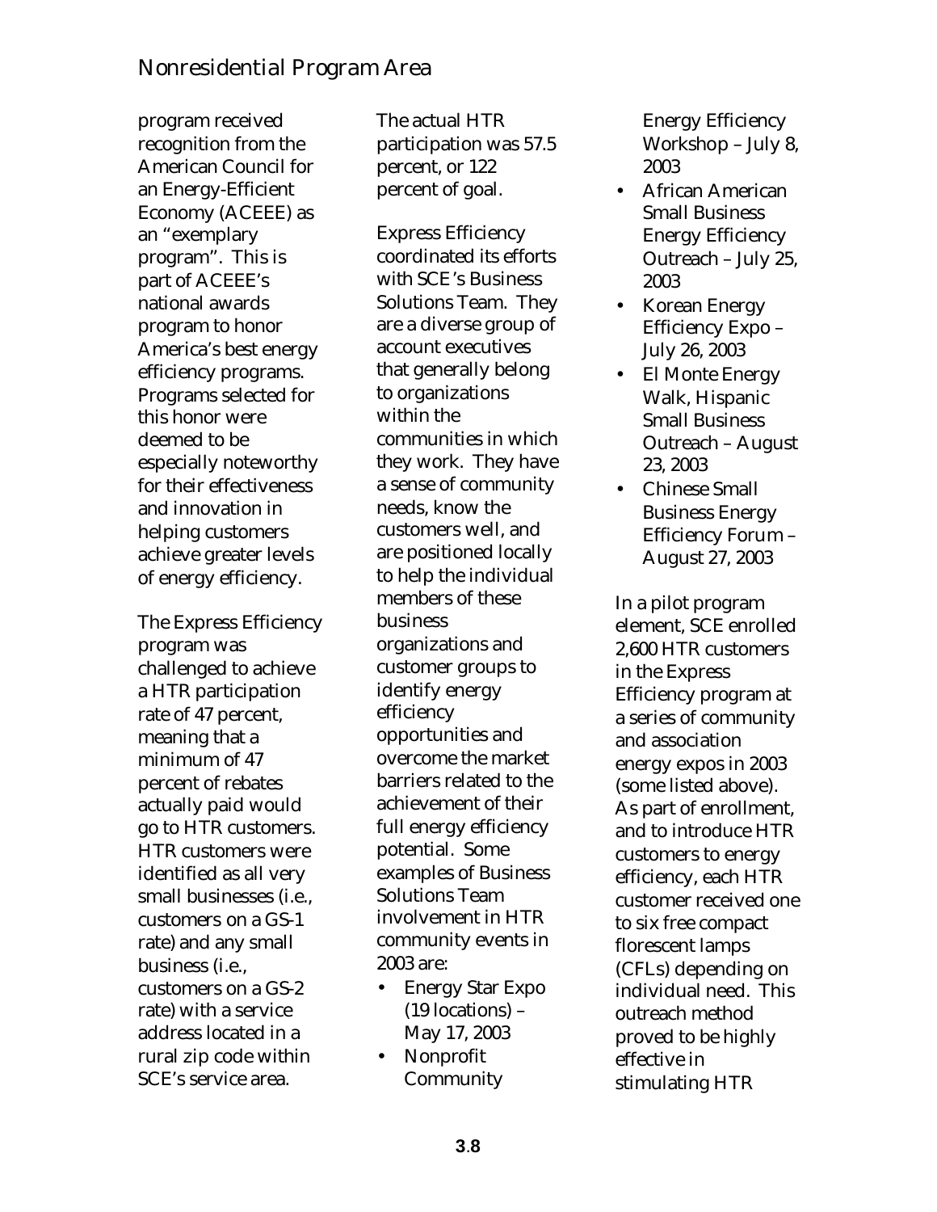program received recognition from the American Council for an Energy-Efficient Economy (ACEEE) as an "exemplary program". This is part of ACEEE's national awards program to honor America's best energy efficiency programs. Programs selected for this honor were deemed to be especially noteworthy for their effectiveness and innovation in helping customers achieve greater levels of energy efficiency.

The Express Efficiency program was challenged to achieve a HTR participation rate of 47 percent, meaning that a minimum of 47 percent of rebates actually paid would go to HTR customers. HTR customers were identified as all very small businesses (i.e., customers on a GS-1 rate) and any small business (i.e., customers on a GS-2 rate) with a service address located in a rural zip code within SCE's service area.

The actual HTR participation was 57.5 percent, or 122 percent of goal.

Express Efficiency coordinated its efforts with SCE's Business Solutions Team. They are a diverse group of account executives that generally belong to organizations within the communities in which they work. They have a sense of community needs, know the customers well, and are positioned locally to help the individual members of these business organizations and customer groups to identify energy efficiency opportunities and overcome the market barriers related to the achievement of their full energy efficiency potential. Some examples of Business Solutions Team involvement in HTR community events in 2003 are:

- Energy Star Expo (19 locations) – May 17, 2003
- Nonprofit Community Energy Efficiency Workshop – July 8, 2003
- African American Small Business Energy Efficiency Outreach – July 25, 2003
- Korean Energy Efficiency Expo – July 26, 2003
- El Monte Energy Walk, Hispanic Small Business Outreach – August 23, 2003
- Chinese Small Business Energy Efficiency Forum – August 27, 2003

In a pilot program element, SCE enrolled 2,600 HTR customers in the Express Efficiency program at a series of community and association energy expos in 2003 (some listed above). As part of enrollment, and to introduce HTR customers to energy efficiency, each HTR customer received one to six free compact florescent lamps (CFLs) depending on individual need. This outreach method proved to be highly effective in stimulating HTR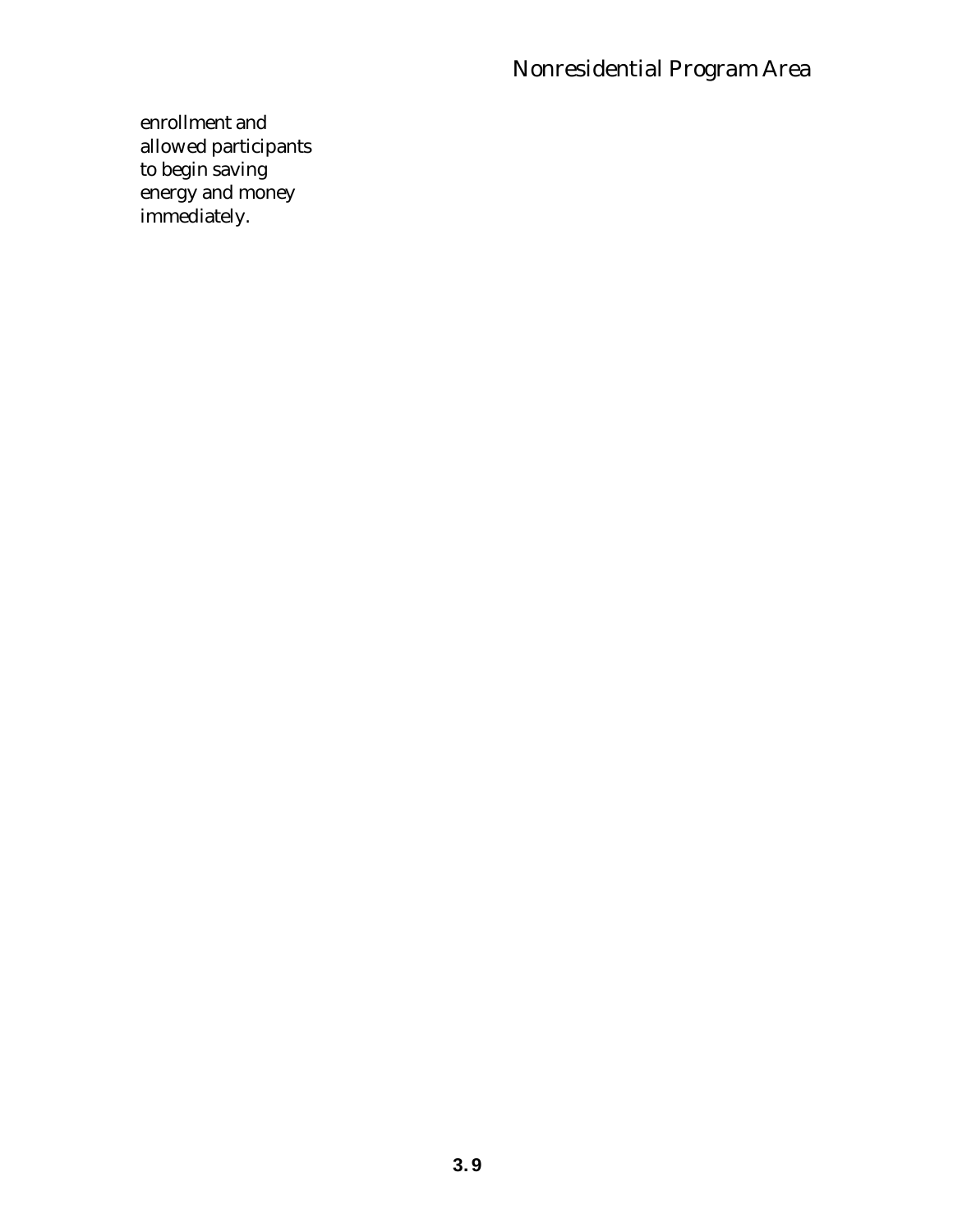enrollment and allowed participants to begin saving energy and money immediately.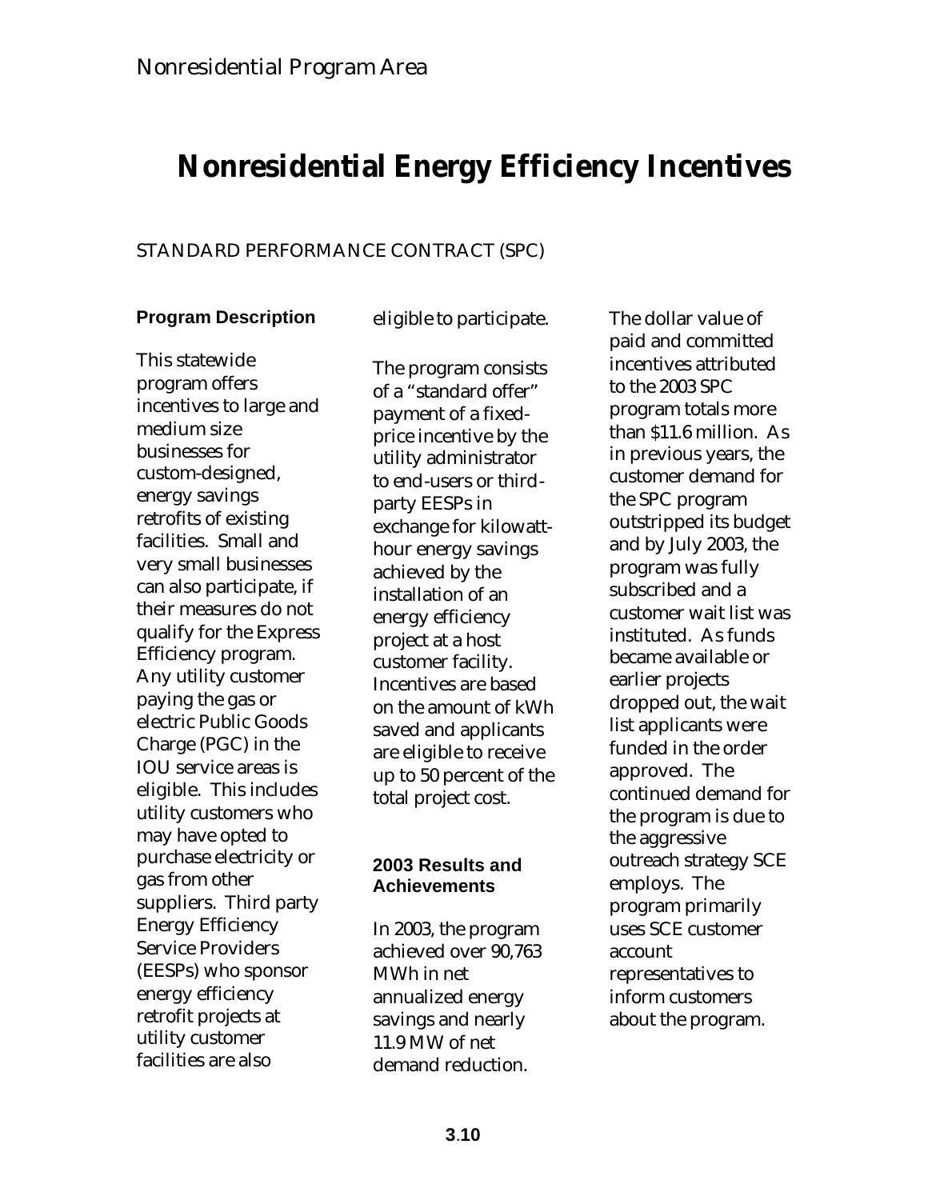# Nonresidential Energy Efficiency Incentives

## STANDARD PERFORMANCE CONTRACT (SPC)

### Program Description

This statewide program offers incentives to large and medium size businesses for custom-designed, energy savings retrofits of existing facilities. Small and very small businesses can also participate, if their measures do not qualify for the Express Efficiency program. Any utility customer paying the gas or electric Public Goods Charge (PGC) in the IOU service areas is eligible. This includes utility customers who may have opted to purchase electricity or gas from other suppliers. Third party Energy Efficiency Service Providers (EESPs) who sponsor energy efficiency retrofit projects at utility customer facilities are also eligible to participate.

The program consists of a "standard offer" payment of a fixed-price incentive by the utility administrator to end-users or third-party EESPs in exchange for kilowatt-hour energy savings achieved by the installation of an energy efficiency project at a host customer facility. Incentives are based on the amount of kWh saved and applicants are eligible to receive up to 50 percent of the total project cost.

### 2003 Results and Achievements

In 2003, the program achieved over 90,763 MWh in net annualized energy savings and nearly 11.9 MW of net demand reduction.

The dollar value of paid and committed incentives attributed to the 2003 SPC program totals more than $11.6 million. As in previous years, the customer demand for the SPC program outstripped its budget and by July 2003, the program was fully subscribed and a customer wait list was instituted. As funds became available or earlier projects dropped out, the wait list applicants were funded in the order approved. The continued demand for the program is due to the aggressive outreach strategy SCE employs. The program primarily uses SCE customer account representatives to inform customers about the program.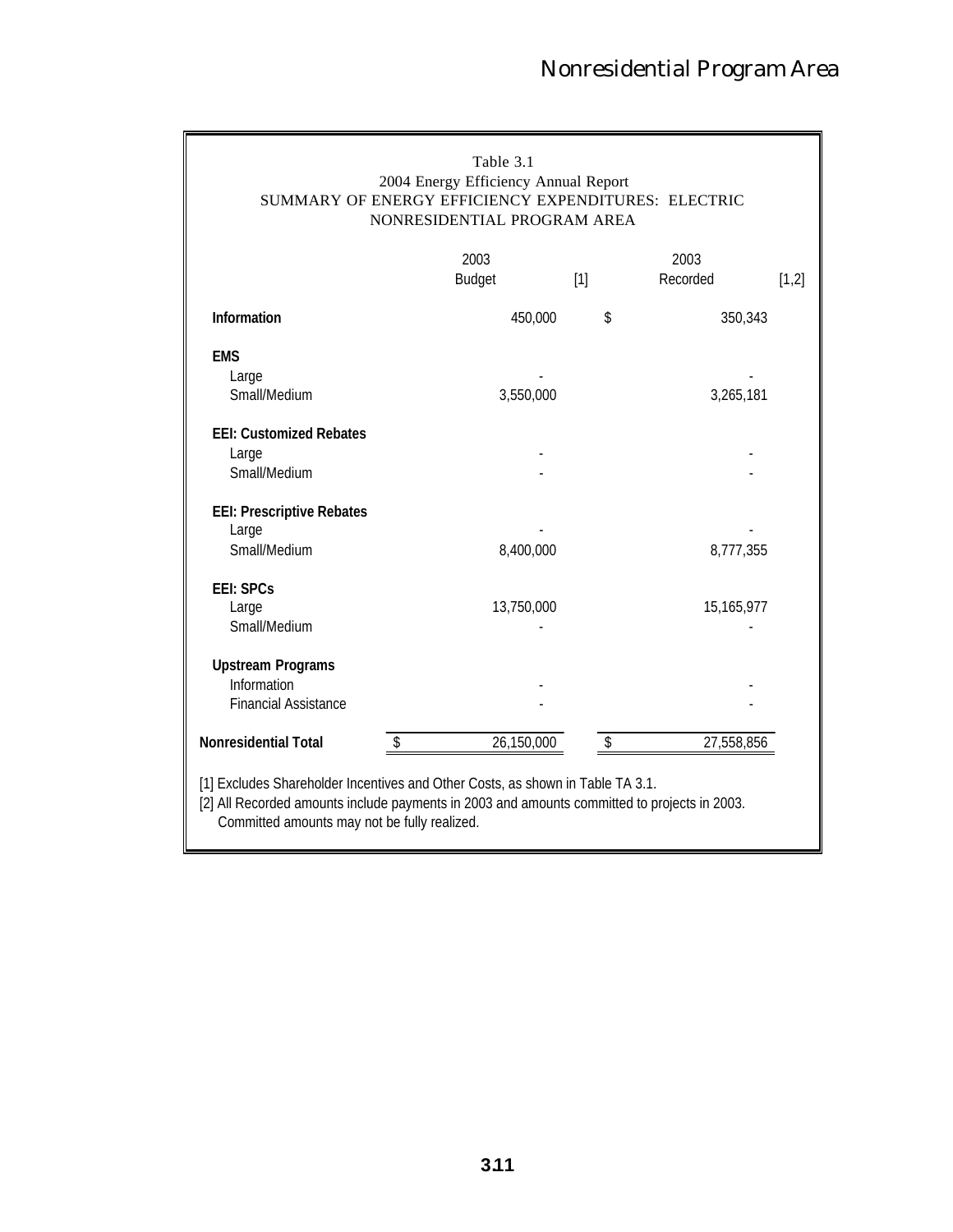Table 3.1
2004 Energy Efficiency Annual Report
SUMMARY OF ENERGY EFFICIENCY EXPENDITURES: ELECTRIC
NONRESIDENTIAL PROGRAM AREA

| | 2003 Budget [1] | 2003 Recorded [1,2] |
|---|---|---|
| **Information** | 450,000 | $ 350,343 |
| **EMS** | | |
| Large | - | - |
| Small/Medium | 3,550,000 | 3,265,181 |
| **EEI: Customized Rebates** | | |
| Large | - | - |
| Small/Medium | - | - |
| **EEI: Prescriptive Rebates** | | |
| Large | - | - |
| Small/Medium | 8,400,000 | 8,777,355 |
| **EEI: SPCs** | | |
| Large | 13,750,000 | 15,165,977 |
| Small/Medium | - | - |
| **Upstream Programs** | | |
| Information | - | - |
| Financial Assistance | - | - |
| **Nonresidential Total** | $ 26,150,000 | $ 27,558,856 |

[1] Excludes Shareholder Incentives and Other Costs, as shown in Table TA 3.1.
[2] All Recorded amounts include payments in 2003 and amounts committed to projects in 2003.
Committed amounts may not be fully realized.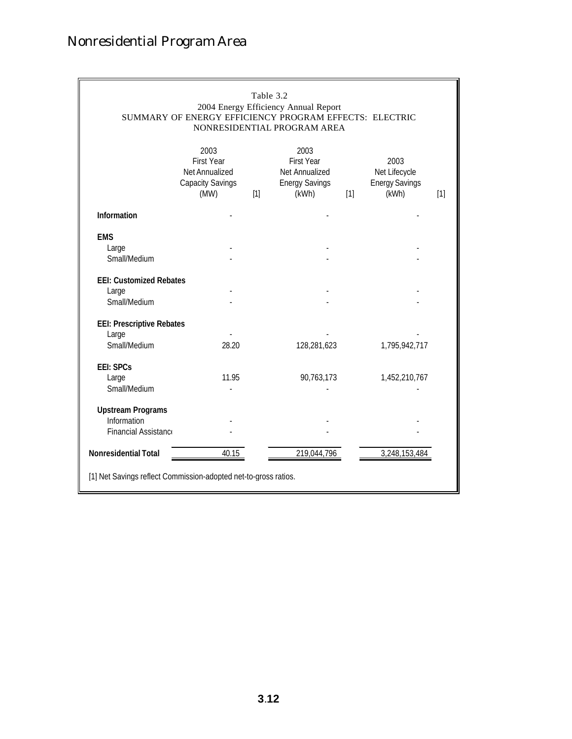# Nonresidential Program Area

Table 3.2
2004 Energy Efficiency Annual Report
SUMMARY OF ENERGY EFFICIENCY PROGRAM EFFECTS: ELECTRIC
NONRESIDENTIAL PROGRAM AREA

| | 2003 First Year Net Annualized Capacity Savings (MW) [1] | 2003 First Year Net Annualized Energy Savings (kWh) [1] | 2003 Net Lifecycle Energy Savings (kWh) [1] |
|---|---|---|---|
| **Information** | - | - | - |
| **EMS** | | | |
| Large | - | - | - |
| Small/Medium | - | - | - |
| **EEI: Customized Rebates** | | | |
| Large | - | - | - |
| Small/Medium | - | - | - |
| **EEI: Prescriptive Rebates** | | | |
| Large | - | - | - |
| Small/Medium | 28.20 | 128,281,623 | 1,795,942,717 |
| **EEI: SPCs** | | | |
| Large | 11.95 | 90,763,173 | 1,452,210,767 |
| Small/Medium | - | - | - |
| **Upstream Programs** | | | |
| Information | - | - | - |
| Financial Assistance | - | - | - |
| **Nonresidential Total** | 40.15 | 219,044,796 | 3,248,153,484 |

[1] Net Savings reflect Commission-adopted net-to-gross ratios.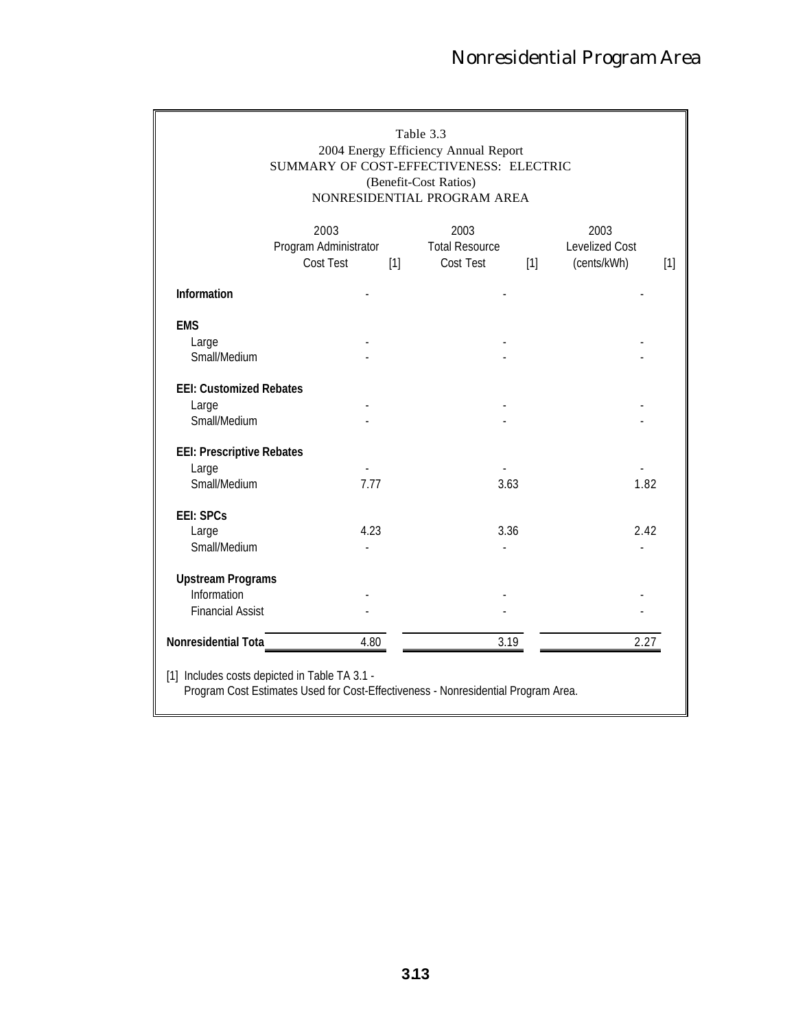Table 3.3
2004 Energy Efficiency Annual Report
SUMMARY OF COST-EFFECTIVENESS: ELECTRIC
(Benefit-Cost Ratios)
NONRESIDENTIAL PROGRAM AREA

| | 2003 Program Administrator Cost Test [1] | 2003 Total Resource Cost Test [1] | 2003 Levelized Cost (cents/kWh) [1] |
|---|---|---|---|
| **Information** | - | - | - |
| **EMS** | | | |
| Large | - | - | - |
| Small/Medium | - | - | - |
| **EEI: Customized Rebates** | | | |
| Large | - | - | - |
| Small/Medium | - | - | - |
| **EEI: Prescriptive Rebates** | | | |
| Large | - | - | - |
| Small/Medium | 7.77 | 3.63 | 1.82 |
| **EEI: SPCs** | | | |
| Large | 4.23 | 3.36 | 2.42 |
| Small/Medium | - | - | - |
| **Upstream Programs** | | | |
| Information | - | - | - |
| Financial Assist | - | - | - |
| **Nonresidential Tota** | 4.80 | 3.19 | 2.27 |

[1] Includes costs depicted in Table TA 3.1 -
Program Cost Estimates Used for Cost-Effectiveness - Nonresidential Program Area.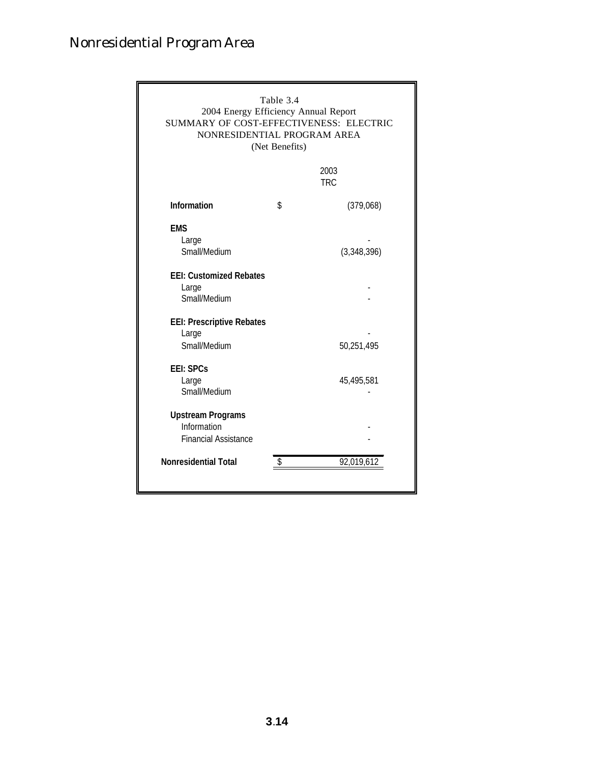# Nonresidential Program Area

Table 3.4
2004 Energy Efficiency Annual Report
SUMMARY OF COST-EFFECTIVENESS: ELECTRIC
NONRESIDENTIAL PROGRAM AREA
(Net Benefits)

| | | 2003 TRC |
|---|---|---|
| **Information** | $ | (379,068) |
| **EMS** | | |
| Large | | - |
| Small/Medium | | (3,348,396) |
| **EEI: Customized Rebates** | | |
| Large | | - |
| Small/Medium | | - |
| **EEI: Prescriptive Rebates** | | |
| Large | | - |
| Small/Medium | | 50,251,495 |
| **EEI: SPCs** | | |
| Large | | 45,495,581 |
| Small/Medium | | - |
| **Upstream Programs** | | |
| Information | | - |
| Financial Assistance | | - |
| **Nonresidential Total** | $ | 92,019,612 |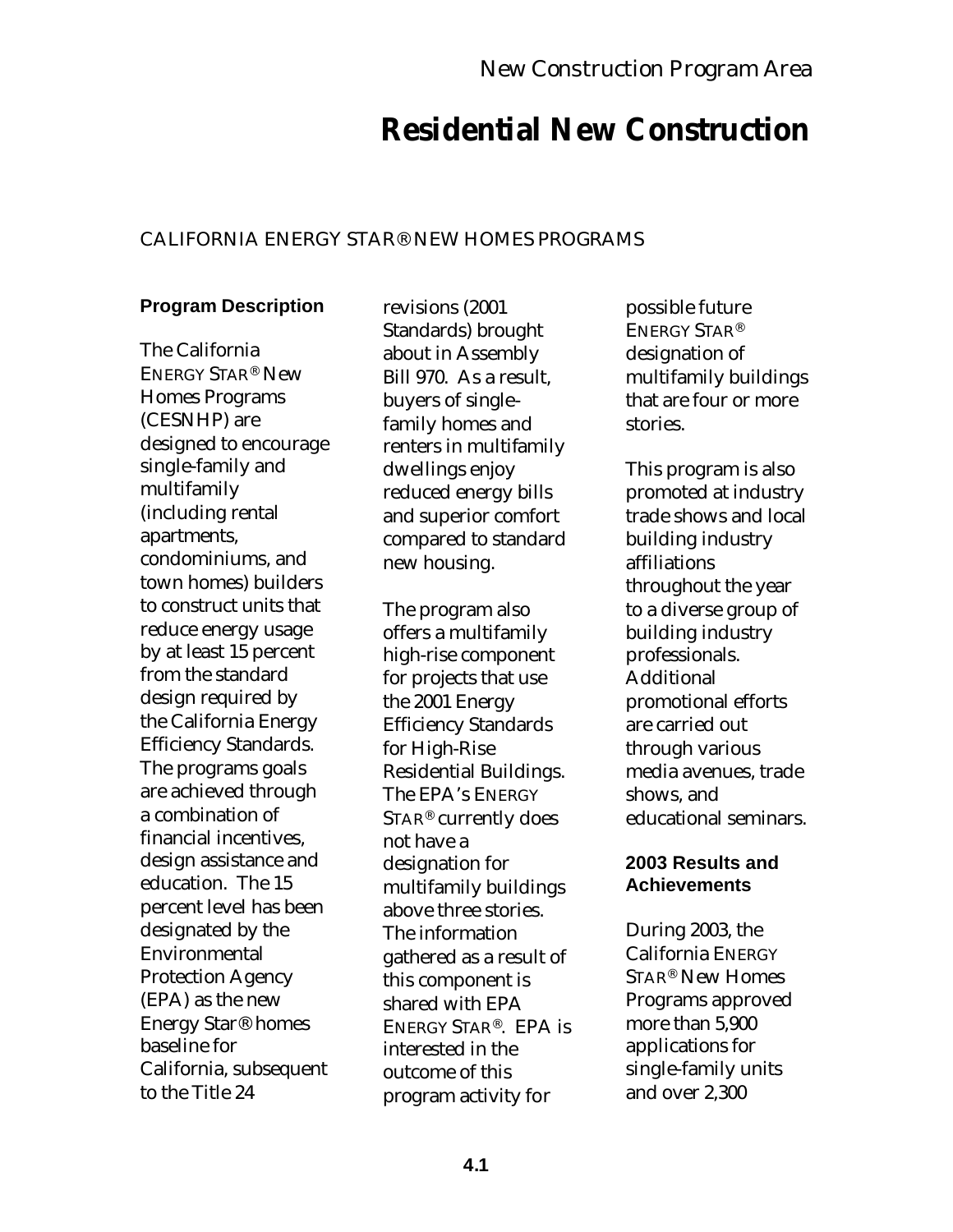New Construction Program Area

# Residential New Construction

## CALIFORNIA ENERGY STAR® NEW HOMES PROGRAMS

### Program Description

The California ENERGY STAR® New Homes Programs (CESNHP) are designed to encourage single-family and multifamily (including rental apartments, condominiums, and town homes) builders to construct units that reduce energy usage by at least 15 percent from the standard design required by the California Energy Efficiency Standards. The programs goals are achieved through a combination of financial incentives, design assistance and education. The 15 percent level has been designated by the Environmental Protection Agency (EPA) as the new Energy Star® homes baseline for California, subsequent to the Title 24 revisions (2001 Standards) brought about in Assembly Bill 970. As a result, buyers of single-family homes and renters in multifamily dwellings enjoy reduced energy bills and superior comfort compared to standard new housing.

The program also offers a multifamily high-rise component for projects that use the 2001 Energy Efficiency Standards for High-Rise Residential Buildings. The EPA's ENERGY STAR® currently does not have a designation for multifamily buildings above three stories. The information gathered as a result of this component is shared with EPA ENERGY STAR®. EPA is interested in the outcome of this program activity for possible future ENERGY STAR® designation of multifamily buildings that are four or more stories.

This program is also promoted at industry trade shows and local building industry affiliations throughout the year to a diverse group of building industry professionals. Additional promotional efforts are carried out through various media avenues, trade shows, and educational seminars.

### 2003 Results and Achievements

During 2003, the California ENERGY STAR® New Homes Programs approved more than 5,900 applications for single-family units and over 2,300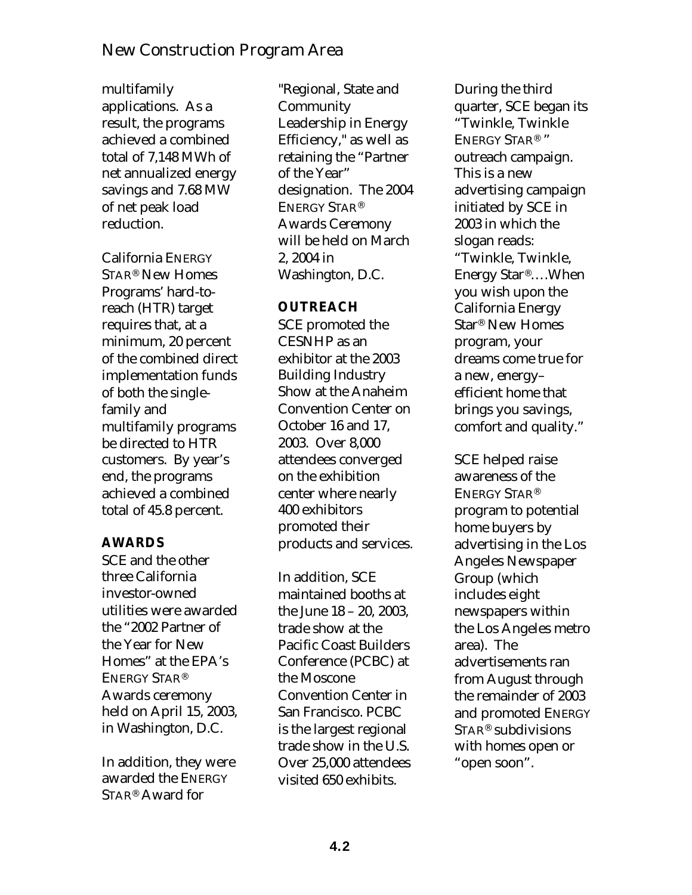multifamily applications. As a result, the programs achieved a combined total of 7,148 MWh of net annualized energy savings and 7.68 MW of net peak load reduction.

California ENERGY STAR® New Homes Programs' hard-to-reach (HTR) target requires that, at a minimum, 20 percent of the combined direct implementation funds of both the single-family and multifamily programs be directed to HTR customers. By year's end, the programs achieved a combined total of 45.8 percent.

**AWARDS**

SCE and the other three California investor-owned utilities were awarded the "2002 Partner of the Year for New Homes" at the EPA's ENERGY STAR® Awards ceremony held on April 15, 2003, in Washington, D.C.

In addition, they were awarded the ENERGY STAR® Award for "Regional, State and Community Leadership in Energy Efficiency," as well as retaining the "Partner of the Year" designation. The 2004 ENERGY STAR® Awards Ceremony will be held on March 2, 2004 in Washington, D.C.

**OUTREACH**

SCE promoted the CESNHP as an exhibitor at the 2003 Building Industry Show at the Anaheim Convention Center on October 16 and 17, 2003. Over 8,000 attendees converged on the exhibition center where nearly 400 exhibitors promoted their products and services.

In addition, SCE maintained booths at the June 18 – 20, 2003, trade show at the Pacific Coast Builders Conference (PCBC) at the Moscone Convention Center in San Francisco. PCBC is the largest regional trade show in the U.S. Over 25,000 attendees visited 650 exhibits.

During the third quarter, SCE began its "Twinkle, Twinkle ENERGY STAR® " outreach campaign. This is a new advertising campaign initiated by SCE in 2003 in which the slogan reads: "Twinkle, Twinkle, Energy Star®….When you wish upon the California Energy Star® New Homes program, your dreams come true for a new, energy–efficient home that brings you savings, comfort and quality."

SCE helped raise awareness of the ENERGY STAR® program to potential home buyers by advertising in the Los Angeles Newspaper Group (which includes eight newspapers within the Los Angeles metro area). The advertisements ran from August through the remainder of 2003 and promoted ENERGY STAR® subdivisions with homes open or "open soon".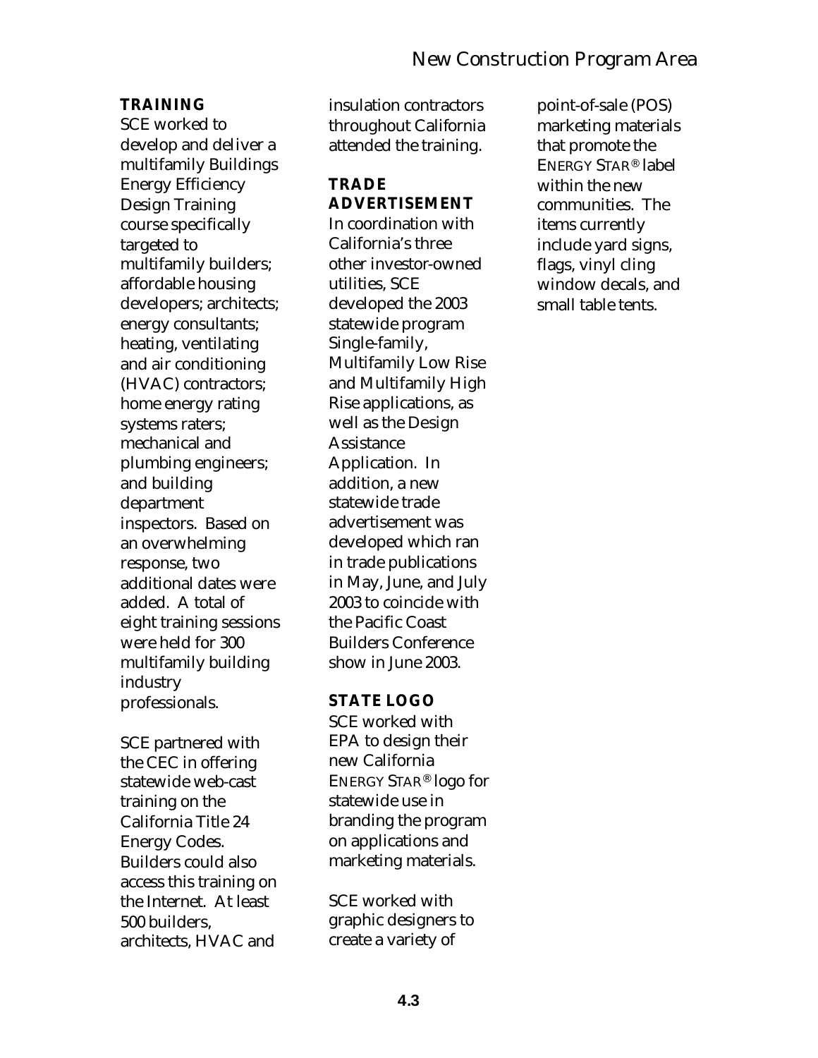### TRAINING

SCE worked to develop and deliver a multifamily Buildings Energy Efficiency Design Training course specifically targeted to multifamily builders; affordable housing developers; architects; energy consultants; heating, ventilating and air conditioning (HVAC) contractors; home energy rating systems raters; mechanical and plumbing engineers; and building department inspectors. Based on an overwhelming response, two additional dates were added. A total of eight training sessions were held for 300 multifamily building industry professionals.

SCE partnered with the CEC in offering statewide web-cast training on the California Title 24 Energy Codes. Builders could also access this training on the Internet. At least 500 builders, architects, HVAC and insulation contractors throughout California attended the training.

### TRADE ADVERTISEMENT

In coordination with California's three other investor-owned utilities, SCE developed the 2003 statewide program Single-family, Multifamily Low Rise and Multifamily High Rise applications, as well as the Design Assistance Application. In addition, a new statewide trade advertisement was developed which ran in trade publications in May, June, and July 2003 to coincide with the Pacific Coast Builders Conference show in June 2003.

### STATE LOGO

SCE worked with EPA to design their new California ENERGY STAR® logo for statewide use in branding the program on applications and marketing materials.

SCE worked with graphic designers to create a variety of point-of-sale (POS) marketing materials that promote the ENERGY STAR® label within the new communities. The items currently include yard signs, flags, vinyl cling window decals, and small table tents.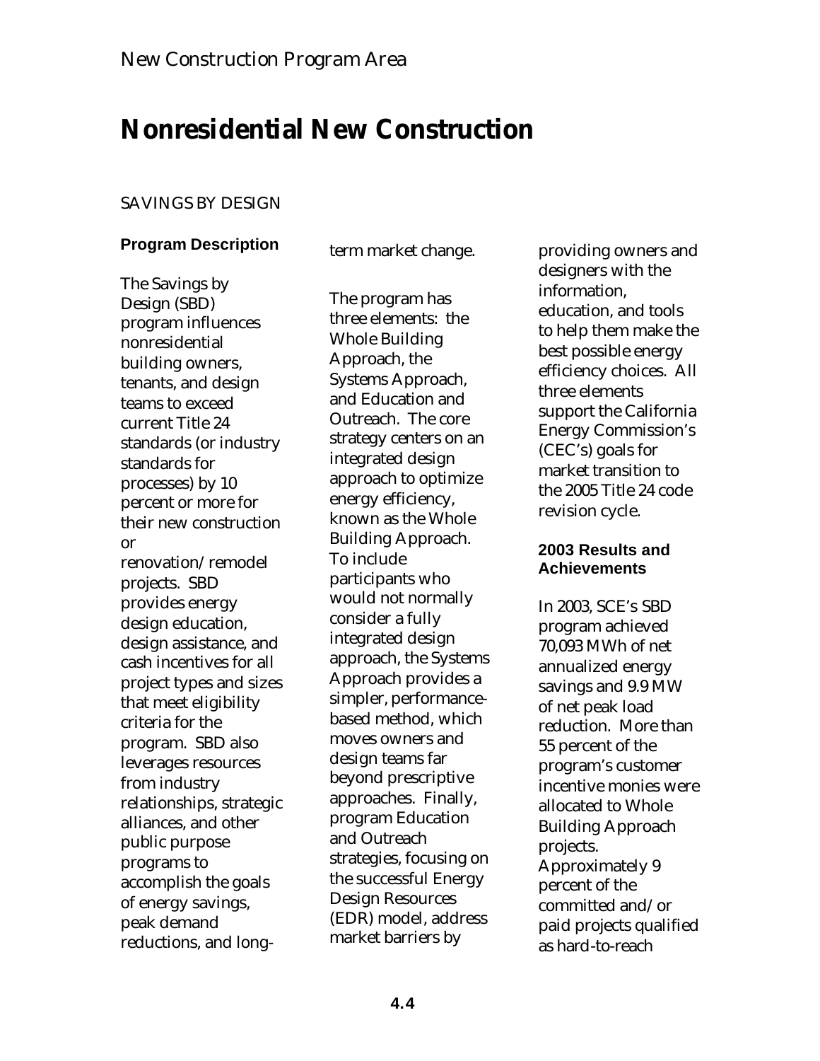New Construction Program Area

# Nonresidential New Construction

SAVINGS BY DESIGN

### Program Description

The Savings by Design (SBD) program influences nonresidential building owners, tenants, and design teams to exceed current Title 24 standards (or industry standards for processes) by 10 percent or more for their new construction or renovation/remodel projects. SBD provides energy design education, design assistance, and cash incentives for all project types and sizes that meet eligibility criteria for the program. SBD also leverages resources from industry relationships, strategic alliances, and other public purpose programs to accomplish the goals of energy savings, peak demand reductions, and long-term market change.

The program has three elements: the Whole Building Approach, the Systems Approach, and Education and Outreach. The core strategy centers on an integrated design approach to optimize energy efficiency, known as the Whole Building Approach. To include participants who would not normally consider a fully integrated design approach, the Systems Approach provides a simpler, performance-based method, which moves owners and design teams far beyond prescriptive approaches. Finally, program Education and Outreach strategies, focusing on the successful Energy Design Resources (EDR) model, address market barriers by providing owners and designers with the information, education, and tools to help them make the best possible energy efficiency choices. All three elements support the California Energy Commission's (CEC's) goals for market transition to the 2005 Title 24 code revision cycle.

### 2003 Results and Achievements

In 2003, SCE's SBD program achieved 70,093 MWh of net annualized energy savings and 9.9 MW of net peak load reduction. More than 55 percent of the program's customer incentive monies were allocated to Whole Building Approach projects. Approximately 9 percent of the committed and/or paid projects qualified as hard-to-reach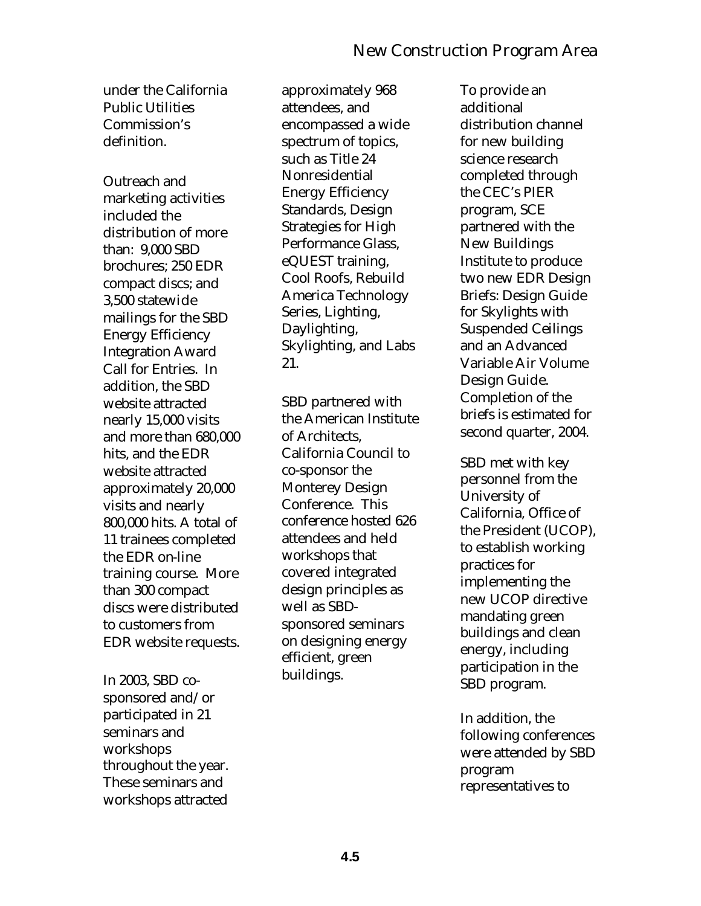under the California Public Utilities Commission's definition.

Outreach and marketing activities included the distribution of more than: 9,000 SBD brochures; 250 EDR compact discs; and 3,500 statewide mailings for the SBD Energy Efficiency Integration Award Call for Entries. In addition, the SBD website attracted nearly 15,000 visits and more than 680,000 hits, and the EDR website attracted approximately 20,000 visits and nearly 800,000 hits. A total of 11 trainees completed the EDR on-line training course. More than 300 compact discs were distributed to customers from EDR website requests.

In 2003, SBD co-sponsored and/or participated in 21 seminars and workshops throughout the year. These seminars and workshops attracted approximately 968 attendees, and encompassed a wide spectrum of topics, such as Title 24 Nonresidential Energy Efficiency Standards, Design Strategies for High Performance Glass, eQUEST training, Cool Roofs, Rebuild America Technology Series, Lighting, Daylighting, Skylighting, and Labs 21.

SBD partnered with the American Institute of Architects, California Council to co-sponsor the Monterey Design Conference. This conference hosted 626 attendees and held workshops that covered integrated design principles as well as SBD-sponsored seminars on designing energy efficient, green buildings.

To provide an additional distribution channel for new building science research completed through the CEC's PIER program, SCE partnered with the New Buildings Institute to produce two new EDR Design Briefs: Design Guide for Skylights with Suspended Ceilings and an Advanced Variable Air Volume Design Guide. Completion of the briefs is estimated for second quarter, 2004.

SBD met with key personnel from the University of California, Office of the President (UCOP), to establish working practices for implementing the new UCOP directive mandating green buildings and clean energy, including participation in the SBD program.

In addition, the following conferences were attended by SBD program representatives to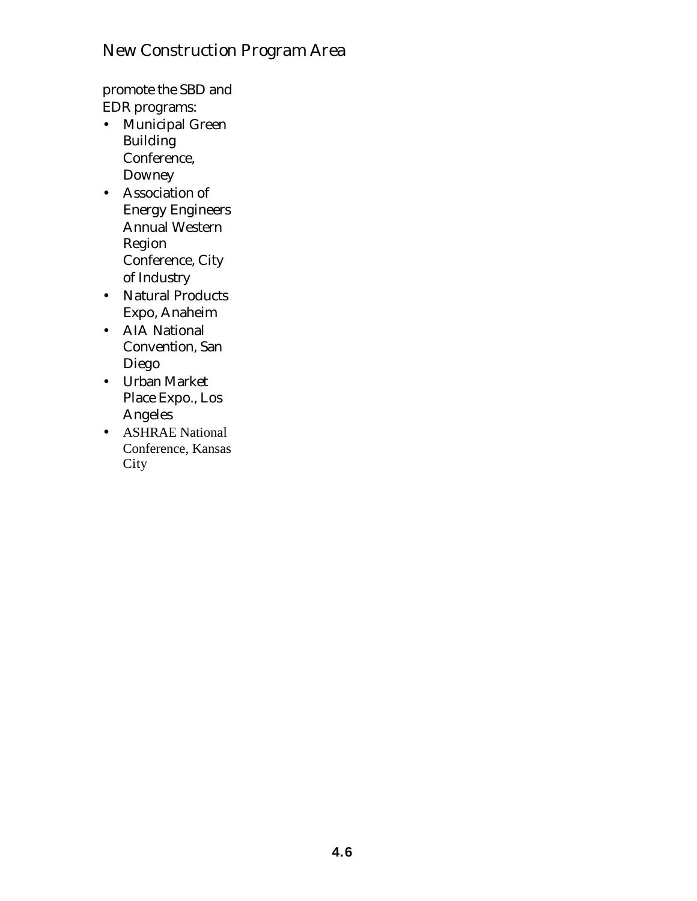promote the SBD and EDR programs:

- Municipal Green Building Conference, Downey
- Association of Energy Engineers Annual Western Region Conference, City of Industry
- Natural Products Expo, Anaheim
- AIA National Convention, San Diego
- Urban Market Place Expo., Los Angeles
- ASHRAE National Conference, Kansas City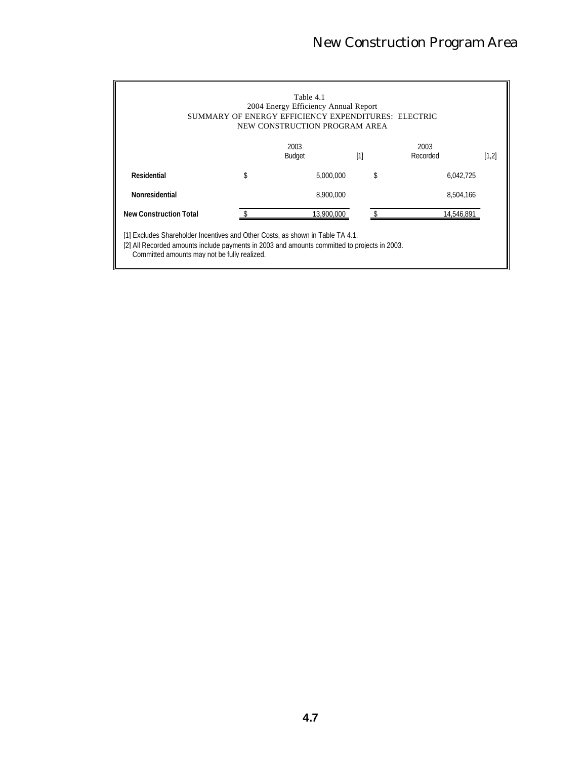# New Construction Program Area

Table 4.1
2004 Energy Efficiency Annual Report
SUMMARY OF ENERGY EFFICIENCY EXPENDITURES: ELECTRIC
NEW CONSTRUCTION PROGRAM AREA

| | 2003 Budget [1] | 2003 Recorded [1,2] |
|---|---|---|
| **Residential** | $ 5,000,000 | $ 6,042,725 |
| **Nonresidential** | 8,900,000 | 8,504,166 |
| **New Construction Total** | $ 13,900,000 | $ 14,546,891 |

[1] Excludes Shareholder Incentives and Other Costs, as shown in Table TA 4.1.
[2] All Recorded amounts include payments in 2003 and amounts committed to projects in 2003.
Committed amounts may not be fully realized.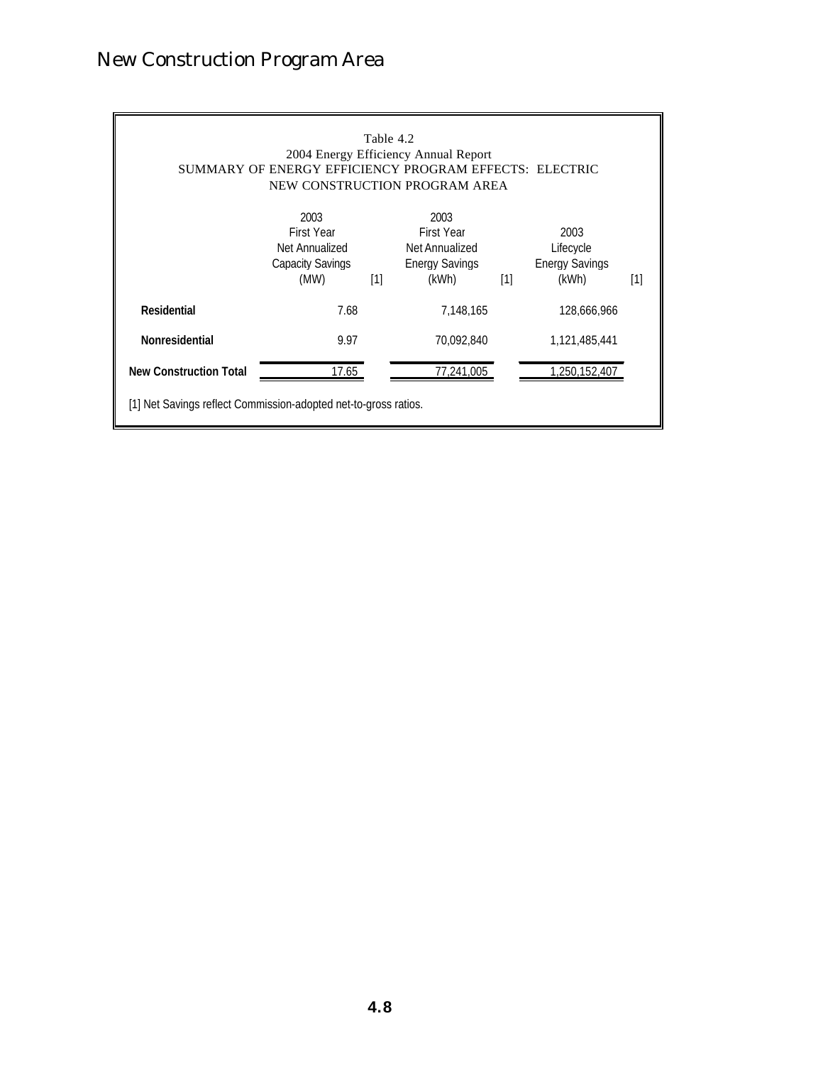# New Construction Program Area

Table 4.2
2004 Energy Efficiency Annual Report
SUMMARY OF ENERGY EFFICIENCY PROGRAM EFFECTS: ELECTRIC
NEW CONSTRUCTION PROGRAM AREA

| | 2003 First Year Net Annualized Capacity Savings (MW) [1] | 2003 First Year Net Annualized Energy Savings (kWh) [1] | 2003 Lifecycle Energy Savings (kWh) [1] |
|---|---|---|---|
| **Residential** | 7.68 | 7,148,165 | 128,666,966 |
| **Nonresidential** | 9.97 | 70,092,840 | 1,121,485,441 |
| **New Construction Total** | 17.65 | 77,241,005 | 1,250,152,407 |

[1] Net Savings reflect Commission-adopted net-to-gross ratios.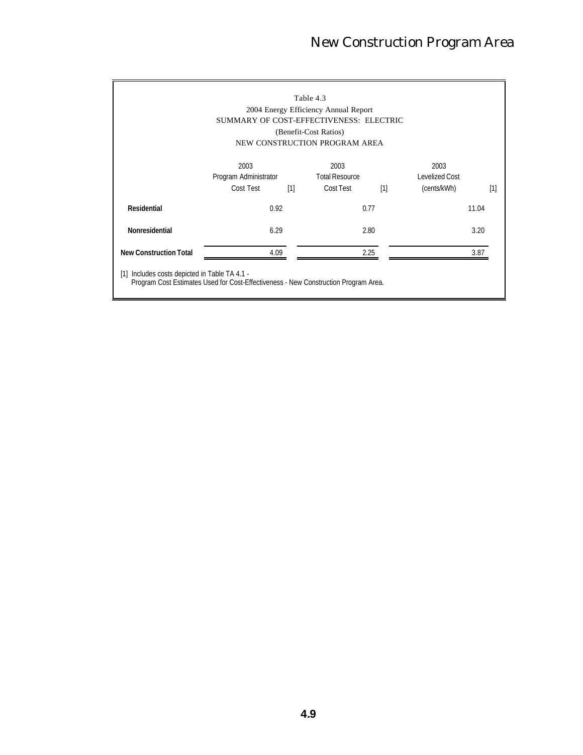Table 4.3
2004 Energy Efficiency Annual Report
SUMMARY OF COST-EFFECTIVENESS: ELECTRIC
(Benefit-Cost Ratios)
NEW CONSTRUCTION PROGRAM AREA

| | 2003 Program Administrator Cost Test [1] | 2003 Total Resource Cost Test [1] | 2003 Levelized Cost (cents/kWh) [1] |
|---|---|---|---|
| **Residential** | 0.92 | 0.77 | 11.04 |
| **Nonresidential** | 6.29 | 2.80 | 3.20 |
| **New Construction Total** | 4.09 | 2.25 | 3.87 |

[1] Includes costs depicted in Table TA 4.1 - Program Cost Estimates Used for Cost-Effectiveness - New Construction Program Area.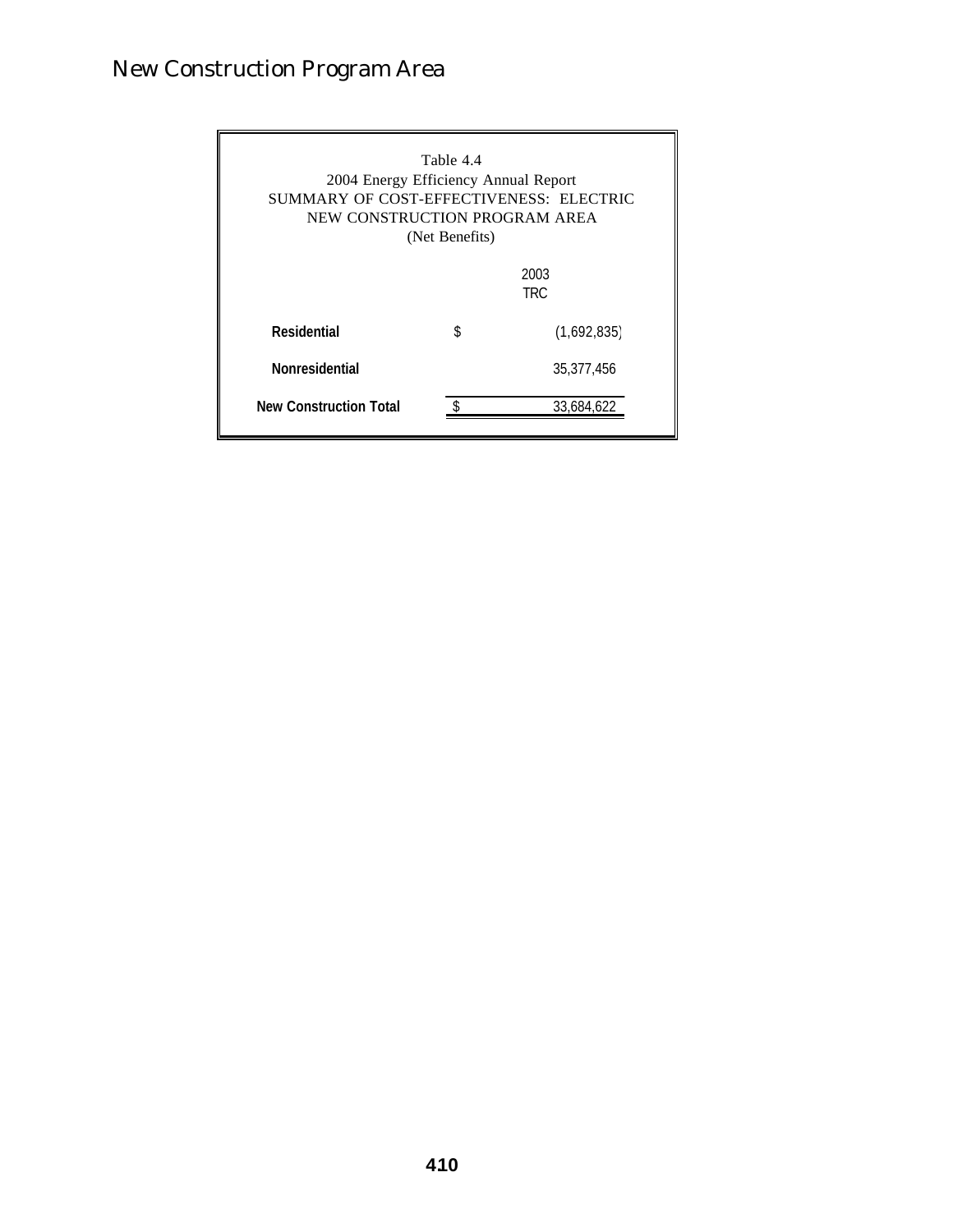# New Construction Program Area

Table 4.4
2004 Energy Efficiency Annual Report
SUMMARY OF COST-EFFECTIVENESS: ELECTRIC
NEW CONSTRUCTION PROGRAM AREA
(Net Benefits)

| | | 2003 TRC |
|---|---|---|
| **Residential** | $ | (1,692,835) |
| **Nonresidential** | | 35,377,456 |
| **New Construction Total** | $ | 33,684,622 |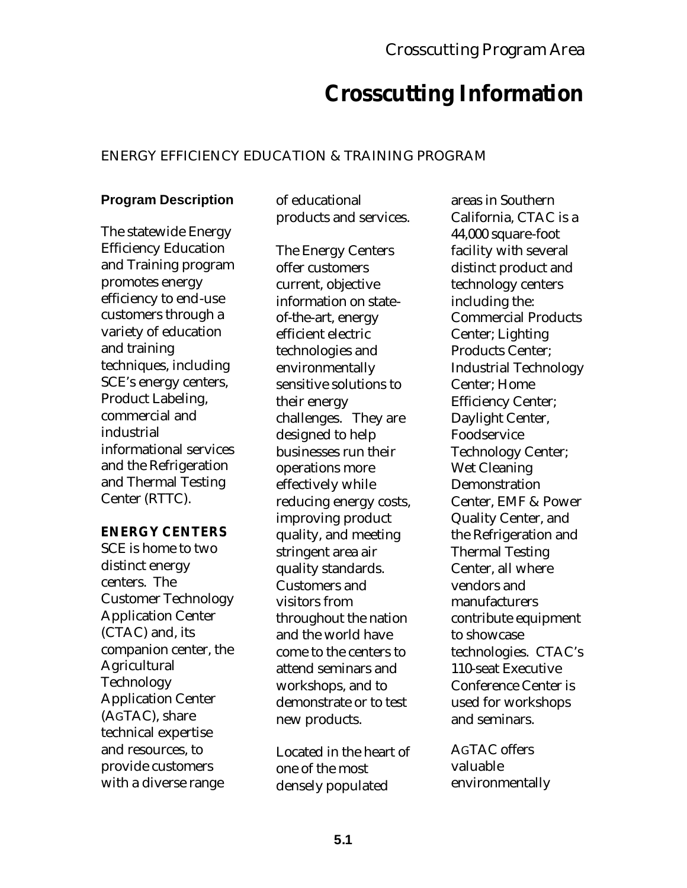# Crosscutting Information

## ENERGY EFFICIENCY EDUCATION & TRAINING PROGRAM

### Program Description

The statewide Energy Efficiency Education and Training program promotes energy efficiency to end-use customers through a variety of education and training techniques, including SCE's energy centers, Product Labeling, commercial and industrial informational services and the Refrigeration and Thermal Testing Center (RTTC).

**ENERGY CENTERS**

SCE is home to two distinct energy centers. The Customer Technology Application Center (CTAC) and, its companion center, the Agricultural Technology Application Center (AGTAC), share technical expertise and resources, to provide customers with a diverse range of educational products and services.

The Energy Centers offer customers current, objective information on state-of-the-art, energy efficient electric technologies and environmentally sensitive solutions to their energy challenges. They are designed to help businesses run their operations more effectively while reducing energy costs, improving product quality, and meeting stringent area air quality standards. Customers and visitors from throughout the nation and the world have come to the centers to attend seminars and workshops, and to demonstrate or to test new products.

Located in the heart of one of the most densely populated areas in Southern California, CTAC is a 44,000 square-foot facility with several distinct product and technology centers including the: Commercial Products Center; Lighting Products Center; Industrial Technology Center; Home Efficiency Center; Daylight Center, Foodservice Technology Center; Wet Cleaning Demonstration Center, EMF & Power Quality Center, and the Refrigeration and Thermal Testing Center, all where vendors and manufacturers contribute equipment to showcase technologies. CTAC's 110-seat Executive Conference Center is used for workshops and seminars.

AGTAC offers valuable environmentally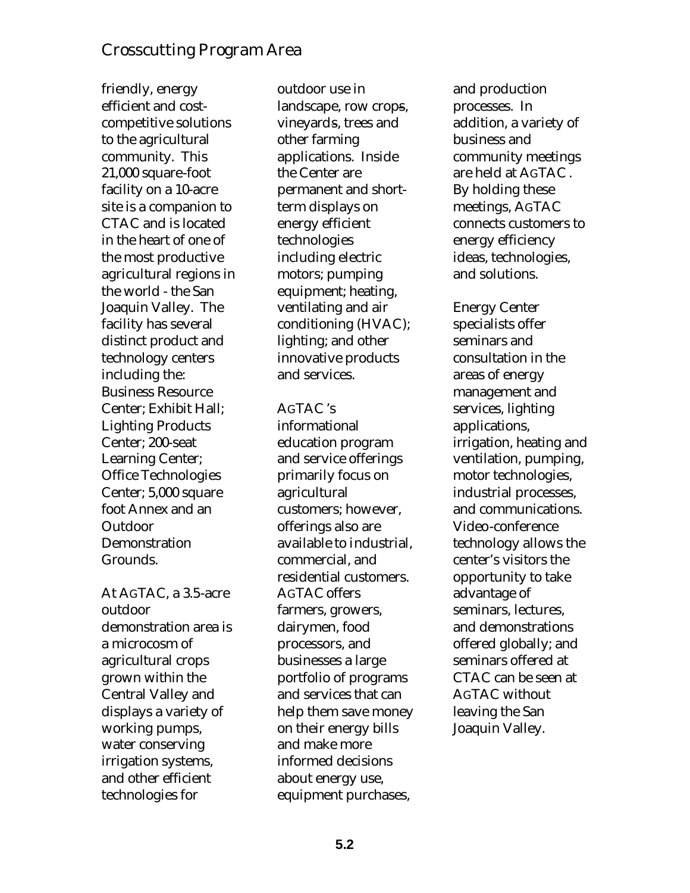friendly, energy efficient and cost-competitive solutions to the agricultural community. This 21,000 square-foot facility on a 10-acre site is a companion to CTAC and is located in the heart of one of the most productive agricultural regions in the world - the San Joaquin Valley. The facility has several distinct product and technology centers including the: Business Resource Center; Exhibit Hall; Lighting Products Center; 200-seat Learning Center; Office Technologies Center; 5,000 square foot Annex and an Outdoor Demonstration Grounds.

At AGTAC, a 3.5-acre outdoor demonstration area is a microcosm of agricultural crops grown within the Central Valley and displays a variety of working pumps, water conserving irrigation systems, and other efficient technologies for outdoor use in landscape, row crops, vineyards, trees and other farming applications. Inside the Center are permanent and short-term displays on energy efficient technologies including electric motors; pumping equipment; heating, ventilating and air conditioning (HVAC); lighting; and other innovative products and services.

AGTAC's informational education program and service offerings primarily focus on agricultural customers; however, offerings also are available to industrial, commercial, and residential customers. AGTAC offers farmers, growers, dairymen, food processors, and businesses a large portfolio of programs and services that can help them save money on their energy bills and make more informed decisions about energy use, equipment purchases, and production processes. In addition, a variety of business and community meetings are held at AGTAC. By holding these meetings, AGTAC connects customers to energy efficiency ideas, technologies, and solutions.

Energy Center specialists offer seminars and consultation in the areas of energy management and services, lighting applications, irrigation, heating and ventilation, pumping, motor technologies, industrial processes, and communications. Video-conference technology allows the center's visitors the opportunity to take advantage of seminars, lectures, and demonstrations offered globally; and seminars offered at CTAC can be seen at AGTAC without leaving the San Joaquin Valley.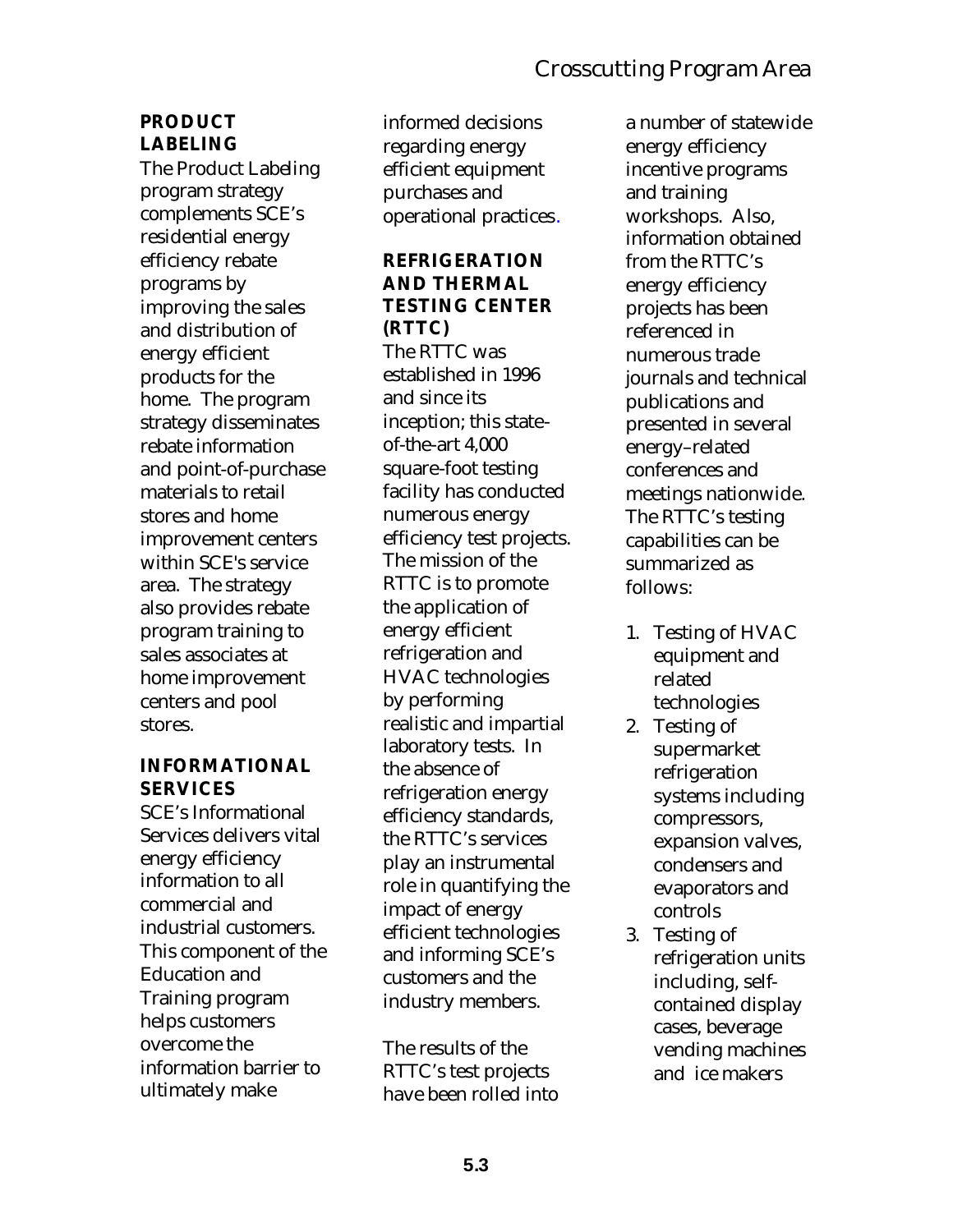### PRODUCT LABELING

The Product Labeling program strategy complements SCE's residential energy efficiency rebate programs by improving the sales and distribution of energy efficient products for the home. The program strategy disseminates rebate information and point-of-purchase materials to retail stores and home improvement centers within SCE's service area. The strategy also provides rebate program training to sales associates at home improvement centers and pool stores.

### INFORMATIONAL SERVICES

SCE's Informational Services delivers vital energy efficiency information to all commercial and industrial customers. This component of the Education and Training program helps customers overcome the information barrier to ultimately make informed decisions regarding energy efficient equipment purchases and operational practices.

### REFRIGERATION AND THERMAL TESTING CENTER (RTTC)

The RTTC was established in 1996 and since its inception; this state-of-the-art 4,000 square-foot testing facility has conducted numerous energy efficiency test projects. The mission of the RTTC is to promote the application of energy efficient refrigeration and HVAC technologies by performing realistic and impartial laboratory tests. In the absence of refrigeration energy efficiency standards, the RTTC's services play an instrumental role in quantifying the impact of energy efficient technologies and informing SCE's customers and the industry members.

The results of the RTTC's test projects have been rolled into a number of statewide energy efficiency incentive programs and training workshops. Also, information obtained from the RTTC's energy efficiency projects has been referenced in numerous trade journals and technical publications and presented in several energy–related conferences and meetings nationwide. The RTTC's testing capabilities can be summarized as follows:

1. Testing of HVAC equipment and related technologies
2. Testing of supermarket refrigeration systems including compressors, expansion valves, condensers and evaporators and controls
3. Testing of refrigeration units including, self-contained display cases, beverage vending machines and ice makers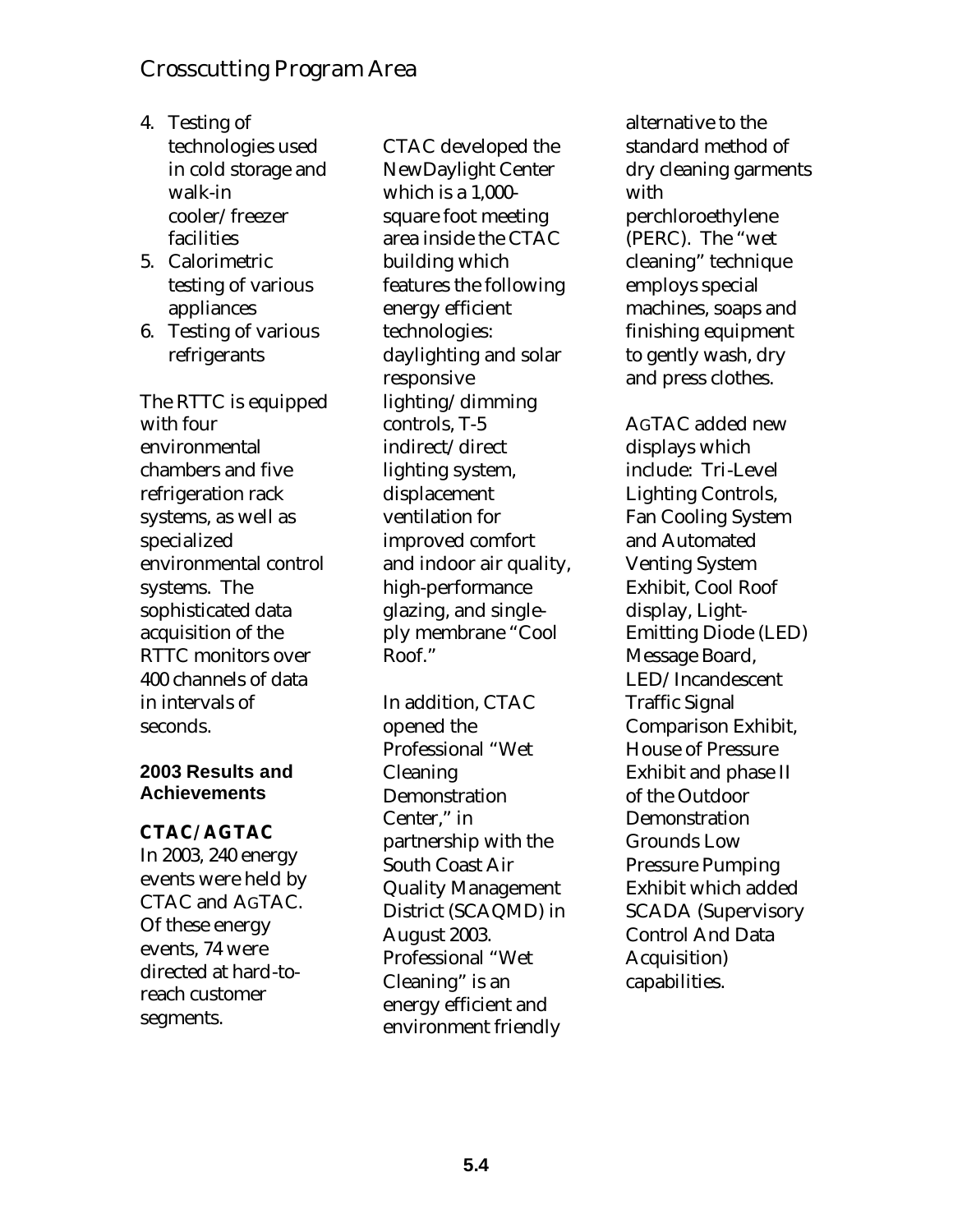4. Testing of technologies used in cold storage and walk-in cooler/freezer facilities
5. Calorimetric testing of various appliances
6. Testing of various refrigerants

The RTTC is equipped with four environmental chambers and five refrigeration rack systems, as well as specialized environmental control systems. The sophisticated data acquisition of the RTTC monitors over 400 channels of data in intervals of seconds.

### 2003 Results and Achievements

**CTAC/AGTAC**

In 2003, 240 energy events were held by CTAC and AGTAC. Of these energy events, 74 were directed at hard-to-reach customer segments.

CTAC developed the NewDaylight Center which is a 1,000-square foot meeting area inside the CTAC building which features the following energy efficient technologies: daylighting and solar responsive lighting/dimming controls, T-5 indirect/direct lighting system, displacement ventilation for improved comfort and indoor air quality, high-performance glazing, and single-ply membrane "Cool Roof."

In addition, CTAC opened the Professional "Wet Cleaning Demonstration Center," in partnership with the South Coast Air Quality Management District (SCAQMD) in August 2003. Professional "Wet Cleaning" is an energy efficient and environment friendly alternative to the standard method of dry cleaning garments with perchloroethylene (PERC). The "wet cleaning" technique employs special machines, soaps and finishing equipment to gently wash, dry and press clothes.

AGTAC added new displays which include: Tri-Level Lighting Controls, Fan Cooling System and Automated Venting System Exhibit, Cool Roof display, Light-Emitting Diode (LED) Message Board, LED/Incandescent Traffic Signal Comparison Exhibit, House of Pressure Exhibit and phase II of the Outdoor Demonstration Grounds Low Pressure Pumping Exhibit which added SCADA (Supervisory Control And Data Acquisition) capabilities.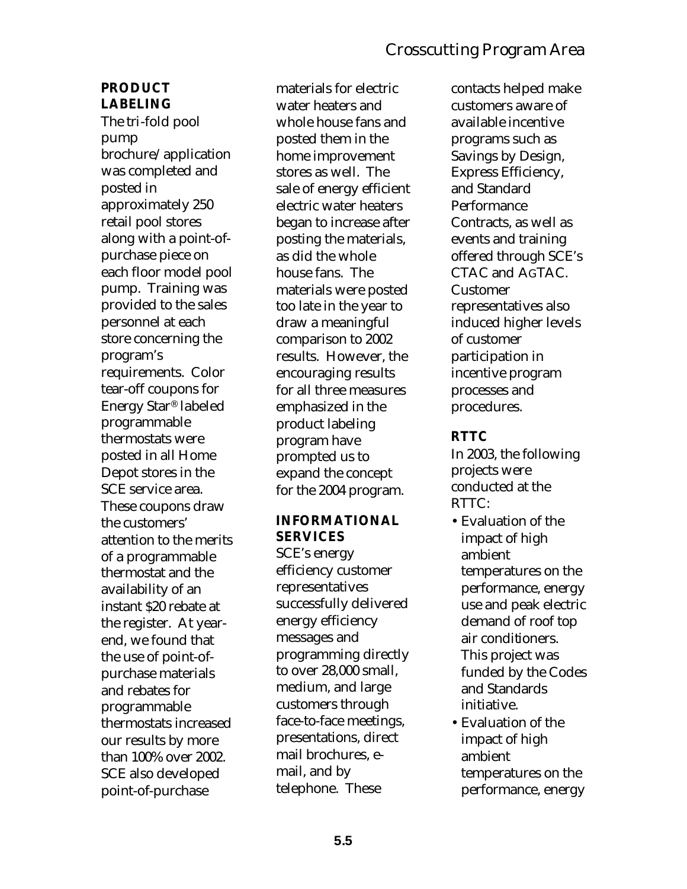### PRODUCT LABELING

The tri-fold pool pump brochure/application was completed and posted in approximately 250 retail pool stores along with a point-of-purchase piece on each floor model pool pump. Training was provided to the sales personnel at each store concerning the program's requirements. Color tear-off coupons for Energy Star® labeled programmable thermostats were posted in all Home Depot stores in the SCE service area. These coupons draw the customers' attention to the merits of a programmable thermostat and the availability of an instant $20 rebate at the register. At year-end, we found that the use of point-of-purchase materials and rebates for programmable thermostats increased our results by more than 100% over 2002. SCE also developed point-of-purchase materials for electric water heaters and whole house fans and posted them in the home improvement stores as well. The sale of energy efficient electric water heaters began to increase after posting the materials, as did the whole house fans. The materials were posted too late in the year to draw a meaningful comparison to 2002 results. However, the encouraging results for all three measures emphasized in the product labeling program have prompted us to expand the concept for the 2004 program.

### INFORMATIONAL SERVICES

SCE's energy efficiency customer representatives successfully delivered energy efficiency messages and programming directly to over 28,000 small, medium, and large customers through face-to-face meetings, presentations, direct mail brochures, e-mail, and by telephone. These contacts helped make customers aware of available incentive programs such as Savings by Design, Express Efficiency, and Standard Performance Contracts, as well as events and training offered through SCE's CTAC and AGTAC. Customer representatives also induced higher levels of customer participation in incentive program processes and procedures.

### RTTC

In 2003, the following projects were conducted at the RTTC:

- Evaluation of the impact of high ambient temperatures on the performance, energy use and peak electric demand of roof top air conditioners. This project was funded by the Codes and Standards initiative.
- Evaluation of the impact of high ambient temperatures on the performance, energy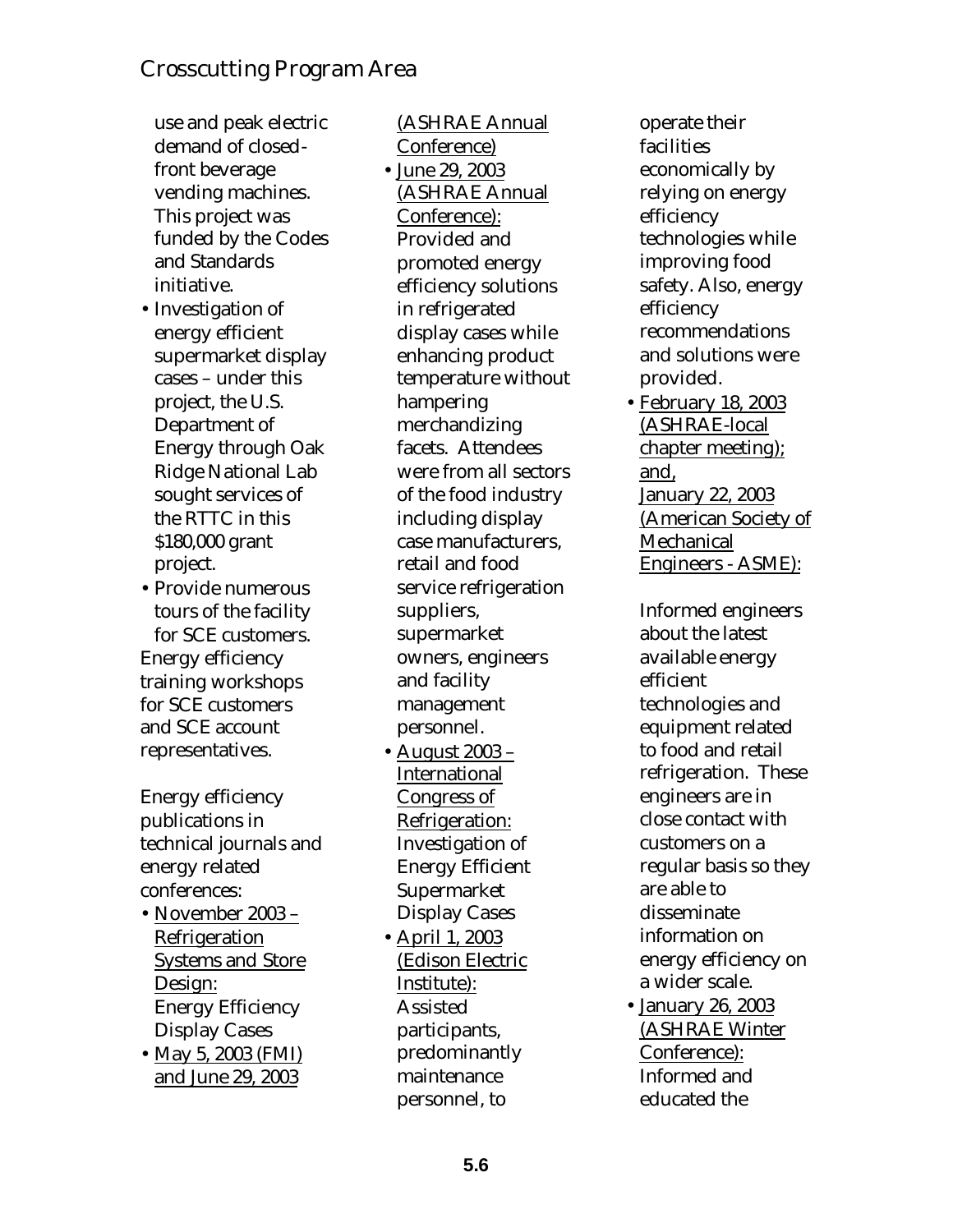use and peak electric demand of closed-front beverage vending machines. This project was funded by the Codes and Standards initiative.

- Investigation of energy efficient supermarket display cases – under this project, the U.S. Department of Energy through Oak Ridge National Lab sought services of the RTTC in this $180,000 grant project.
- Provide numerous tours of the facility for SCE customers.

Energy efficiency training workshops for SCE customers and SCE account representatives.

Energy efficiency publications in technical journals and energy related conferences:

- November 2003 – Refrigeration Systems and Store Design: Energy Efficiency Display Cases
- May 5, 2003 (FMI) and June 29, 2003 (ASHRAE Annual Conference)
- June 29, 2003 (ASHRAE Annual Conference): Provided and promoted energy efficiency solutions in refrigerated display cases while enhancing product temperature without hampering merchandizing facets. Attendees were from all sectors of the food industry including display case manufacturers, retail and food service refrigeration suppliers, supermarket owners, engineers and facility management personnel.
- August 2003 – International Congress of Refrigeration: Investigation of Energy Efficient Supermarket Display Cases
- April 1, 2003 (Edison Electric Institute): Assisted participants, predominantly maintenance personnel, to operate their facilities economically by relying on energy efficiency technologies while improving food safety. Also, energy efficiency recommendations and solutions were provided.
- February 18, 2003 (ASHRAE-local chapter meeting); and, January 22, 2003 (American Society of Mechanical Engineers - ASME):

  Informed engineers about the latest available energy efficient technologies and equipment related to food and retail refrigeration. These engineers are in close contact with customers on a regular basis so they are able to disseminate information on energy efficiency on a wider scale.
- January 26, 2003 (ASHRAE Winter Conference): Informed and educated the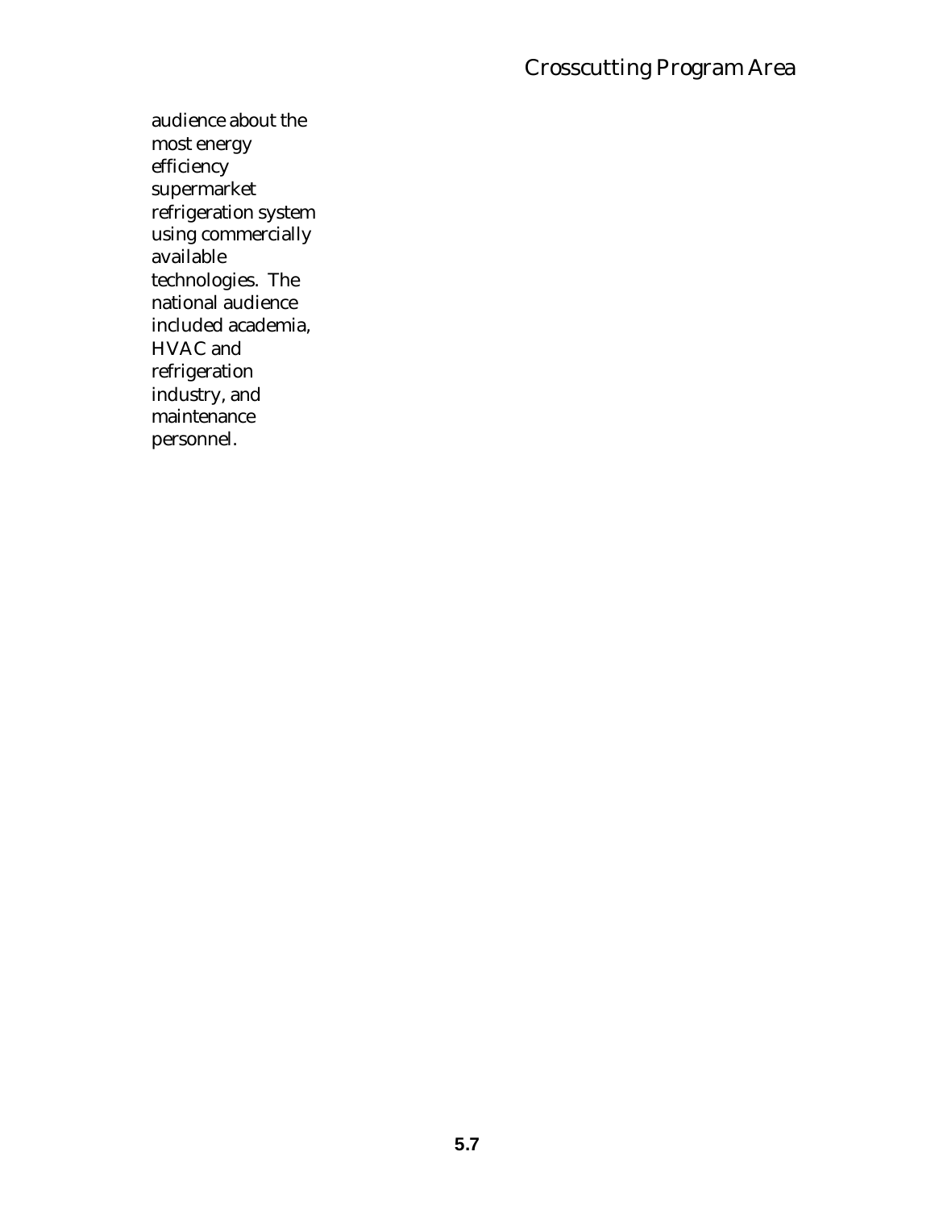audience about the most energy efficiency supermarket refrigeration system using commercially available technologies. The national audience included academia, HVAC and refrigeration industry, and maintenance personnel.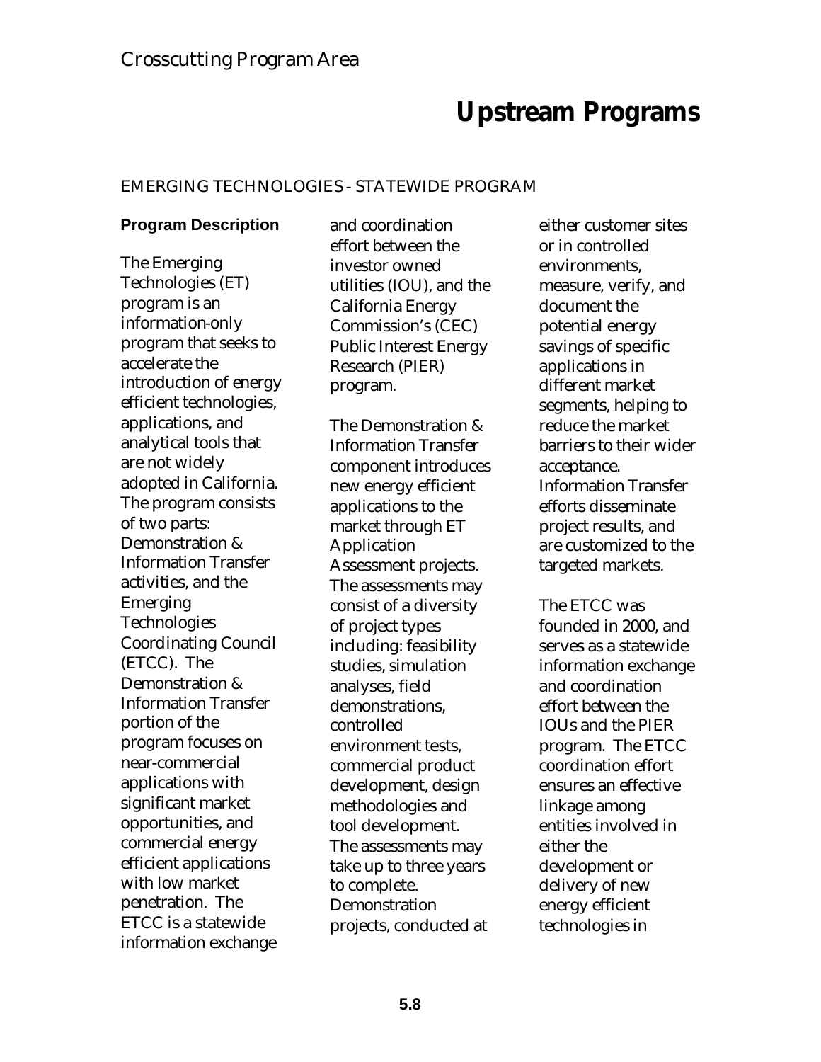Crosscutting Program Area

# Upstream Programs

## EMERGING TECHNOLOGIES - STATEWIDE PROGRAM

### Program Description

The Emerging Technologies (ET) program is an information-only program that seeks to accelerate the introduction of energy efficient technologies, applications, and analytical tools that are not widely adopted in California. The program consists of two parts: Demonstration & Information Transfer activities, and the Emerging Technologies Coordinating Council (ETCC). The Demonstration & Information Transfer portion of the program focuses on near-commercial applications with significant market opportunities, and commercial energy efficient applications with low market penetration. The ETCC is a statewide information exchange and coordination effort between the investor owned utilities (IOU), and the California Energy Commission's (CEC) Public Interest Energy Research (PIER) program.

The Demonstration & Information Transfer component introduces new energy efficient applications to the market through ET Application Assessment projects. The assessments may consist of a diversity of project types including: feasibility studies, simulation analyses, field demonstrations, controlled environment tests, commercial product development, design methodologies and tool development. The assessments may take up to three years to complete. Demonstration projects, conducted at either customer sites or in controlled environments, measure, verify, and document the potential energy savings of specific applications in different market segments, helping to reduce the market barriers to their wider acceptance. Information Transfer efforts disseminate project results, and are customized to the targeted markets.

The ETCC was founded in 2000, and serves as a statewide information exchange and coordination effort between the IOUs and the PIER program. The ETCC coordination effort ensures an effective linkage among entities involved in either the development or delivery of new energy efficient technologies in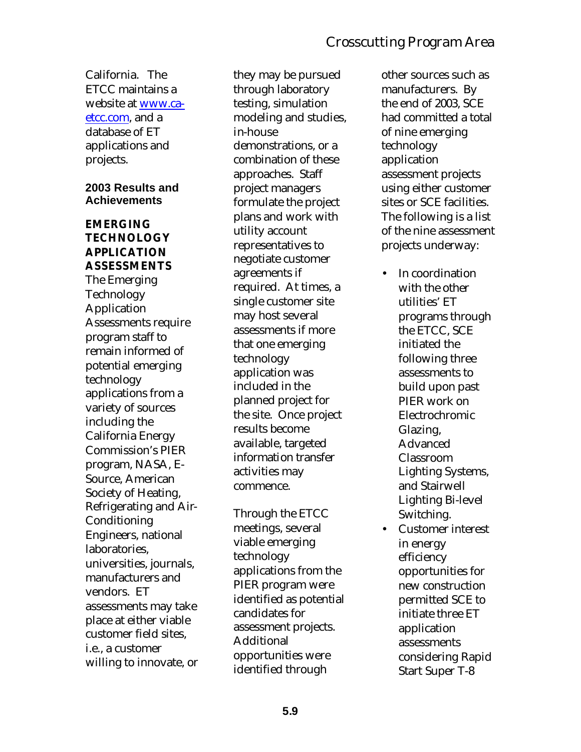California. The ETCC maintains a website at [www.ca-etcc.com](http://www.ca-etcc.com), and a database of ET applications and projects.

### 2003 Results and Achievements

**EMERGING TECHNOLOGY APPLICATION ASSESSMENTS**

The Emerging Technology Application Assessments require program staff to remain informed of potential emerging technology applications from a variety of sources including the California Energy Commission's PIER program, NASA, E-Source, American Society of Heating, Refrigerating and Air-Conditioning Engineers, national laboratories, universities, journals, manufacturers and vendors. ET assessments may take place at either viable customer field sites, i.e., a customer willing to innovate, or they may be pursued through laboratory testing, simulation modeling and studies, in-house demonstrations, or a combination of these approaches. Staff project managers formulate the project plans and work with utility account representatives to negotiate customer agreements if required. At times, a single customer site may host several assessments if more that one emerging technology application was included in the planned project for the site. Once project results become available, targeted information transfer activities may commence.

Through the ETCC meetings, several viable emerging technology applications from the PIER program were identified as potential candidates for assessment projects. Additional opportunities were identified through other sources such as manufacturers. By the end of 2003, SCE had committed a total of nine emerging technology application assessment projects using either customer sites or SCE facilities. The following is a list of the nine assessment projects underway:

- In coordination with the other utilities' ET programs through the ETCC, SCE initiated the following three assessments to build upon past PIER work on Electrochromic Glazing, Advanced Classroom Lighting Systems, and Stairwell Lighting Bi-level Switching.
- Customer interest in energy efficiency opportunities for new construction permitted SCE to initiate three ET application assessments considering Rapid Start Super T-8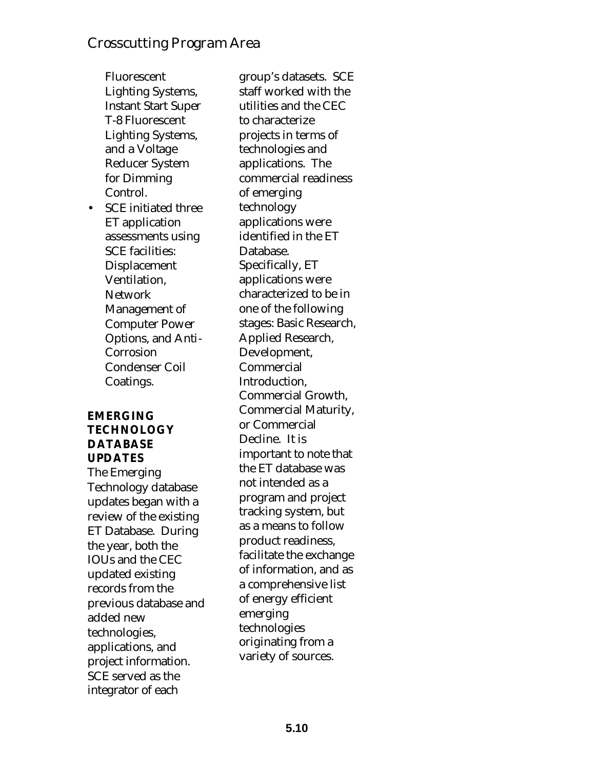Fluorescent Lighting Systems, Instant Start Super T-8 Fluorescent Lighting Systems, and a Voltage Reducer System for Dimming Control.

- SCE initiated three ET application assessments using SCE facilities: Displacement Ventilation, Network Management of Computer Power Options, and Anti-Corrosion Condenser Coil Coatings.

**EMERGING TECHNOLOGY DATABASE UPDATES**

The Emerging Technology database updates began with a review of the existing ET Database. During the year, both the IOUs and the CEC updated existing records from the previous database and added new technologies, applications, and project information. SCE served as the integrator of each group's datasets. SCE staff worked with the utilities and the CEC to characterize projects in terms of technologies and applications. The commercial readiness of emerging technology applications were identified in the ET Database. Specifically, ET applications were characterized to be in one of the following stages: Basic Research, Applied Research, Development, Commercial Introduction, Commercial Growth, Commercial Maturity, or Commercial Decline. It is important to note that the ET database was not intended as a program and project tracking system, but as a means to follow product readiness, facilitate the exchange of information, and as a comprehensive list of energy efficient emerging technologies originating from a variety of sources.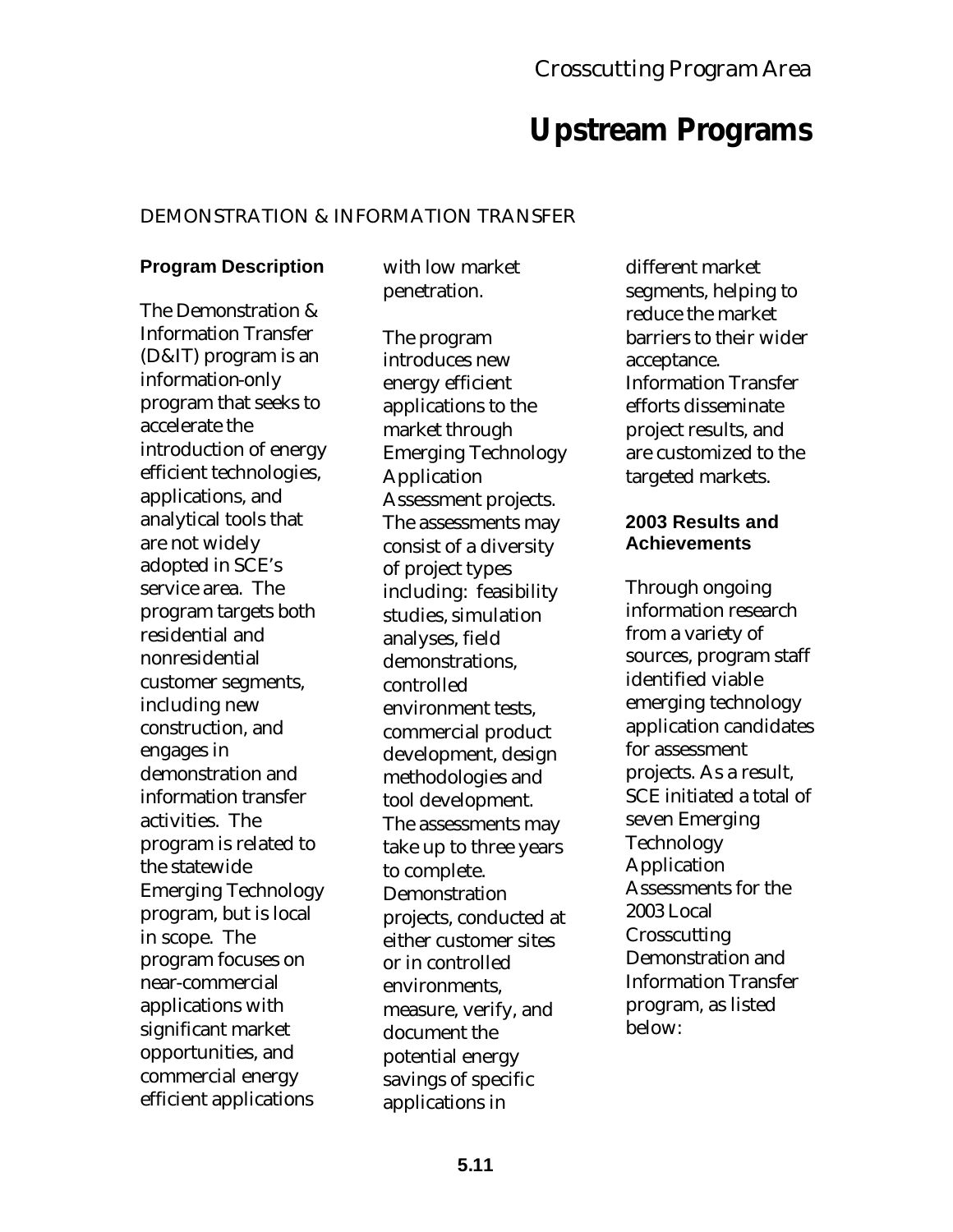*Crosscutting Program Area*

# Upstream Programs

## DEMONSTRATION & INFORMATION TRANSFER

### Program Description

The Demonstration & Information Transfer (D&IT) program is an information-only program that seeks to accelerate the introduction of energy efficient technologies, applications, and analytical tools that are not widely adopted in SCE's service area. The program targets both residential and nonresidential customer segments, including new construction, and engages in demonstration and information transfer activities. The program is related to the statewide Emerging Technology program, but is local in scope. The program focuses on near-commercial applications with significant market opportunities, and commercial energy efficient applications with low market penetration.

The program introduces new energy efficient applications to the market through Emerging Technology Application Assessment projects. The assessments may consist of a diversity of project types including: feasibility studies, simulation analyses, field demonstrations, controlled environment tests, commercial product development, design methodologies and tool development. The assessments may take up to three years to complete. Demonstration projects, conducted at either customer sites or in controlled environments, measure, verify, and document the potential energy savings of specific applications in different market segments, helping to reduce the market barriers to their wider acceptance. Information Transfer efforts disseminate project results, and are customized to the targeted markets.

### 2003 Results and Achievements

Through ongoing information research from a variety of sources, program staff identified viable emerging technology application candidates for assessment projects. As a result, SCE initiated a total of seven Emerging Technology Application Assessments for the 2003 Local Crosscutting Demonstration and Information Transfer program, as listed below: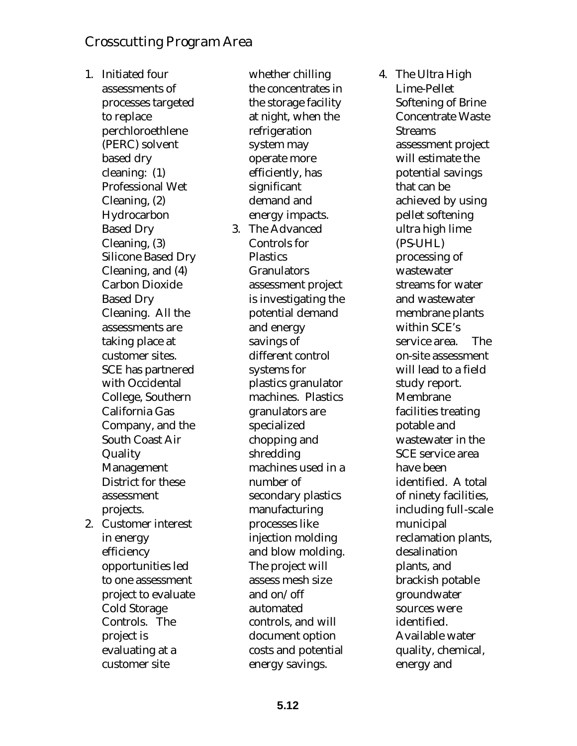## Crosscutting Program Area

1. Initiated four assessments of processes targeted to replace perchloroethlene (PERC) solvent based dry cleaning: (1) Professional Wet Cleaning, (2) Hydrocarbon Based Dry Cleaning, (3) Silicone Based Dry Cleaning, and (4) Carbon Dioxide Based Dry Cleaning. All the assessments are taking place at customer sites. SCE has partnered with Occidental College, Southern California Gas Company, and the South Coast Air Quality Management District for these assessment projects.
2. Customer interest in energy efficiency opportunities led to one assessment project to evaluate Cold Storage Controls. The project is evaluating at a customer site whether chilling the concentrates in the storage facility at night, when the refrigeration system may operate more efficiently, has significant demand and energy impacts.
3. The Advanced Controls for Plastics Granulators assessment project is investigating the potential demand and energy savings of different control systems for plastics granulator machines. Plastics granulators are specialized chopping and shredding machines used in a number of secondary plastics manufacturing processes like injection molding and blow molding. The project will assess mesh size and on/off automated controls, and will document option costs and potential energy savings.
4. The Ultra High Lime-Pellet Softening of Brine Concentrate Waste Streams assessment project will estimate the potential savings that can be achieved by using pellet softening ultra high lime (PS-UHL) processing of wastewater streams for water and wastewater membrane plants within SCE's service area. The on-site assessment will lead to a field study report. Membrane facilities treating potable and wastewater in the SCE service area have been identified. A total of ninety facilities, including full-scale municipal reclamation plants, desalination plants, and brackish potable groundwater sources were identified. Available water quality, chemical, energy and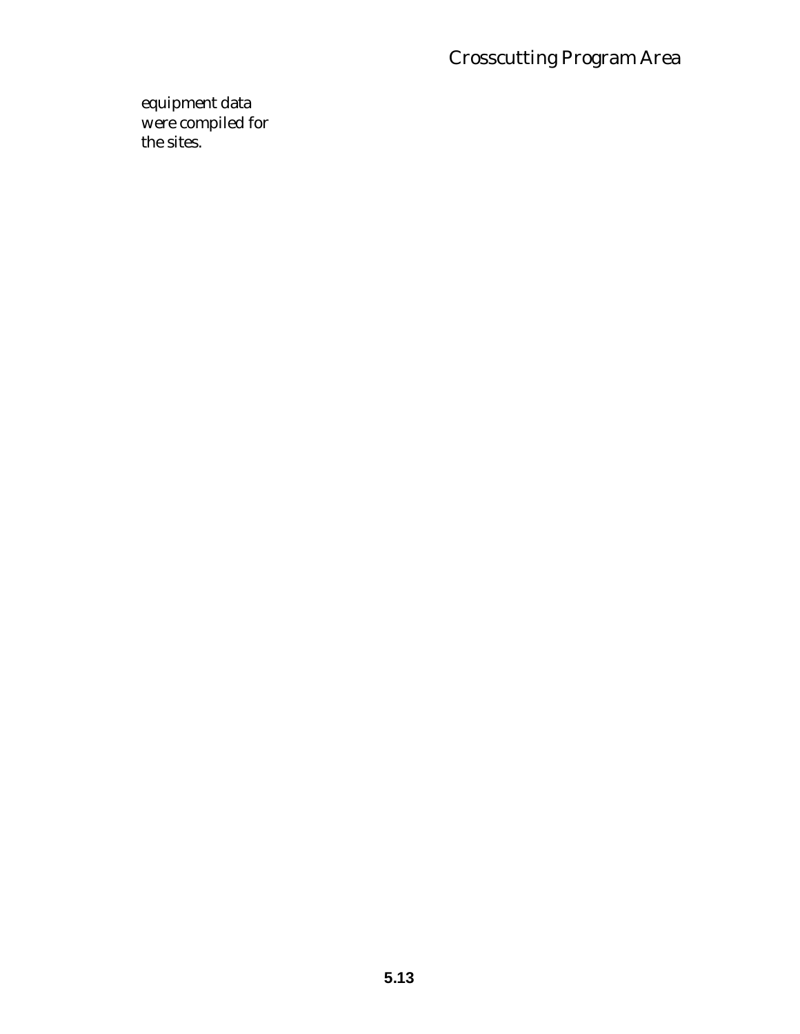equipment data
were compiled for
the sites.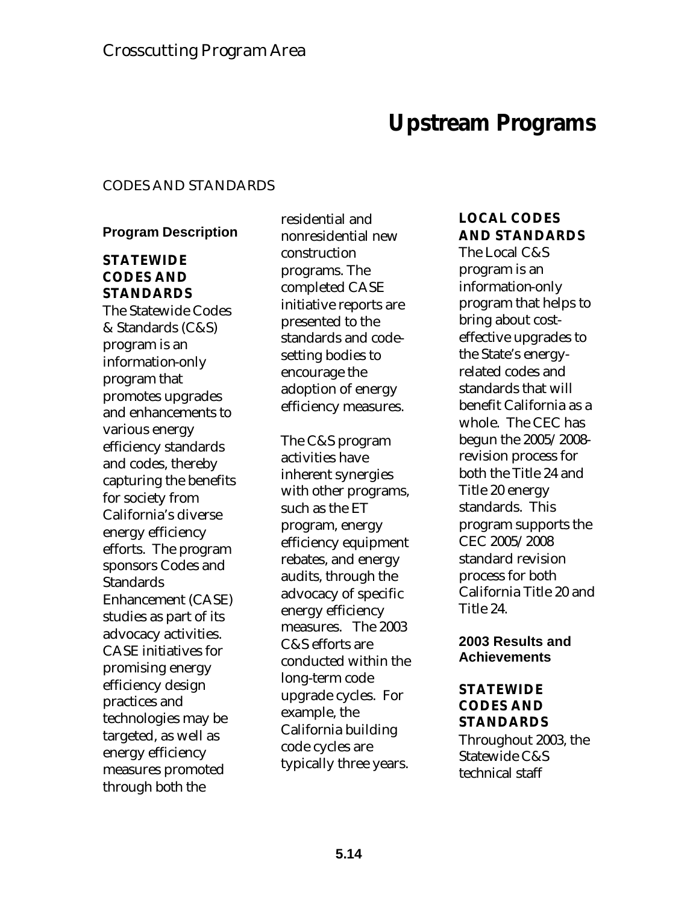# Upstream Programs

## CODES AND STANDARDS

### Program Description

**STATEWIDE CODES AND STANDARDS**

The Statewide Codes & Standards (C&S) program is an information-only program that promotes upgrades and enhancements to various energy efficiency standards and codes, thereby capturing the benefits for society from California's diverse energy efficiency efforts. The program sponsors Codes and Standards Enhancement (CASE) studies as part of its advocacy activities. CASE initiatives for promising energy efficiency design practices and technologies may be targeted, as well as energy efficiency measures promoted through both the residential and nonresidential new construction programs. The completed CASE initiative reports are presented to the standards and code-setting bodies to encourage the adoption of energy efficiency measures.

The C&S program activities have inherent synergies with other programs, such as the ET program, energy efficiency equipment rebates, and energy audits, through the advocacy of specific energy efficiency measures. The 2003 C&S efforts are conducted within the long-term code upgrade cycles. For example, the California building code cycles are typically three years.

**LOCAL CODES AND STANDARDS**

The Local C&S program is an information-only program that helps to bring about cost-effective upgrades to the State's energy-related codes and standards that will benefit California as a whole. The CEC has begun the 2005/2008-revision process for both the Title 24 and Title 20 energy standards. This program supports the CEC 2005/2008 standard revision process for both California Title 20 and Title 24.

### 2003 Results and Achievements

**STATEWIDE CODES AND STANDARDS**

Throughout 2003, the Statewide C&S technical staff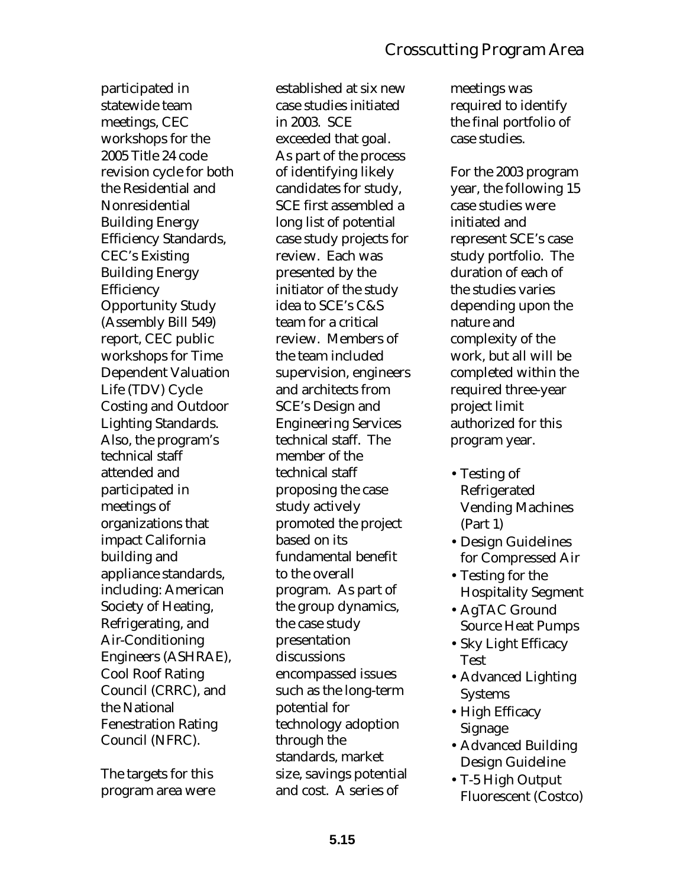participated in statewide team meetings, CEC workshops for the 2005 Title 24 code revision cycle for both the Residential and Nonresidential Building Energy Efficiency Standards, CEC's Existing Building Energy Efficiency Opportunity Study (Assembly Bill 549) report, CEC public workshops for Time Dependent Valuation Life (TDV) Cycle Costing and Outdoor Lighting Standards. Also, the program's technical staff attended and participated in meetings of organizations that impact California building and appliance standards, including: American Society of Heating, Refrigerating, and Air-Conditioning Engineers (ASHRAE), Cool Roof Rating Council (CRRC), and the National Fenestration Rating Council (NFRC).

The targets for this program area were established at six new case studies initiated in 2003. SCE exceeded that goal. As part of the process of identifying likely candidates for study, SCE first assembled a long list of potential case study projects for review. Each was presented by the initiator of the study idea to SCE's C&S team for a critical review. Members of the team included supervision, engineers and architects from SCE's Design and Engineering Services technical staff. The member of the technical staff proposing the case study actively promoted the project based on its fundamental benefit to the overall program. As part of the group dynamics, the case study presentation discussions encompassed issues such as the long-term potential for technology adoption through the standards, market size, savings potential and cost. A series of meetings was required to identify the final portfolio of case studies.

For the 2003 program year, the following 15 case studies were initiated and represent SCE's case study portfolio. The duration of each of the studies varies depending upon the nature and complexity of the work, but all will be completed within the required three-year project limit authorized for this program year.

- Testing of Refrigerated Vending Machines (Part 1)
- Design Guidelines for Compressed Air
- Testing for the Hospitality Segment
- AgTAC Ground Source Heat Pumps
- Sky Light Efficacy Test
- Advanced Lighting Systems
- High Efficacy Signage
- Advanced Building Design Guideline
- T-5 High Output Fluorescent (Costco)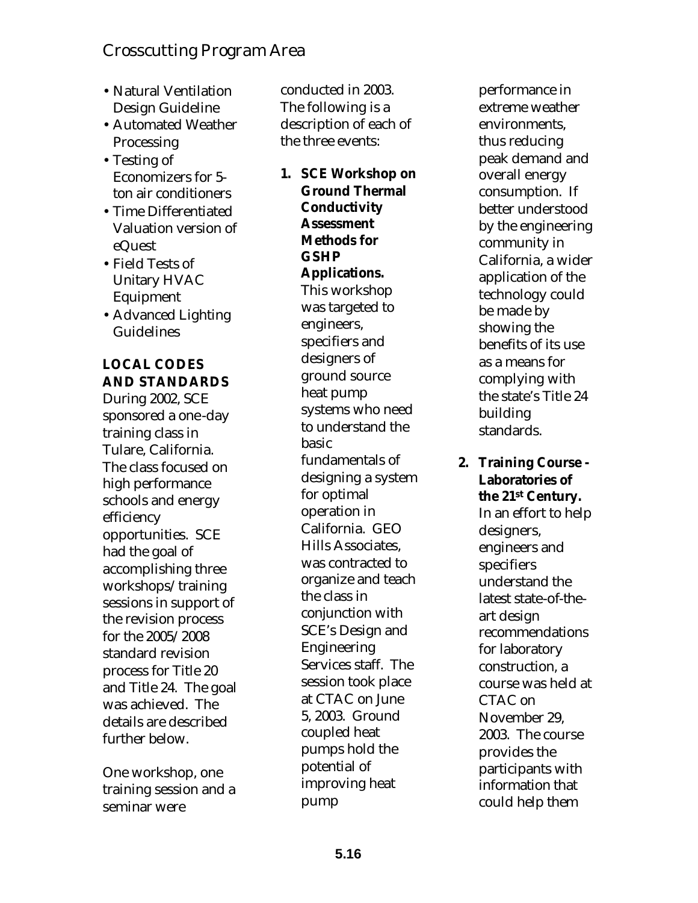- Natural Ventilation Design Guideline
- Automated Weather Processing
- Testing of Economizers for 5-ton air conditioners
- Time Differentiated Valuation version of eQuest
- Field Tests of Unitary HVAC Equipment
- Advanced Lighting Guidelines

**LOCAL CODES AND STANDARDS**

During 2002, SCE sponsored a one-day training class in Tulare, California. The class focused on high performance schools and energy efficiency opportunities. SCE had the goal of accomplishing three workshops/training sessions in support of the revision process for the 2005/2008 standard revision process for Title 20 and Title 24. The goal was achieved. The details are described further below.

One workshop, one training session and a seminar were conducted in 2003. The following is a description of each of the three events:

1. **SCE Workshop on Ground Thermal Conductivity Assessment Methods for GSHP Applications.** This workshop was targeted to engineers, specifiers and designers of ground source heat pump systems who need to understand the basic fundamentals of designing a system for optimal operation in California. GEO Hills Associates, was contracted to organize and teach the class in conjunction with SCE's Design and Engineering Services staff. The session took place at CTAC on June 5, 2003. Ground coupled heat pumps hold the potential of improving heat pump performance in extreme weather environments, thus reducing peak demand and overall energy consumption. If better understood by the engineering community in California, a wider application of the technology could be made by showing the benefits of its use as a means for complying with the state's Title 24 building standards.

2. **Training Course - Laboratories of the 21st Century.** In an effort to help designers, engineers and specifiers understand the latest state-of-the-art design recommendations for laboratory construction, a course was held at CTAC on November 29, 2003. The course provides the participants with information that could help them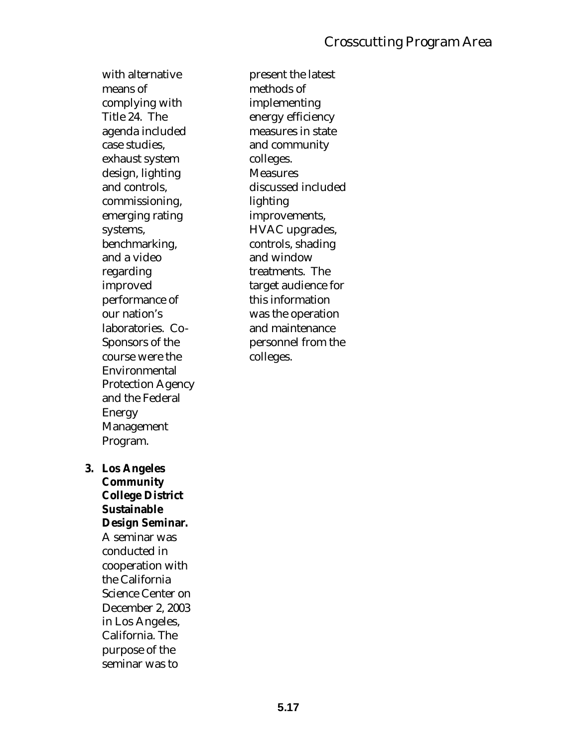with alternative means of complying with Title 24. The agenda included case studies, exhaust system design, lighting and controls, commissioning, emerging rating systems, benchmarking, and a video regarding improved performance of our nation's laboratories. Co-Sponsors of the course were the Environmental Protection Agency and the Federal Energy Management Program.

3. **Los Angeles Community College District Sustainable Design Seminar.** A seminar was conducted in cooperation with the California Science Center on December 2, 2003 in Los Angeles, California. The purpose of the seminar was to present the latest methods of implementing energy efficiency measures in state and community colleges. Measures discussed included lighting improvements, HVAC upgrades, controls, shading and window treatments. The target audience for this information was the operation and maintenance personnel from the colleges.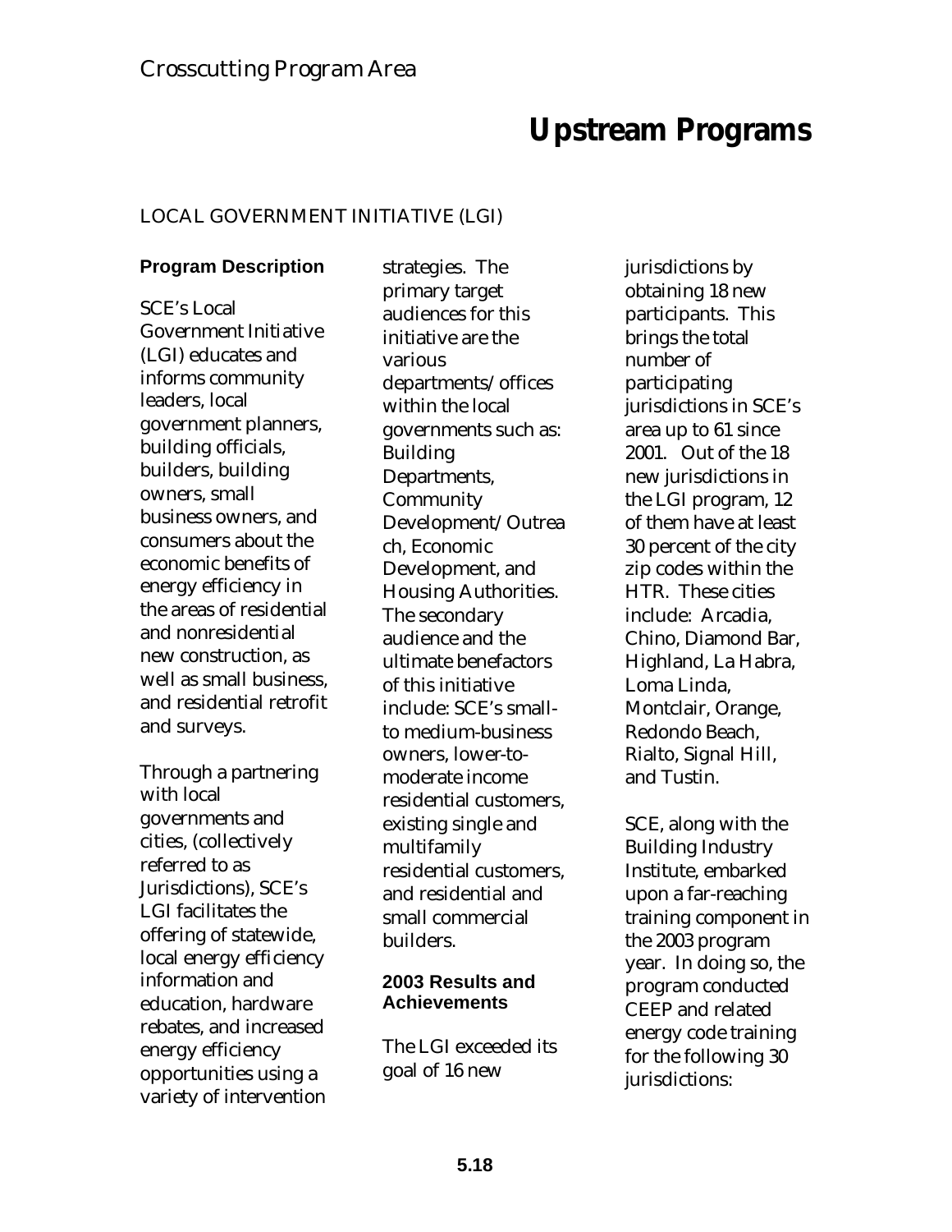Crosscutting Program Area

# Upstream Programs

## LOCAL GOVERNMENT INITIATIVE (LGI)

### Program Description

SCE's Local Government Initiative (LGI) educates and informs community leaders, local government planners, building officials, builders, building owners, small business owners, and consumers about the economic benefits of energy efficiency in the areas of residential and nonresidential new construction, as well as small business, and residential retrofit and surveys.

Through a partnering with local governments and cities, (collectively referred to as Jurisdictions), SCE's LGI facilitates the offering of statewide, local energy efficiency information and education, hardware rebates, and increased energy efficiency opportunities using a variety of intervention strategies. The primary target audiences for this initiative are the various departments/offices within the local governments such as: Building Departments, Community Development/Outreach, Economic Development, and Housing Authorities. The secondary audience and the ultimate benefactors of this initiative include: SCE's small-to medium-business owners, lower-to-moderate income residential customers, existing single and multifamily residential customers, and residential and small commercial builders.

### 2003 Results and Achievements

The LGI exceeded its goal of 16 new jurisdictions by obtaining 18 new participants. This brings the total number of participating jurisdictions in SCE's area up to 61 since 2001. Out of the 18 new jurisdictions in the LGI program, 12 of them have at least 30 percent of the city zip codes within the HTR. These cities include: Arcadia, Chino, Diamond Bar, Highland, La Habra, Loma Linda, Montclair, Orange, Redondo Beach, Rialto, Signal Hill, and Tustin.

SCE, along with the Building Industry Institute, embarked upon a far-reaching training component in the 2003 program year. In doing so, the program conducted CEEP and related energy code training for the following 30 jurisdictions: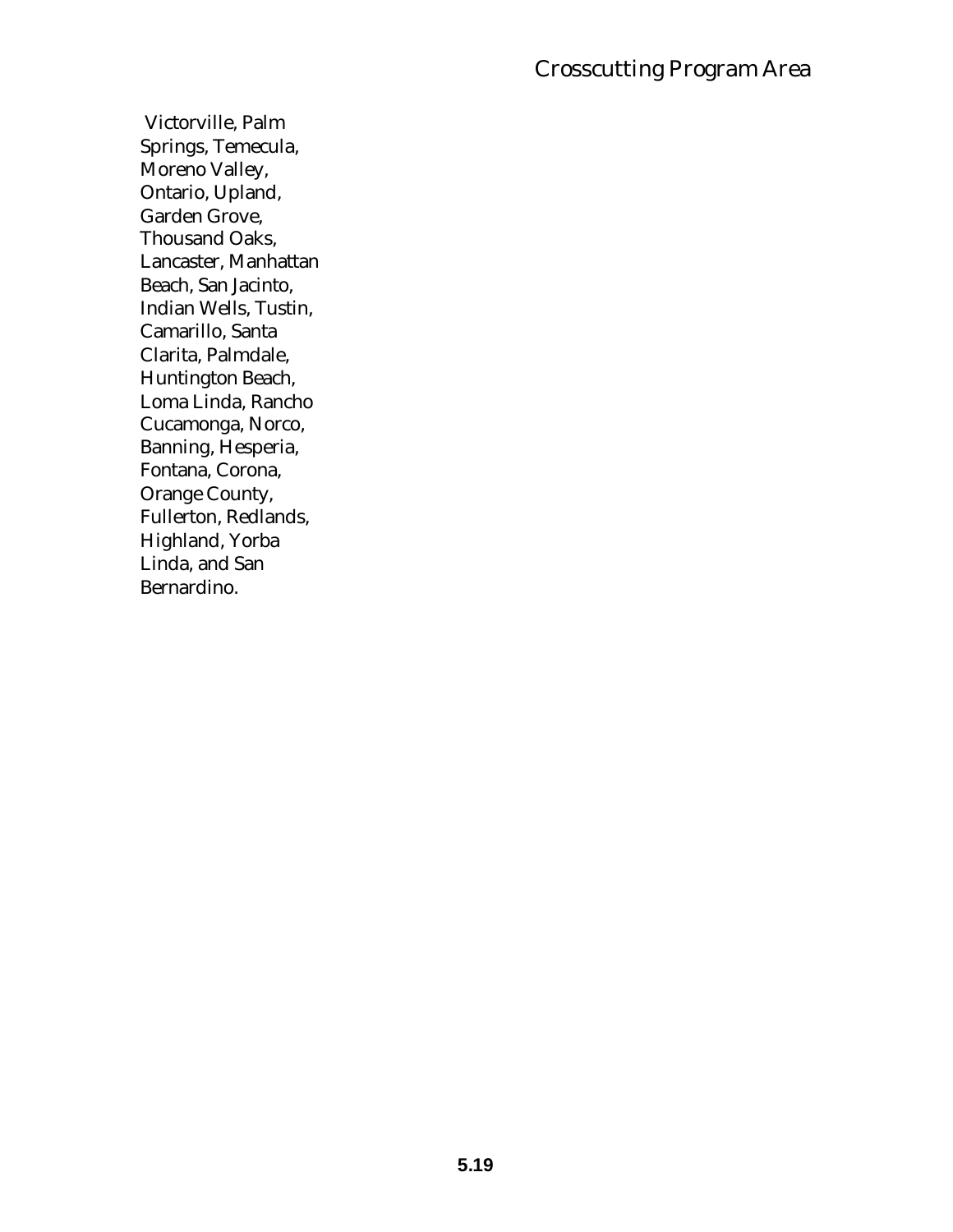Victorville, Palm Springs, Temecula, Moreno Valley, Ontario, Upland, Garden Grove, Thousand Oaks, Lancaster, Manhattan Beach, San Jacinto, Indian Wells, Tustin, Camarillo, Santa Clarita, Palmdale, Huntington Beach, Loma Linda, Rancho Cucamonga, Norco, Banning, Hesperia, Fontana, Corona, Orange County, Fullerton, Redlands, Highland, Yorba Linda, and San Bernardino.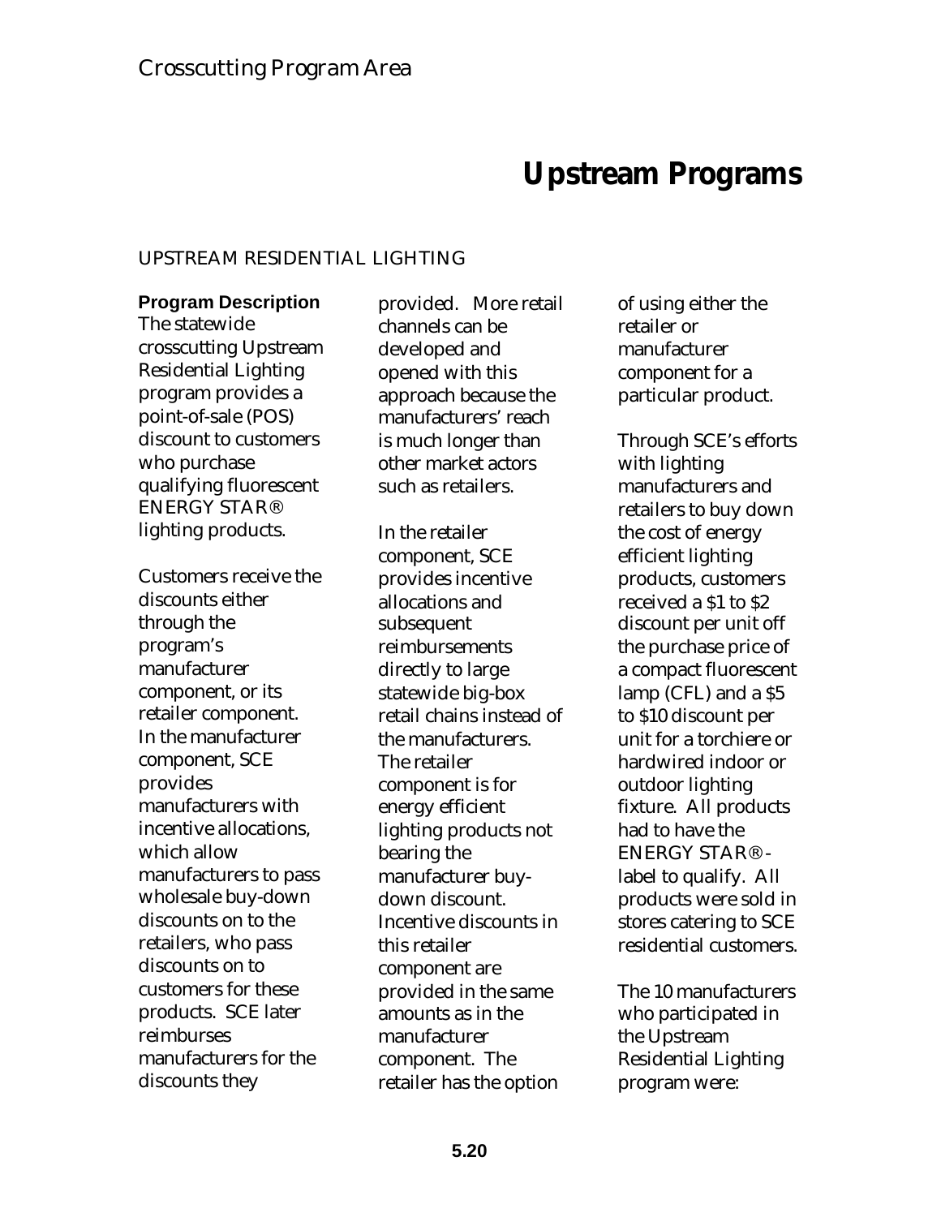# Upstream Programs

## UPSTREAM RESIDENTIAL LIGHTING

**Program Description**

The statewide crosscutting Upstream Residential Lighting program provides a point-of-sale (POS) discount to customers who purchase qualifying fluorescent ENERGY STAR® lighting products.

Customers receive the discounts either through the program's manufacturer component, or its retailer component. In the manufacturer component, SCE provides manufacturers with incentive allocations, which allow manufacturers to pass wholesale buy-down discounts on to the retailers, who pass discounts on to customers for these products. SCE later reimburses manufacturers for the discounts they provided. More retail channels can be developed and opened with this approach because the manufacturers' reach is much longer than other market actors such as retailers.

In the retailer component, SCE provides incentive allocations and subsequent reimbursements directly to large statewide big-box retail chains instead of the manufacturers. The retailer component is for energy efficient lighting products not bearing the manufacturer buy-down discount. Incentive discounts in this retailer component are provided in the same amounts as in the manufacturer component. The retailer has the option of using either the retailer or manufacturer component for a particular product.

Through SCE's efforts with lighting manufacturers and retailers to buy down the cost of energy efficient lighting products, customers received a $1 to $2 discount per unit off the purchase price of a compact fluorescent lamp (CFL) and a $5 to $10 discount per unit for a torchiere or hardwired indoor or outdoor lighting fixture. All products had to have the ENERGY STAR® - label to qualify. All products were sold in stores catering to SCE residential customers.

The 10 manufacturers who participated in the Upstream Residential Lighting program were: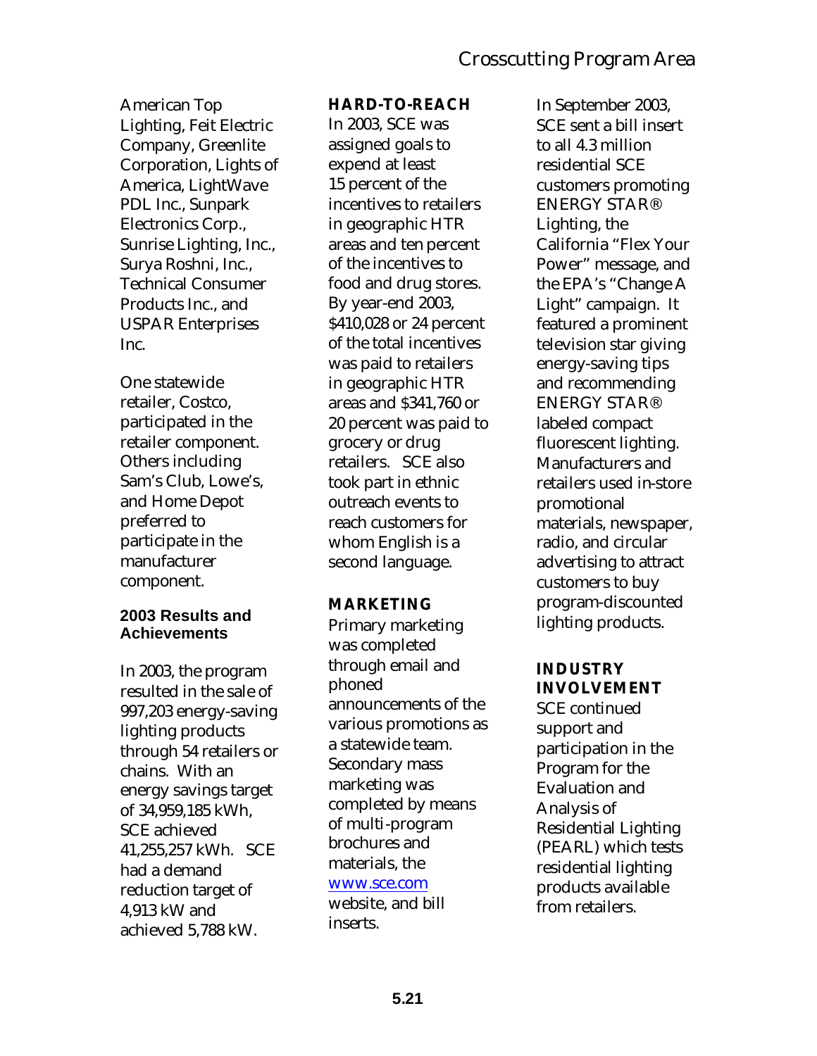American Top Lighting, Feit Electric Company, Greenlite Corporation, Lights of America, LightWave PDL Inc., Sunpark Electronics Corp., Sunrise Lighting, Inc., Surya Roshni, Inc., Technical Consumer Products Inc., and USPAR Enterprises Inc.

One statewide retailer, Costco, participated in the retailer component. Others including Sam's Club, Lowe's, and Home Depot preferred to participate in the manufacturer component.

### 2003 Results and Achievements

In 2003, the program resulted in the sale of 997,203 energy-saving lighting products through 54 retailers or chains. With an energy savings target of 34,959,185 kWh, SCE achieved 41,255,257 kWh. SCE had a demand reduction target of 4,913 kW and achieved 5,788 kW.

**HARD-TO-REACH**

In 2003, SCE was assigned goals to expend at least 15 percent of the incentives to retailers in geographic HTR areas and ten percent of the incentives to food and drug stores. By year-end 2003, $410,028 or 24 percent of the total incentives was paid to retailers in geographic HTR areas and $341,760 or 20 percent was paid to grocery or drug retailers. SCE also took part in ethnic outreach events to reach customers for whom English is a second language.

**MARKETING**

Primary marketing was completed through email and phoned announcements of the various promotions as a statewide team. Secondary mass marketing was completed by means of multi-program brochures and materials, the www.sce.com website, and bill inserts.

In September 2003, SCE sent a bill insert to all 4.3 million residential SCE customers promoting ENERGY STAR® Lighting, the California "Flex Your Power" message, and the EPA's "Change A Light" campaign. It featured a prominent television star giving energy-saving tips and recommending ENERGY STAR® labeled compact fluorescent lighting. Manufacturers and retailers used in-store promotional materials, newspaper, radio, and circular advertising to attract customers to buy program-discounted lighting products.

**INDUSTRY INVOLVEMENT**

SCE continued support and participation in the Program for the Evaluation and Analysis of Residential Lighting (PEARL) which tests residential lighting products available from retailers.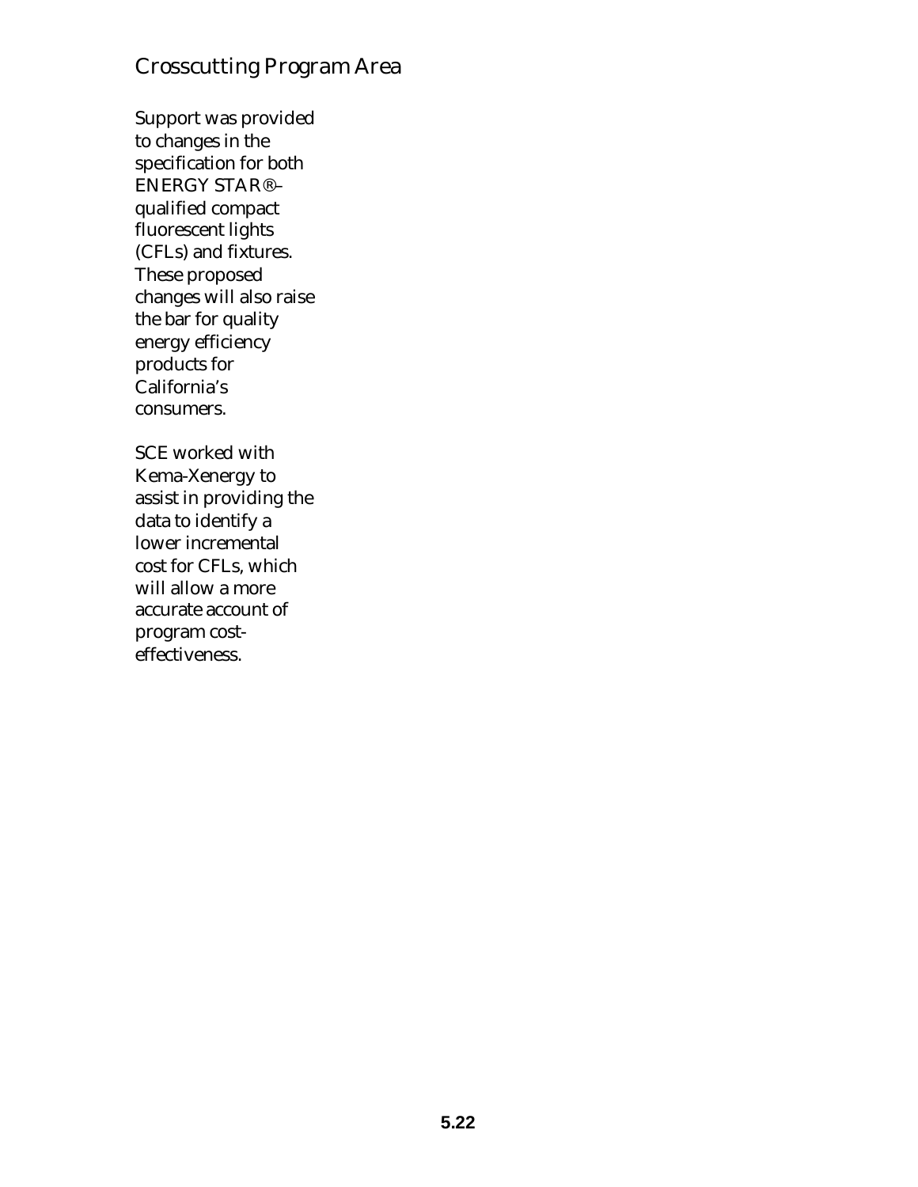## Crosscutting Program Area

Support was provided to changes in the specification for both ENERGY STAR®–qualified compact fluorescent lights (CFLs) and fixtures. These proposed changes will also raise the bar for quality energy efficiency products for California's consumers.

SCE worked with Kema-Xenergy to assist in providing the data to identify a lower incremental cost for CFLs, which will allow a more accurate account of program cost-effectiveness.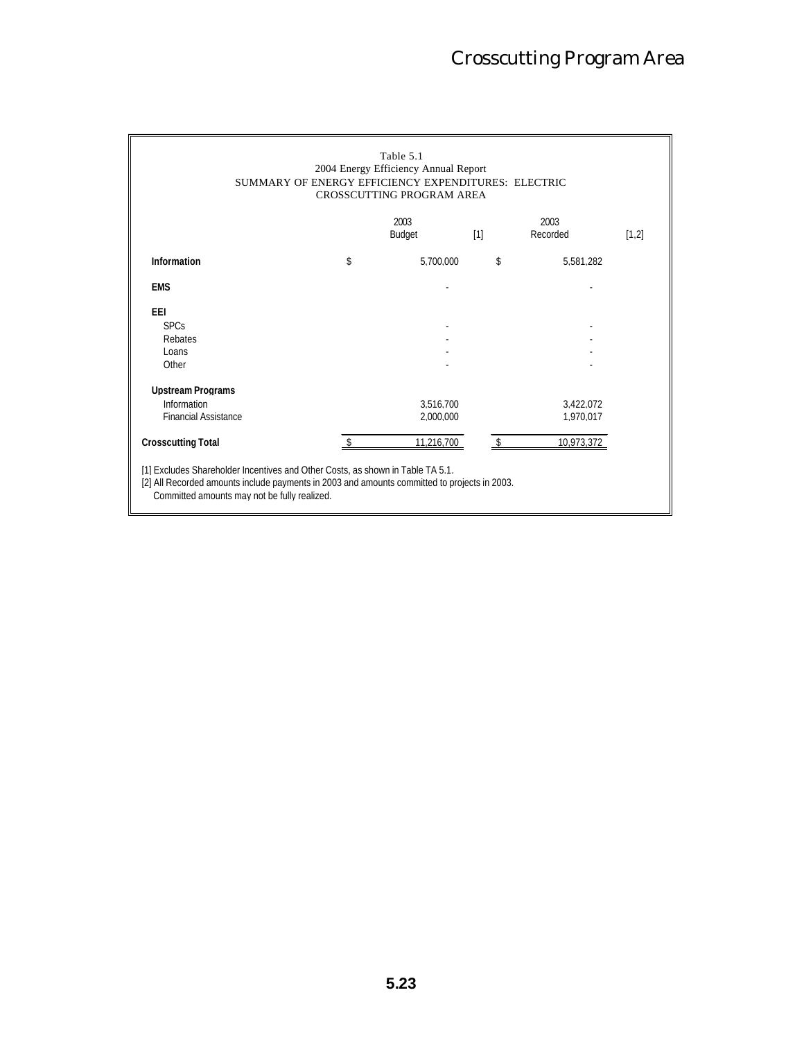# Crosscutting Program Area

Table 5.1
2004 Energy Efficiency Annual Report
SUMMARY OF ENERGY EFFICIENCY EXPENDITURES: ELECTRIC
CROSSCUTTING PROGRAM AREA

| | 2003 Budget [1] | 2003 Recorded [1,2] |
|---|---|---|
| **Information** | $ 5,700,000 | $ 5,581,282 |
| **EMS** | - | - |
| **EEI** | | |
| SPCs | - | - |
| Rebates | - | - |
| Loans | - | - |
| Other | - | - |
| **Upstream Programs** | | |
| Information | 3,516,700 | 3,422,072 |
| Financial Assistance | 2,000,000 | 1,970,017 |
| **Crosscutting Total** | $ 11,216,700 | $ 10,973,372 |

[1] Excludes Shareholder Incentives and Other Costs, as shown in Table TA 5.1.
[2] All Recorded amounts include payments in 2003 and amounts committed to projects in 2003.
Committed amounts may not be fully realized.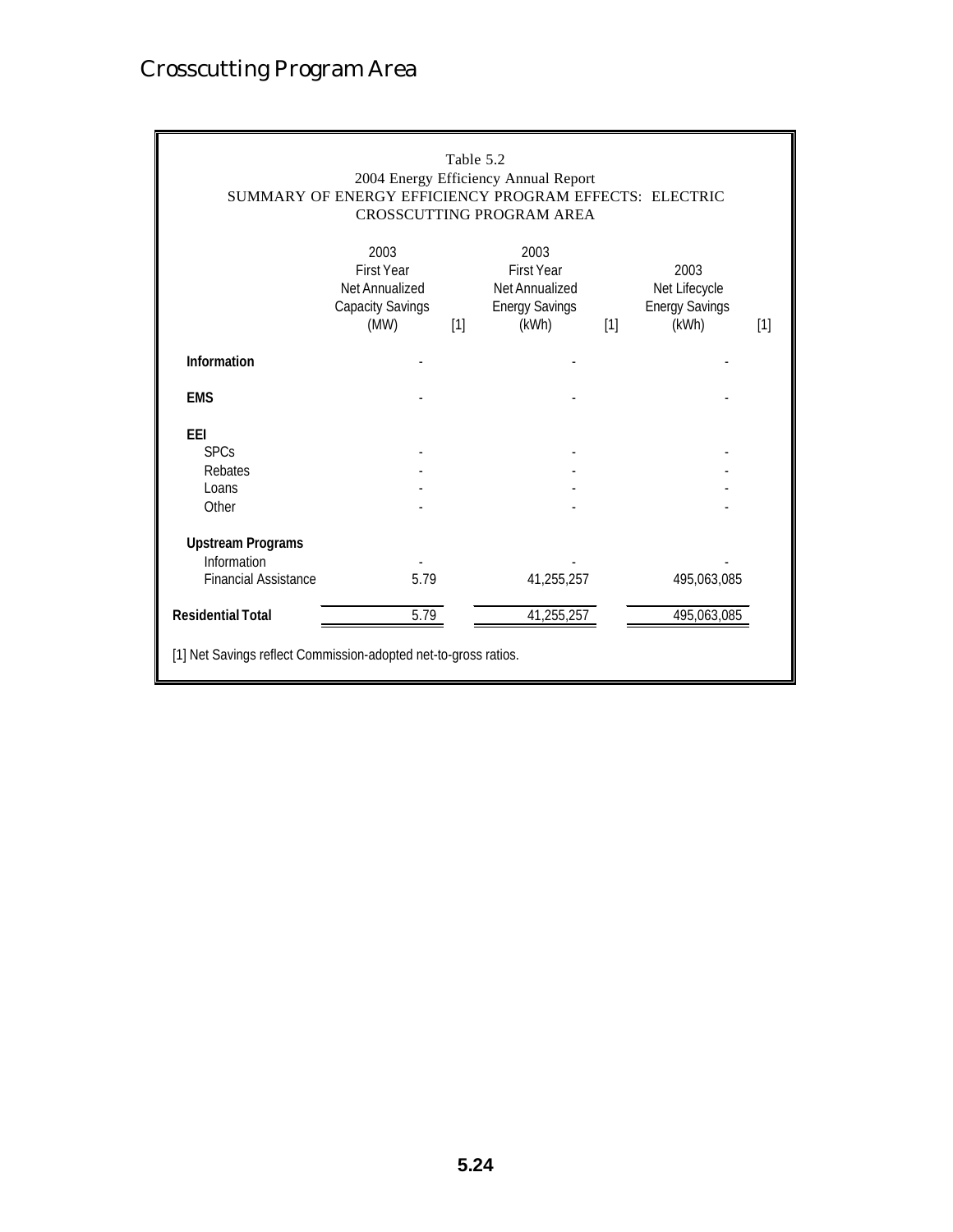# Crosscutting Program Area

Table 5.2
2004 Energy Efficiency Annual Report
SUMMARY OF ENERGY EFFICIENCY PROGRAM EFFECTS: ELECTRIC
CROSSCUTTING PROGRAM AREA

| | 2003 First Year Net Annualized Capacity Savings (MW) [1] | 2003 First Year Net Annualized Energy Savings (kWh) [1] | 2003 Net Lifecycle Energy Savings (kWh) [1] |
|---|---|---|---|
| **Information** | - | - | - |
| **EMS** | - | - | - |
| **EEI** | | | |
| SPCs | - | - | - |
| Rebates | - | - | - |
| Loans | - | - | - |
| Other | - | - | - |
| **Upstream Programs** | | | |
| Information | - | - | - |
| Financial Assistance | 5.79 | 41,255,257 | 495,063,085 |
| **Residential Total** | 5.79 | 41,255,257 | 495,063,085 |

[1] Net Savings reflect Commission-adopted net-to-gross ratios.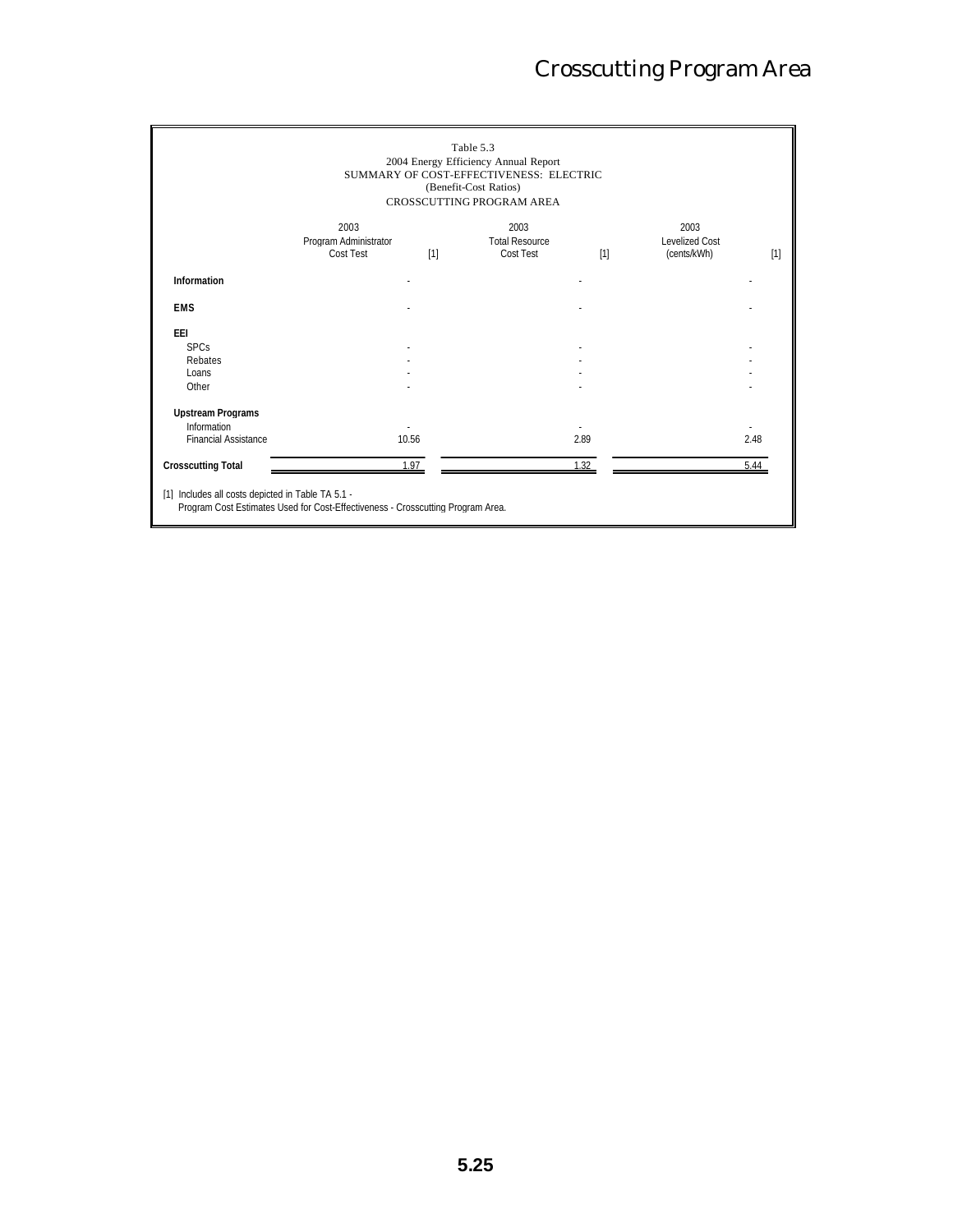# Crosscutting Program Area

Table 5.3
2004 Energy Efficiency Annual Report
SUMMARY OF COST-EFFECTIVENESS: ELECTRIC
(Benefit-Cost Ratios)
CROSSCUTTING PROGRAM AREA

| | 2003 Program Administrator Cost Test [1] | 2003 Total Resource Cost Test [1] | 2003 Levelized Cost (cents/kWh) [1] |
|---|---|---|---|
| **Information** | - | - | - |
| **EMS** | - | - | - |
| **EEI** | | | |
| SPCs | - | - | - |
| Rebates | - | - | - |
| Loans | - | - | - |
| Other | - | - | - |
| **Upstream Programs** | | | |
| Information | - | - | - |
| Financial Assistance | 10.56 | 2.89 | 2.48 |
| **Crosscutting Total** | 1.97 | 1.32 | 5.44 |

[1] Includes all costs depicted in Table TA 5.1 -
Program Cost Estimates Used for Cost-Effectiveness - Crosscutting Program Area.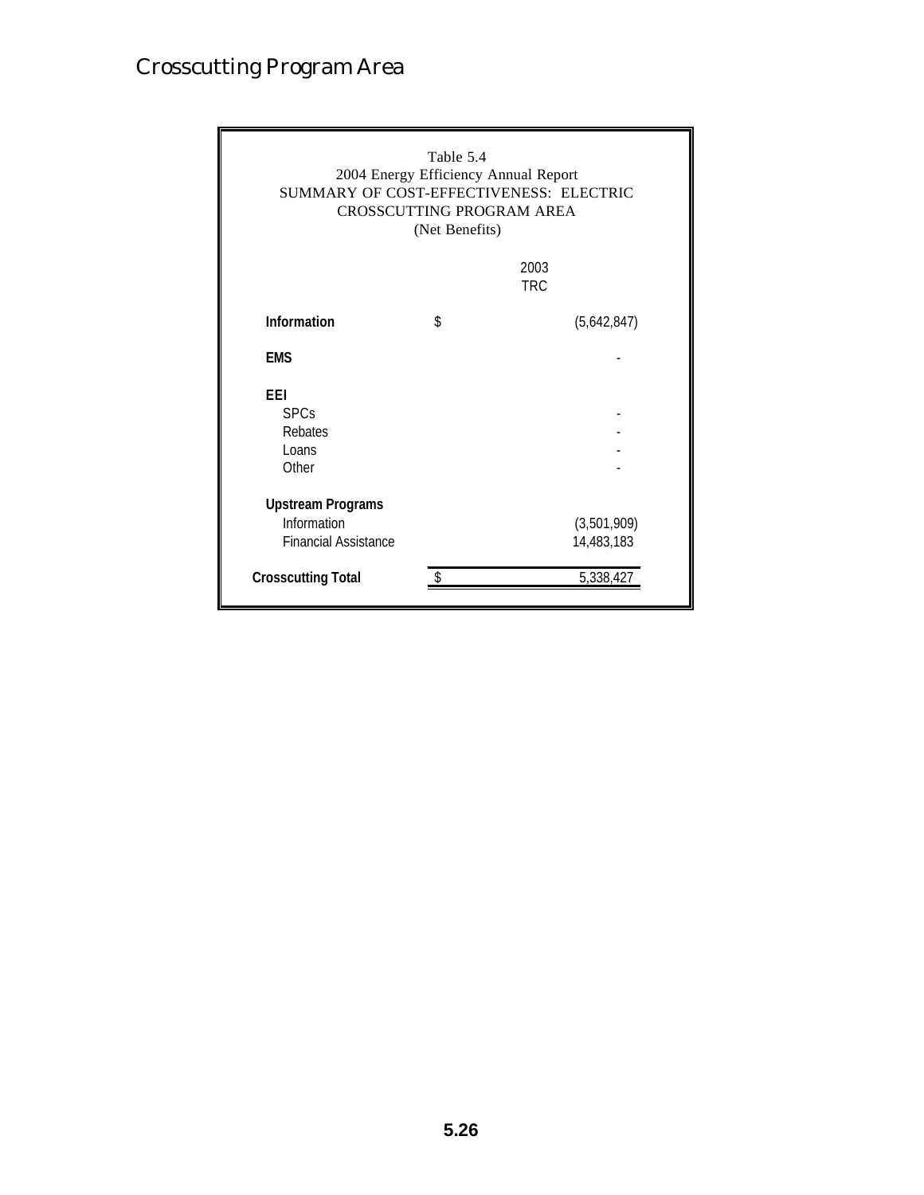# Crosscutting Program Area

Table 5.4
2004 Energy Efficiency Annual Report
SUMMARY OF COST-EFFECTIVENESS: ELECTRIC
CROSSCUTTING PROGRAM AREA
(Net Benefits)

| | | 2003 TRC |
|---|---|---|
| **Information** | $ | (5,642,847) |
| **EMS** | | - |
| **EEI** | | |
| SPCs | | - |
| Rebates | | - |
| Loans | | - |
| Other | | - |
| **Upstream Programs** | | |
| Information | | (3,501,909) |
| Financial Assistance | | 14,483,183 |
| **Crosscutting Total** | $ | 5,338,427 |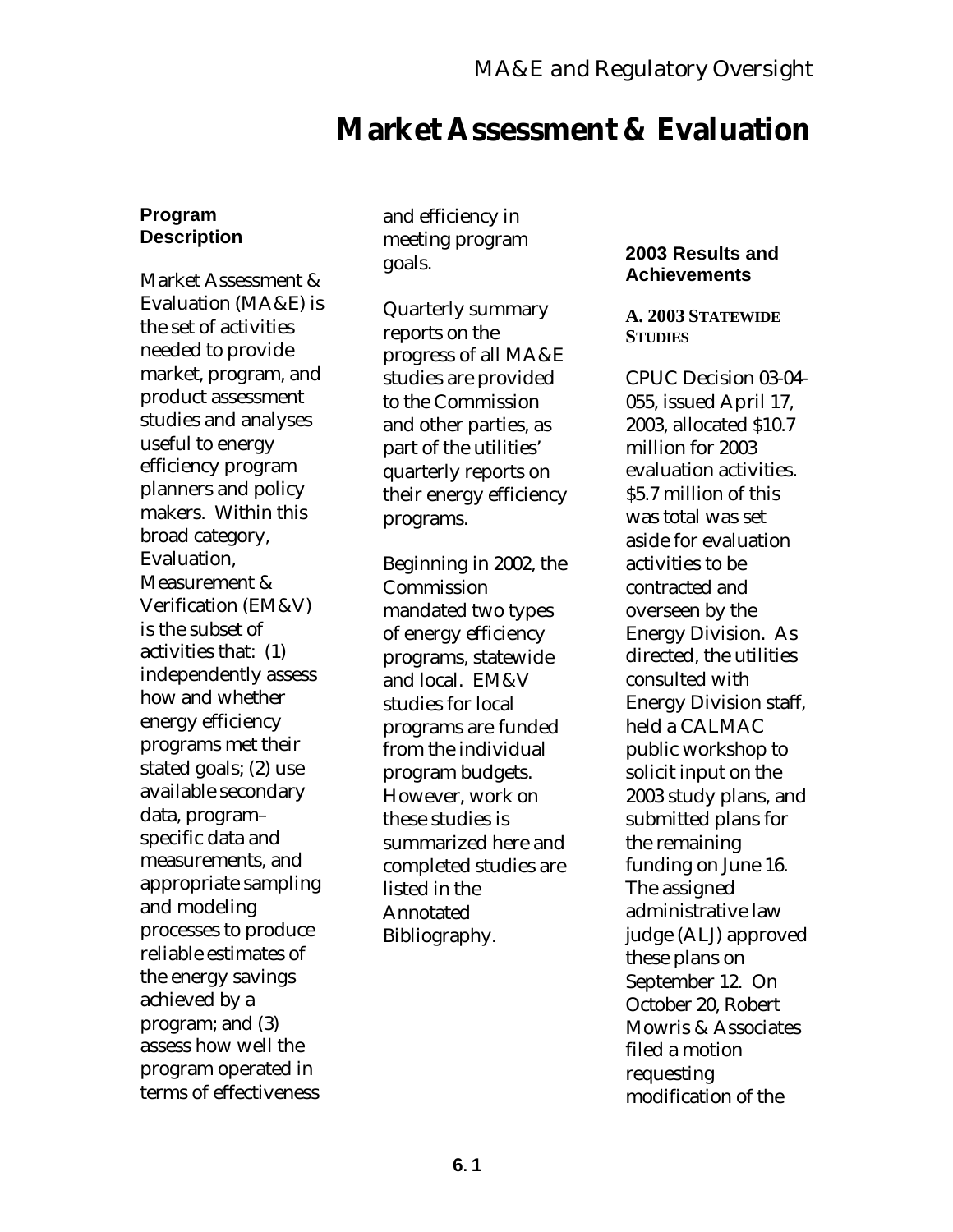# Market Assessment & Evaluation

### Program Description

Market Assessment & Evaluation (MA&E) is the set of activities needed to provide market, program, and product assessment studies and analyses useful to energy efficiency program planners and policy makers. Within this broad category, Evaluation, Measurement & Verification (EM&V) is the subset of activities that: (1) independently assess how and whether energy efficiency programs met their stated goals; (2) use available secondary data, program–specific data and measurements, and appropriate sampling and modeling processes to produce reliable estimates of the energy savings achieved by a program; and (3) assess how well the program operated in terms of effectiveness and efficiency in meeting program goals.

Quarterly summary reports on the progress of all MA&E studies are provided to the Commission and other parties, as part of the utilities' quarterly reports on their energy efficiency programs.

Beginning in 2002, the Commission mandated two types of energy efficiency programs, statewide and local. EM&V studies for local programs are funded from the individual program budgets. However, work on these studies is summarized here and completed studies are listed in the Annotated Bibliography.

### 2003 Results and Achievements

#### A. 2003 Statewide Studies

CPUC Decision 03-04-055, issued April 17, 2003, allocated $10.7 million for 2003 evaluation activities. $5.7 million of this was total was set aside for evaluation activities to be contracted and overseen by the Energy Division. As directed, the utilities consulted with Energy Division staff, held a CALMAC public workshop to solicit input on the 2003 study plans, and submitted plans for the remaining funding on June 16. The assigned administrative law judge (ALJ) approved these plans on September 12. On October 20, Robert Mowris & Associates filed a motion requesting modification of the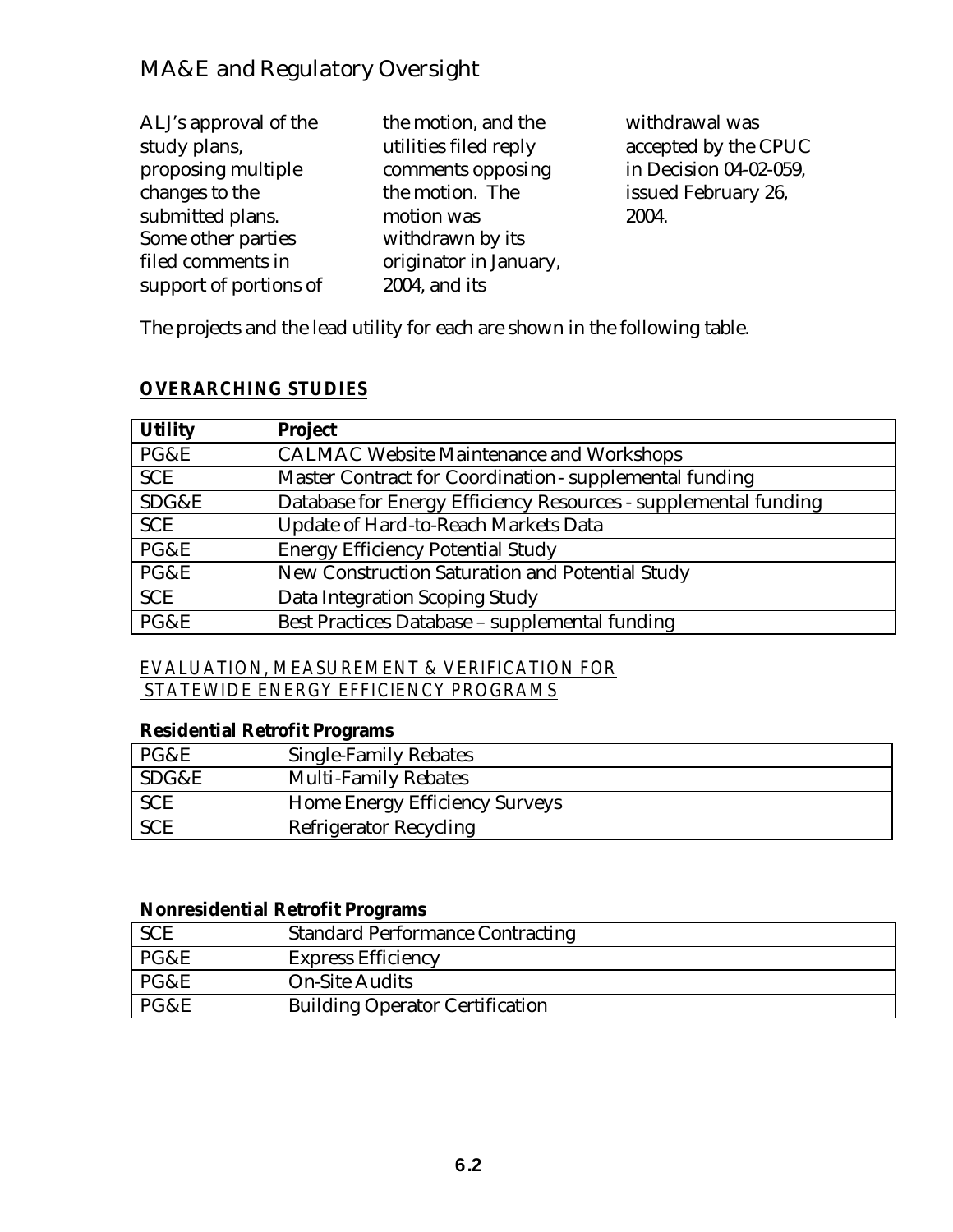ALJ's approval of the study plans, proposing multiple changes to the submitted plans. Some other parties filed comments in support of portions of the motion, and the utilities filed reply comments opposing the motion. The motion was withdrawn by its originator in January, 2004, and its withdrawal was accepted by the CPUC in Decision 04-02-059, issued February 26, 2004.

The projects and the lead utility for each are shown in the following table.

## OVERARCHING STUDIES

| Utility | Project |
|---|---|
| PG&E | CALMAC Website Maintenance and Workshops |
| SCE | Master Contract for Coordination - supplemental funding |
| SDG&E | Database for Energy Efficiency Resources - supplemental funding |
| SCE | Update of Hard-to-Reach Markets Data |
| PG&E | Energy Efficiency Potential Study |
| PG&E | New Construction Saturation and Potential Study |
| SCE | Data Integration Scoping Study |
| PG&E | Best Practices Database – supplemental funding |

## EVALUATION, MEASUREMENT & VERIFICATION FOR STATEWIDE ENERGY EFFICIENCY PROGRAMS

### Residential Retrofit Programs

| | |
|---|---|
| PG&E | Single-Family Rebates |
| SDG&E | Multi-Family Rebates |
| SCE | Home Energy Efficiency Surveys |
| SCE | Refrigerator Recycling |

### Nonresidential Retrofit Programs

| | |
|---|---|
| SCE | Standard Performance Contracting |
| PG&E | Express Efficiency |
| PG&E | On-Site Audits |
| PG&E | Building Operator Certification |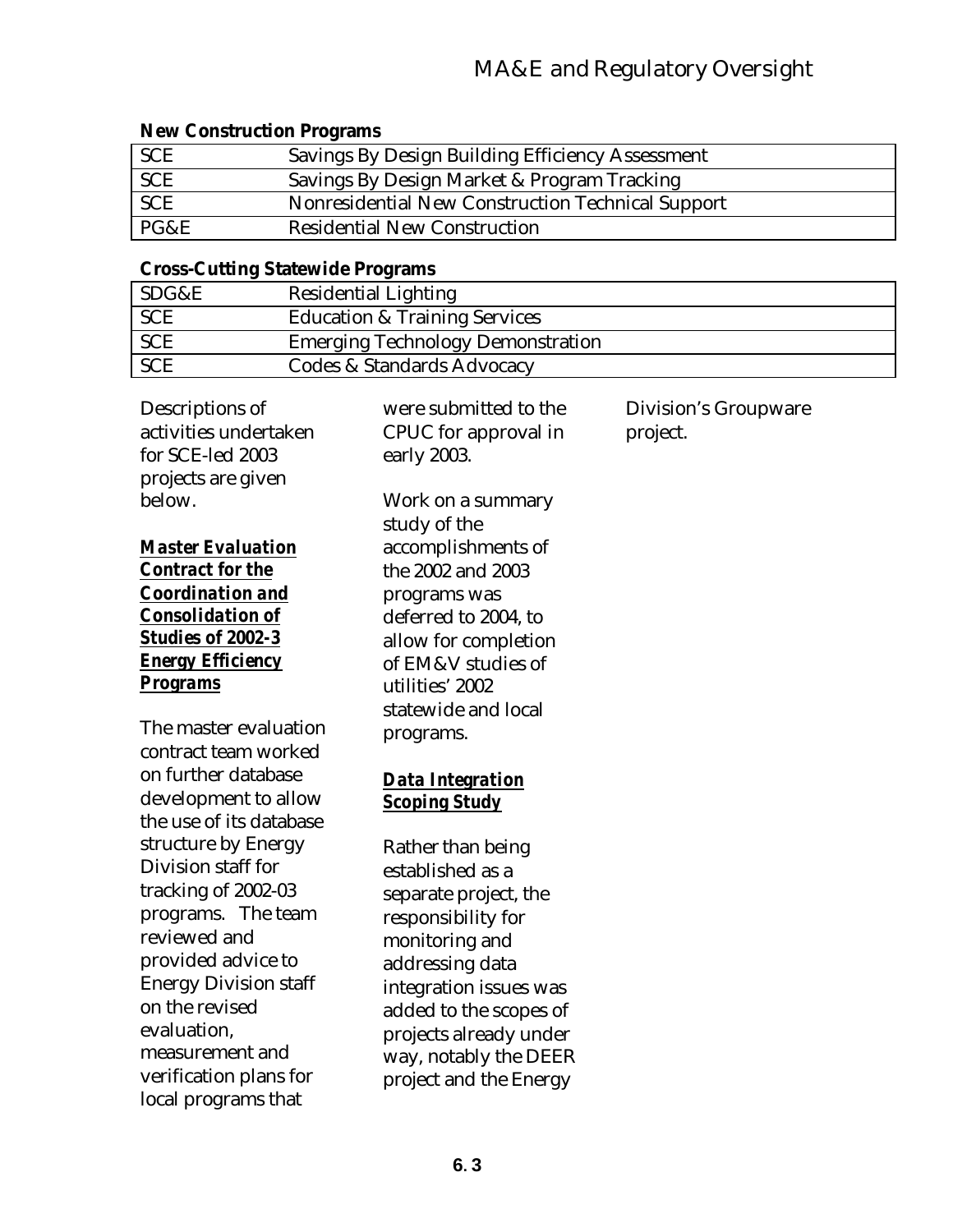**New Construction Programs**

| | |
|---|---|
| SCE | Savings By Design Building Efficiency Assessment |
| SCE | Savings By Design Market & Program Tracking |
| SCE | Nonresidential New Construction Technical Support |
| PG&E | Residential New Construction |

**Cross-Cutting Statewide Programs**

| | |
|---|---|
| SDG&E | Residential Lighting |
| SCE | Education & Training Services |
| SCE | Emerging Technology Demonstration |
| SCE | Codes & Standards Advocacy |

Descriptions of activities undertaken for SCE-led 2003 projects are given below.

***Master Evaluation Contract for the Coordination and Consolidation of Studies of 2002-3 Energy Efficiency Programs***

The master evaluation contract team worked on further database development to allow the use of its database structure by Energy Division staff for tracking of 2002-03 programs. The team reviewed and provided advice to Energy Division staff on the revised evaluation, measurement and verification plans for local programs that were submitted to the CPUC for approval in early 2003.

Work on a summary study of the accomplishments of the 2002 and 2003 programs was deferred to 2004, to allow for completion of EM&V studies of utilities' 2002 statewide and local programs.

***Data Integration Scoping Study***

Rather than being established as a separate project, the responsibility for monitoring and addressing data integration issues was added to the scopes of projects already under way, notably the DEER project and the Energy Division's Groupware project.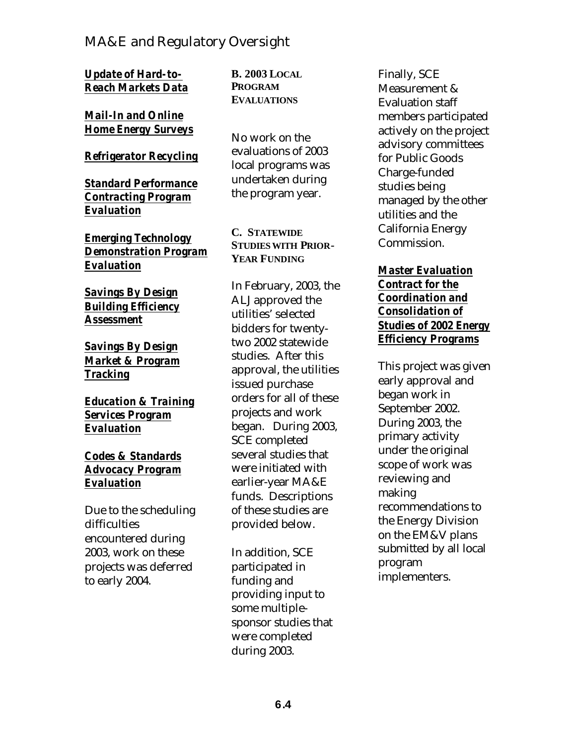***Update of Hard-to-Reach Markets Data***

***Mail-In and Online Home Energy Surveys***

***Refrigerator Recycling***

***Standard Performance Contracting Program Evaluation***

***Emerging Technology Demonstration Program Evaluation***

***Savings By Design Building Efficiency Assessment***

***Savings By Design Market & Program Tracking***

***Education & Training Services Program Evaluation***

***Codes & Standards Advocacy Program Evaluation***

Due to the scheduling difficulties encountered during 2003, work on these projects was deferred to early 2004.

## B. 2003 Local Program Evaluations

No work on the evaluations of 2003 local programs was undertaken during the program year.

## C. Statewide Studies with Prior-Year Funding

In February, 2003, the ALJ approved the utilities' selected bidders for twenty-two 2002 statewide studies. After this approval, the utilities issued purchase orders for all of these projects and work began. During 2003, SCE completed several studies that were initiated with earlier-year MA&E funds. Descriptions of these studies are provided below.

In addition, SCE participated in funding and providing input to some multiple-sponsor studies that were completed during 2003.

Finally, SCE Measurement & Evaluation staff members participated actively on the project advisory committees for Public Goods Charge-funded studies being managed by the other utilities and the California Energy Commission.

***Master Evaluation Contract for the Coordination and Consolidation of Studies of 2002 Energy Efficiency Programs***

This project was given early approval and began work in September 2002. During 2003, the primary activity under the original scope of work was reviewing and making recommendations to the Energy Division on the EM&V plans submitted by all local program implementers.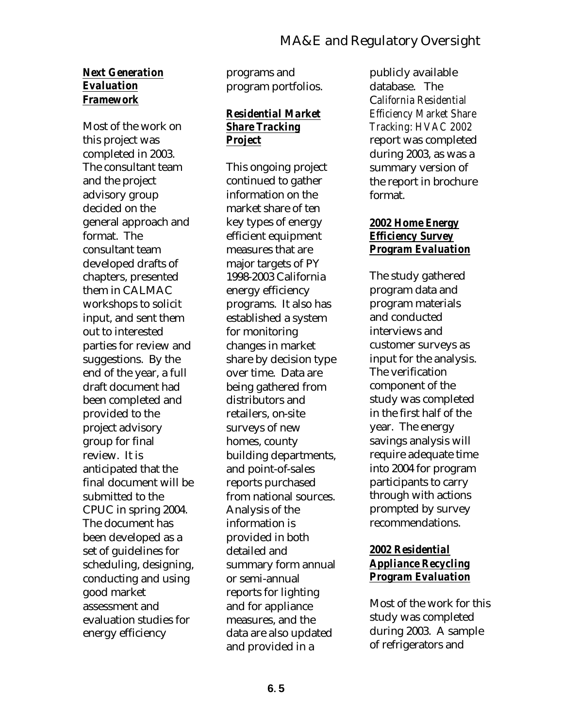### ***Next Generation Evaluation Framework***

Most of the work on this project was completed in 2003. The consultant team and the project advisory group decided on the general approach and format. The consultant team developed drafts of chapters, presented them in CALMAC workshops to solicit input, and sent them out to interested parties for review and suggestions. By the end of the year, a full draft document had been completed and provided to the project advisory group for final review. It is anticipated that the final document will be submitted to the CPUC in spring 2004. The document has been developed as a set of guidelines for scheduling, designing, conducting and using good market assessment and evaluation studies for energy efficiency programs and program portfolios.

### ***Residential Market Share Tracking Project***

This ongoing project continued to gather information on the market share of ten key types of energy efficient equipment measures that are major targets of PY 1998-2003 California energy efficiency programs. It also has established a system for monitoring changes in market share by decision type over time. Data are being gathered from distributors and retailers, on-site surveys of new homes, county building departments, and point-of-sales reports purchased from national sources. Analysis of the information is provided in both detailed and summary form annual or semi-annual reports for lighting and for appliance measures, and the data are also updated and provided in a publicly available database. The *California Residential Efficiency Market Share Tracking: HVAC 2002* report was completed during 2003, as was a summary version of the report in brochure format.

### ***2002 Home Energy Efficiency Survey Program Evaluation***

The study gathered program data and program materials and conducted interviews and customer surveys as input for the analysis. The verification component of the study was completed in the first half of the year. The energy savings analysis will require adequate time into 2004 for program participants to carry through with actions prompted by survey recommendations.

### ***2002 Residential Appliance Recycling Program Evaluation***

Most of the work for this study was completed during 2003. A sample of refrigerators and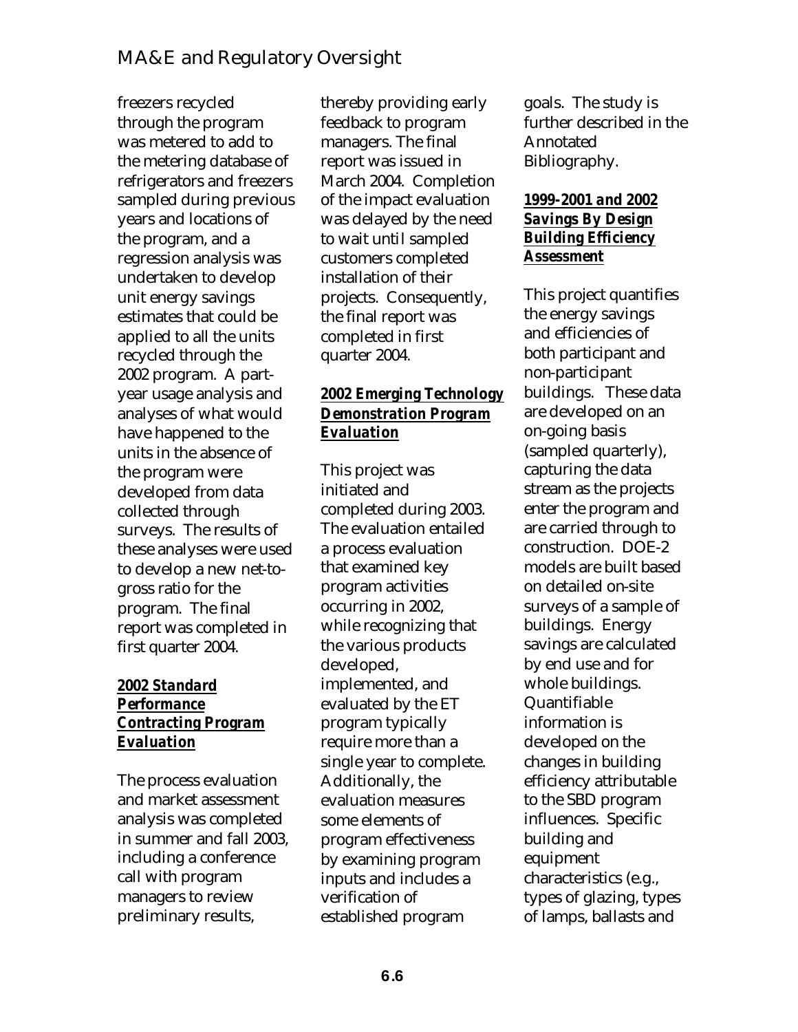freezers recycled through the program was metered to add to the metering database of refrigerators and freezers sampled during previous years and locations of the program, and a regression analysis was undertaken to develop unit energy savings estimates that could be applied to all the units recycled through the 2002 program. A part-year usage analysis and analyses of what would have happened to the units in the absence of the program were developed from data collected through surveys. The results of these analyses were used to develop a new net-to-gross ratio for the program. The final report was completed in first quarter 2004.

***2002 Standard Performance Contracting Program Evaluation***

The process evaluation and market assessment analysis was completed in summer and fall 2003, including a conference call with program managers to review preliminary results, thereby providing early feedback to program managers. The final report was issued in March 2004. Completion of the impact evaluation was delayed by the need to wait until sampled customers completed installation of their projects. Consequently, the final report was completed in first quarter 2004.

***2002 Emerging Technology Demonstration Program Evaluation***

This project was initiated and completed during 2003. The evaluation entailed a process evaluation that examined key program activities occurring in 2002, while recognizing that the various products developed, implemented, and evaluated by the ET program typically require more than a single year to complete. Additionally, the evaluation measures some elements of program effectiveness by examining program inputs and includes a verification of established program goals. The study is further described in the Annotated Bibliography.

***1999-2001 and 2002 Savings By Design Building Efficiency Assessment***

This project quantifies the energy savings and efficiencies of both participant and non-participant buildings. These data are developed on an on-going basis (sampled quarterly), capturing the data stream as the projects enter the program and are carried through to construction. DOE-2 models are built based on detailed on-site surveys of a sample of buildings. Energy savings are calculated by end use and for whole buildings. Quantifiable information is developed on the changes in building efficiency attributable to the SBD program influences. Specific building and equipment characteristics (e.g., types of glazing, types of lamps, ballasts and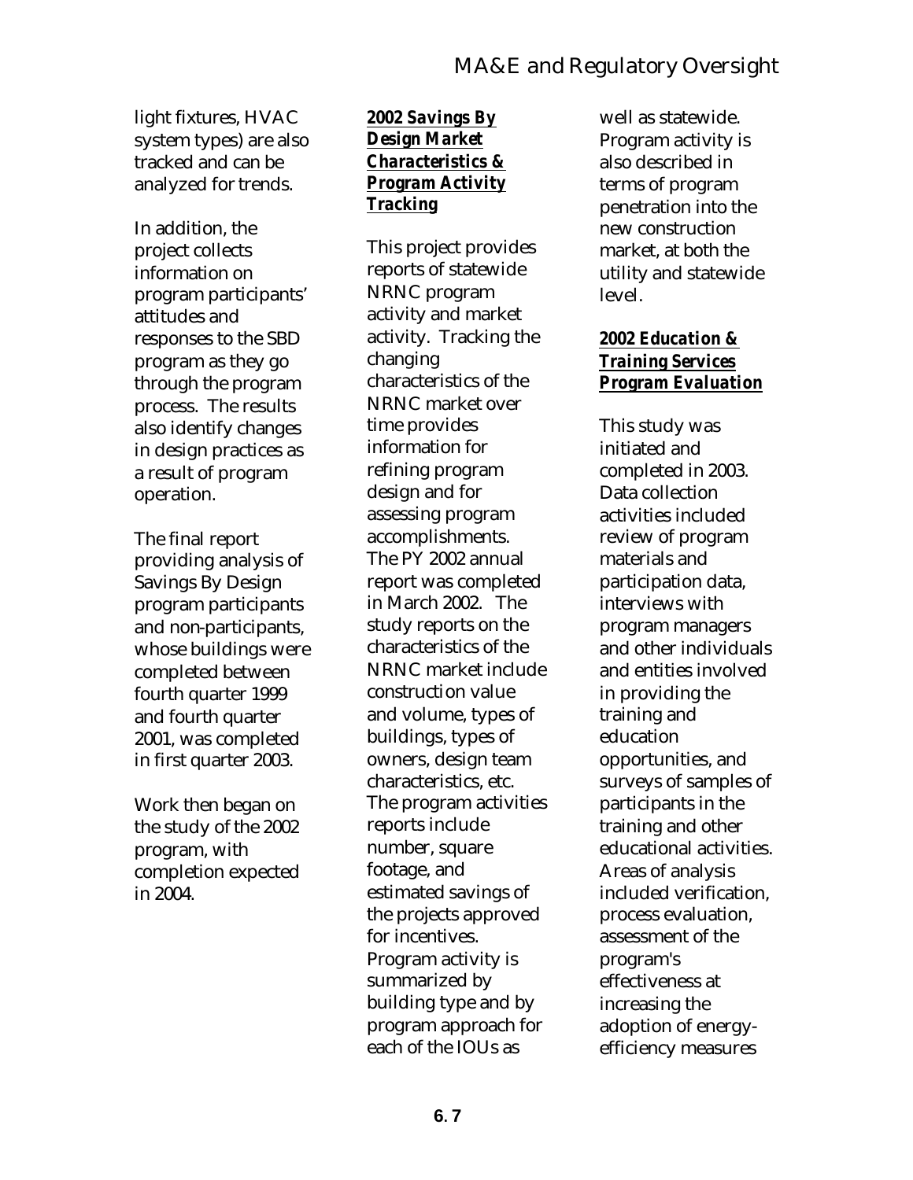light fixtures, HVAC system types) are also tracked and can be analyzed for trends.

In addition, the project collects information on program participants' attitudes and responses to the SBD program as they go through the program process. The results also identify changes in design practices as a result of program operation.

The final report providing analysis of Savings By Design program participants and non-participants, whose buildings were completed between fourth quarter 1999 and fourth quarter 2001, was completed in first quarter 2003.

Work then began on the study of the 2002 program, with completion expected in 2004.

***2002 Savings By Design Market Characteristics & Program Activity Tracking***

This project provides reports of statewide NRNC program activity and market activity. Tracking the changing characteristics of the NRNC market over time provides information for refining program design and for assessing program accomplishments. The PY 2002 annual report was completed in March 2002. The study reports on the characteristics of the NRNC market include construction value and volume, types of buildings, types of owners, design team characteristics, etc. The program activities reports include number, square footage, and estimated savings of the projects approved for incentives. Program activity is summarized by building type and by program approach for each of the IOUs as well as statewide. Program activity is also described in terms of program penetration into the new construction market, at both the utility and statewide level.

***2002 Education & Training Services Program Evaluation***

This study was initiated and completed in 2003. Data collection activities included review of program materials and participation data, interviews with program managers and other individuals and entities involved in providing the training and education opportunities, and surveys of samples of participants in the training and other educational activities. Areas of analysis included verification, process evaluation, assessment of the program's effectiveness at increasing the adoption of energy-efficiency measures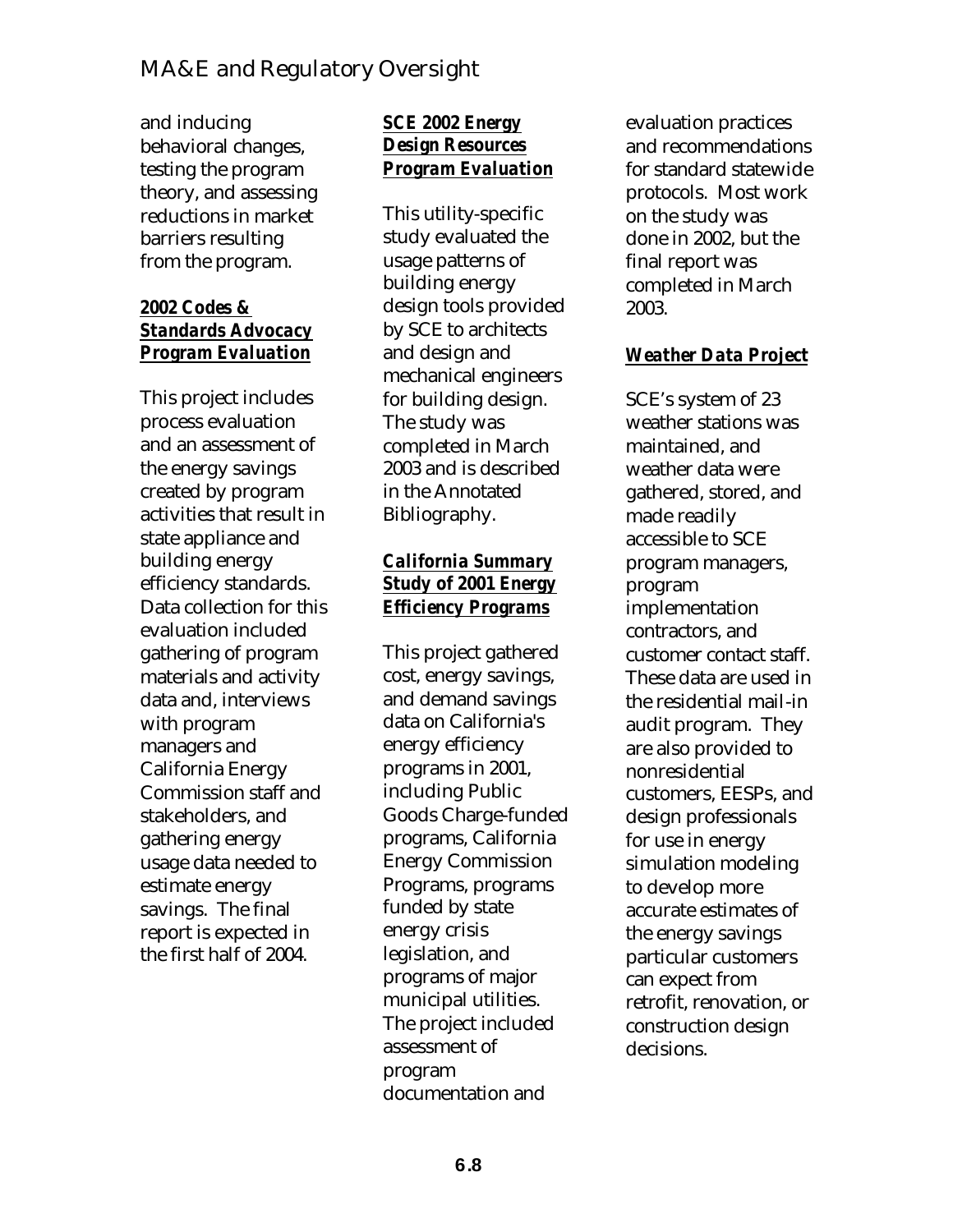and inducing behavioral changes, testing the program theory, and assessing reductions in market barriers resulting from the program.

***2002 Codes & Standards Advocacy Program Evaluation***

This project includes process evaluation and an assessment of the energy savings created by program activities that result in state appliance and building energy efficiency standards. Data collection for this evaluation included gathering of program materials and activity data and, interviews with program managers and California Energy Commission staff and stakeholders, and gathering energy usage data needed to estimate energy savings. The final report is expected in the first half of 2004.

***SCE 2002 Energy Design Resources Program Evaluation***

This utility-specific study evaluated the usage patterns of building energy design tools provided by SCE to architects and design and mechanical engineers for building design. The study was completed in March 2003 and is described in the Annotated Bibliography.

***California Summary Study of 2001 Energy Efficiency Programs***

This project gathered cost, energy savings, and demand savings data on California's energy efficiency programs in 2001, including Public Goods Charge-funded programs, California Energy Commission Programs, programs funded by state energy crisis legislation, and programs of major municipal utilities. The project included assessment of program documentation and evaluation practices and recommendations for standard statewide protocols. Most work on the study was done in 2002, but the final report was completed in March 2003.

***Weather Data Project***

SCE's system of 23 weather stations was maintained, and weather data were gathered, stored, and made readily accessible to SCE program managers, program implementation contractors, and customer contact staff. These data are used in the residential mail-in audit program. They are also provided to nonresidential customers, EESPs, and design professionals for use in energy simulation modeling to develop more accurate estimates of the energy savings particular customers can expect from retrofit, renovation, or construction design decisions.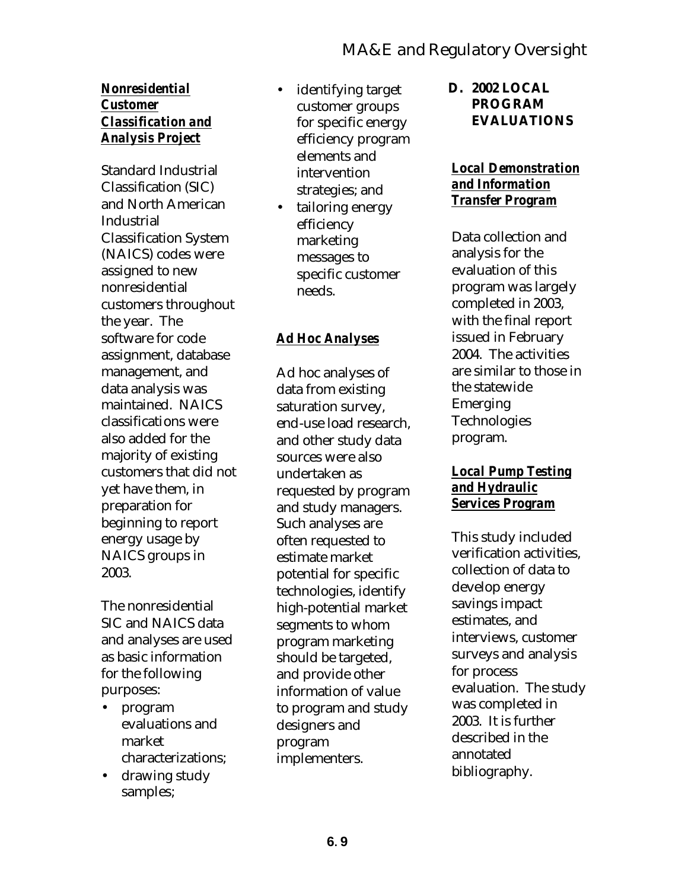### *Nonresidential Customer Classification and Analysis Project*

Standard Industrial Classification (SIC) and North American Industrial Classification System (NAICS) codes were assigned to new nonresidential customers throughout the year. The software for code assignment, database management, and data analysis was maintained. NAICS classifications were also added for the majority of existing customers that did not yet have them, in preparation for beginning to report energy usage by NAICS groups in 2003.

The nonresidential SIC and NAICS data and analyses are used as basic information for the following purposes:

- program evaluations and market characterizations;
- drawing study samples;
- identifying target customer groups for specific energy efficiency program elements and intervention strategies; and
- tailoring energy efficiency marketing messages to specific customer needs.

### *Ad Hoc Analyses*

Ad hoc analyses of data from existing saturation survey, end-use load research, and other study data sources were also undertaken as requested by program and study managers. Such analyses are often requested to estimate market potential for specific technologies, identify high-potential market segments to whom program marketing should be targeted, and provide other information of value to program and study designers and program implementers.

## D. 2002 LOCAL PROGRAM EVALUATIONS

### *Local Demonstration and Information Transfer Program*

Data collection and analysis for the evaluation of this program was largely completed in 2003, with the final report issued in February 2004. The activities are similar to those in the statewide Emerging Technologies program.

### *Local Pump Testing and Hydraulic Services Program*

This study included verification activities, collection of data to develop energy savings impact estimates, and interviews, customer surveys and analysis for process evaluation. The study was completed in 2003. It is further described in the annotated bibliography.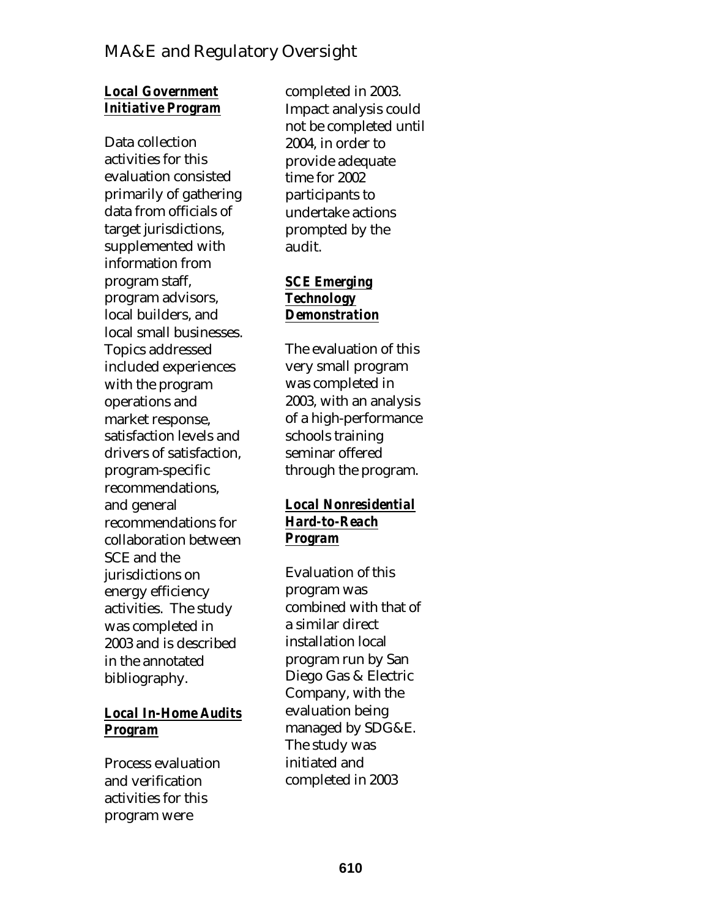### ***Local Government Initiative Program***

Data collection activities for this evaluation consisted primarily of gathering data from officials of target jurisdictions, supplemented with information from program staff, program advisors, local builders, and local small businesses. Topics addressed included experiences with the program operations and market response, satisfaction levels and drivers of satisfaction, program-specific recommendations, and general recommendations for collaboration between SCE and the jurisdictions on energy efficiency activities. The study was completed in 2003 and is described in the annotated bibliography.

### ***Local In-Home Audits Program***

Process evaluation and verification activities for this program were completed in 2003. Impact analysis could not be completed until 2004, in order to provide adequate time for 2002 participants to undertake actions prompted by the audit.

### ***SCE Emerging Technology Demonstration***

The evaluation of this very small program was completed in 2003, with an analysis of a high-performance schools training seminar offered through the program.

### ***Local Nonresidential Hard-to-Reach Program***

Evaluation of this program was combined with that of a similar direct installation local program run by San Diego Gas & Electric Company, with the evaluation being managed by SDG&E. The study was initiated and completed in 2003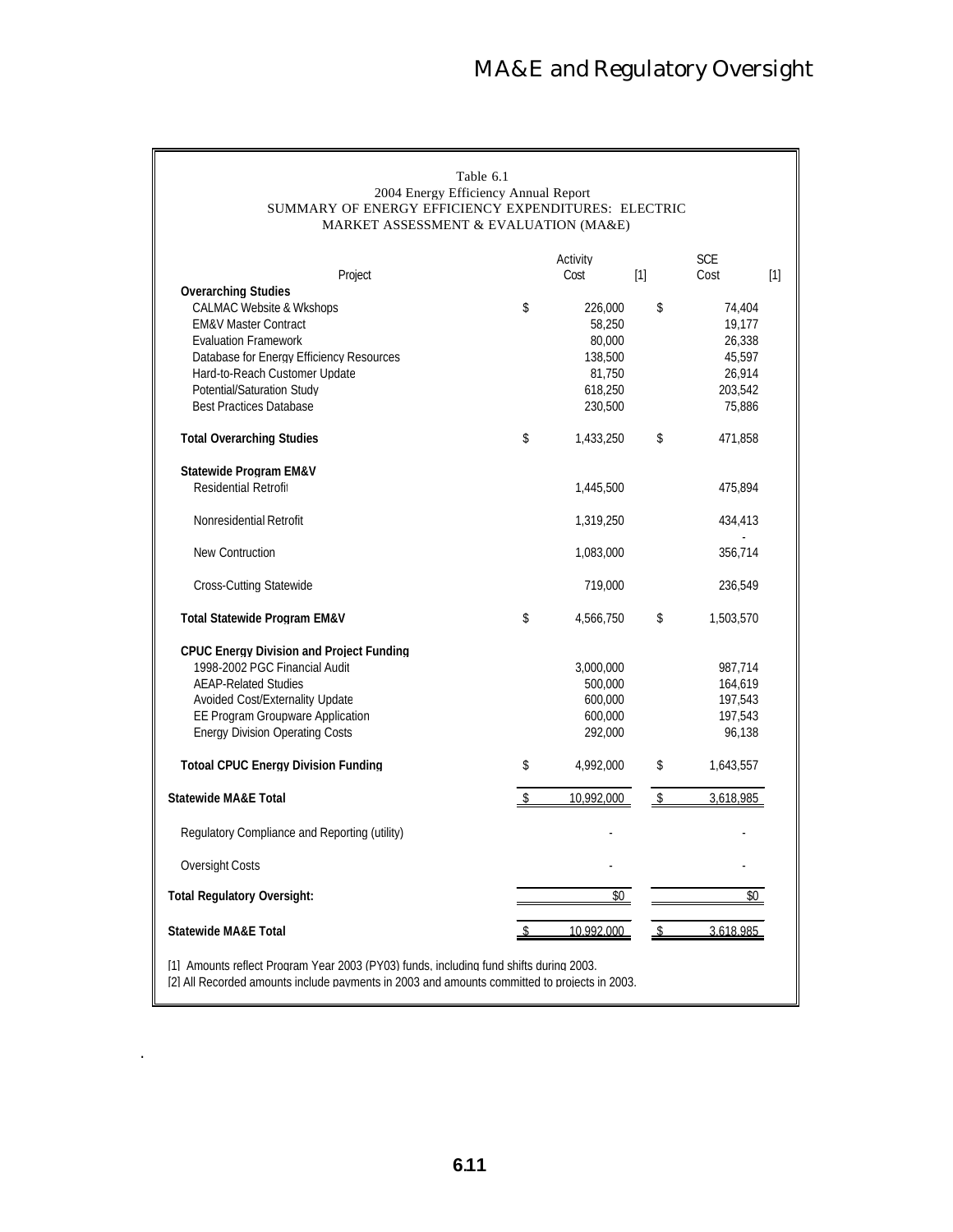# MA&E and Regulatory Oversight

Table 6.1
2004 Energy Efficiency Annual Report
SUMMARY OF ENERGY EFFICIENCY EXPENDITURES: ELECTRIC
MARKET ASSESSMENT & EVALUATION (MA&E)

| Project | Activity Cost [1] | SCE Cost [1] |
|---|---|---|
| **Overarching Studies** | | |
| CALMAC Website & Wkshops | $ 226,000 | $ 74,404 |
| EM&V Master Contract | 58,250 | 19,177 |
| Evaluation Framework | 80,000 | 26,338 |
| Database for Energy Efficiency Resources | 138,500 | 45,597 |
| Hard-to-Reach Customer Update | 81,750 | 26,914 |
| Potential/Saturation Study | 618,250 | 203,542 |
| Best Practices Database | 230,500 | 75,886 |
| **Total Overarching Studies** | $ 1,433,250 | $ 471,858 |
| **Statewide Program EM&V** | | |
| Residential Retrofit | 1,445,500 | 475,894 |
| Nonresidential Retrofit | 1,319,250 | 434,413 |
| New Contruction | 1,083,000 | 356,714 |
| Cross-Cutting Statewide | 719,000 | 236,549 |
| **Total Statewide Program EM&V** | $ 4,566,750 | $ 1,503,570 |
| **CPUC Energy Division and Project Funding** | | |
| 1998-2002 PGC Financial Audit | 3,000,000 | 987,714 |
| AEAP-Related Studies | 500,000 | 164,619 |
| Avoided Cost/Externality Update | 600,000 | 197,543 |
| EE Program Groupware Application | 600,000 | 197,543 |
| Energy Division Operating Costs | 292,000 | 96,138 |
| **Totoal CPUC Energy Division Funding** | $ 4,992,000 | $ 1,643,557 |
| **Statewide MA&E Total** | $ 10,992,000 | $ 3,618,985 |
| Regulatory Compliance and Reporting (utility) | - | - |
| Oversight Costs | - | - |
| **Total Regulatory Oversight:** | $0 | $0 |
| **Statewide MA&E Total** | $ 10,992,000 | $ 3,618,985 |

[1] Amounts reflect Program Year 2003 (PY03) funds, including fund shifts during 2003.
[2] All Recorded amounts include payments in 2003 and amounts committed to projects in 2003.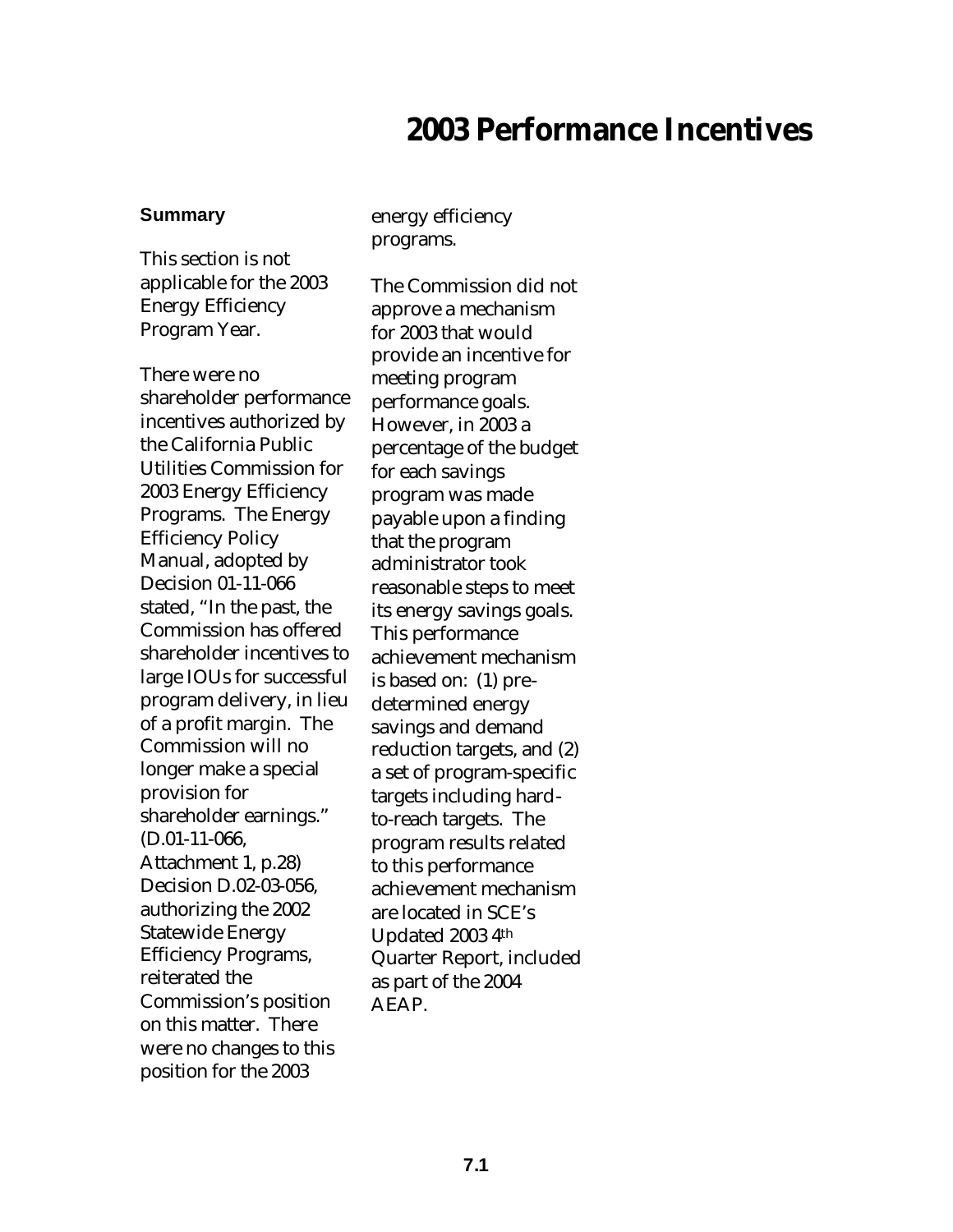# 2003 Performance Incentives

**Summary**

This section is not applicable for the 2003 Energy Efficiency Program Year.

There were no shareholder performance incentives authorized by the California Public Utilities Commission for 2003 Energy Efficiency Programs. The Energy Efficiency Policy Manual, adopted by Decision 01-11-066 stated, "In the past, the Commission has offered shareholder incentives to large IOUs for successful program delivery, in lieu of a profit margin. The Commission will no longer make a special provision for shareholder earnings." (D.01-11-066, Attachment 1, p.28) Decision D.02-03-056, authorizing the 2002 Statewide Energy Efficiency Programs, reiterated the Commission's position on this matter. There were no changes to this position for the 2003 energy efficiency programs.

The Commission did not approve a mechanism for 2003 that would provide an incentive for meeting program performance goals. However, in 2003 a percentage of the budget for each savings program was made payable upon a finding that the program administrator took reasonable steps to meet its energy savings goals. This performance achievement mechanism is based on: (1) pre-determined energy savings and demand reduction targets, and (2) a set of program-specific targets including hard-to-reach targets. The program results related to this performance achievement mechanism are located in SCE's Updated 2003 4th Quarter Report, included as part of the 2004 AEAP.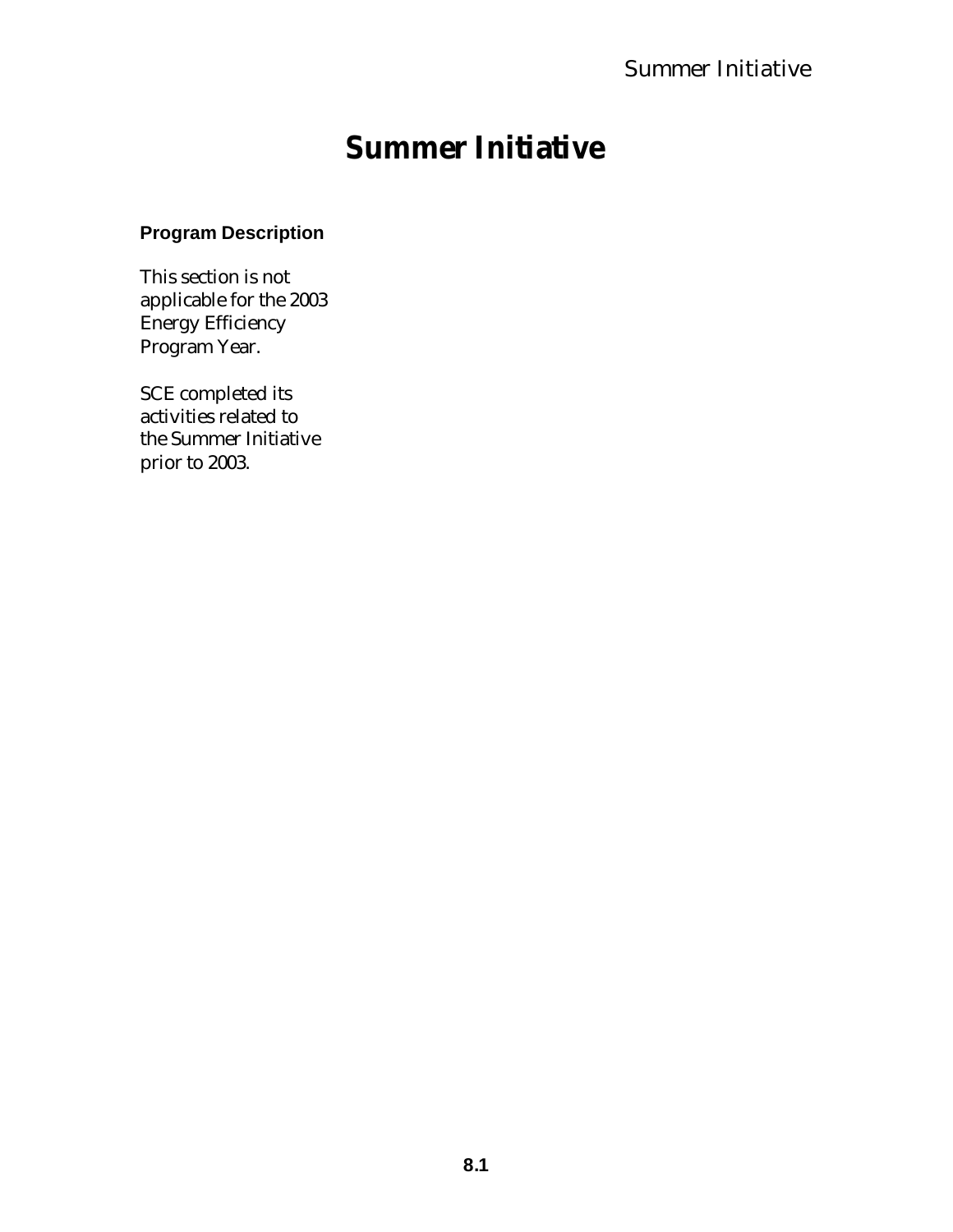# Summer Initiative

### Program Description

This section is not applicable for the 2003 Energy Efficiency Program Year.

SCE completed its activities related to the Summer Initiative prior to 2003.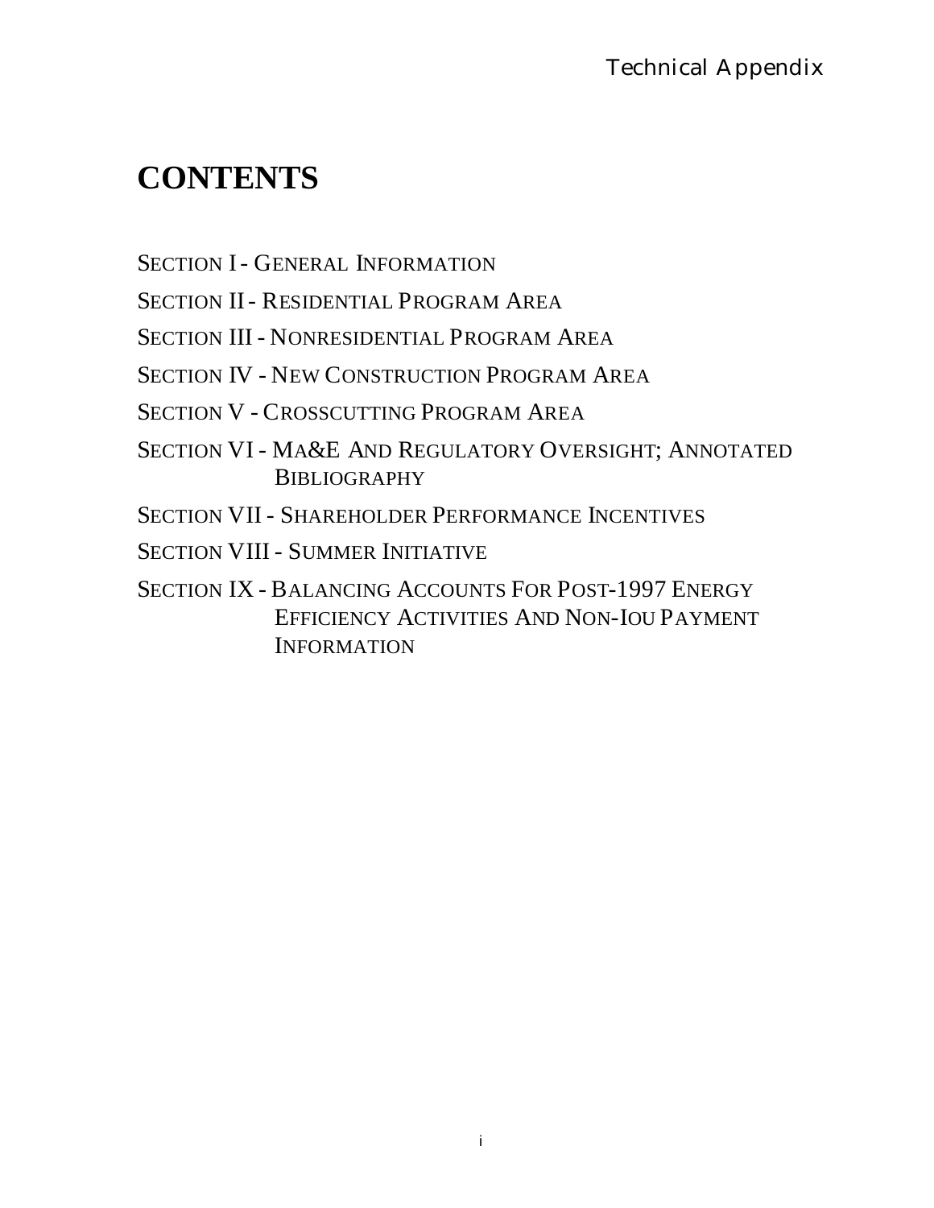# CONTENTS

SECTION I - GENERAL INFORMATION

SECTION II - RESIDENTIAL PROGRAM AREA

SECTION III - NONRESIDENTIAL PROGRAM AREA

SECTION IV - NEW CONSTRUCTION PROGRAM AREA

SECTION V - CROSSCUTTING PROGRAM AREA

SECTION VI - MA&E AND REGULATORY OVERSIGHT; ANNOTATED BIBLIOGRAPHY

SECTION VII - SHAREHOLDER PERFORMANCE INCENTIVES

SECTION VIII - SUMMER INITIATIVE

SECTION IX - BALANCING ACCOUNTS FOR POST-1997 ENERGY EFFICIENCY ACTIVITIES AND NON-IOU PAYMENT INFORMATION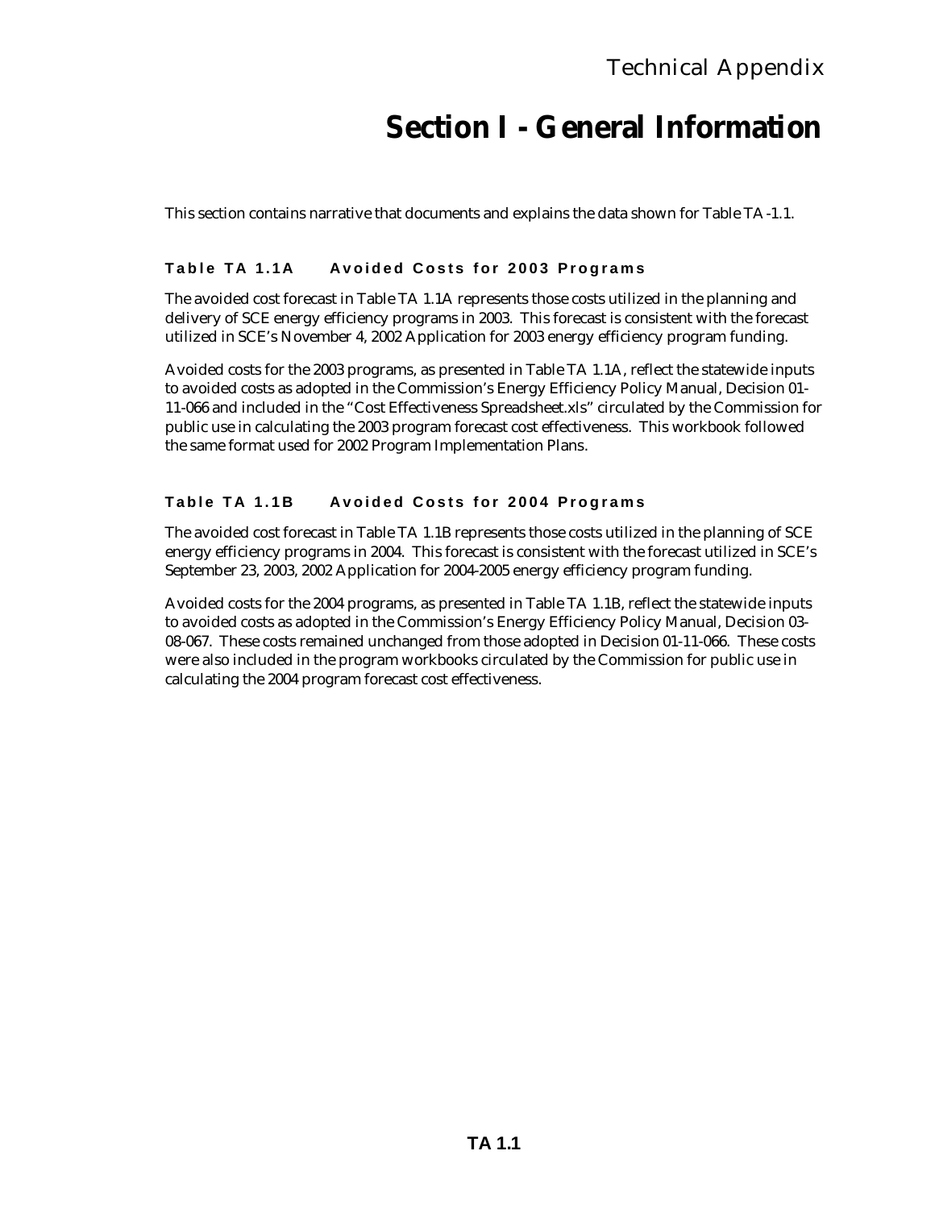# Section I - General Information

This section contains narrative that documents and explains the data shown for Table TA -1.1.

### Table TA 1.1A Avoided Costs for 2003 Programs

The avoided cost forecast in Table TA 1.1A represents those costs utilized in the planning and delivery of SCE energy efficiency programs in 2003. This forecast is consistent with the forecast utilized in SCE's November 4, 2002 Application for 2003 energy efficiency program funding.

Avoided costs for the 2003 programs, as presented in Table TA 1.1A, reflect the statewide inputs to avoided costs as adopted in the Commission's Energy Efficiency Policy Manual, Decision 01-11-066 and included in the "Cost Effectiveness Spreadsheet.xls" circulated by the Commission for public use in calculating the 2003 program forecast cost effectiveness. This workbook followed the same format used for 2002 Program Implementation Plans.

### Table TA 1.1B Avoided Costs for 2004 Programs

The avoided cost forecast in Table TA 1.1B represents those costs utilized in the planning of SCE energy efficiency programs in 2004. This forecast is consistent with the forecast utilized in SCE's September 23, 2003, 2002 Application for 2004-2005 energy efficiency program funding.

Avoided costs for the 2004 programs, as presented in Table TA 1.1B, reflect the statewide inputs to avoided costs as adopted in the Commission's Energy Efficiency Policy Manual, Decision 03-08-067. These costs remained unchanged from those adopted in Decision 01-11-066. These costs were also included in the program workbooks circulated by the Commission for public use in calculating the 2004 program forecast cost effectiveness.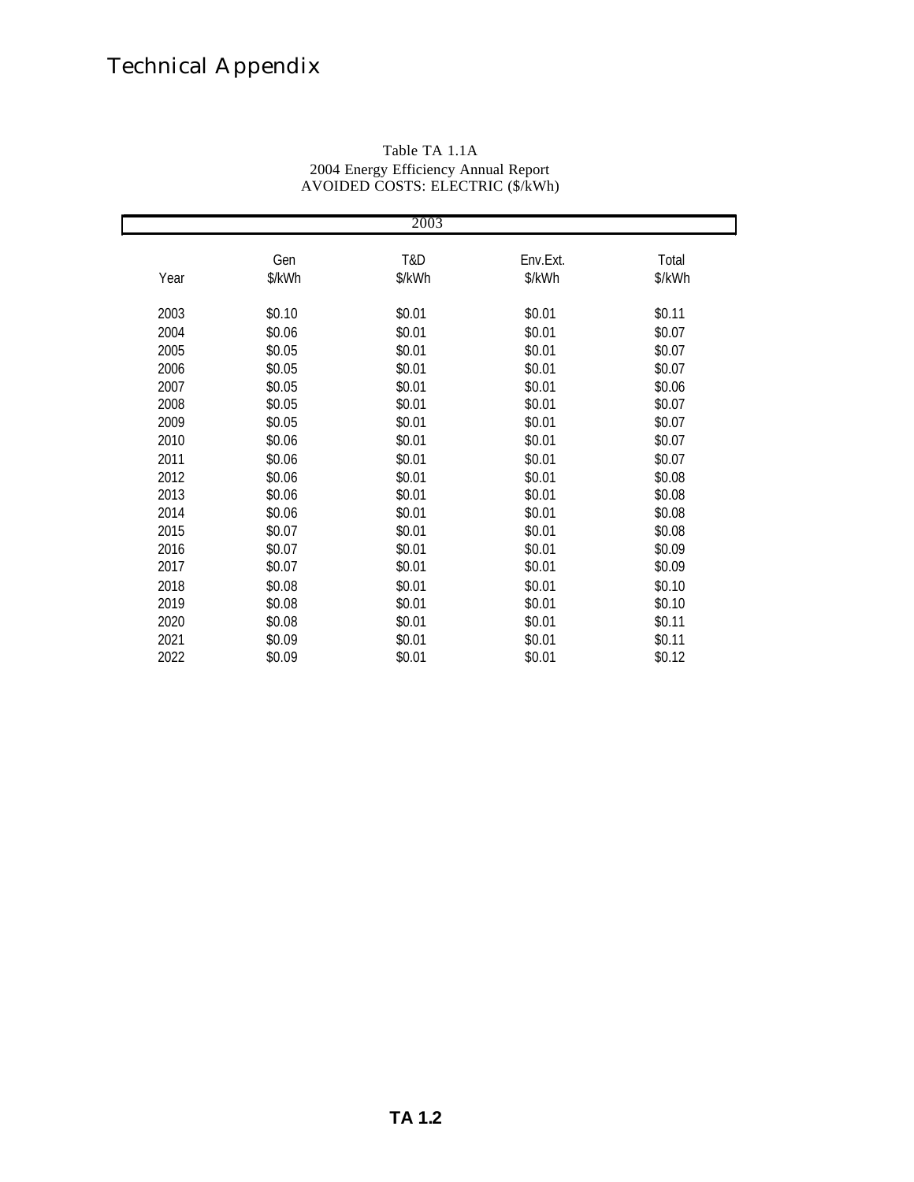Table TA 1.1A
2004 Energy Efficiency Annual Report
AVOIDED COSTS: ELECTRIC ($/kWh)

| 2003 | | | | |
|---|---|---|---|---|
| Year | Gen $/kWh | T&D $/kWh | Env.Ext. $/kWh | Total $/kWh |
| 2003 | $0.10 | $0.01 | $0.01 | $0.11 |
| 2004 | $0.06 | $0.01 | $0.01 | $0.07 |
| 2005 | $0.05 | $0.01 | $0.01 | $0.07 |
| 2006 | $0.05 | $0.01 | $0.01 | $0.07 |
| 2007 | $0.05 | $0.01 | $0.01 | $0.06 |
| 2008 | $0.05 | $0.01 | $0.01 | $0.07 |
| 2009 | $0.05 | $0.01 | $0.01 | $0.07 |
| 2010 | $0.06 | $0.01 | $0.01 | $0.07 |
| 2011 | $0.06 | $0.01 | $0.01 | $0.07 |
| 2012 | $0.06 | $0.01 | $0.01 | $0.08 |
| 2013 | $0.06 | $0.01 | $0.01 | $0.08 |
| 2014 | $0.06 | $0.01 | $0.01 | $0.08 |
| 2015 | $0.07 | $0.01 | $0.01 | $0.08 |
| 2016 | $0.07 | $0.01 | $0.01 | $0.09 |
| 2017 | $0.07 | $0.01 | $0.01 | $0.09 |
| 2018 | $0.08 | $0.01 | $0.01 | $0.10 |
| 2019 | $0.08 | $0.01 | $0.01 | $0.10 |
| 2020 | $0.08 | $0.01 | $0.01 | $0.11 |
| 2021 | $0.09 | $0.01 | $0.01 | $0.11 |
| 2022 | $0.09 | $0.01 | $0.01 | $0.12 |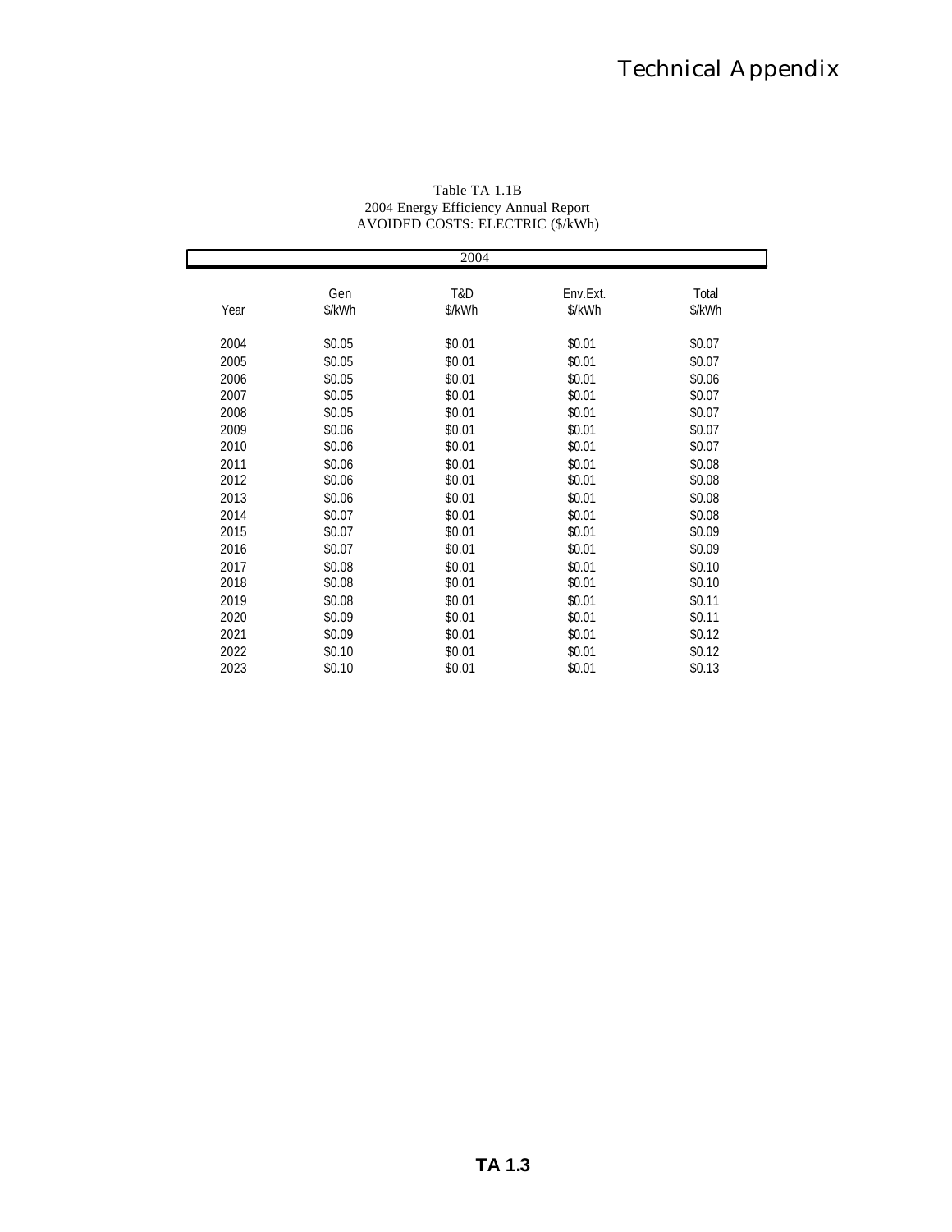Table TA 1.1B
2004 Energy Efficiency Annual Report
AVOIDED COSTS: ELECTRIC ($/kWh)

| 2004 | | | | |
|---|---|---|---|---|
| Year | Gen $/kWh | T&D $/kWh | Env.Ext. $/kWh | Total $/kWh |
| 2004 | $0.05 | $0.01 | $0.01 | $0.07 |
| 2005 | $0.05 | $0.01 | $0.01 | $0.07 |
| 2006 | $0.05 | $0.01 | $0.01 | $0.06 |
| 2007 | $0.05 | $0.01 | $0.01 | $0.07 |
| 2008 | $0.05 | $0.01 | $0.01 | $0.07 |
| 2009 | $0.06 | $0.01 | $0.01 | $0.07 |
| 2010 | $0.06 | $0.01 | $0.01 | $0.07 |
| 2011 | $0.06 | $0.01 | $0.01 | $0.08 |
| 2012 | $0.06 | $0.01 | $0.01 | $0.08 |
| 2013 | $0.06 | $0.01 | $0.01 | $0.08 |
| 2014 | $0.07 | $0.01 | $0.01 | $0.08 |
| 2015 | $0.07 | $0.01 | $0.01 | $0.09 |
| 2016 | $0.07 | $0.01 | $0.01 | $0.09 |
| 2017 | $0.08 | $0.01 | $0.01 | $0.10 |
| 2018 | $0.08 | $0.01 | $0.01 | $0.10 |
| 2019 | $0.08 | $0.01 | $0.01 | $0.11 |
| 2020 | $0.09 | $0.01 | $0.01 | $0.11 |
| 2021 | $0.09 | $0.01 | $0.01 | $0.12 |
| 2022 | $0.10 | $0.01 | $0.01 | $0.12 |
| 2023 | $0.10 | $0.01 | $0.01 | $0.13 |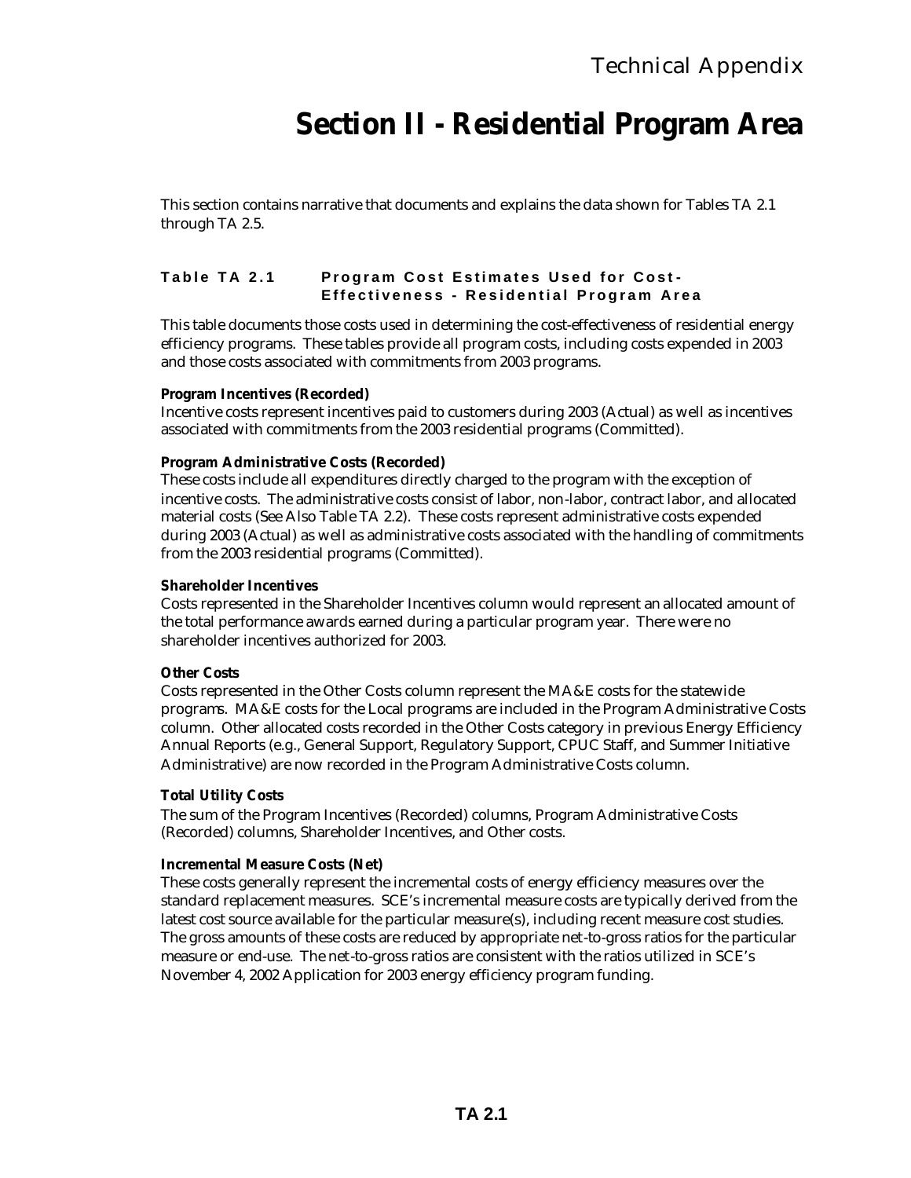# Section II - Residential Program Area

This section contains narrative that documents and explains the data shown for Tables TA 2.1 through TA 2.5.

### Table TA 2.1 Program Cost Estimates Used for Cost-Effectiveness - Residential Program Area

This table documents those costs used in determining the cost-effectiveness of residential energy efficiency programs. These tables provide all program costs, including costs expended in 2003 and those costs associated with commitments from 2003 programs.

**Program Incentives (Recorded)**
Incentive costs represent incentives paid to customers during 2003 (Actual) as well as incentives associated with commitments from the 2003 residential programs (Committed).

**Program Administrative Costs (Recorded)**
These costs include all expenditures directly charged to the program with the exception of incentive costs. The administrative costs consist of labor, non-labor, contract labor, and allocated material costs (See Also Table TA 2.2). These costs represent administrative costs expended during 2003 (Actual) as well as administrative costs associated with the handling of commitments from the 2003 residential programs (Committed).

**Shareholder Incentives**
Costs represented in the Shareholder Incentives column would represent an allocated amount of the total performance awards earned during a particular program year. There were no shareholder incentives authorized for 2003.

**Other Costs**
Costs represented in the Other Costs column represent the MA&E costs for the statewide programs. MA&E costs for the Local programs are included in the Program Administrative Costs column. Other allocated costs recorded in the Other Costs category in previous Energy Efficiency Annual Reports (e.g., General Support, Regulatory Support, CPUC Staff, and Summer Initiative Administrative) are now recorded in the Program Administrative Costs column.

**Total Utility Costs**
The sum of the Program Incentives (Recorded) columns, Program Administrative Costs (Recorded) columns, Shareholder Incentives, and Other costs.

**Incremental Measure Costs (Net)**
These costs generally represent the incremental costs of energy efficiency measures over the standard replacement measures. SCE's incremental measure costs are typically derived from the latest cost source available for the particular measure(s), including recent measure cost studies. The gross amounts of these costs are reduced by appropriate net-to-gross ratios for the particular measure or end-use. The net-to-gross ratios are consistent with the ratios utilized in SCE's November 4, 2002 Application for 2003 energy efficiency program funding.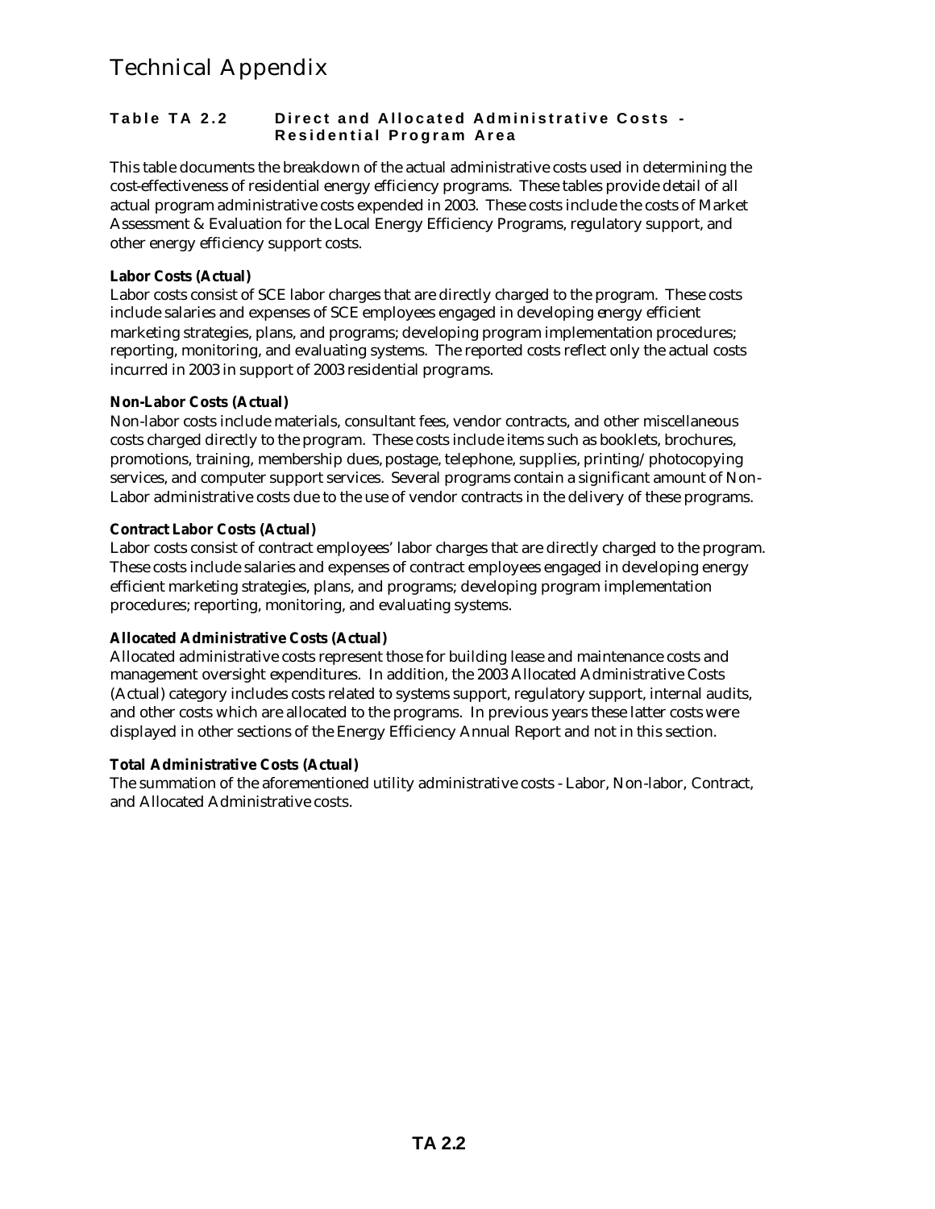# Technical Appendix

## Table TA 2.2 Direct and Allocated Administrative Costs - Residential Program Area

This table documents the breakdown of the actual administrative costs used in determining the cost-effectiveness of residential energy efficiency programs. These tables provide detail of all actual program administrative costs expended in 2003. These costs include the costs of Market Assessment & Evaluation for the Local Energy Efficiency Programs, regulatory support, and other energy efficiency support costs.

**Labor Costs (Actual)**
Labor costs consist of SCE labor charges that are directly charged to the program. These costs include salaries and expenses of SCE employees engaged in developing energy efficient marketing strategies, plans, and programs; developing program implementation procedures; reporting, monitoring, and evaluating systems. The reported costs reflect only the actual costs incurred in 2003 in support of 2003 residential programs.

**Non-Labor Costs (Actual)**
Non-labor costs include materials, consultant fees, vendor contracts, and other miscellaneous costs charged directly to the program. These costs include items such as booklets, brochures, promotions, training, membership dues, postage, telephone, supplies, printing/photocopying services, and computer support services. Several programs contain a significant amount of Non-Labor administrative costs due to the use of vendor contracts in the delivery of these programs.

**Contract Labor Costs (Actual)**
Labor costs consist of contract employees' labor charges that are directly charged to the program. These costs include salaries and expenses of contract employees engaged in developing energy efficient marketing strategies, plans, and programs; developing program implementation procedures; reporting, monitoring, and evaluating systems.

**Allocated Administrative Costs (Actual)**
Allocated administrative costs represent those for building lease and maintenance costs and management oversight expenditures. In addition, the 2003 Allocated Administrative Costs (Actual) category includes costs related to systems support, regulatory support, internal audits, and other costs which are allocated to the programs. In previous years these latter costs were displayed in other sections of the Energy Efficiency Annual Report and not in this section.

**Total Administrative Costs (Actual)**
The summation of the aforementioned utility administrative costs - Labor, Non-labor, Contract, and Allocated Administrative costs.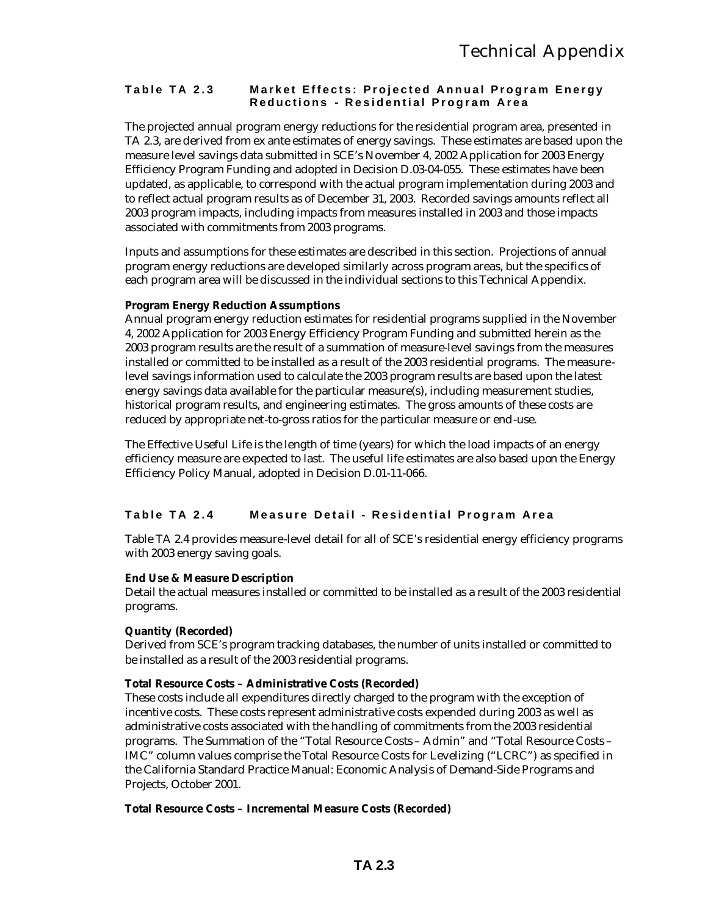### Table TA 2.3 Market Effects: Projected Annual Program Energy Reductions - Residential Program Area

The projected annual program energy reductions for the residential program area, presented in TA 2.3, are derived from ex ante estimates of energy savings. These estimates are based upon the measure level savings data submitted in SCE's November 4, 2002 Application for 2003 Energy Efficiency Program Funding and adopted in Decision D.03-04-055. These estimates have been updated, as applicable, to correspond with the actual program implementation during 2003 and to reflect actual program results as of December 31, 2003. Recorded savings amounts reflect all 2003 program impacts, including impacts from measures installed in 2003 and those impacts associated with commitments from 2003 programs.

Inputs and assumptions for these estimates are described in this section. Projections of annual program energy reductions are developed similarly across program areas, but the specifics of each program area will be discussed in the individual sections to this Technical Appendix.

**Program Energy Reduction Assumptions**
Annual program energy reduction estimates for residential programs supplied in the November 4, 2002 Application for 2003 Energy Efficiency Program Funding and submitted herein as the 2003 program results are the result of a summation of measure-level savings from the measures installed or committed to be installed as a result of the 2003 residential programs. The measure-level savings information used to calculate the 2003 program results are based upon the latest energy savings data available for the particular measure(s), including measurement studies, historical program results, and engineering estimates. The gross amounts of these costs are reduced by appropriate net-to-gross ratios for the particular measure or end-use.

The Effective Useful Life is the length of time (years) for which the load impacts of an energy efficiency measure are expected to last. The useful life estimates are also based upon the Energy Efficiency Policy Manual, adopted in Decision D.01-11-066.

### Table TA 2.4 Measure Detail - Residential Program Area

Table TA 2.4 provides measure-level detail for all of SCE's residential energy efficiency programs with 2003 energy saving goals.

**End Use & Measure Description**
Detail the actual measures installed or committed to be installed as a result of the 2003 residential programs.

**Quantity (Recorded)**
Derived from SCE's program tracking databases, the number of units installed or committed to be installed as a result of the 2003 residential programs.

**Total Resource Costs – Administrative Costs (Recorded)**
These costs include all expenditures directly charged to the program with the exception of incentive costs. These costs represent administrative costs expended during 2003 as well as administrative costs associated with the handling of commitments from the 2003 residential programs. The Summation of the "Total Resource Costs – Admin" and "Total Resource Costs – IMC" column values comprise the Total Resource Costs for Levelizing ("LCRC") as specified in the California Standard Practice Manual: Economic Analysis of Demand-Side Programs and Projects, October 2001.

**Total Resource Costs – Incremental Measure Costs (Recorded)**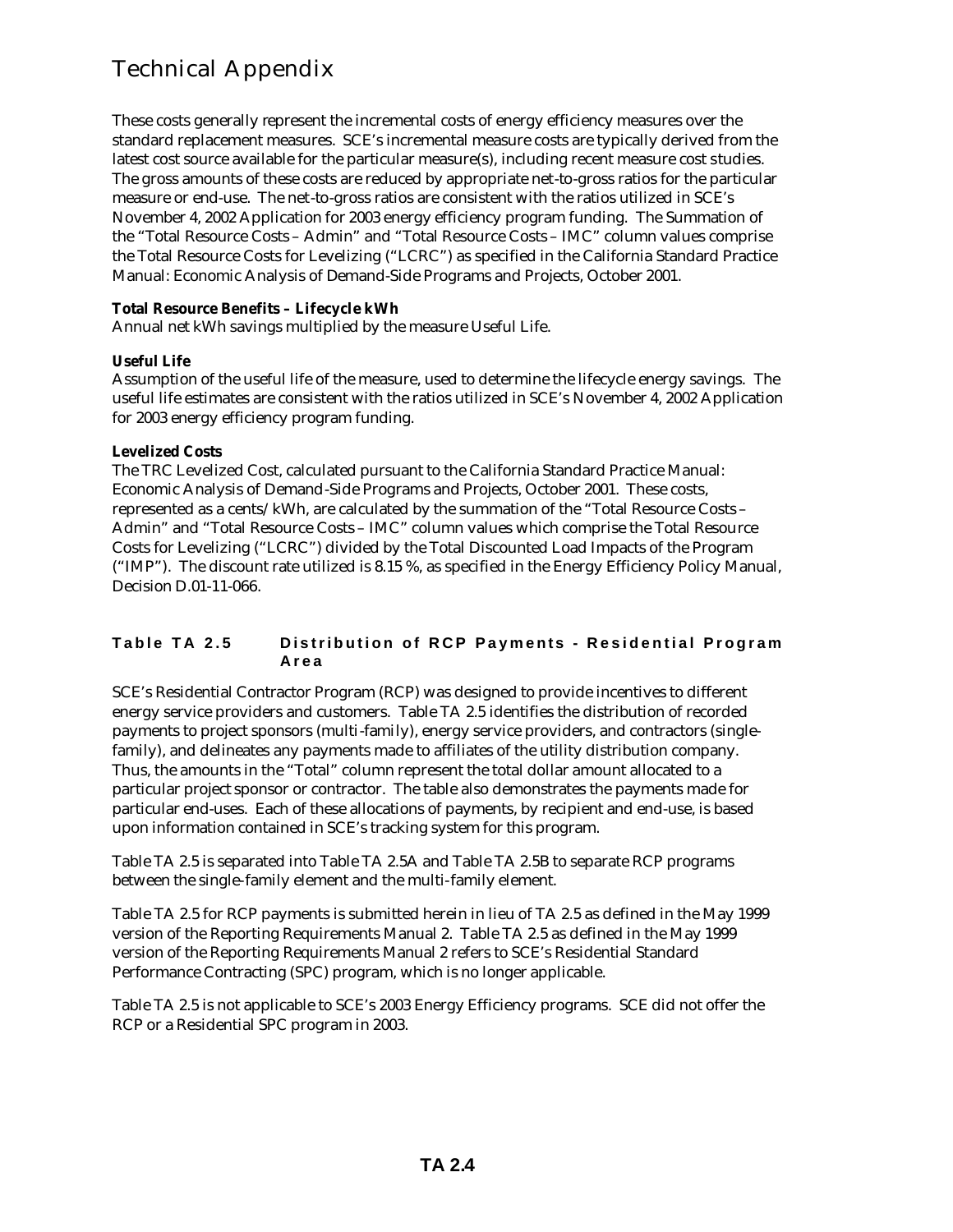# Technical Appendix

These costs generally represent the incremental costs of energy efficiency measures over the standard replacement measures. SCE's incremental measure costs are typically derived from the latest cost source available for the particular measure(s), including recent measure cost studies. The gross amounts of these costs are reduced by appropriate net-to-gross ratios for the particular measure or end-use. The net-to-gross ratios are consistent with the ratios utilized in SCE's November 4, 2002 Application for 2003 energy efficiency program funding. The Summation of the "Total Resource Costs – Admin" and "Total Resource Costs – IMC" column values comprise the Total Resource Costs for Levelizing ("LCRC") as specified in the California Standard Practice Manual: Economic Analysis of Demand-Side Programs and Projects, October 2001.

**Total Resource Benefits – Lifecycle kWh**

Annual net kWh savings multiplied by the measure Useful Life.

**Useful Life**

Assumption of the useful life of the measure, used to determine the lifecycle energy savings. The useful life estimates are consistent with the ratios utilized in SCE's November 4, 2002 Application for 2003 energy efficiency program funding.

**Levelized Costs**

The TRC Levelized Cost, calculated pursuant to the California Standard Practice Manual: Economic Analysis of Demand-Side Programs and Projects, October 2001. These costs, represented as a cents/kWh, are calculated by the summation of the "Total Resource Costs – Admin" and "Total Resource Costs – IMC" column values which comprise the Total Resource Costs for Levelizing ("LCRC") divided by the Total Discounted Load Impacts of the Program ("IMP"). The discount rate utilized is 8.15 %, as specified in the Energy Efficiency Policy Manual, Decision D.01-11-066.

## Table TA 2.5 Distribution of RCP Payments - Residential Program Area

SCE's Residential Contractor Program (RCP) was designed to provide incentives to different energy service providers and customers. Table TA 2.5 identifies the distribution of recorded payments to project sponsors (multi-family), energy service providers, and contractors (single-family), and delineates any payments made to affiliates of the utility distribution company. Thus, the amounts in the "Total" column represent the total dollar amount allocated to a particular project sponsor or contractor. The table also demonstrates the payments made for particular end-uses. Each of these allocations of payments, by recipient and end-use, is based upon information contained in SCE's tracking system for this program.

Table TA 2.5 is separated into Table TA 2.5A and Table TA 2.5B to separate RCP programs between the single-family element and the multi-family element.

Table TA 2.5 for RCP payments is submitted herein in lieu of TA 2.5 as defined in the May 1999 version of the Reporting Requirements Manual 2. Table TA 2.5 as defined in the May 1999 version of the Reporting Requirements Manual 2 refers to SCE's Residential Standard Performance Contracting (SPC) program, which is no longer applicable.

Table TA 2.5 is not applicable to SCE's 2003 Energy Efficiency programs. SCE did not offer the RCP or a Residential SPC program in 2003.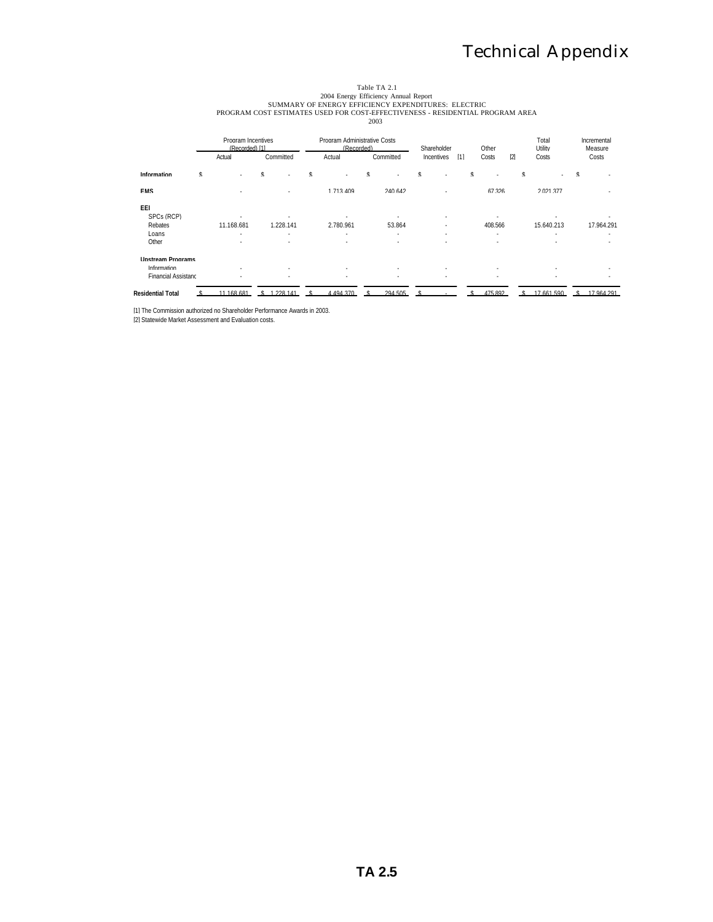Table TA 2.1
2004 Energy Efficiency Annual Report
SUMMARY OF ENERGY EFFICIENCY EXPENDITURES: ELECTRIC
PROGRAM COST ESTIMATES USED FOR COST-EFFECTIVENESS - RESIDENTIAL PROGRAM AREA
2003

| | Program Incentives (Recorded) [1] | | Program Administrative Costs (Recorded) | | Shareholder Incentives [1] | Other Costs [2] | Total Utility Costs | Incremental Measure Costs |
|---|---|---|---|---|---|---|---|---|
| | Actual | Committed | Actual | Committed | | | | |
| **Information** | $ - | $ - | $ - | $ - | $ - | $ - | $ - | $ - |
| **EMS** | - | - | 1.713.409 | 240.642 | - | 67.326 | 2.021.377 | - |
| **EEI** | | | | | | | | |
| SPCs (RCP) | - | - | - | - | - | - | - | - |
| Rebates | 11.168.681 | 1.228.141 | 2.780.961 | 53.864 | - | 408.566 | 15.640.213 | 17.964.291 |
| Loans | - | - | - | - | - | - | - | - |
| Other | - | - | - | - | - | - | - | - |
| **Upstream Programs** | | | | | | | | |
| Information | - | - | - | - | - | - | - | - |
| Financial Assistanc | - | - | - | - | - | - | - | - |
| **Residential Total** | $ 11.168.681 | $ 1.228.141 | $ 4.494.370 | $ 294.505 | $ - | $ 475.892 | $ 17.661.590 | $ 17.964.291 |

[1] The Commission authorized no Shareholder Performance Awards in 2003.
[2] Statewide Market Assessment and Evaluation costs.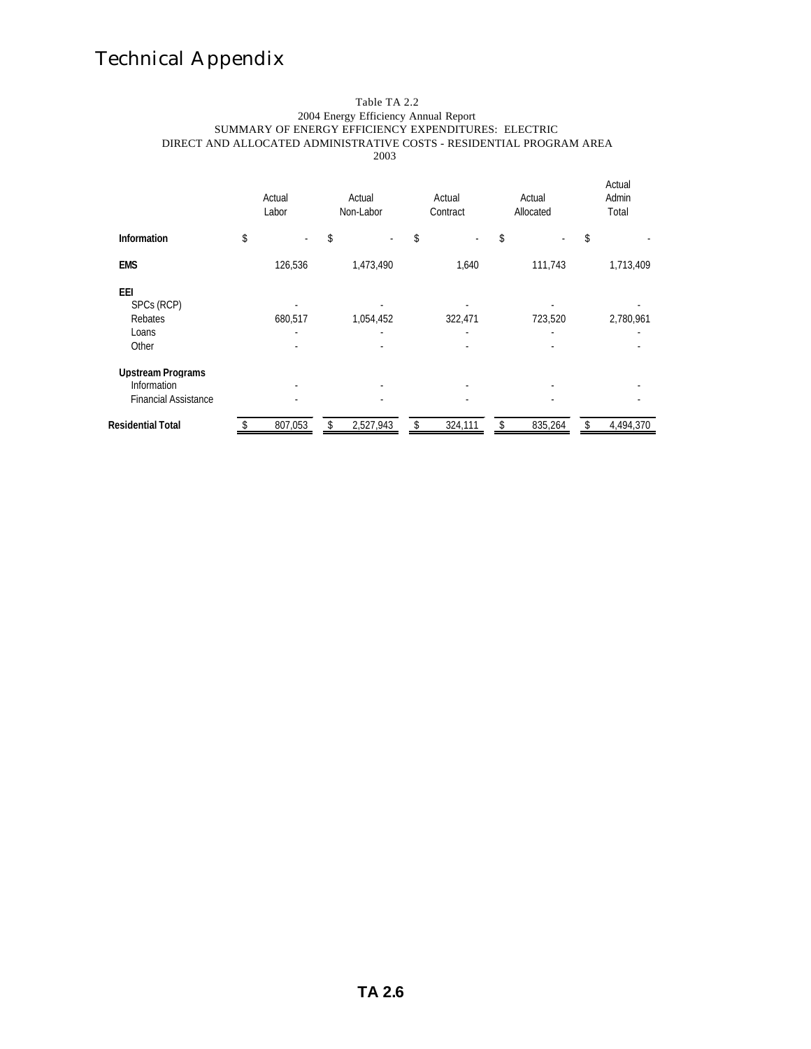# Technical Appendix

Table TA 2.2
2004 Energy Efficiency Annual Report
SUMMARY OF ENERGY EFFICIENCY EXPENDITURES: ELECTRIC
DIRECT AND ALLOCATED ADMINISTRATIVE COSTS - RESIDENTIAL PROGRAM AREA
2003

| | Actual Labor | Actual Non-Labor | Actual Contract | Actual Allocated | Actual Admin Total |
|---|---|---|---|---|---|
| **Information** | $ - | $ - | $ - | $ - | $ - |
| **EMS** | 126,536 | 1,473,490 | 1,640 | 111,743 | 1,713,409 |
| **EEI** | | | | | |
| SPCs (RCP) | - | - | - | - | - |
| Rebates | 680,517 | 1,054,452 | 322,471 | 723,520 | 2,780,961 |
| Loans | - | - | - | - | - |
| Other | - | - | - | - | - |
| **Upstream Programs** | | | | | |
| Information | - | - | - | - | - |
| Financial Assistance | - | - | - | - | - |
| **Residential Total** | $ 807,053 | $ 2,527,943 | $ 324,111 | $ 835,264 | $ 4,494,370 |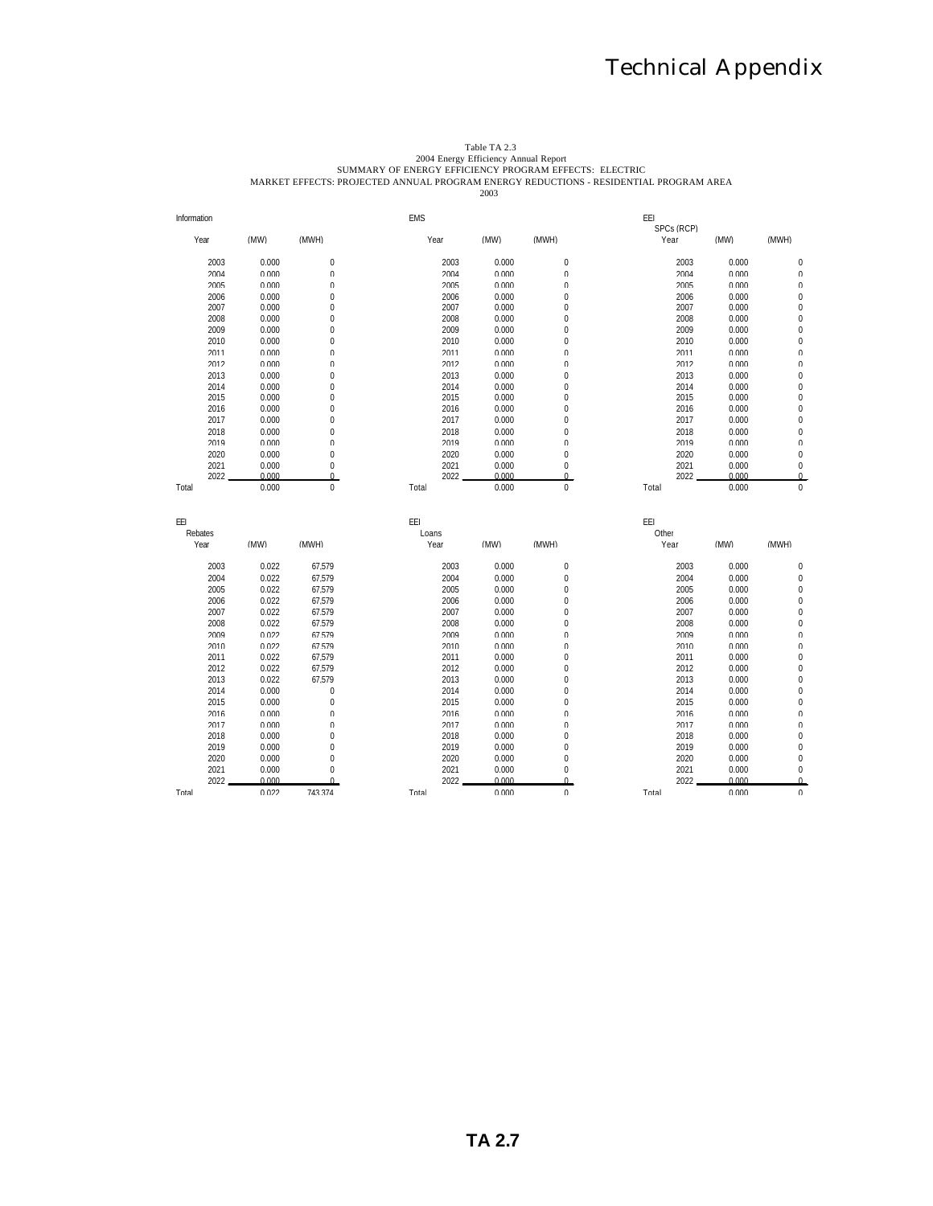# Technical Appendix

Table TA 2.3
2004 Energy Efficiency Annual Report
SUMMARY OF ENERGY EFFICIENCY PROGRAM EFFECTS: ELECTRIC
MARKET EFFECTS: PROJECTED ANNUAL PROGRAM ENERGY REDUCTIONS - RESIDENTIAL PROGRAM AREA
2003

**Information**

| Year | (MW) | (MWH) |
|---|---|---|
| 2003 | 0.000 | 0 |
| 2004 | 0.000 | 0 |
| 2005 | 0.000 | 0 |
| 2006 | 0.000 | 0 |
| 2007 | 0.000 | 0 |
| 2008 | 0.000 | 0 |
| 2009 | 0.000 | 0 |
| 2010 | 0.000 | 0 |
| 2011 | 0.000 | 0 |
| 2012 | 0.000 | 0 |
| 2013 | 0.000 | 0 |
| 2014 | 0.000 | 0 |
| 2015 | 0.000 | 0 |
| 2016 | 0.000 | 0 |
| 2017 | 0.000 | 0 |
| 2018 | 0.000 | 0 |
| 2019 | 0.000 | 0 |
| 2020 | 0.000 | 0 |
| 2021 | 0.000 | 0 |
| 2022 | 0.000 | 0 |
| Total | 0.000 | 0 |

**EMS**

| Year | (MW) | (MWH) |
|---|---|---|
| 2003 | 0.000 | 0 |
| 2004 | 0.000 | 0 |
| 2005 | 0.000 | 0 |
| 2006 | 0.000 | 0 |
| 2007 | 0.000 | 0 |
| 2008 | 0.000 | 0 |
| 2009 | 0.000 | 0 |
| 2010 | 0.000 | 0 |
| 2011 | 0.000 | 0 |
| 2012 | 0.000 | 0 |
| 2013 | 0.000 | 0 |
| 2014 | 0.000 | 0 |
| 2015 | 0.000 | 0 |
| 2016 | 0.000 | 0 |
| 2017 | 0.000 | 0 |
| 2018 | 0.000 | 0 |
| 2019 | 0.000 | 0 |
| 2020 | 0.000 | 0 |
| 2021 | 0.000 | 0 |
| 2022 | 0.000 | 0 |
| Total | 0.000 | 0 |

**EEI — SPCs (RCP)**

| Year | (MW) | (MWH) |
|---|---|---|
| 2003 | 0.000 | 0 |
| 2004 | 0.000 | 0 |
| 2005 | 0.000 | 0 |
| 2006 | 0.000 | 0 |
| 2007 | 0.000 | 0 |
| 2008 | 0.000 | 0 |
| 2009 | 0.000 | 0 |
| 2010 | 0.000 | 0 |
| 2011 | 0.000 | 0 |
| 2012 | 0.000 | 0 |
| 2013 | 0.000 | 0 |
| 2014 | 0.000 | 0 |
| 2015 | 0.000 | 0 |
| 2016 | 0.000 | 0 |
| 2017 | 0.000 | 0 |
| 2018 | 0.000 | 0 |
| 2019 | 0.000 | 0 |
| 2020 | 0.000 | 0 |
| 2021 | 0.000 | 0 |
| 2022 | 0.000 | 0 |
| Total | 0.000 | 0 |

**EEI — Rebates**

| Year | (MW) | (MWH) |
|---|---|---|
| 2003 | 0.022 | 67,579 |
| 2004 | 0.022 | 67,579 |
| 2005 | 0.022 | 67,579 |
| 2006 | 0.022 | 67,579 |
| 2007 | 0.022 | 67,579 |
| 2008 | 0.022 | 67,579 |
| 2009 | 0.022 | 67,579 |
| 2010 | 0.022 | 67,579 |
| 2011 | 0.022 | 67,579 |
| 2012 | 0.022 | 67,579 |
| 2013 | 0.022 | 67,579 |
| 2014 | 0.000 | 0 |
| 2015 | 0.000 | 0 |
| 2016 | 0.000 | 0 |
| 2017 | 0.000 | 0 |
| 2018 | 0.000 | 0 |
| 2019 | 0.000 | 0 |
| 2020 | 0.000 | 0 |
| 2021 | 0.000 | 0 |
| 2022 | 0.000 | 0 |
| Total | 0.022 | 743,374 |

**EEI — Loans**

| Year | (MW) | (MWH) |
|---|---|---|
| 2003 | 0.000 | 0 |
| 2004 | 0.000 | 0 |
| 2005 | 0.000 | 0 |
| 2006 | 0.000 | 0 |
| 2007 | 0.000 | 0 |
| 2008 | 0.000 | 0 |
| 2009 | 0.000 | 0 |
| 2010 | 0.000 | 0 |
| 2011 | 0.000 | 0 |
| 2012 | 0.000 | 0 |
| 2013 | 0.000 | 0 |
| 2014 | 0.000 | 0 |
| 2015 | 0.000 | 0 |
| 2016 | 0.000 | 0 |
| 2017 | 0.000 | 0 |
| 2018 | 0.000 | 0 |
| 2019 | 0.000 | 0 |
| 2020 | 0.000 | 0 |
| 2021 | 0.000 | 0 |
| 2022 | 0.000 | 0 |
| Total | 0.000 | 0 |

**EEI — Other**

| Year | (MW) | (MWH) |
|---|---|---|
| 2003 | 0.000 | 0 |
| 2004 | 0.000 | 0 |
| 2005 | 0.000 | 0 |
| 2006 | 0.000 | 0 |
| 2007 | 0.000 | 0 |
| 2008 | 0.000 | 0 |
| 2009 | 0.000 | 0 |
| 2010 | 0.000 | 0 |
| 2011 | 0.000 | 0 |
| 2012 | 0.000 | 0 |
| 2013 | 0.000 | 0 |
| 2014 | 0.000 | 0 |
| 2015 | 0.000 | 0 |
| 2016 | 0.000 | 0 |
| 2017 | 0.000 | 0 |
| 2018 | 0.000 | 0 |
| 2019 | 0.000 | 0 |
| 2020 | 0.000 | 0 |
| 2021 | 0.000 | 0 |
| 2022 | 0.000 | 0 |
| Total | 0.000 | 0 |

**TA 2.7**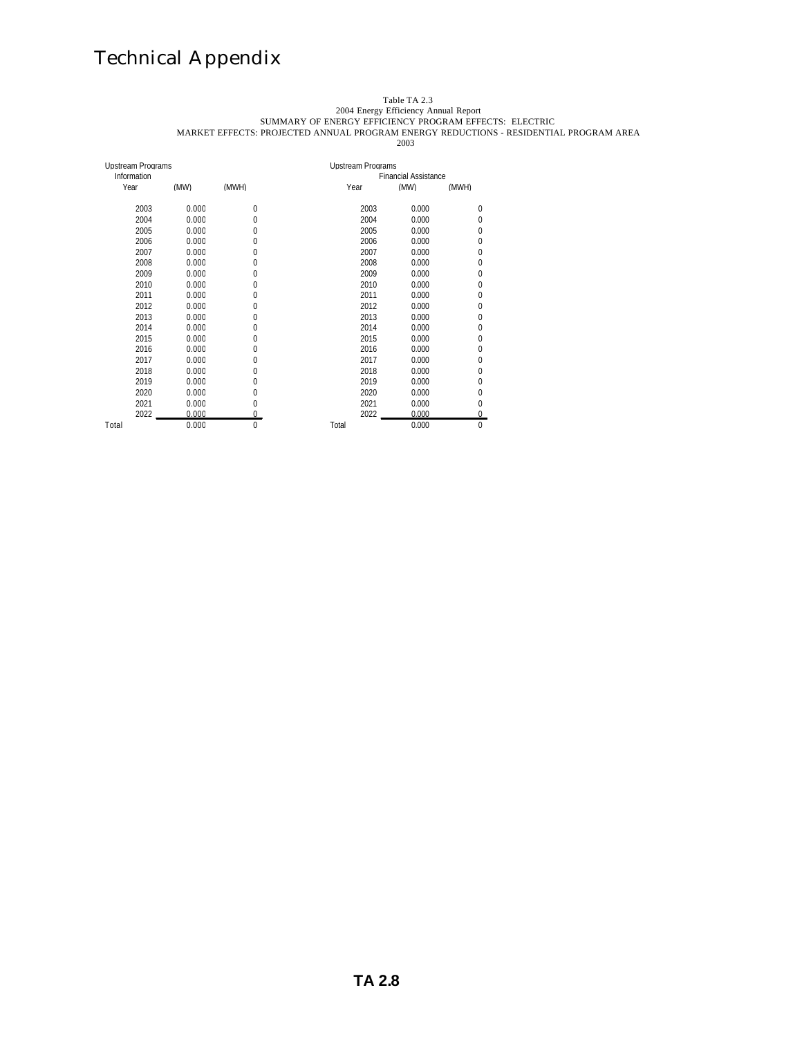# Technical Appendix

Table TA 2.3
2004 Energy Efficiency Annual Report
SUMMARY OF ENERGY EFFICIENCY PROGRAM EFFECTS: ELECTRIC
MARKET EFFECTS: PROJECTED ANNUAL PROGRAM ENERGY REDUCTIONS - RESIDENTIAL PROGRAM AREA
2003

| Upstream Programs | | |
|---|---|---|
| Information | | |
| Year | (MW) | (MWH) |
| 2003 | 0.000 | 0 |
| 2004 | 0.000 | 0 |
| 2005 | 0.000 | 0 |
| 2006 | 0.000 | 0 |
| 2007 | 0.000 | 0 |
| 2008 | 0.000 | 0 |
| 2009 | 0.000 | 0 |
| 2010 | 0.000 | 0 |
| 2011 | 0.000 | 0 |
| 2012 | 0.000 | 0 |
| 2013 | 0.000 | 0 |
| 2014 | 0.000 | 0 |
| 2015 | 0.000 | 0 |
| 2016 | 0.000 | 0 |
| 2017 | 0.000 | 0 |
| 2018 | 0.000 | 0 |
| 2019 | 0.000 | 0 |
| 2020 | 0.000 | 0 |
| 2021 | 0.000 | 0 |
| 2022 | 0.000 | 0 |
| Total | 0.000 | 0 |

| Upstream Programs | | |
|---|---|---|
| | Financial Assistance | |
| Year | (MW) | (MWH) |
| 2003 | 0.000 | 0 |
| 2004 | 0.000 | 0 |
| 2005 | 0.000 | 0 |
| 2006 | 0.000 | 0 |
| 2007 | 0.000 | 0 |
| 2008 | 0.000 | 0 |
| 2009 | 0.000 | 0 |
| 2010 | 0.000 | 0 |
| 2011 | 0.000 | 0 |
| 2012 | 0.000 | 0 |
| 2013 | 0.000 | 0 |
| 2014 | 0.000 | 0 |
| 2015 | 0.000 | 0 |
| 2016 | 0.000 | 0 |
| 2017 | 0.000 | 0 |
| 2018 | 0.000 | 0 |
| 2019 | 0.000 | 0 |
| 2020 | 0.000 | 0 |
| 2021 | 0.000 | 0 |
| 2022 | 0.000 | 0 |
| Total | 0.000 | 0 |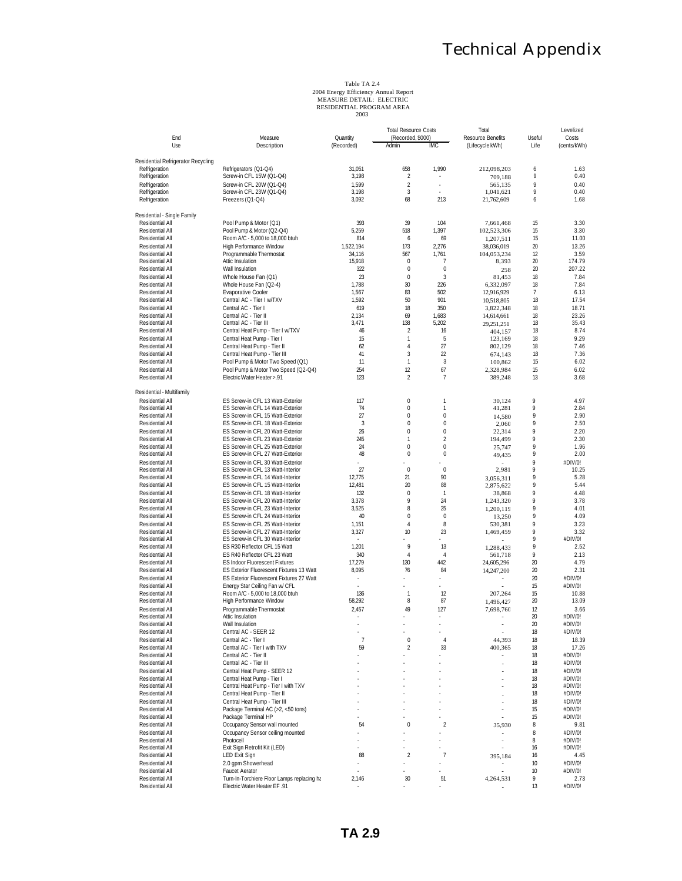# Technical Appendix

Table TA 2.4
2004 Energy Efficiency Annual Report
MEASURE DETAIL: ELECTRIC
RESIDENTIAL PROGRAM AREA
2003

| End Use | Measure Description | Quantity (Recorded) | Total Resource Costs (Recorded, $000) Admin | IMC | Total Resource Benefits (Lifecycle kWh) | Useful Life | Levelized Costs (cents/kWh) |
|---|---|---|---|---|---|---|---|
| **Residential Refrigerator Recycling** | | | | | | | |
| Refrigeration | Refrigerators (Q1-Q4) | 31,051 | 658 | 1,990 | 212,098,203 | 6 | 1.63 |
| Refrigeration | Screw-in CFL 15W (Q1-Q4) | 3,198 | 2 | - | 709,188 | 9 | 0.40 |
| Refrigeration | Screw-in CFL 20W (Q1-Q4) | 1,599 | 2 | - | 565,135 | 9 | 0.40 |
| Refrigeration | Screw-in CFL 23W (Q1-Q4) | 3,198 | 3 | - | 1,041,621 | 9 | 0.40 |
| Refrigeration | Freezers (Q1-Q4) | 3,092 | 68 | 213 | 21,762,609 | 6 | 1.68 |
| **Residential - Single Family** | | | | | | | |
| Residential All | Pool Pump & Motor (Q1) | 393 | 39 | 104 | 7,661,468 | 15 | 3.30 |
| Residential All | Pool Pump & Motor (Q2-Q4) | 5,259 | 518 | 1,397 | 102,523,306 | 15 | 3.30 |
| Residential All | Room A/C - 5,000 to 18,000 btuh | 814 | 6 | 69 | 1,207,511 | 15 | 11.00 |
| Residential All | High Performance Window | 1,522,194 | 173 | 2,276 | 38,036,019 | 20 | 13.26 |
| Residential All | Programmable Thermostat | 34,116 | 567 | 1,761 | 104,053,234 | 12 | 3.59 |
| Residential All | Attic Insulation | 15,918 | 0 | 7 | 8,393 | 20 | 174.79 |
| Residential All | Wall Insulation | 322 | 0 | 0 | 258 | 20 | 207.22 |
| Residential All | Whole House Fan (Q1) | 23 | 0 | 3 | 81,453 | 18 | 7.84 |
| Residential All | Whole House Fan (Q2-4) | 1,788 | 30 | 226 | 6,332,097 | 18 | 7.84 |
| Residential All | Evaporative Cooler | 1,567 | 83 | 502 | 12,916,929 | 7 | 6.13 |
| Residential All | Central AC - Tier I w/TXV | 1,592 | 50 | 901 | 10,518,805 | 18 | 17.54 |
| Residential All | Central AC - Tier I | 619 | 18 | 350 | 3,822,348 | 18 | 18.71 |
| Residential All | Central AC - Tier II | 2,134 | 69 | 1,683 | 14,614,661 | 18 | 23.26 |
| Residential All | Central AC - Tier III | 3,471 | 138 | 5,202 | 29,251,251 | 18 | 35.43 |
| Residential All | Central Heat Pump - Tier I w/TXV | 46 | 2 | 16 | 404,157 | 18 | 8.74 |
| Residential All | Central Heat Pump - Tier I | 15 | 1 | 5 | 123,169 | 18 | 9.29 |
| Residential All | Central Heat Pump - Tier II | 62 | 4 | 27 | 802,129 | 18 | 7.46 |
| Residential All | Central Heat Pump - Tier III | 41 | 3 | 22 | 674,143 | 18 | 7.36 |
| Residential All | Pool Pump & Motor Two Speed (Q1) | 11 | 1 | 3 | 100,862 | 15 | 6.02 |
| Residential All | Pool Pump & Motor Two Speed (Q2-Q4) | 254 | 12 | 67 | 2,328,984 | 15 | 6.02 |
| Residential All | Electric Water Heater >.91 | 123 | 2 | 7 | 389,248 | 13 | 3.68 |
| **Residential - Multifamily** | | | | | | | |
| Residential All | ES Screw-in CFL 13 Watt-Exterior | 117 | 0 | 1 | 30,124 | 9 | 4.97 |
| Residential All | ES Screw-in CFL 14 Watt-Exterior | 74 | 0 | 1 | 41,281 | 9 | 2.84 |
| Residential All | ES Screw-in CFL 15 Watt-Exterior | 27 | 0 | 0 | 14,580 | 9 | 2.90 |
| Residential All | ES Screw-in CFL 18 Watt-Exterior | 3 | 0 | 0 | 2,060 | 9 | 2.50 |
| Residential All | ES Screw-in CFL 20 Watt-Exterior | 26 | 0 | 0 | 22,314 | 9 | 2.20 |
| Residential All | ES Screw-in CFL 23 Watt-Exterior | 245 | 1 | 2 | 194,499 | 9 | 2.30 |
| Residential All | ES Screw-in CFL 25 Watt-Exterior | 24 | 0 | 0 | 25,747 | 9 | 1.96 |
| Residential All | ES Screw-in CFL 27 Watt-Exterior | 48 | 0 | 0 | 49,435 | 9 | 2.00 |
| Residential All | ES Screw-in CFL 30 Watt-Exterior | - | - | - | - | 9 | #DIV/0! |
| Residential All | ES Screw-in CFL 13 Watt-Interior | 27 | 0 | 0 | 2,981 | 9 | 10.25 |
| Residential All | ES Screw-in CFL 14 Watt-Interior | 12,775 | 21 | 90 | 3,056,311 | 9 | 5.28 |
| Residential All | ES Screw-in CFL 15 Watt-Interior | 12,481 | 20 | 88 | 2,875,622 | 9 | 5.44 |
| Residential All | ES Screw-in CFL 18 Watt-Interior | 132 | 0 | 1 | 38,868 | 9 | 4.48 |
| Residential All | ES Screw-in CFL 20 Watt-Interior | 3,378 | 9 | 24 | 1,243,320 | 9 | 3.78 |
| Residential All | ES Screw-in CFL 23 Watt-Interior | 3,525 | 8 | 25 | 1,200,119 | 9 | 4.01 |
| Residential All | ES Screw-in CFL 24 Watt-Interior | 40 | 0 | 0 | 13,250 | 9 | 4.09 |
| Residential All | ES Screw-in CFL 25 Watt-Interior | 1,151 | 4 | 8 | 530,381 | 9 | 3.23 |
| Residential All | ES Screw-in CFL 27 Watt-Interior | 3,327 | 10 | 23 | 1,469,459 | 9 | 3.32 |
| Residential All | ES Screw-in CFL 30 Watt-Interior | - | - | - | - | 9 | #DIV/0! |
| Residential All | ES R30 Reflector CFL 15 Watt | 1,201 | 9 | 13 | 1,288,433 | 9 | 2.52 |
| Residential All | ES R40 Reflector CFL 23 Watt | 340 | 4 | 4 | 561,718 | 9 | 2.13 |
| Residential All | ES Indoor Fluorescent Fixtures | 17,279 | 130 | 442 | 24,605,296 | 20 | 4.79 |
| Residential All | ES Exterior Fluorescent Fixtures 13 Watt | 8,095 | 76 | 84 | 14,247,200 | 20 | 2.31 |
| Residential All | ES Exterior Fluorescent Fixtures 27 Watt | - | - | - | - | 20 | #DIV/0! |
| Residential All | Energy Star Ceiling Fan w/ CFL | - | - | - | - | 15 | #DIV/0! |
| Residential All | Room A/C - 5,000 to 18,000 btuh | 136 | 1 | 12 | 207,264 | 15 | 10.88 |
| Residential All | High Performance Window | 58,292 | 8 | 87 | 1,496,427 | 20 | 13.09 |
| Residential All | Programmable Thermostat | 2,457 | 49 | 127 | 7,698,760 | 12 | 3.66 |
| Residential All | Attic Insulation | - | - | - | - | 20 | #DIV/0! |
| Residential All | Wall Insulation | - | - | - | - | 20 | #DIV/0! |
| Residential All | Central AC - SEER 12 | - | - | - | - | 18 | #DIV/0! |
| Residential All | Central AC - Tier I | 7 | 0 | 4 | 44,393 | 18 | 18.39 |
| Residential All | Central AC - Tier I with TXV | 59 | 2 | 33 | 400,365 | 18 | 17.26 |
| Residential All | Central AC - Tier II | - | - | - | - | 18 | #DIV/0! |
| Residential All | Central AC - Tier III | - | - | - | - | 18 | #DIV/0! |
| Residential All | Central Heat Pump - SEER 12 | - | - | - | - | 18 | #DIV/0! |
| Residential All | Central Heat Pump - Tier I | - | - | - | - | 18 | #DIV/0! |
| Residential All | Central Heat Pump - Tier I with TXV | - | - | - | - | 18 | #DIV/0! |
| Residential All | Central Heat Pump - Tier II | - | - | - | - | 18 | #DIV/0! |
| Residential All | Central Heat Pump - Tier III | - | - | - | - | 18 | #DIV/0! |
| Residential All | Package Terminal AC (>2, <50 tons) | - | - | - | - | 15 | #DIV/0! |
| Residential All | Package Terminal HP | - | - | - | - | 15 | #DIV/0! |
| Residential All | Occupancy Sensor wall mounted | 54 | 0 | 2 | 35,930 | 8 | 9.81 |
| Residential All | Occupancy Sensor ceiling mounted | - | - | - | - | 8 | #DIV/0! |
| Residential All | Photocell | - | - | - | - | 8 | #DIV/0! |
| Residential All | Exit Sign Retrofit Kit (LED) | - | - | - | - | 16 | #DIV/0! |
| Residential All | LED Exit Sign | 88 | 2 | 7 | 395,184 | 16 | 4.45 |
| Residential All | 2.0 gpm Showerhead | - | - | - | - | 10 | #DIV/0! |
| Residential All | Faucet Aerator | - | - | - | - | 10 | #DIV/0! |
| Residential All | Turn-In-Torchiere Floor Lamps replacing ha | 2,146 | 30 | 51 | 4,264,531 | 9 | 2.73 |
| Residential All | Electric Water Heater EF .91 | - | - | - | - | 13 | #DIV/0! |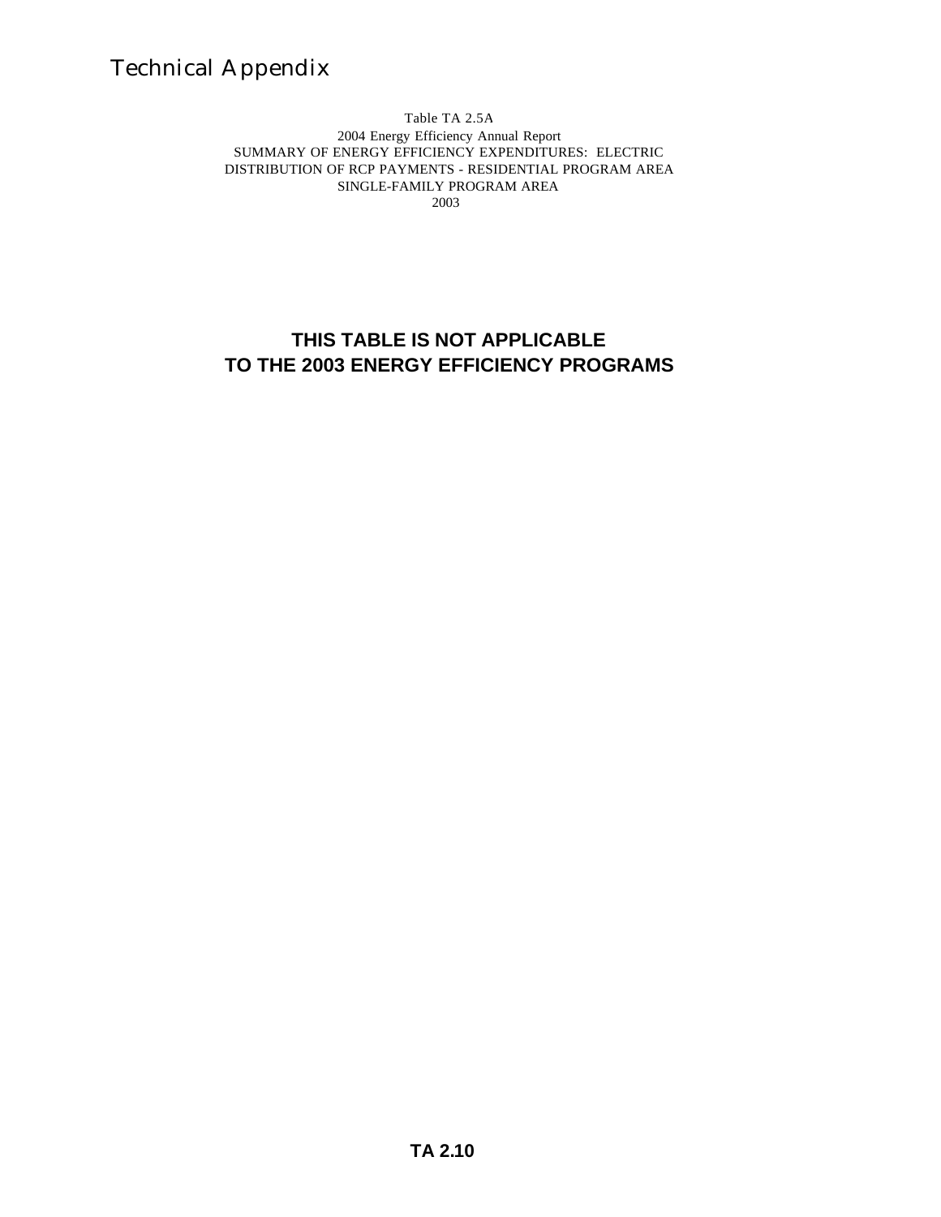# Technical Appendix

Table TA 2.5A
2004 Energy Efficiency Annual Report
SUMMARY OF ENERGY EFFICIENCY EXPENDITURES: ELECTRIC
DISTRIBUTION OF RCP PAYMENTS - RESIDENTIAL PROGRAM AREA
SINGLE-FAMILY PROGRAM AREA
2003

**THIS TABLE IS NOT APPLICABLE**
**TO THE 2003 ENERGY EFFICIENCY PROGRAMS**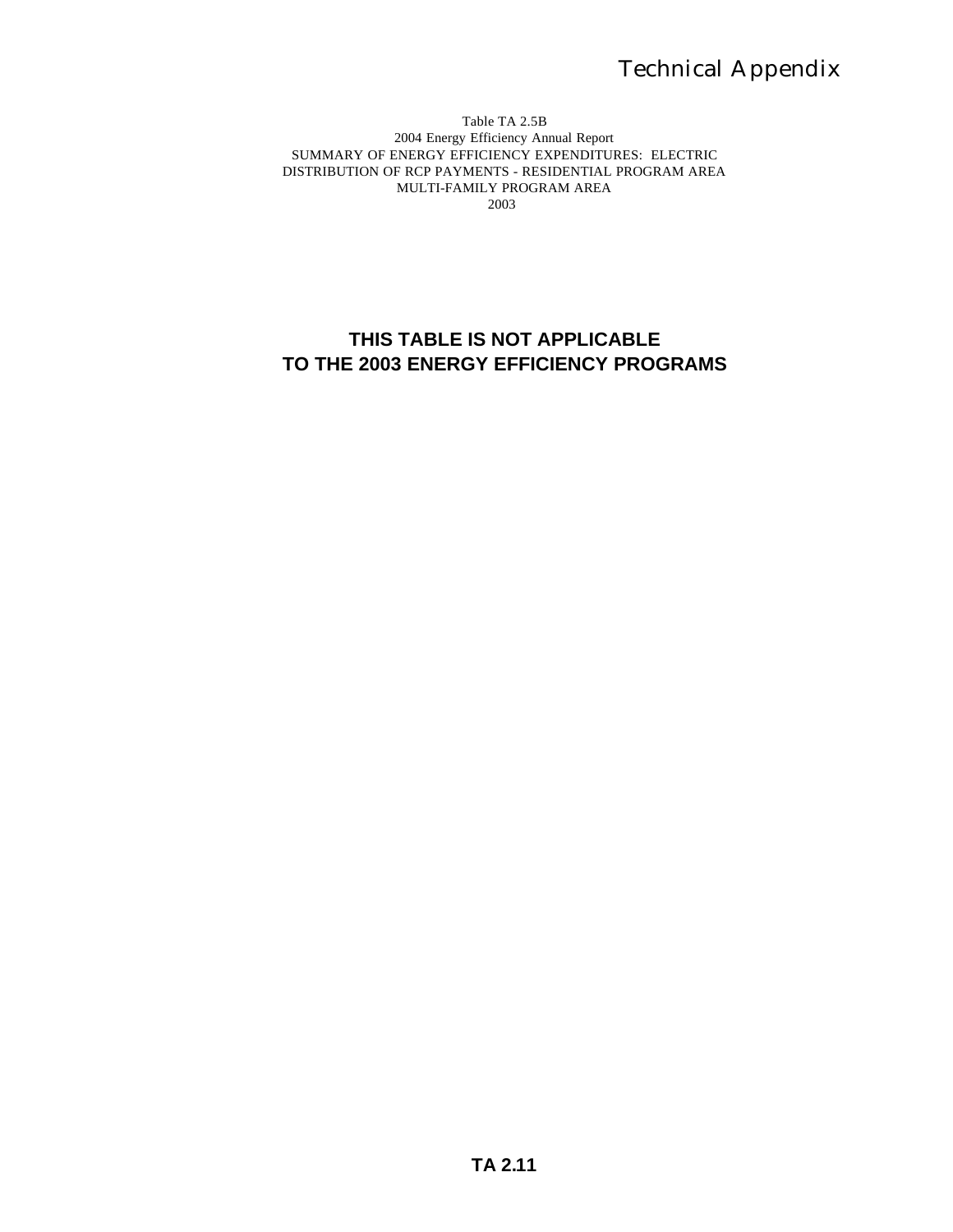Table TA 2.5B
2004 Energy Efficiency Annual Report
SUMMARY OF ENERGY EFFICIENCY EXPENDITURES: ELECTRIC
DISTRIBUTION OF RCP PAYMENTS - RESIDENTIAL PROGRAM AREA
MULTI-FAMILY PROGRAM AREA
2003

**THIS TABLE IS NOT APPLICABLE
TO THE 2003 ENERGY EFFICIENCY PROGRAMS**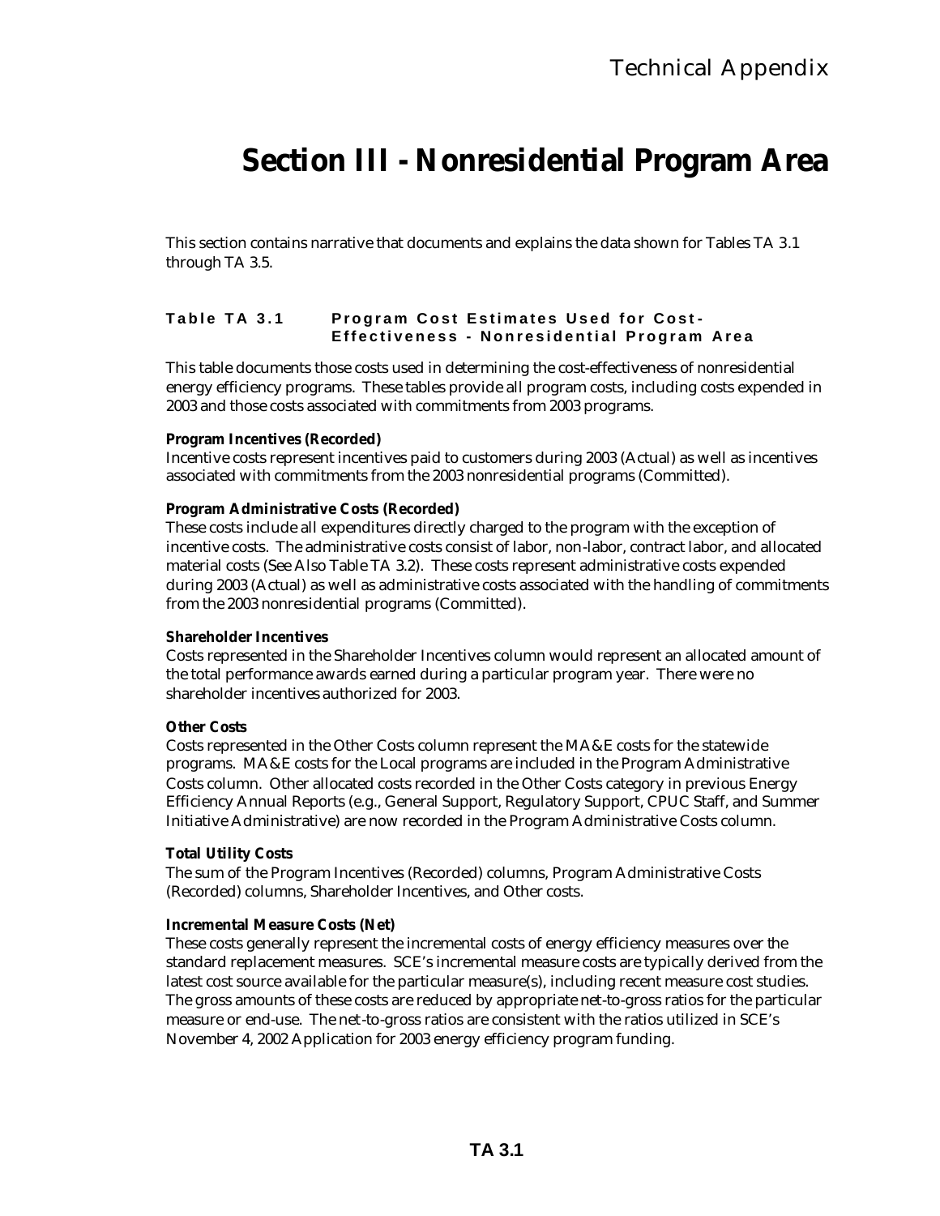# Section III - Nonresidential Program Area

This section contains narrative that documents and explains the data shown for Tables TA 3.1 through TA 3.5.

## Table TA 3.1 Program Cost Estimates Used for Cost-Effectiveness - Nonresidential Program Area

This table documents those costs used in determining the cost-effectiveness of nonresidential energy efficiency programs. These tables provide all program costs, including costs expended in 2003 and those costs associated with commitments from 2003 programs.

**Program Incentives (Recorded)**
Incentive costs represent incentives paid to customers during 2003 (Actual) as well as incentives associated with commitments from the 2003 nonresidential programs (Committed).

**Program Administrative Costs (Recorded)**
These costs include all expenditures directly charged to the program with the exception of incentive costs. The administrative costs consist of labor, non-labor, contract labor, and allocated material costs (See Also Table TA 3.2). These costs represent administrative costs expended during 2003 (Actual) as well as administrative costs associated with the handling of commitments from the 2003 nonresidential programs (Committed).

**Shareholder Incentives**
Costs represented in the Shareholder Incentives column would represent an allocated amount of the total performance awards earned during a particular program year. There were no shareholder incentives authorized for 2003.

**Other Costs**
Costs represented in the Other Costs column represent the MA&E costs for the statewide programs. MA&E costs for the Local programs are included in the Program Administrative Costs column. Other allocated costs recorded in the Other Costs category in previous Energy Efficiency Annual Reports (e.g., General Support, Regulatory Support, CPUC Staff, and Summer Initiative Administrative) are now recorded in the Program Administrative Costs column.

**Total Utility Costs**
The sum of the Program Incentives (Recorded) columns, Program Administrative Costs (Recorded) columns, Shareholder Incentives, and Other costs.

**Incremental Measure Costs (Net)**
These costs generally represent the incremental costs of energy efficiency measures over the standard replacement measures. SCE's incremental measure costs are typically derived from the latest cost source available for the particular measure(s), including recent measure cost studies. The gross amounts of these costs are reduced by appropriate net-to-gross ratios for the particular measure or end-use. The net-to-gross ratios are consistent with the ratios utilized in SCE's November 4, 2002 Application for 2003 energy efficiency program funding.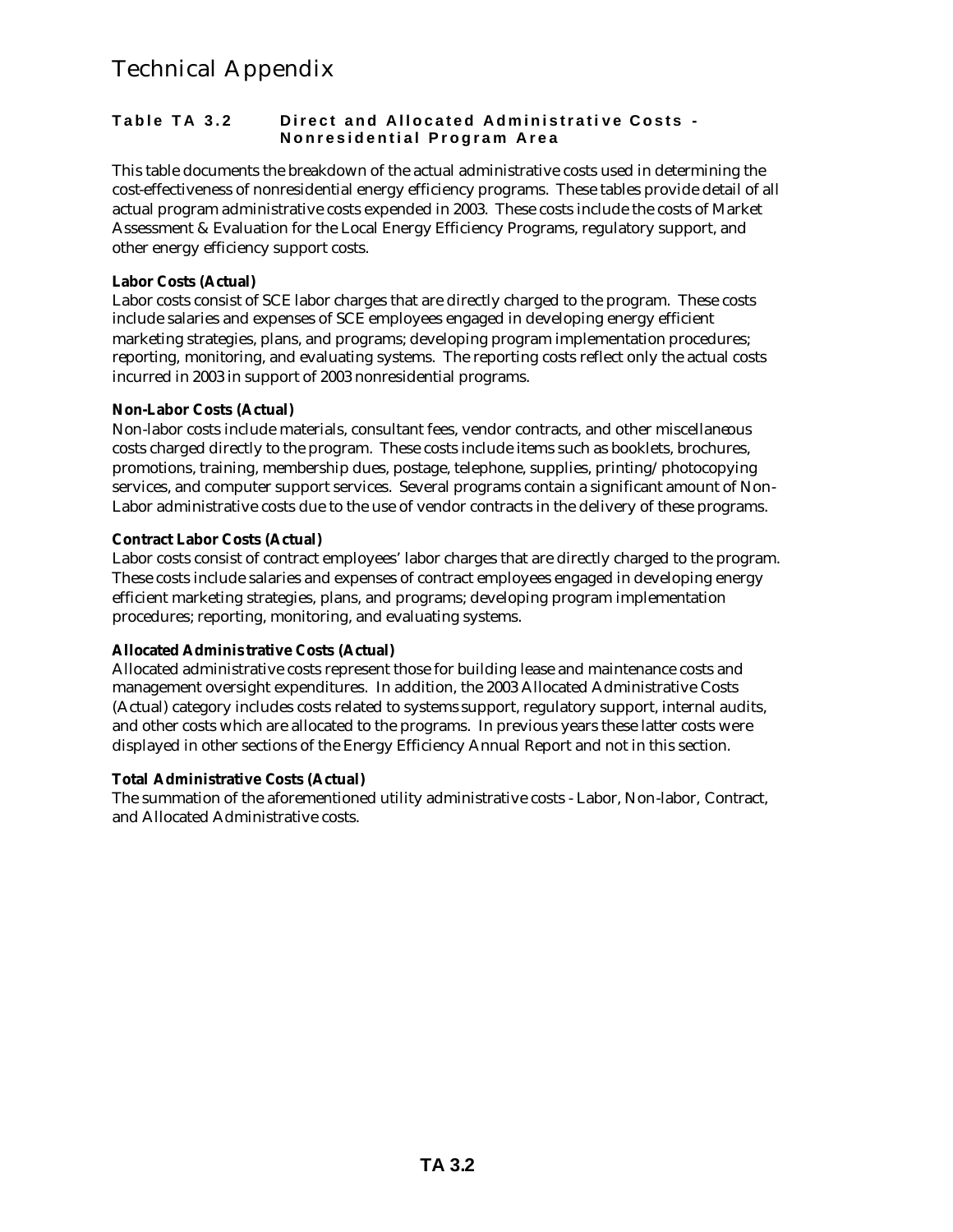# Technical Appendix

## Table TA 3.2 Direct and Allocated Administrative Costs - Nonresidential Program Area

This table documents the breakdown of the actual administrative costs used in determining the cost-effectiveness of nonresidential energy efficiency programs. These tables provide detail of all actual program administrative costs expended in 2003. These costs include the costs of Market Assessment & Evaluation for the Local Energy Efficiency Programs, regulatory support, and other energy efficiency support costs.

**Labor Costs (Actual)**
Labor costs consist of SCE labor charges that are directly charged to the program. These costs include salaries and expenses of SCE employees engaged in developing energy efficient marketing strategies, plans, and programs; developing program implementation procedures; reporting, monitoring, and evaluating systems. The reporting costs reflect only the actual costs incurred in 2003 in support of 2003 nonresidential programs.

**Non-Labor Costs (Actual)**
Non-labor costs include materials, consultant fees, vendor contracts, and other miscellaneous costs charged directly to the program. These costs include items such as booklets, brochures, promotions, training, membership dues, postage, telephone, supplies, printing/photocopying services, and computer support services. Several programs contain a significant amount of Non-Labor administrative costs due to the use of vendor contracts in the delivery of these programs.

**Contract Labor Costs (Actual)**
Labor costs consist of contract employees' labor charges that are directly charged to the program. These costs include salaries and expenses of contract employees engaged in developing energy efficient marketing strategies, plans, and programs; developing program implementation procedures; reporting, monitoring, and evaluating systems.

**Allocated Administrative Costs (Actual)**
Allocated administrative costs represent those for building lease and maintenance costs and management oversight expenditures. In addition, the 2003 Allocated Administrative Costs (Actual) category includes costs related to systems support, regulatory support, internal audits, and other costs which are allocated to the programs. In previous years these latter costs were displayed in other sections of the Energy Efficiency Annual Report and not in this section.

**Total Administrative Costs (Actual)**
The summation of the aforementioned utility administrative costs - Labor, Non-labor, Contract, and Allocated Administrative costs.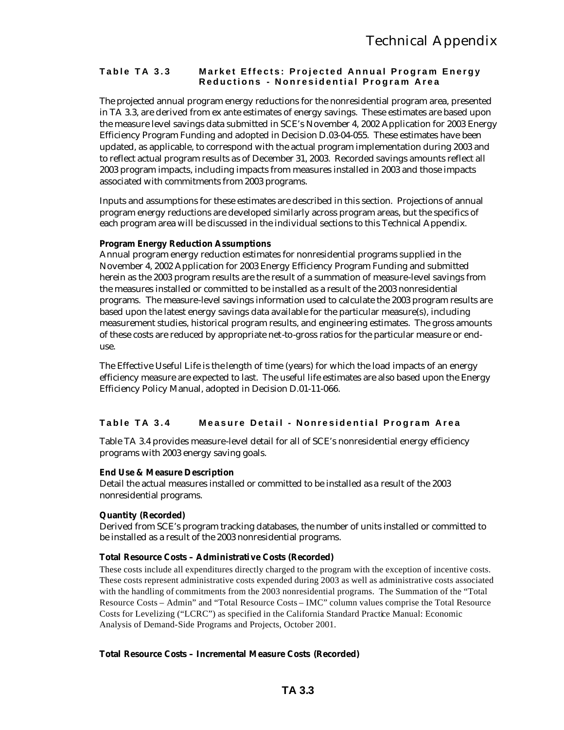### Table TA 3.3 Market Effects: Projected Annual Program Energy Reductions - Nonresidential Program Area

The projected annual program energy reductions for the nonresidential program area, presented in TA 3.3, are derived from ex ante estimates of energy savings. These estimates are based upon the measure level savings data submitted in SCE's November 4, 2002 Application for 2003 Energy Efficiency Program Funding and adopted in Decision D.03-04-055. These estimates have been updated, as applicable, to correspond with the actual program implementation during 2003 and to reflect actual program results as of December 31, 2003. Recorded savings amounts reflect all 2003 program impacts, including impacts from measures installed in 2003 and those impacts associated with commitments from 2003 programs.

Inputs and assumptions for these estimates are described in this section. Projections of annual program energy reductions are developed similarly across program areas, but the specifics of each program area will be discussed in the individual sections to this Technical Appendix.

**Program Energy Reduction Assumptions**
Annual program energy reduction estimates for nonresidential programs supplied in the November 4, 2002 Application for 2003 Energy Efficiency Program Funding and submitted herein as the 2003 program results are the result of a summation of measure-level savings from the measures installed or committed to be installed as a result of the 2003 nonresidential programs. The measure-level savings information used to calculate the 2003 program results are based upon the latest energy savings data available for the particular measure(s), including measurement studies, historical program results, and engineering estimates. The gross amounts of these costs are reduced by appropriate net-to-gross ratios for the particular measure or end-use.

The Effective Useful Life is the length of time (years) for which the load impacts of an energy efficiency measure are expected to last. The useful life estimates are also based upon the Energy Efficiency Policy Manual, adopted in Decision D.01-11-066.

### Table TA 3.4 Measure Detail - Nonresidential Program Area

Table TA 3.4 provides measure-level detail for all of SCE's nonresidential energy efficiency programs with 2003 energy saving goals.

**End Use & Measure Description**
Detail the actual measures installed or committed to be installed as a result of the 2003 nonresidential programs.

**Quantity (Recorded)**
Derived from SCE's program tracking databases, the number of units installed or committed to be installed as a result of the 2003 nonresidential programs.

**Total Resource Costs – Administrative Costs (Recorded)**
These costs include all expenditures directly charged to the program with the exception of incentive costs. These costs represent administrative costs expended during 2003 as well as administrative costs associated with the handling of commitments from the 2003 nonresidential programs. The Summation of the "Total Resource Costs – Admin" and "Total Resource Costs – IMC" column values comprise the Total Resource Costs for Levelizing ("LCRC") as specified in the California Standard Practice Manual: Economic Analysis of Demand-Side Programs and Projects, October 2001.

**Total Resource Costs – Incremental Measure Costs (Recorded)**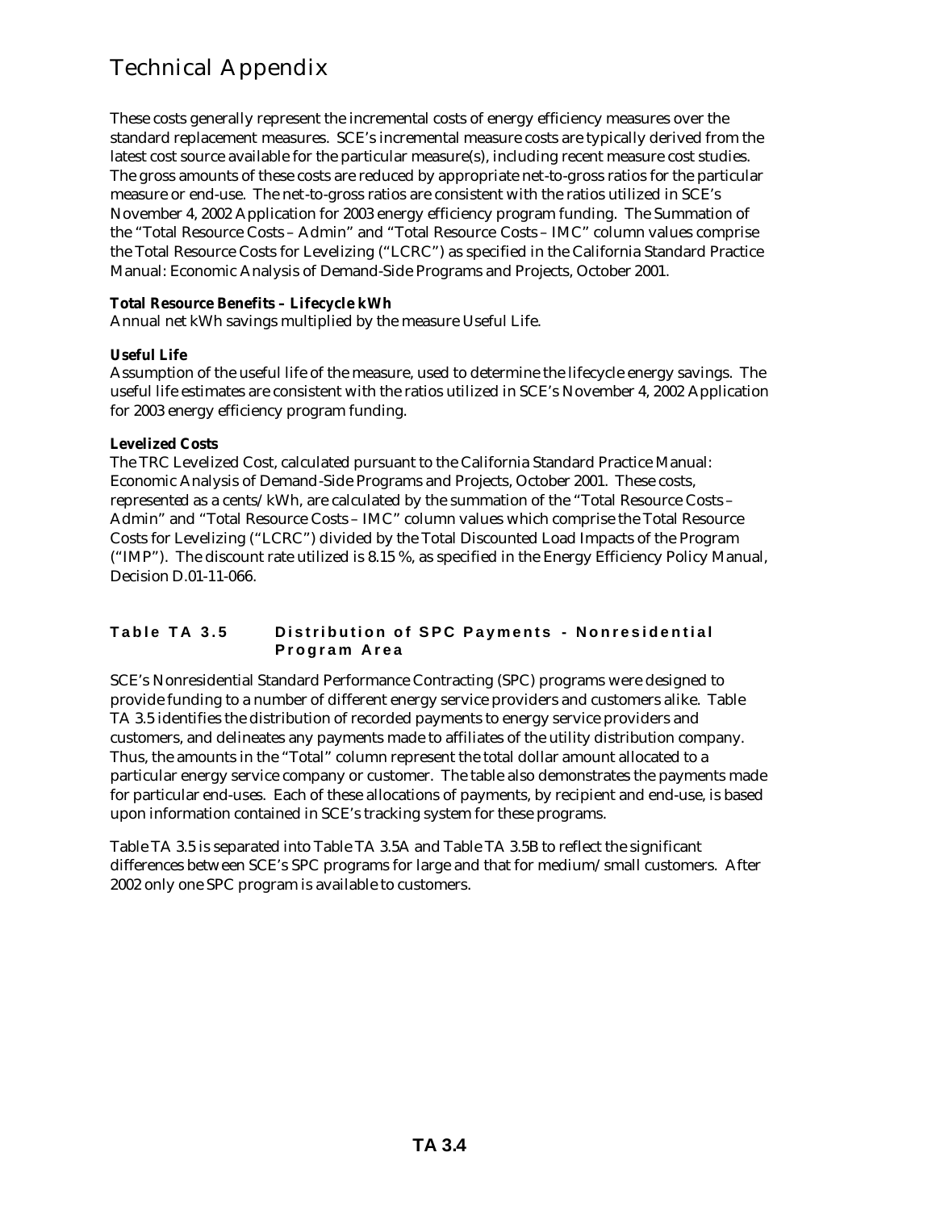# Technical Appendix

These costs generally represent the incremental costs of energy efficiency measures over the standard replacement measures. SCE's incremental measure costs are typically derived from the latest cost source available for the particular measure(s), including recent measure cost studies. The gross amounts of these costs are reduced by appropriate net-to-gross ratios for the particular measure or end-use. The net-to-gross ratios are consistent with the ratios utilized in SCE's November 4, 2002 Application for 2003 energy efficiency program funding. The Summation of the "Total Resource Costs – Admin" and "Total Resource Costs – IMC" column values comprise the Total Resource Costs for Levelizing ("LCRC") as specified in the California Standard Practice Manual: Economic Analysis of Demand-Side Programs and Projects, October 2001.

**Total Resource Benefits – Lifecycle kWh**

Annual net kWh savings multiplied by the measure Useful Life.

**Useful Life**

Assumption of the useful life of the measure, used to determine the lifecycle energy savings. The useful life estimates are consistent with the ratios utilized in SCE's November 4, 2002 Application for 2003 energy efficiency program funding.

**Levelized Costs**

The TRC Levelized Cost, calculated pursuant to the California Standard Practice Manual: Economic Analysis of Demand-Side Programs and Projects, October 2001. These costs, represented as a cents/kWh, are calculated by the summation of the "Total Resource Costs – Admin" and "Total Resource Costs – IMC" column values which comprise the Total Resource Costs for Levelizing ("LCRC") divided by the Total Discounted Load Impacts of the Program ("IMP"). The discount rate utilized is 8.15 %, as specified in the Energy Efficiency Policy Manual, Decision D.01-11-066.

## Table TA 3.5 Distribution of SPC Payments - Nonresidential Program Area

SCE's Nonresidential Standard Performance Contracting (SPC) programs were designed to provide funding to a number of different energy service providers and customers alike. Table TA 3.5 identifies the distribution of recorded payments to energy service providers and customers, and delineates any payments made to affiliates of the utility distribution company. Thus, the amounts in the "Total" column represent the total dollar amount allocated to a particular energy service company or customer. The table also demonstrates the payments made for particular end-uses. Each of these allocations of payments, by recipient and end-use, is based upon information contained in SCE's tracking system for these programs.

Table TA 3.5 is separated into Table TA 3.5A and Table TA 3.5B to reflect the significant differences between SCE's SPC programs for large and that for medium/small customers. After 2002 only one SPC program is available to customers.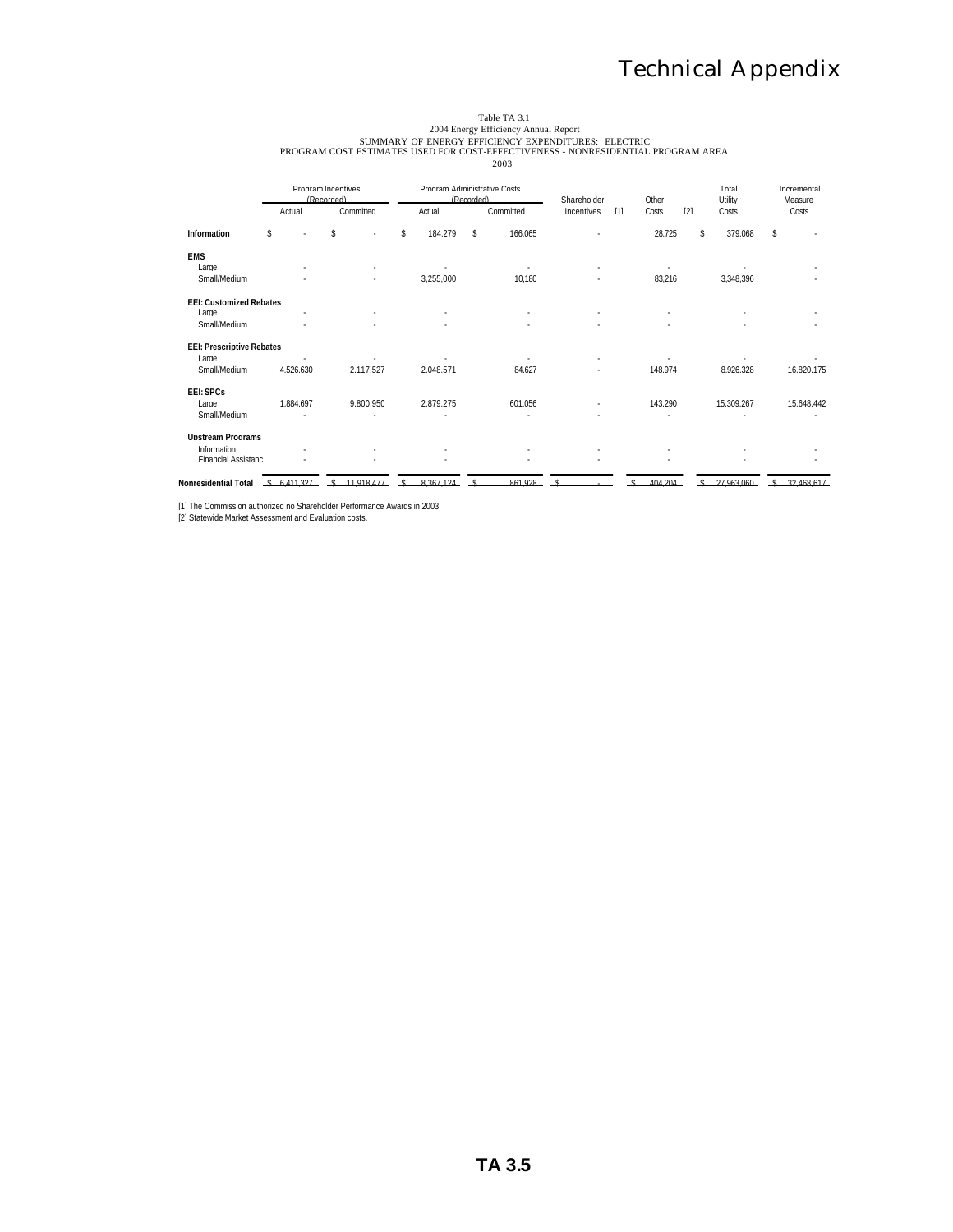# Technical Appendix

Table TA 3.1
2004 Energy Efficiency Annual Report
SUMMARY OF ENERGY EFFICIENCY EXPENDITURES: ELECTRIC
PROGRAM COST ESTIMATES USED FOR COST-EFFECTIVENESS - NONRESIDENTIAL PROGRAM AREA
2003

| | Program Incentives (Recorded) | | Program Administrative Costs (Recorded) | | Shareholder Incentives [1] | Other Costs [2] | Total Utility Costs | Incremental Measure Costs |
|---|---|---|---|---|---|---|---|---|
| | Actual | Committed | Actual | Committed | | | | |
| **Information** | $ - | $ - | $ 184,279 | $ 166,065 | - | 28,725 | $ 379,068 | $ - |
| **EMS** | | | | | | | | |
| Large | - | - | - | - | - | - | - | - |
| Small/Medium | - | - | 3,255,000 | 10,180 | - | 83,216 | 3,348,396 | - |
| **EEI: Customized Rebates** | | | | | | | | |
| Large | - | - | - | - | - | - | - | - |
| Small/Medium | - | - | - | - | - | - | - | - |
| **EEI: Prescriptive Rebates** | | | | | | | | |
| Large | - | - | - | - | - | - | - | - |
| Small/Medium | 4.526.630 | 2.117.527 | 2.048.571 | 84.627 | - | 148.974 | 8.926.328 | 16.820.175 |
| **EEI: SPCs** | | | | | | | | |
| Large | 1.884.697 | 9.800.950 | 2.879.275 | 601.056 | - | 143.290 | 15.309.267 | 15.648.442 |
| Small/Medium | - | - | - | - | - | - | - | - |
| **Upstream Programs** | | | | | | | | |
| Information | - | - | - | - | - | - | - | - |
| Financial Assistanc | - | - | - | - | - | - | - | - |
| **Nonresidential Total** | $ 6,411,327 | $ 11,918,477 | $ 8,367,124 | $ 861,928 | $ - | $ 404,204 | $ 27,963,060 | $ 32,468,617 |

[1] The Commission authorized no Shareholder Performance Awards in 2003.
[2] Statewide Market Assessment and Evaluation costs.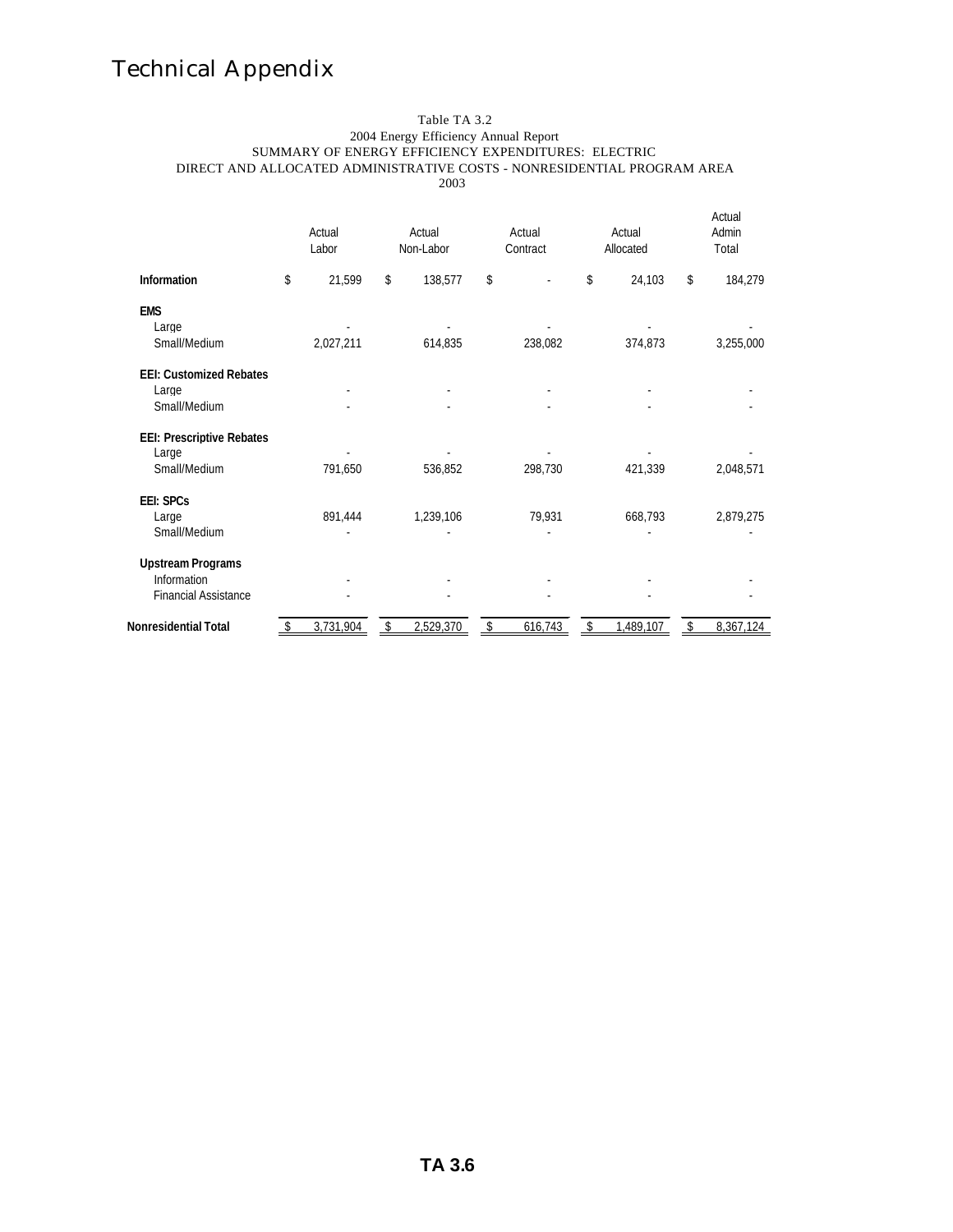# Technical Appendix

Table TA 3.2
2004 Energy Efficiency Annual Report
SUMMARY OF ENERGY EFFICIENCY EXPENDITURES: ELECTRIC
DIRECT AND ALLOCATED ADMINISTRATIVE COSTS - NONRESIDENTIAL PROGRAM AREA
2003

| | Actual Labor | Actual Non-Labor | Actual Contract | Actual Allocated | Actual Admin Total |
|---|---|---|---|---|---|
| **Information** | $ 21,599 | $ 138,577 | $ - | $ 24,103 | $ 184,279 |
| **EMS** | | | | | |
| Large | - | - | - | - | - |
| Small/Medium | 2,027,211 | 614,835 | 238,082 | 374,873 | 3,255,000 |
| **EEI: Customized Rebates** | | | | | |
| Large | - | - | - | - | - |
| Small/Medium | - | - | - | - | - |
| **EEI: Prescriptive Rebates** | | | | | |
| Large | - | - | - | - | - |
| Small/Medium | 791,650 | 536,852 | 298,730 | 421,339 | 2,048,571 |
| **EEI: SPCs** | | | | | |
| Large | 891,444 | 1,239,106 | 79,931 | 668,793 | 2,879,275 |
| Small/Medium | - | - | - | - | - |
| **Upstream Programs** | | | | | |
| Information | - | - | - | - | - |
| Financial Assistance | - | - | - | - | - |
| **Nonresidential Total** | $ 3,731,904 | $ 2,529,370 | $ 616,743 | $ 1,489,107 | $ 8,367,124 |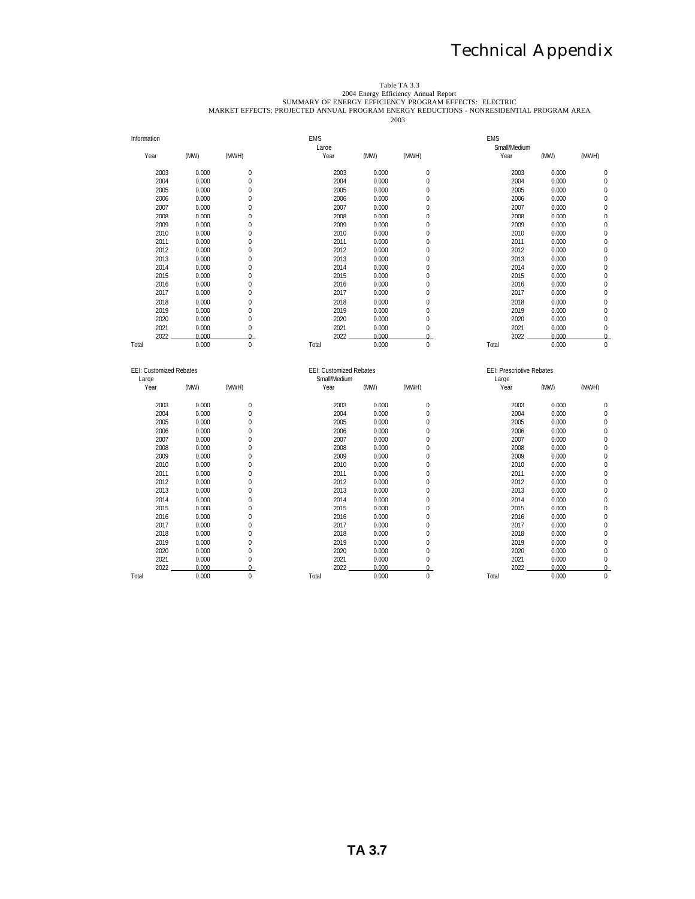Table TA 3.3
2004 Energy Efficiency Annual Report
SUMMARY OF ENERGY EFFICIENCY PROGRAM EFFECTS: ELECTRIC
MARKET EFFECTS: PROJECTED ANNUAL PROGRAM ENERGY REDUCTIONS - NONRESIDENTIAL PROGRAM AREA
2003

Information

| Year | (MW) | (MWH) |
|---|---|---|
| 2003 | 0.000 | 0 |
| 2004 | 0.000 | 0 |
| 2005 | 0.000 | 0 |
| 2006 | 0.000 | 0 |
| 2007 | 0.000 | 0 |
| 2008 | 0.000 | 0 |
| 2009 | 0.000 | 0 |
| 2010 | 0.000 | 0 |
| 2011 | 0.000 | 0 |
| 2012 | 0.000 | 0 |
| 2013 | 0.000 | 0 |
| 2014 | 0.000 | 0 |
| 2015 | 0.000 | 0 |
| 2016 | 0.000 | 0 |
| 2017 | 0.000 | 0 |
| 2018 | 0.000 | 0 |
| 2019 | 0.000 | 0 |
| 2020 | 0.000 | 0 |
| 2021 | 0.000 | 0 |
| 2022 | 0.000 | 0 |
| Total | 0.000 | 0 |

EMS Large

| Year | (MW) | (MWH) |
|---|---|---|
| 2003 | 0.000 | 0 |
| 2004 | 0.000 | 0 |
| 2005 | 0.000 | 0 |
| 2006 | 0.000 | 0 |
| 2007 | 0.000 | 0 |
| 2008 | 0.000 | 0 |
| 2009 | 0.000 | 0 |
| 2010 | 0.000 | 0 |
| 2011 | 0.000 | 0 |
| 2012 | 0.000 | 0 |
| 2013 | 0.000 | 0 |
| 2014 | 0.000 | 0 |
| 2015 | 0.000 | 0 |
| 2016 | 0.000 | 0 |
| 2017 | 0.000 | 0 |
| 2018 | 0.000 | 0 |
| 2019 | 0.000 | 0 |
| 2020 | 0.000 | 0 |
| 2021 | 0.000 | 0 |
| 2022 | 0.000 | 0 |
| Total | 0.000 | 0 |

EMS Small/Medium

| Year | (MW) | (MWH) |
|---|---|---|
| 2003 | 0.000 | 0 |
| 2004 | 0.000 | 0 |
| 2005 | 0.000 | 0 |
| 2006 | 0.000 | 0 |
| 2007 | 0.000 | 0 |
| 2008 | 0.000 | 0 |
| 2009 | 0.000 | 0 |
| 2010 | 0.000 | 0 |
| 2011 | 0.000 | 0 |
| 2012 | 0.000 | 0 |
| 2013 | 0.000 | 0 |
| 2014 | 0.000 | 0 |
| 2015 | 0.000 | 0 |
| 2016 | 0.000 | 0 |
| 2017 | 0.000 | 0 |
| 2018 | 0.000 | 0 |
| 2019 | 0.000 | 0 |
| 2020 | 0.000 | 0 |
| 2021 | 0.000 | 0 |
| 2022 | 0.000 | 0 |
| Total | 0.000 | 0 |

EEI: Customized Rebates Large

| Year | (MW) | (MWH) |
|---|---|---|
| 2003 | 0.000 | 0 |
| 2004 | 0.000 | 0 |
| 2005 | 0.000 | 0 |
| 2006 | 0.000 | 0 |
| 2007 | 0.000 | 0 |
| 2008 | 0.000 | 0 |
| 2009 | 0.000 | 0 |
| 2010 | 0.000 | 0 |
| 2011 | 0.000 | 0 |
| 2012 | 0.000 | 0 |
| 2013 | 0.000 | 0 |
| 2014 | 0.000 | 0 |
| 2015 | 0.000 | 0 |
| 2016 | 0.000 | 0 |
| 2017 | 0.000 | 0 |
| 2018 | 0.000 | 0 |
| 2019 | 0.000 | 0 |
| 2020 | 0.000 | 0 |
| 2021 | 0.000 | 0 |
| 2022 | 0.000 | 0 |
| Total | 0.000 | 0 |

EEI: Customized Rebates Small/Medium

| Year | (MW) | (MWH) |
|---|---|---|
| 2003 | 0.000 | 0 |
| 2004 | 0.000 | 0 |
| 2005 | 0.000 | 0 |
| 2006 | 0.000 | 0 |
| 2007 | 0.000 | 0 |
| 2008 | 0.000 | 0 |
| 2009 | 0.000 | 0 |
| 2010 | 0.000 | 0 |
| 2011 | 0.000 | 0 |
| 2012 | 0.000 | 0 |
| 2013 | 0.000 | 0 |
| 2014 | 0.000 | 0 |
| 2015 | 0.000 | 0 |
| 2016 | 0.000 | 0 |
| 2017 | 0.000 | 0 |
| 2018 | 0.000 | 0 |
| 2019 | 0.000 | 0 |
| 2020 | 0.000 | 0 |
| 2021 | 0.000 | 0 |
| 2022 | 0.000 | 0 |
| Total | 0.000 | 0 |

EEI: Prescriptive Rebates Large

| Year | (MW) | (MWH) |
|---|---|---|
| 2003 | 0.000 | 0 |
| 2004 | 0.000 | 0 |
| 2005 | 0.000 | 0 |
| 2006 | 0.000 | 0 |
| 2007 | 0.000 | 0 |
| 2008 | 0.000 | 0 |
| 2009 | 0.000 | 0 |
| 2010 | 0.000 | 0 |
| 2011 | 0.000 | 0 |
| 2012 | 0.000 | 0 |
| 2013 | 0.000 | 0 |
| 2014 | 0.000 | 0 |
| 2015 | 0.000 | 0 |
| 2016 | 0.000 | 0 |
| 2017 | 0.000 | 0 |
| 2018 | 0.000 | 0 |
| 2019 | 0.000 | 0 |
| 2020 | 0.000 | 0 |
| 2021 | 0.000 | 0 |
| 2022 | 0.000 | 0 |
| Total | 0.000 | 0 |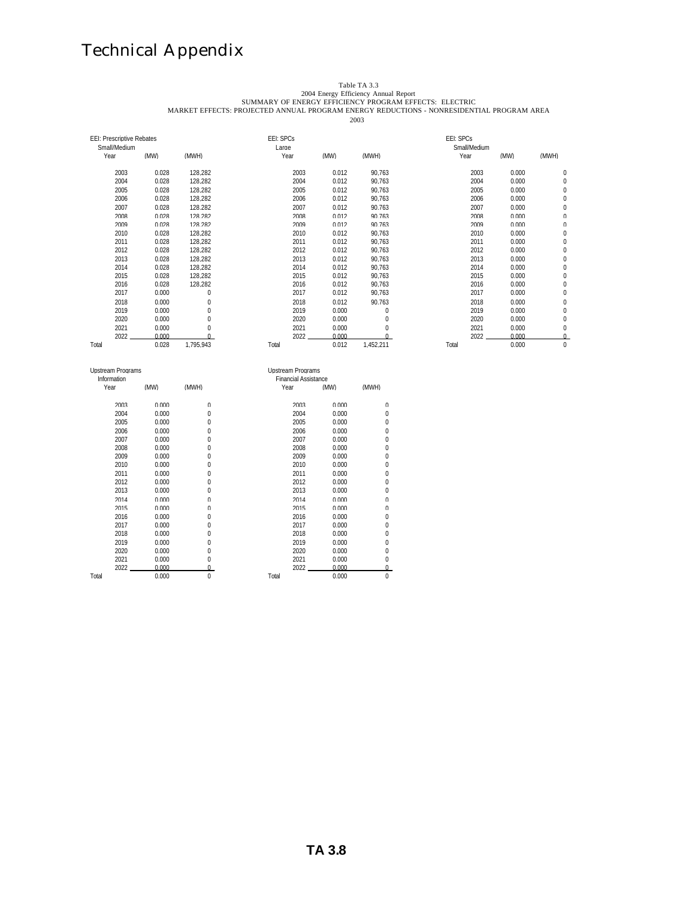# Technical Appendix

Table TA 3.3
2004 Energy Efficiency Annual Report
SUMMARY OF ENERGY EFFICIENCY PROGRAM EFFECTS: ELECTRIC
MARKET EFFECTS: PROJECTED ANNUAL PROGRAM ENERGY REDUCTIONS - NONRESIDENTIAL PROGRAM AREA
2003

EEI: Prescriptive Rebates
Small/Medium

| Year | (MW) | (MWH) |
|---|---|---|
| 2003 | 0.028 | 128,282 |
| 2004 | 0.028 | 128,282 |
| 2005 | 0.028 | 128,282 |
| 2006 | 0.028 | 128,282 |
| 2007 | 0.028 | 128,282 |
| 2008 | 0.028 | 128,282 |
| 2009 | 0.028 | 128,282 |
| 2010 | 0.028 | 128,282 |
| 2011 | 0.028 | 128,282 |
| 2012 | 0.028 | 128,282 |
| 2013 | 0.028 | 128,282 |
| 2014 | 0.028 | 128,282 |
| 2015 | 0.028 | 128,282 |
| 2016 | 0.028 | 128,282 |
| 2017 | 0.000 | 0 |
| 2018 | 0.000 | 0 |
| 2019 | 0.000 | 0 |
| 2020 | 0.000 | 0 |
| 2021 | 0.000 | 0 |
| 2022 | 0.000 | 0 |
| Total | 0.028 | 1,795,943 |

EEI: SPCs
Large

| Year | (MW) | (MWH) |
|---|---|---|
| 2003 | 0.012 | 90,763 |
| 2004 | 0.012 | 90,763 |
| 2005 | 0.012 | 90,763 |
| 2006 | 0.012 | 90,763 |
| 2007 | 0.012 | 90,763 |
| 2008 | 0.012 | 90,763 |
| 2009 | 0.012 | 90,763 |
| 2010 | 0.012 | 90,763 |
| 2011 | 0.012 | 90,763 |
| 2012 | 0.012 | 90,763 |
| 2013 | 0.012 | 90,763 |
| 2014 | 0.012 | 90,763 |
| 2015 | 0.012 | 90,763 |
| 2016 | 0.012 | 90,763 |
| 2017 | 0.012 | 90,763 |
| 2018 | 0.012 | 90,763 |
| 2019 | 0.000 | 0 |
| 2020 | 0.000 | 0 |
| 2021 | 0.000 | 0 |
| 2022 | 0.000 | 0 |
| Total | 0.012 | 1,452,211 |

EEI: SPCs
Small/Medium

| Year | (MW) | (MWH) |
|---|---|---|
| 2003 | 0.000 | 0 |
| 2004 | 0.000 | 0 |
| 2005 | 0.000 | 0 |
| 2006 | 0.000 | 0 |
| 2007 | 0.000 | 0 |
| 2008 | 0.000 | 0 |
| 2009 | 0.000 | 0 |
| 2010 | 0.000 | 0 |
| 2011 | 0.000 | 0 |
| 2012 | 0.000 | 0 |
| 2013 | 0.000 | 0 |
| 2014 | 0.000 | 0 |
| 2015 | 0.000 | 0 |
| 2016 | 0.000 | 0 |
| 2017 | 0.000 | 0 |
| 2018 | 0.000 | 0 |
| 2019 | 0.000 | 0 |
| 2020 | 0.000 | 0 |
| 2021 | 0.000 | 0 |
| 2022 | 0.000 | 0 |
| Total | 0.000 | 0 |

Upstream Programs
Information

| Year | (MW) | (MWH) |
|---|---|---|
| 2003 | 0.000 | 0 |
| 2004 | 0.000 | 0 |
| 2005 | 0.000 | 0 |
| 2006 | 0.000 | 0 |
| 2007 | 0.000 | 0 |
| 2008 | 0.000 | 0 |
| 2009 | 0.000 | 0 |
| 2010 | 0.000 | 0 |
| 2011 | 0.000 | 0 |
| 2012 | 0.000 | 0 |
| 2013 | 0.000 | 0 |
| 2014 | 0.000 | 0 |
| 2015 | 0.000 | 0 |
| 2016 | 0.000 | 0 |
| 2017 | 0.000 | 0 |
| 2018 | 0.000 | 0 |
| 2019 | 0.000 | 0 |
| 2020 | 0.000 | 0 |
| 2021 | 0.000 | 0 |
| 2022 | 0.000 | 0 |
| Total | 0.000 | 0 |

Upstream Programs
Financial Assistance

| Year | (MW) | (MWH) |
|---|---|---|
| 2003 | 0.000 | 0 |
| 2004 | 0.000 | 0 |
| 2005 | 0.000 | 0 |
| 2006 | 0.000 | 0 |
| 2007 | 0.000 | 0 |
| 2008 | 0.000 | 0 |
| 2009 | 0.000 | 0 |
| 2010 | 0.000 | 0 |
| 2011 | 0.000 | 0 |
| 2012 | 0.000 | 0 |
| 2013 | 0.000 | 0 |
| 2014 | 0.000 | 0 |
| 2015 | 0.000 | 0 |
| 2016 | 0.000 | 0 |
| 2017 | 0.000 | 0 |
| 2018 | 0.000 | 0 |
| 2019 | 0.000 | 0 |
| 2020 | 0.000 | 0 |
| 2021 | 0.000 | 0 |
| 2022 | 0.000 | 0 |
| Total | 0.000 | 0 |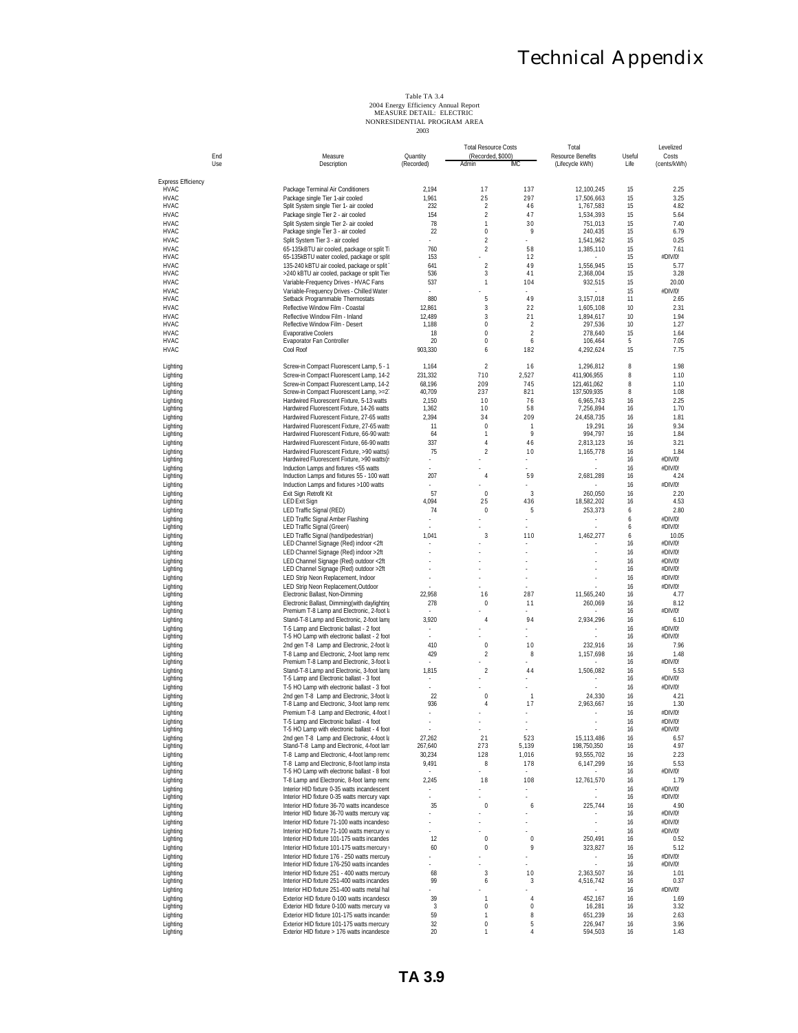# Technical Appendix

Table TA 3.4
2004 Energy Efficiency Annual Report
MEASURE DETAIL: ELECTRIC
NONRESIDENTIAL PROGRAM AREA
2003

| End Use | Measure Description | Quantity (Recorded) | Total Resource Costs (Recorded, $000) Admin | IMC | Total Resource Benefits (Lifecycle kWh) | Useful Life | Levelized Costs (cents/kWh) |
|---|---|---|---|---|---|---|---|
| Express Efficiency | | | | | | | |
| HVAC | Package Terminal Air Conditioners | 2,194 | 17 | 137 | 12,100,245 | 15 | 2.25 |
| HVAC | Package single Tier 1-air cooled | 1,961 | 25 | 297 | 17,506,663 | 15 | 3.25 |
| HVAC | Split System single Tier 1- air cooled | 232 | 2 | 46 | 1,767,583 | 15 | 4.82 |
| HVAC | Package single Tier 2 - air cooled | 154 | 2 | 47 | 1,534,393 | 15 | 5.64 |
| HVAC | Split System single Tier 2- air cooled | 78 | 1 | 30 | 751,013 | 15 | 7.40 |
| HVAC | Package single Tier 3 - air cooled | 22 | 0 | 9 | 240,435 | 15 | 6.79 |
| HVAC | Split System Tier 3 - air cooled | - | 2 | - | 1,541,962 | 15 | 0.25 |
| HVAC | 65-135kBTU air cooled, package or split Ti | 760 | 2 | 58 | 1,385,110 | 15 | 7.61 |
| HVAC | 65-135kBTU water cooled, package or split | 153 | - | 12 | - | 15 | #DIV/0! |
| HVAC | 135-240 kBTU air cooled, package or split | 641 | 2 | 49 | 1,556,945 | 15 | 5.77 |
| HVAC | >240 kBTU air cooled, package or split Tier | 536 | 3 | 41 | 2,368,004 | 15 | 3.28 |
| HVAC | Variable-Frequency Drives - HVAC Fans | 537 | 1 | 104 | 932,515 | 15 | 20.00 |
| HVAC | Variable-Frequency Drives - Chilled Water | - | - | - | - | 15 | #DIV/0! |
| HVAC | Setback Programmable Thermostats | 880 | 5 | 49 | 3,157,018 | 11 | 2.65 |
| HVAC | Reflective Window Film - Coastal | 12,861 | 3 | 22 | 1,605,108 | 10 | 2.31 |
| HVAC | Reflective Window Film - Inland | 12,489 | 3 | 21 | 1,894,617 | 10 | 1.94 |
| HVAC | Reflective Window Film - Desert | 1,188 | 0 | 2 | 297,536 | 10 | 1.27 |
| HVAC | Evaporative Coolers | 18 | 0 | 2 | 278,640 | 15 | 1.64 |
| HVAC | Evaporator Fan Controller | 20 | 0 | 6 | 106,464 | 5 | 7.05 |
| HVAC | Cool Roof | 903,330 | 6 | 182 | 4,292,624 | 15 | 7.75 |
| Lighting | Screw-in Compact Fluorescent Lamp, 5 - 1 | 1,164 | 2 | 16 | 1,296,812 | 8 | 1.98 |
| Lighting | Screw-in Compact Fluorescent Lamp, 14-2 | 231,332 | 710 | 2,527 | 411,906,955 | 8 | 1.10 |
| Lighting | Screw-in Compact Fluorescent Lamp, 14-2 | 68,196 | 209 | 745 | 121,461,062 | 8 | 1.10 |
| Lighting | Screw-in Compact Fluorescent Lamp, >=2 | 40,709 | 237 | 821 | 137,509,935 | 8 | 1.08 |
| Lighting | Hardwired Fluorescent Fixture, 5-13 watts | 2,150 | 10 | 76 | 6,965,743 | 16 | 2.25 |
| Lighting | Hardwired Fluorescent Fixture, 14-26 watts | 1,362 | 10 | 58 | 7,256,894 | 16 | 1.70 |
| Lighting | Hardwired Fluorescent Fixture, 27-65 watts | 2,394 | 34 | 209 | 24,458,735 | 16 | 1.81 |
| Lighting | Hardwired Fluorescent Fixture, 27-65 watts | 11 | 0 | 1 | 19,291 | 16 | 9.34 |
| Lighting | Hardwired Fluorescent Fixture, 66-90 watts | 64 | 1 | 9 | 994,797 | 16 | 1.84 |
| Lighting | Hardwired Fluorescent Fixture, 66-90 watts | 337 | 4 | 46 | 2,813,123 | 16 | 3.21 |
| Lighting | Hardwired Fluorescent Fixture, >90 watts( | 75 | 2 | 10 | 1,165,778 | 16 | 1.84 |
| Lighting | Hardwired Fluorescent Fixture, >90 watts(r | - | - | - | - | 16 | #DIV/0! |
| Lighting | Induction Lamps and fixtures <55 watts | - | - | - | - | 16 | #DIV/0! |
| Lighting | Induction Lamps and fixtures 55 - 100 watt | 207 | 4 | 59 | 2,681,289 | 16 | 4.24 |
| Lighting | Induction Lamps and fixtures >100 watts | - | - | - | - | 16 | #DIV/0! |
| Lighting | Exit Sign Retrofit Kit | 57 | 0 | 3 | 260,050 | 16 | 2.20 |
| Lighting | LED Exit Sign | 4,094 | 25 | 436 | 18,582,202 | 16 | 4.53 |
| Lighting | LED Traffic Signal (RED) | 74 | 0 | 5 | 253,373 | 6 | 2.80 |
| Lighting | LED Traffic Signal Amber Flashing | - | - | - | - | 6 | #DIV/0! |
| Lighting | LED Traffic Signal (Green) | - | - | - | - | 6 | #DIV/0! |
| Lighting | LED Traffic Signal (hand/pedestrian) | 1,041 | 3 | 110 | 1,462,277 | 6 | 10.05 |
| Lighting | LED Channel Signage (Red) indoor <2ft | - | - | - | - | 16 | #DIV/0! |
| Lighting | LED Channel Signage (Red) indoor >2ft | - | - | - | - | 16 | #DIV/0! |
| Lighting | LED Channel Signage (Red) outdoor <2ft | - | - | - | - | 16 | #DIV/0! |
| Lighting | LED Channel Signage (Red) outdoor >2ft | - | - | - | - | 16 | #DIV/0! |
| Lighting | LED Strip Neon Replacement, Indoor | - | - | - | - | 16 | #DIV/0! |
| Lighting | LED Strip Neon Replacement,Outdoor | - | - | - | - | 16 | #DIV/0! |
| Lighting | Electronic Ballast, Non-Dimming | 22,958 | 16 | 287 | 11,565,240 | 16 | 4.77 |
| Lighting | Electronic Ballast, Dimming(with daylighting | 278 | 0 | 11 | 260,069 | 16 | 8.12 |
| Lighting | Premium T-8 Lamp and Electronic, 2-foot l | - | - | - | - | 16 | #DIV/0! |
| Lighting | Stand-T-8 Lamp and Electronic, 2-foot lam | 3,920 | 4 | 94 | 2,934,296 | 16 | 6.10 |
| Lighting | T-5 Lamp and Electronic ballast - 2 foot | - | - | - | - | 16 | #DIV/0! |
| Lighting | T-5 HO Lamp with electronic ballast - 2 foot | - | - | - | - | 16 | #DIV/0! |
| Lighting | 2nd gen T-8 Lamp and Electronic, 2-foot l | 410 | 0 | 10 | 232,916 | 16 | 7.96 |
| Lighting | T-8 Lamp and Electronic, 2-foot lamp remo | 429 | 2 | 8 | 1,157,698 | 16 | 1.48 |
| Lighting | Premium T-8 Lamp and Electronic, 3-foot l | - | - | - | - | 16 | #DIV/0! |
| Lighting | Stand-T-8 Lamp and Electronic, 3-foot lam | 1,815 | 2 | 44 | 1,506,082 | 16 | 5.53 |
| Lighting | T-5 Lamp and Electronic ballast - 3 foot | - | - | - | - | 16 | #DIV/0! |
| Lighting | T-5 HO Lamp with electronic ballast - 3 foot | - | - | - | - | 16 | #DIV/0! |
| Lighting | 2nd gen T-8 Lamp and Electronic, 3-foot l | 22 | 0 | 1 | 24,330 | 16 | 4.21 |
| Lighting | T-8 Lamp and Electronic, 3-foot lamp remo | 936 | 4 | 17 | 2,963,667 | 16 | 1.30 |
| Lighting | Premium T-8 Lamp and Electronic, 4-foot l | - | - | - | - | 16 | #DIV/0! |
| Lighting | T-5 Lamp and Electronic ballast - 4 foot | - | - | - | - | 16 | #DIV/0! |
| Lighting | T-5 HO Lamp with electronic ballast - 4 foot | - | - | - | - | 16 | #DIV/0! |
| Lighting | 2nd gen T-8 Lamp and Electronic, 4-foot l | 27,262 | 21 | 523 | 15,113,486 | 16 | 6.57 |
| Lighting | Stand-T-8 Lamp and Electronic, 4-foot lam | 267,640 | 273 | 5,139 | 198,750,350 | 16 | 4.97 |
| Lighting | T-8 Lamp and Electronic, 4-foot lamp remo | 30,234 | 128 | 1,016 | 93,555,702 | 16 | 2.23 |
| Lighting | T-8 Lamp and Electronic, 8-foot lamp insta | 9,491 | 8 | 178 | 6,147,299 | 16 | 5.53 |
| Lighting | T-5 HO Lamp with electronic ballast - 8 foot | - | - | - | - | 16 | #DIV/0! |
| Lighting | T-8 Lamp and Electronic, 8-foot lamp remo | 2,245 | 18 | 108 | 12,761,570 | 16 | 1.79 |
| Lighting | Interior HID fixture 0-35 watts incandescent | - | - | - | - | 16 | #DIV/0! |
| Lighting | Interior HID fixture 0-35 watts mercury vap | - | - | - | - | 16 | #DIV/0! |
| Lighting | Interior HID fixture 36-70 watts incandesce | 35 | 0 | 6 | 225,744 | 16 | 4.90 |
| Lighting | Interior HID fixture 36-70 watts mercury va | - | - | - | - | 16 | #DIV/0! |
| Lighting | Interior HID fixture 71-100 watts incandesc | - | - | - | - | 16 | #DIV/0! |
| Lighting | Interior HID fixture 71-100 watts mercury va | - | - | - | - | 16 | #DIV/0! |
| Lighting | Interior HID fixture 101-175 watts incandes | 12 | 0 | 0 | 250,491 | 16 | 0.52 |
| Lighting | Interior HID fixture 101-175 watts mercury | 60 | 0 | 9 | 323,827 | 16 | 5.12 |
| Lighting | Interior HID fixture 176 - 250 watts mercury | - | - | - | - | 16 | #DIV/0! |
| Lighting | Interior HID fixture 176-250 watts incandes | - | - | - | - | 16 | #DIV/0! |
| Lighting | Interior HID fixture 251 - 400 watts mercury | 68 | 3 | 10 | 2,363,507 | 16 | 1.01 |
| Lighting | Interior HID fixture 251-400 watts incandes | 99 | 6 | 3 | 4,516,742 | 16 | 0.37 |
| Lighting | Interior HID fixture 251-400 watts metal hal | - | - | - | - | 16 | #DIV/0! |
| Lighting | Exterior HID fixture 0-100 watts incandesce | 39 | 1 | 4 | 452,167 | 16 | 1.69 |
| Lighting | Exterior HID fixture 0-100 watts mercury va | 3 | 0 | 0 | 16,281 | 16 | 3.32 |
| Lighting | Exterior HID fixture 101-175 watts incandes | 59 | 1 | 8 | 651,239 | 16 | 2.63 |
| Lighting | Exterior HID fixture 101-175 watts mercury | 32 | 0 | 5 | 226,947 | 16 | 3.96 |
| Lighting | Exterior HID fixture > 176 watts incandesce | 20 | 1 | 4 | 594,503 | 16 | 1.43 |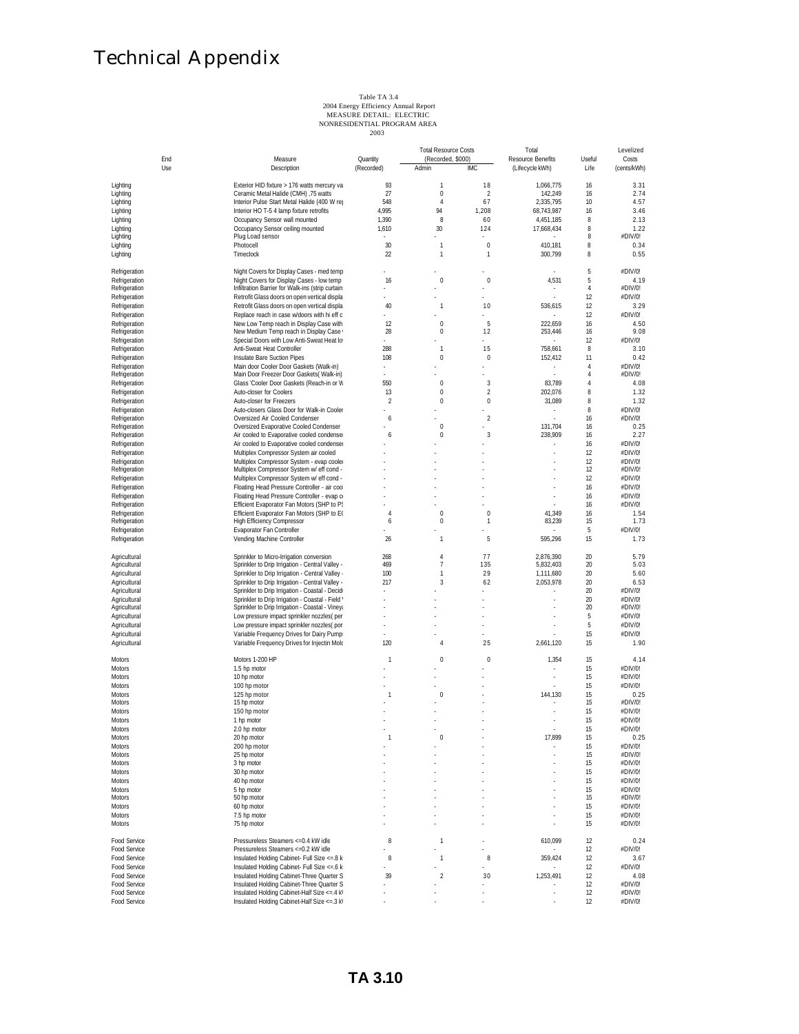# Technical Appendix

Table TA 3.4
2004 Energy Efficiency Annual Report
MEASURE DETAIL: ELECTRIC
NONRESIDENTIAL PROGRAM AREA
2003

| End Use | Measure Description | Quantity (Recorded) | Total Resource Costs (Recorded, $000) Admin | IMC | Total Resource Benefits (Lifecycle kWh) | Useful Life | Levelized Costs (cents/kWh) |
|---|---|---|---|---|---|---|---|
| Lighting | Exterior HID fixture > 176 watts mercury va | 93 | 1 | 18 | 1,066,775 | 16 | 3.31 |
| Lighting | Ceramic Metal Halide (CMH) ,75 watts | 27 | 0 | 2 | 142,249 | 16 | 2.74 |
| Lighting | Interior Pulse Start Metal Halide (400 W re | 548 | 4 | 67 | 2,335,795 | 10 | 4.57 |
| Lighting | Interior HO T-5 4 lamp fixture retrofits | 4,995 | 94 | 1,208 | 68,743,987 | 16 | 3.46 |
| Lighting | Occupancy Sensor wall mounted | 1,390 | 8 | 60 | 4,451,185 | 8 | 2.13 |
| Lighting | Occupancy Sensor ceiling mounted | 1,610 | 30 | 124 | 17,668,434 | 8 | 1.22 |
| Lighting | Plug Load sensor | - | - | - | - | 8 | #DIV/0! |
| Lighting | Photocell | 30 | 1 | 0 | 410,181 | 8 | 0.34 |
| Lighting | Timeclock | 22 | 1 | 1 | 300,799 | 8 | 0.55 |
| Refrigeration | Night Covers for Display Cases - med temp | - | - | - | - | 5 | #DIV/0! |
| Refrigeration | Night Covers for Display Cases - low temp | 16 | 0 | 0 | 4,531 | 5 | 4.19 |
| Refrigeration | Infiltration Barrier for Walk-ins (strip curtain | - | - | - | - | 4 | #DIV/0! |
| Refrigeration | Retrofit Glass doors on open vertical displa | - | - | - | - | 12 | #DIV/0! |
| Refrigeration | Retrofit Glass doors on open vertical displa | 40 | 1 | 10 | 536,615 | 12 | 3.29 |
| Refrigeration | Replace reach in case w/doors with hi eff c | - | - | - | - | 12 | #DIV/0! |
| Refrigeration | New Low Temp reach in Display Case with | 12 | 0 | 5 | 222,659 | 16 | 4.50 |
| Refrigeration | New Medium Temp reach in Display Case | 28 | 0 | 12 | 253,446 | 16 | 9.08 |
| Refrigeration | Special Doors with Low Anti-Sweat Heat lo | - | - | - | - | 12 | #DIV/0! |
| Refrigeration | Anti-Sweat Heat Controller | 288 | 1 | 15 | 758,661 | 8 | 3.10 |
| Refrigeration | Insulate Bare Suction Pipes | 108 | 0 | 0 | 152,412 | 11 | 0.42 |
| Refrigeration | Main door Cooler Door Gaskets (Walk-in) | - | - | - | - | 4 | #DIV/0! |
| Refrigeration | Main Door Freezer Door Gaskets( Walk-in) | - | - | - | - | 4 | #DIV/0! |
| Refrigeration | Glass 'Cooler Door Gaskets (Reach-in or W | 550 | 0 | 3 | 83,789 | 4 | 4.08 |
| Refrigeration | Auto-closer for Coolers | 13 | 0 | 2 | 202,076 | 8 | 1.32 |
| Refrigeration | Auto-closer for Freezers | 2 | 0 | 0 | 31,089 | 8 | 1.32 |
| Refrigeration | Auto-closers Glass Door for Walk-in Cooler | - | - | - | - | 8 | #DIV/0! |
| Refrigeration | Oversized Air Cooled Condenser | 6 | - | 2 | - | 16 | #DIV/0! |
| Refrigeration | Oversized Evaporative Cooled Condenser | - | 0 | - | 131,704 | 16 | 0.25 |
| Refrigeration | Air cooled to Evaporative cooled condense | 6 | 0 | 3 | 238,909 | 16 | 2.27 |
| Refrigeration | Air cooled to Evaporative cooled condense | - | - | - | - | 16 | #DIV/0! |
| Refrigeration | Multiplex Compressor System air cooled | - | - | - | - | 12 | #DIV/0! |
| Refrigeration | Multiplex Compressor System - evap coole | - | - | - | - | 12 | #DIV/0! |
| Refrigeration | Multiplex Compressor System w/ eff cond - | - | - | - | - | 12 | #DIV/0! |
| Refrigeration | Multiplex Compressor System w/ eff cond - | - | - | - | - | 12 | #DIV/0! |
| Refrigeration | Floating Head Pressure Controller - air coo | - | - | - | - | 16 | #DIV/0! |
| Refrigeration | Floating Head Pressure Controller - evap c | - | - | - | - | 16 | #DIV/0! |
| Refrigeration | Efficient Evaporator Fan Motors (SHP to PS | - | - | - | - | 16 | #DIV/0! |
| Refrigeration | Efficient Evaporator Fan Motors (SHP to E | 4 | 0 | 0 | 41,349 | 16 | 1.54 |
| Refrigeration | High Efficiency Compressor | 6 | 0 | 1 | 83,239 | 15 | 1.73 |
| Refrigeration | Evaporator Fan Controller | - | - | - | - | 5 | #DIV/0! |
| Refrigeration | Vending Machine Controller | 26 | 1 | 5 | 595,296 | 15 | 1.73 |
| Agricultural | Sprinkler to Micro-Irrigation conversion | 268 | 4 | 77 | 2,876,390 | 20 | 5.79 |
| Agricultural | Sprinkler to Drip Irrigation - Central Valley - | 469 | 7 | 135 | 5,832,403 | 20 | 5.03 |
| Agricultural | Sprinkler to Drip Irrigation - Central Valley - | 100 | 1 | 29 | 1,111,680 | 20 | 5.60 |
| Agricultural | Sprinkler to Drip Irrigation - Central Valley - | 217 | 3 | 62 | 2,053,978 | 20 | 6.53 |
| Agricultural | Sprinkler to Drip Irrigation - Coastal - Decid | - | - | - | - | 20 | #DIV/0! |
| Agricultural | Sprinkler to Drip Irrigation - Coastal - Field | - | - | - | - | 20 | #DIV/0! |
| Agricultural | Sprinkler to Drip Irrigation - Coastal - Viney | - | - | - | - | 20 | #DIV/0! |
| Agricultural | Low pressure impact sprinkler nozzles( per | - | - | - | - | 5 | #DIV/0! |
| Agricultural | Low pressure impact sprinkler nozzles( por | - | - | - | - | 5 | #DIV/0! |
| Agricultural | Variable Frequency Drives for Dairy Pump | - | - | - | - | 15 | #DIV/0! |
| Agricultural | Variable Frequency Drives for Injectin Mold | 120 | 4 | 25 | 2,661,120 | 15 | 1.90 |
| Motors | Motors 1-200 HP | 1 | 0 | 0 | 1,354 | 15 | 4.14 |
| Motors | 1.5 hp motor | - | - | - | - | 15 | #DIV/0! |
| Motors | 10 hp motor | - | - | - | - | 15 | #DIV/0! |
| Motors | 100 hp motor | - | - | - | - | 15 | #DIV/0! |
| Motors | 125 hp motor | 1 | 0 | - | 144,130 | 15 | 0.25 |
| Motors | 15 hp motor | - | - | - | - | 15 | #DIV/0! |
| Motors | 150 hp motor | - | - | - | - | 15 | #DIV/0! |
| Motors | 1 hp motor | - | - | - | - | 15 | #DIV/0! |
| Motors | 2.0 hp motor | - | - | - | - | 15 | #DIV/0! |
| Motors | 20 hp motor | 1 | 0 | - | 17,899 | 15 | 0.25 |
| Motors | 200 hp motor | - | - | - | - | 15 | #DIV/0! |
| Motors | 25 hp motor | - | - | - | - | 15 | #DIV/0! |
| Motors | 3 hp motor | - | - | - | - | 15 | #DIV/0! |
| Motors | 30 hp motor | - | - | - | - | 15 | #DIV/0! |
| Motors | 40 hp motor | - | - | - | - | 15 | #DIV/0! |
| Motors | 5 hp motor | - | - | - | - | 15 | #DIV/0! |
| Motors | 50 hp motor | - | - | - | - | 15 | #DIV/0! |
| Motors | 60 hp motor | - | - | - | - | 15 | #DIV/0! |
| Motors | 7.5 hp motor | - | - | - | - | 15 | #DIV/0! |
| Motors | 75 hp motor | - | - | - | - | 15 | #DIV/0! |
| Food Service | Pressureless Steamers <=0.4 kW idle | 8 | 1 | - | 610,099 | 12 | 0.24 |
| Food Service | Pressureless Steamers <=0.2 kW idle | - | - | - | - | 12 | #DIV/0! |
| Food Service | Insulated Holding Cabinet- Full Size <=.8 k | 8 | 1 | 8 | 359,424 | 12 | 3.67 |
| Food Service | Insulated Holding Cabinet- Full Size <=.6 k | - | - | - | - | 12 | #DIV/0! |
| Food Service | Insulated Holding Cabinet-Three Quarter S | 39 | 2 | 30 | 1,253,491 | 12 | 4.08 |
| Food Service | Insulated Holding Cabinet-Three Quarter S | - | - | - | - | 12 | #DIV/0! |
| Food Service | Insulated Holding Cabinet-Half Size <=.4 k | - | - | - | - | 12 | #DIV/0! |
| Food Service | Insulated Holding Cabinet-Half Size <=.3 k | - | - | - | - | 12 | #DIV/0! |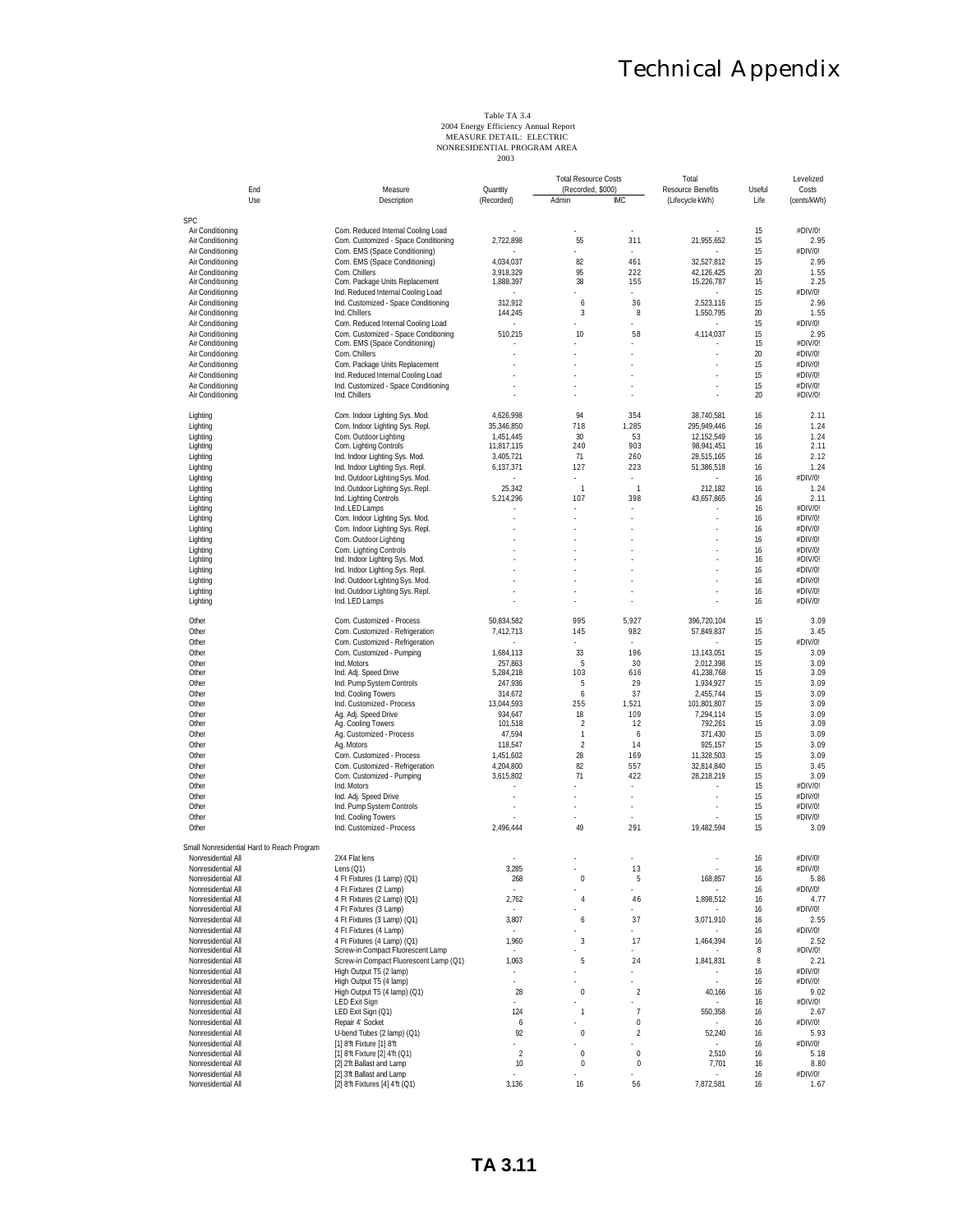# Technical Appendix

Table TA 3.4
2004 Energy Efficiency Annual Report
MEASURE DETAIL: ELECTRIC
NONRESIDENTIAL PROGRAM AREA
2003

| End Use | Measure Description | Quantity (Recorded) | Total Resource Costs (Recorded, $000) Admin | IMC | Total Resource Benefits (Lifecycle kWh) | Useful Life | Levelized Costs (cents/kWh) |
|---|---|---|---|---|---|---|---|
| SPC | | | | | | | |
| Air Conditioning | Com. Reduced Internal Cooling Load | - | - | - | - | 15 | #DIV/0! |
| Air Conditioning | Com. Customized - Space Conditioning | 2,722,898 | 55 | 311 | 21,955,652 | 15 | 2.95 |
| Air Conditioning | Com. EMS (Space Conditioning) | - | - | - | - | 15 | #DIV/0! |
| Air Conditioning | Com. EMS (Space Conditioning) | 4,034,037 | 82 | 461 | 32,527,812 | 15 | 2.95 |
| Air Conditioning | Com. Chillers | 3,918,329 | 95 | 222 | 42,126,425 | 20 | 1.55 |
| Air Conditioning | Com. Package Units Replacement | 1,888,397 | 38 | 155 | 15,226,787 | 15 | 2.25 |
| Air Conditioning | Ind. Reduced Internal Cooling Load | - | - | - | - | 15 | #DIV/0! |
| Air Conditioning | Ind. Customized - Space Conditioning | 312,912 | 6 | 36 | 2,523,116 | 15 | 2.96 |
| Air Conditioning | Ind. Chillers | 144,245 | 3 | 8 | 1,550,795 | 20 | 1.55 |
| Air Conditioning | Com. Reduced Internal Cooling Load | - | - | - | - | 15 | #DIV/0! |
| Air Conditioning | Com. Customized - Space Conditioning | 510,215 | 10 | 58 | 4,114,037 | 15 | 2.95 |
| Air Conditioning | Com. EMS (Space Conditioning) | - | - | - | - | 15 | #DIV/0! |
| Air Conditioning | Com. Chillers | - | - | - | - | 20 | #DIV/0! |
| Air Conditioning | Com. Package Units Replacement | - | - | - | - | 15 | #DIV/0! |
| Air Conditioning | Ind. Reduced Internal Cooling Load | - | - | - | - | 15 | #DIV/0! |
| Air Conditioning | Ind. Customized - Space Conditioning | - | - | - | - | 15 | #DIV/0! |
| Air Conditioning | Ind. Chillers | - | - | - | - | 20 | #DIV/0! |
| Lighting | Com. Indoor Lighting Sys. Mod. | 4,626,998 | 94 | 354 | 38,740,581 | 16 | 2.11 |
| Lighting | Com. Indoor Lighting Sys. Repl. | 35,346,850 | 718 | 1,285 | 295,949,446 | 16 | 1.24 |
| Lighting | Com. Outdoor Lighting | 1,451,445 | 30 | 53 | 12,152,549 | 16 | 1.24 |
| Lighting | Com. Lighting Controls | 11,817,115 | 240 | 903 | 98,941,451 | 16 | 2.11 |
| Lighting | Ind. Indoor Lighting Sys. Mod. | 3,405,721 | 71 | 260 | 28,515,165 | 16 | 2.12 |
| Lighting | Ind. Indoor Lighting Sys. Repl. | 6,137,371 | 127 | 223 | 51,386,518 | 16 | 1.24 |
| Lighting | Ind. Outdoor Lighting Sys. Mod. | - | - | - | - | 16 | #DIV/0! |
| Lighting | Ind. Outdoor Lighting Sys. Repl. | 25,342 | 1 | 1 | 212,182 | 16 | 1.24 |
| Lighting | Ind. Lighting Controls | 5,214,296 | 107 | 398 | 43,657,865 | 16 | 2.11 |
| Lighting | Ind. LED Lamps | - | - | - | - | 16 | #DIV/0! |
| Lighting | Com. Indoor Lighting Sys. Mod. | - | - | - | - | 16 | #DIV/0! |
| Lighting | Com. Indoor Lighting Sys. Repl. | - | - | - | - | 16 | #DIV/0! |
| Lighting | Com. Outdoor Lighting | - | - | - | - | 16 | #DIV/0! |
| Lighting | Com. Lighting Controls | - | - | - | - | 16 | #DIV/0! |
| Lighting | Ind. Indoor Lighting Sys. Mod. | - | - | - | - | 16 | #DIV/0! |
| Lighting | Ind. Indoor Lighting Sys. Repl. | - | - | - | - | 16 | #DIV/0! |
| Lighting | Ind. Outdoor Lighting Sys. Mod. | - | - | - | - | 16 | #DIV/0! |
| Lighting | Ind. Outdoor Lighting Sys. Repl. | - | - | - | - | 16 | #DIV/0! |
| Lighting | Ind. LED Lamps | - | - | - | - | 16 | #DIV/0! |
| Other | Com. Customized - Process | 50,834,582 | 995 | 5,927 | 396,720,104 | 15 | 3.09 |
| Other | Com. Customized - Refrigeration | 7,412,713 | 145 | 982 | 57,849,837 | 15 | 3.45 |
| Other | Com. Customized - Refrigeration | - | - | - | - | 15 | #DIV/0! |
| Other | Com. Customized - Pumping | 1,684,113 | 33 | 196 | 13,143,051 | 15 | 3.09 |
| Other | Ind. Motors | 257,863 | 5 | 30 | 2,012,398 | 15 | 3.09 |
| Other | Ind. Adj. Speed Drive | 5,284,218 | 103 | 616 | 41,238,768 | 15 | 3.09 |
| Other | Ind. Pump System Controls | 247,936 | 5 | 29 | 1,934,927 | 15 | 3.09 |
| Other | Ind. Cooling Towers | 314,672 | 6 | 37 | 2,455,744 | 15 | 3.09 |
| Other | Ind. Customized - Process | 13,044,593 | 255 | 1,521 | 101,801,807 | 15 | 3.09 |
| Other | Ag. Adj. Speed Drive | 934,647 | 18 | 109 | 7,294,114 | 15 | 3.09 |
| Other | Ag. Cooling Towers | 101,518 | 2 | 12 | 792,261 | 15 | 3.09 |
| Other | Ag. Customized - Process | 47,594 | 1 | 6 | 371,430 | 15 | 3.09 |
| Other | Ag. Motors | 118,547 | 2 | 14 | 925,157 | 15 | 3.09 |
| Other | Com. Customized - Process | 1,451,602 | 28 | 169 | 11,328,503 | 15 | 3.09 |
| Other | Com. Customized - Refrigeration | 4,204,800 | 82 | 557 | 32,814,840 | 15 | 3.45 |
| Other | Com. Customized - Pumping | 3,615,802 | 71 | 422 | 28,218,219 | 15 | 3.09 |
| Other | Ind. Motors | - | - | - | - | 15 | #DIV/0! |
| Other | Ind. Adj. Speed Drive | - | - | - | - | 15 | #DIV/0! |
| Other | Ind. Pump System Controls | - | - | - | - | 15 | #DIV/0! |
| Other | Ind. Cooling Towers | - | - | - | - | 15 | #DIV/0! |
| Other | Ind. Customized - Process | 2,496,444 | 49 | 291 | 19,482,594 | 15 | 3.09 |
| Small Nonresidential Hard to Reach Program | | | | | | | |
| Nonresidential All | 2X4 Flat lens | - | - | - | - | 16 | #DIV/0! |
| Nonresidential All | Lens (Q1) | 3,285 | - | 13 | - | 16 | #DIV/0! |
| Nonresidential All | 4 Ft Fixtures (1 Lamp) (Q1) | 268 | 0 | 5 | 168,857 | 16 | 5.86 |
| Nonresidential All | 4 Ft Fixtures (2 Lamp) | - | - | - | - | 16 | #DIV/0! |
| Nonresidential All | 4 Ft Fixtures (2 Lamp) (Q1) | 2,762 | 4 | 46 | 1,898,512 | 16 | 4.77 |
| Nonresidential All | 4 Ft Fixtures (3 Lamp) | - | - | - | - | 16 | #DIV/0! |
| Nonresidential All | 4 Ft Fixtures (3 Lamp) (Q1) | 3,807 | 6 | 37 | 3,071,910 | 16 | 2.55 |
| Nonresidential All | 4 Ft Fixtures (4 Lamp) | - | - | - | - | 16 | #DIV/0! |
| Nonresidential All | 4 Ft Fixtures (4 Lamp) (Q1) | 1,960 | 3 | 17 | 1,464,394 | 16 | 2.52 |
| Nonresidential All | Screw-in Compact Fluorescent Lamp | - | - | - | - | 8 | #DIV/0! |
| Nonresidential All | Screw-in Compact Fluorescent Lamp (Q1) | 1,063 | 5 | 24 | 1,841,831 | 8 | 2.21 |
| Nonresidential All | High Output T5 (2 lamp) | - | - | - | - | 16 | #DIV/0! |
| Nonresidential All | High Output T5 (4 lamp) | - | - | - | - | 16 | #DIV/0! |
| Nonresidential All | High Output T5 (4 lamp) (Q1) | 28 | 0 | 2 | 40,166 | 16 | 9.02 |
| Nonresidential All | LED Exit Sign | - | - | - | - | 16 | #DIV/0! |
| Nonresidential All | LED Exit Sign (Q1) | 124 | 1 | 7 | 550,358 | 16 | 2.67 |
| Nonresidential All | Repair 4' Socket | 6 | - | 0 | - | 16 | #DIV/0! |
| Nonresidential All | U-bend Tubes (2 lamp) (Q1) | 92 | 0 | 2 | 52,240 | 16 | 5.93 |
| Nonresidential All | [1] 8'ft Fixture [1] 8'ft | - | - | - | - | 16 | #DIV/0! |
| Nonresidential All | [1] 8'ft Fixture [2] 4'ft (Q1) | 2 | 0 | 0 | 2,510 | 16 | 5.18 |
| Nonresidential All | [2] 2'ft Ballast and Lamp | 10 | 0 | 0 | 7,701 | 16 | 8.80 |
| Nonresidential All | [2] 3'ft Ballast and Lamp | - | - | - | - | 16 | #DIV/0! |
| Nonresidential All | [2] 8'ft Fixtures [4] 4'ft (Q1) | 3,136 | 16 | 56 | 7,872,581 | 16 | 1.67 |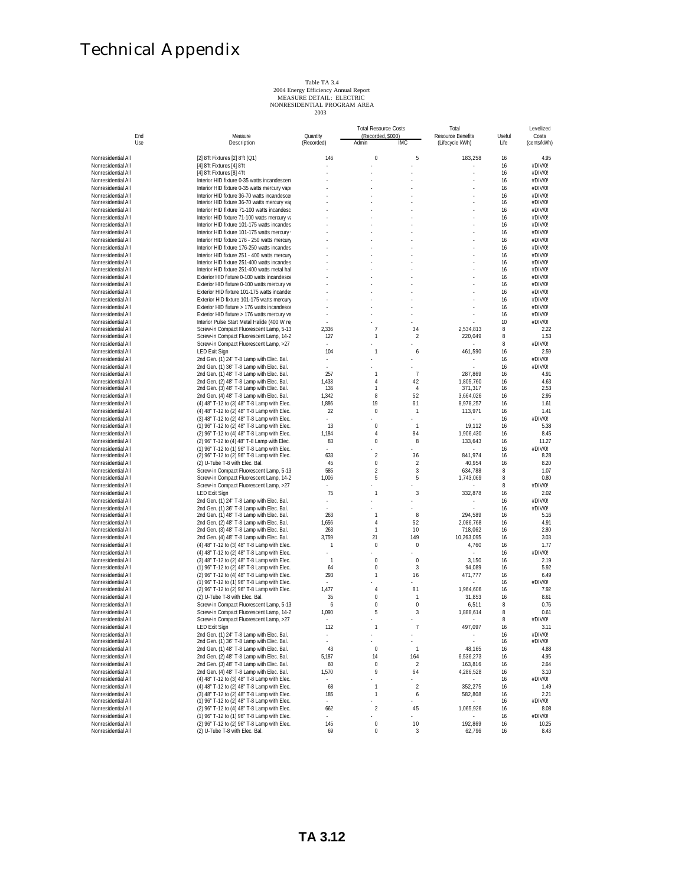# Technical Appendix

Table TA 3.4
2004 Energy Efficiency Annual Report
MEASURE DETAIL: ELECTRIC
NONRESIDENTIAL PROGRAM AREA
2003

| End Use | Measure Description | Quantity (Recorded) | Total Resource Costs (Recorded, $000) Admin | IMC | Total Resource Benefits (Lifecycle kWh) | Useful Life | Levelized Costs (cents/kWh) |
|---|---|---|---|---|---|---|---|
| Nonresidential All | [2] 8'ft Fixtures [2] 8'ft (Q1) | 146 | 0 | 5 | 183,258 | 16 | 4.95 |
| Nonresidential All | [4] 8'ft Fixtures [4] 8'ft | - | - | - | - | 16 | #DIV/0! |
| Nonresidential All | [4] 8'ft Fixtures [8] 4'ft | - | - | - | - | 16 | #DIV/0! |
| Nonresidential All | Interior HID fixture 0-35 watts incandescent | - | - | - | - | 16 | #DIV/0! |
| Nonresidential All | Interior HID fixture 0-35 watts mercury vapo | - | - | - | - | 16 | #DIV/0! |
| Nonresidential All | Interior HID fixture 36-70 watts incandesce | - | - | - | - | 16 | #DIV/0! |
| Nonresidential All | Interior HID fixture 36-70 watts mercury vap | - | - | - | - | 16 | #DIV/0! |
| Nonresidential All | Interior HID fixture 71-100 watts incandesc | - | - | - | - | 16 | #DIV/0! |
| Nonresidential All | Interior HID fixture 71-100 watts mercury va | - | - | - | - | 16 | #DIV/0! |
| Nonresidential All | Interior HID fixture 101-175 watts incandes | - | - | - | - | 16 | #DIV/0! |
| Nonresidential All | Interior HID fixture 101-175 watts mercury | - | - | - | - | 16 | #DIV/0! |
| Nonresidential All | Interior HID fixture 176 - 250 watts mercury | - | - | - | - | 16 | #DIV/0! |
| Nonresidential All | Interior HID fixture 176-250 watts incandes | - | - | - | - | 16 | #DIV/0! |
| Nonresidential All | Interior HID fixture 251 - 400 watts mercury | - | - | - | - | 16 | #DIV/0! |
| Nonresidential All | Interior HID fixture 251-400 watts incandes | - | - | - | - | 16 | #DIV/0! |
| Nonresidential All | Interior HID fixture 251-400 watts metal hal | - | - | - | - | 16 | #DIV/0! |
| Nonresidential All | Exterior HID fixture 0-100 watts incandesce | - | - | - | - | 16 | #DIV/0! |
| Nonresidential All | Exterior HID fixture 0-100 watts mercury va | - | - | - | - | 16 | #DIV/0! |
| Nonresidential All | Exterior HID fixture 101-175 watts incandes | - | - | - | - | 16 | #DIV/0! |
| Nonresidential All | Exterior HID fixture 101-175 watts mercury | - | - | - | - | 16 | #DIV/0! |
| Nonresidential All | Exterior HID fixture > 176 watts incandesce | - | - | - | - | 16 | #DIV/0! |
| Nonresidential All | Exterior HID fixture > 176 watts mercury va | - | - | - | - | 16 | #DIV/0! |
| Nonresidential All | Interior Pulse Start Metal Halide (400 W re | - | - | - | - | 10 | #DIV/0! |
| Nonresidential All | Screw-in Compact Fluorescent Lamp, 5-13 | 2,336 | 7 | 34 | 2,534,813 | 8 | 2.22 |
| Nonresidential All | Screw-in Compact Fluorescent Lamp, 14-2 | 127 | 1 | 2 | 220,049 | 8 | 1.53 |
| Nonresidential All | Screw-in Compact Fluorescent Lamp, >27 | - | - | - | - | 8 | #DIV/0! |
| Nonresidential All | LED Exit Sign | 104 | 1 | 6 | 461,590 | 16 | 2.59 |
| Nonresidential All | 2nd Gen. (1) 24" T-8 Lamp with Elec. Bal. | - | - | - | - | 16 | #DIV/0! |
| Nonresidential All | 2nd Gen. (1) 36" T-8 Lamp with Elec. Bal. | - | - | - | - | 16 | #DIV/0! |
| Nonresidential All | 2nd Gen. (1) 48" T-8 Lamp with Elec. Bal. | 257 | 1 | 7 | 287,869 | 16 | 4.91 |
| Nonresidential All | 2nd Gen. (2) 48" T-8 Lamp with Elec. Bal. | 1,433 | 4 | 42 | 1,805,760 | 16 | 4.63 |
| Nonresidential All | 2nd Gen. (3) 48" T-8 Lamp with Elec. Bal. | 136 | 1 | 4 | 371,317 | 16 | 2.53 |
| Nonresidential All | 2nd Gen. (4) 48" T-8 Lamp with Elec. Bal. | 1,342 | 8 | 52 | 3,664,026 | 16 | 2.95 |
| Nonresidential All | (4) 48" T-12 to (3) 48" T-8 Lamp with Elec. | 1,886 | 19 | 61 | 8,978,257 | 16 | 1.61 |
| Nonresidential All | (4) 48" T-12 to (2) 48" T-8 Lamp with Elec. | 22 | 0 | 1 | 113,971 | 16 | 1.41 |
| Nonresidential All | (3) 48" T-12 to (2) 48" T-8 Lamp with Elec. | - | - | - | - | 16 | #DIV/0! |
| Nonresidential All | (1) 96" T-12 to (2) 48" T-8 Lamp with Elec. | 13 | 0 | 1 | 19,112 | 16 | 5.38 |
| Nonresidential All | (2) 96" T-12 to (4) 48" T-8 Lamp with Elec. | 1,184 | 4 | 84 | 1,906,430 | 16 | 8.45 |
| Nonresidential All | (2) 96" T-12 to (4) 48" T-8 Lamp with Elec. | 83 | 0 | 8 | 133,643 | 16 | 11.27 |
| Nonresidential All | (1) 96" T-12 to (1) 96" T-8 Lamp with Elec. | - | - | - | - | 16 | #DIV/0! |
| Nonresidential All | (2) 96" T-12 to (2) 96" T-8 Lamp with Elec. | 633 | 2 | 36 | 841,974 | 16 | 8.28 |
| Nonresidential All | (2) U-Tube T-8 with Elec. Bal. | 45 | 0 | 2 | 40,954 | 16 | 8.20 |
| Nonresidential All | Screw-in Compact Fluorescent Lamp, 5-13 | 585 | 2 | 3 | 634,788 | 8 | 1.07 |
| Nonresidential All | Screw-in Compact Fluorescent Lamp, 14-2 | 1,006 | 5 | 5 | 1,743,069 | 8 | 0.80 |
| Nonresidential All | Screw-in Compact Fluorescent Lamp, >27 | - | - | - | - | 8 | #DIV/0! |
| Nonresidential All | LED Exit Sign | 75 | 1 | 3 | 332,878 | 16 | 2.02 |
| Nonresidential All | 2nd Gen. (1) 24" T-8 Lamp with Elec. Bal. | - | - | - | - | 16 | #DIV/0! |
| Nonresidential All | 2nd Gen. (1) 36" T-8 Lamp with Elec. Bal. | - | - | - | - | 16 | #DIV/0! |
| Nonresidential All | 2nd Gen. (1) 48" T-8 Lamp with Elec. Bal. | 263 | 1 | 8 | 294,589 | 16 | 5.16 |
| Nonresidential All | 2nd Gen. (2) 48" T-8 Lamp with Elec. Bal. | 1,656 | 4 | 52 | 2,086,768 | 16 | 4.91 |
| Nonresidential All | 2nd Gen. (3) 48" T-8 Lamp with Elec. Bal. | 263 | 1 | 10 | 718,062 | 16 | 2.80 |
| Nonresidential All | 2nd Gen. (4) 48" T-8 Lamp with Elec. Bal. | 3,759 | 21 | 149 | 10,263,095 | 16 | 3.03 |
| Nonresidential All | (4) 48" T-12 to (3) 48" T-8 Lamp with Elec. | 1 | 0 | 0 | 4,760 | 16 | 1.77 |
| Nonresidential All | (4) 48" T-12 to (2) 48" T-8 Lamp with Elec. | - | - | - | - | 16 | #DIV/0! |
| Nonresidential All | (3) 48" T-12 to (2) 48" T-8 Lamp with Elec. | 1 | 0 | 0 | 3,150 | 16 | 2.19 |
| Nonresidential All | (1) 96" T-12 to (2) 48" T-8 Lamp with Elec. | 64 | 0 | 3 | 94,089 | 16 | 5.92 |
| Nonresidential All | (2) 96" T-12 to (4) 48" T-8 Lamp with Elec. | 293 | 1 | 16 | 471,777 | 16 | 6.49 |
| Nonresidential All | (1) 96" T-12 to (1) 96" T-8 Lamp with Elec. | - | - | - | - | 16 | #DIV/0! |
| Nonresidential All | (2) 96" T-12 to (2) 96" T-8 Lamp with Elec. | 1,477 | 4 | 81 | 1,964,606 | 16 | 7.92 |
| Nonresidential All | (2) U-Tube T-8 with Elec. Bal. | 35 | 0 | 1 | 31,853 | 16 | 8.61 |
| Nonresidential All | Screw-in Compact Fluorescent Lamp, 5-13 | 6 | 0 | 0 | 6,511 | 8 | 0.76 |
| Nonresidential All | Screw-in Compact Fluorescent Lamp, 14-2 | 1,090 | 5 | 3 | 1,888,614 | 8 | 0.61 |
| Nonresidential All | Screw-in Compact Fluorescent Lamp, >27 | - | - | - | - | 8 | #DIV/0! |
| Nonresidential All | LED Exit Sign | 112 | 1 | 7 | 497,097 | 16 | 3.11 |
| Nonresidential All | 2nd Gen. (1) 24" T-8 Lamp with Elec. Bal. | - | - | - | - | 16 | #DIV/0! |
| Nonresidential All | 2nd Gen. (1) 36" T-8 Lamp with Elec. Bal. | - | - | - | - | 16 | #DIV/0! |
| Nonresidential All | 2nd Gen. (1) 48" T-8 Lamp with Elec. Bal. | 43 | 0 | 1 | 48,165 | 16 | 4.88 |
| Nonresidential All | 2nd Gen. (2) 48" T-8 Lamp with Elec. Bal. | 5,187 | 14 | 164 | 6,536,273 | 16 | 4.95 |
| Nonresidential All | 2nd Gen. (3) 48" T-8 Lamp with Elec. Bal. | 60 | 0 | 2 | 163,816 | 16 | 2.64 |
| Nonresidential All | 2nd Gen. (4) 48" T-8 Lamp with Elec. Bal. | 1,570 | 9 | 64 | 4,286,528 | 16 | 3.10 |
| Nonresidential All | (4) 48" T-12 to (3) 48" T-8 Lamp with Elec. | - | - | - | - | 16 | #DIV/0! |
| Nonresidential All | (4) 48" T-12 to (2) 48" T-8 Lamp with Elec. | 68 | 1 | 2 | 352,275 | 16 | 1.49 |
| Nonresidential All | (3) 48" T-12 to (2) 48" T-8 Lamp with Elec. | 185 | 1 | 6 | 582,808 | 16 | 2.21 |
| Nonresidential All | (1) 96" T-12 to (2) 48" T-8 Lamp with Elec. | - | - | - | - | 16 | #DIV/0! |
| Nonresidential All | (2) 96" T-12 to (4) 48" T-8 Lamp with Elec. | 662 | 2 | 45 | 1,065,926 | 16 | 8.08 |
| Nonresidential All | (1) 96" T-12 to (1) 96" T-8 Lamp with Elec. | - | - | - | - | 16 | #DIV/0! |
| Nonresidential All | (2) 96" T-12 to (2) 96" T-8 Lamp with Elec. | 145 | 0 | 10 | 192,869 | 16 | 10.25 |
| Nonresidential All | (2) U-Tube T-8 with Elec. Bal. | 69 | 0 | 3 | 62,796 | 16 | 8.43 |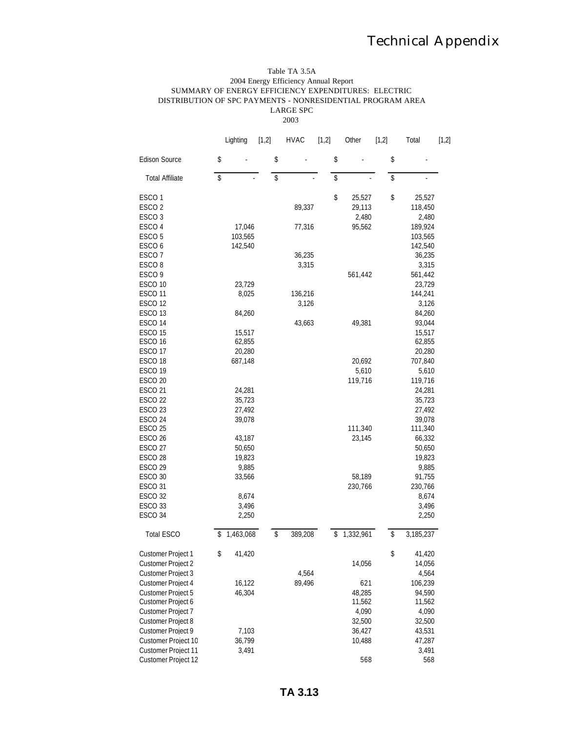# Technical Appendix

Table TA 3.5A
2004 Energy Efficiency Annual Report
SUMMARY OF ENERGY EFFICIENCY EXPENDITURES: ELECTRIC
DISTRIBUTION OF SPC PAYMENTS - NONRESIDENTIAL PROGRAM AREA
LARGE SPC
2003

| | Lighting [1,2] | HVAC [1,2] | Other [1,2] | Total [1,2] |
|---|---|---|---|---|
| Edison Source | $ - | $ - | $ - | $ - |
| Total Affiliate | $ - | $ - | $ - | $ - |
| ESCO 1 | | | $ 25,527 | $ 25,527 |
| ESCO 2 | | 89,337 | 29,113 | 118,450 |
| ESCO 3 | | | 2,480 | 2,480 |
| ESCO 4 | 17,046 | 77,316 | 95,562 | 189,924 |
| ESCO 5 | 103,565 | | | 103,565 |
| ESCO 6 | 142,540 | | | 142,540 |
| ESCO 7 | | 36,235 | | 36,235 |
| ESCO 8 | | 3,315 | | 3,315 |
| ESCO 9 | | | 561,442 | 561,442 |
| ESCO 10 | 23,729 | | | 23,729 |
| ESCO 11 | 8,025 | 136,216 | | 144,241 |
| ESCO 12 | | 3,126 | | 3,126 |
| ESCO 13 | 84,260 | | | 84,260 |
| ESCO 14 | | 43,663 | 49,381 | 93,044 |
| ESCO 15 | 15,517 | | | 15,517 |
| ESCO 16 | 62,855 | | | 62,855 |
| ESCO 17 | 20,280 | | | 20,280 |
| ESCO 18 | 687,148 | | 20,692 | 707,840 |
| ESCO 19 | | | 5,610 | 5,610 |
| ESCO 20 | | | 119,716 | 119,716 |
| ESCO 21 | 24,281 | | | 24,281 |
| ESCO 22 | 35,723 | | | 35,723 |
| ESCO 23 | 27,492 | | | 27,492 |
| ESCO 24 | 39,078 | | | 39,078 |
| ESCO 25 | | | 111,340 | 111,340 |
| ESCO 26 | 43,187 | | 23,145 | 66,332 |
| ESCO 27 | 50,650 | | | 50,650 |
| ESCO 28 | 19,823 | | | 19,823 |
| ESCO 29 | 9,885 | | | 9,885 |
| ESCO 30 | 33,566 | | 58,189 | 91,755 |
| ESCO 31 | | | 230,766 | 230,766 |
| ESCO 32 | 8,674 | | | 8,674 |
| ESCO 33 | 3,496 | | | 3,496 |
| ESCO 34 | 2,250 | | | 2,250 |
| Total ESCO | $ 1,463,068 | $ 389,208 | $ 1,332,961 | $ 3,185,237 |
| Customer Project 1 | $ 41,420 | | | $ 41,420 |
| Customer Project 2 | | | 14,056 | 14,056 |
| Customer Project 3 | | 4,564 | | 4,564 |
| Customer Project 4 | 16,122 | 89,496 | 621 | 106,239 |
| Customer Project 5 | 46,304 | | 48,285 | 94,590 |
| Customer Project 6 | | | 11,562 | 11,562 |
| Customer Project 7 | | | 4,090 | 4,090 |
| Customer Project 8 | | | 32,500 | 32,500 |
| Customer Project 9 | 7,103 | | 36,427 | 43,531 |
| Customer Project 10 | 36,799 | | 10,488 | 47,287 |
| Customer Project 11 | 3,491 | | | 3,491 |
| Customer Project 12 | | | 568 | 568 |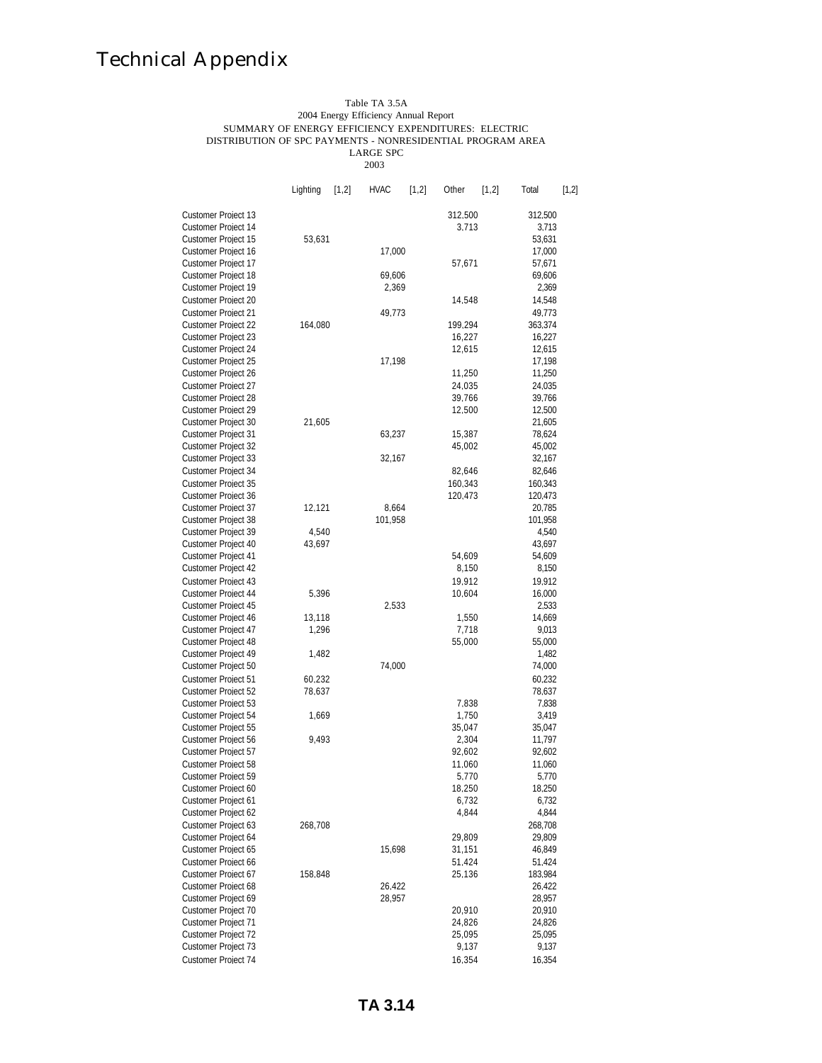# Technical Appendix

Table TA 3.5A
2004 Energy Efficiency Annual Report
SUMMARY OF ENERGY EFFICIENCY EXPENDITURES: ELECTRIC
DISTRIBUTION OF SPC PAYMENTS - NONRESIDENTIAL PROGRAM AREA
LARGE SPC
2003

| | Lighting [1,2] | HVAC [1,2] | Other [1,2] | Total [1,2] |
|---|---|---|---|---|
| Customer Project 13 | | | 312,500 | 312,500 |
| Customer Project 14 | | | 3,713 | 3,713 |
| Customer Project 15 | 53,631 | | | 53,631 |
| Customer Project 16 | | 17,000 | | 17,000 |
| Customer Project 17 | | | 57,671 | 57,671 |
| Customer Project 18 | | 69,606 | | 69,606 |
| Customer Project 19 | | 2,369 | | 2,369 |
| Customer Project 20 | | | 14,548 | 14,548 |
| Customer Project 21 | | 49,773 | | 49,773 |
| Customer Project 22 | 164,080 | | 199,294 | 363,374 |
| Customer Project 23 | | | 16,227 | 16,227 |
| Customer Project 24 | | | 12,615 | 12,615 |
| Customer Project 25 | | 17,198 | | 17,198 |
| Customer Project 26 | | | 11,250 | 11,250 |
| Customer Project 27 | | | 24,035 | 24,035 |
| Customer Project 28 | | | 39,766 | 39,766 |
| Customer Project 29 | | | 12,500 | 12,500 |
| Customer Project 30 | 21,605 | | | 21,605 |
| Customer Project 31 | | 63,237 | 15,387 | 78,624 |
| Customer Project 32 | | | 45,002 | 45,002 |
| Customer Project 33 | | 32,167 | | 32,167 |
| Customer Project 34 | | | 82,646 | 82,646 |
| Customer Project 35 | | | 160,343 | 160,343 |
| Customer Project 36 | | | 120,473 | 120,473 |
| Customer Project 37 | 12,121 | 8,664 | | 20,785 |
| Customer Project 38 | | 101,958 | | 101,958 |
| Customer Project 39 | 4,540 | | | 4,540 |
| Customer Project 40 | 43,697 | | | 43,697 |
| Customer Project 41 | | | 54,609 | 54,609 |
| Customer Project 42 | | | 8,150 | 8,150 |
| Customer Project 43 | | | 19,912 | 19,912 |
| Customer Project 44 | 5,396 | | 10,604 | 16,000 |
| Customer Project 45 | | 2,533 | | 2,533 |
| Customer Project 46 | 13,118 | | 1,550 | 14,669 |
| Customer Project 47 | 1,296 | | 7,718 | 9,013 |
| Customer Project 48 | | | 55,000 | 55,000 |
| Customer Project 49 | 1,482 | | | 1,482 |
| Customer Project 50 | | 74,000 | | 74,000 |
| Customer Project 51 | 60,232 | | | 60,232 |
| Customer Project 52 | 78,637 | | | 78,637 |
| Customer Project 53 | | | 7,838 | 7,838 |
| Customer Project 54 | 1,669 | | 1,750 | 3,419 |
| Customer Project 55 | | | 35,047 | 35,047 |
| Customer Project 56 | 9,493 | | 2,304 | 11,797 |
| Customer Project 57 | | | 92,602 | 92,602 |
| Customer Project 58 | | | 11,060 | 11,060 |
| Customer Project 59 | | | 5,770 | 5,770 |
| Customer Project 60 | | | 18,250 | 18,250 |
| Customer Project 61 | | | 6,732 | 6,732 |
| Customer Project 62 | | | 4,844 | 4,844 |
| Customer Project 63 | 268,708 | | | 268,708 |
| Customer Project 64 | | | 29,809 | 29,809 |
| Customer Project 65 | | 15,698 | 31,151 | 46,849 |
| Customer Project 66 | | | 51,424 | 51,424 |
| Customer Project 67 | 158,848 | | 25,136 | 183,984 |
| Customer Project 68 | | 26,422 | | 26,422 |
| Customer Project 69 | | 28,957 | | 28,957 |
| Customer Project 70 | | | 20,910 | 20,910 |
| Customer Project 71 | | | 24,826 | 24,826 |
| Customer Project 72 | | | 25,095 | 25,095 |
| Customer Project 73 | | | 9,137 | 9,137 |
| Customer Project 74 | | | 16,354 | 16,354 |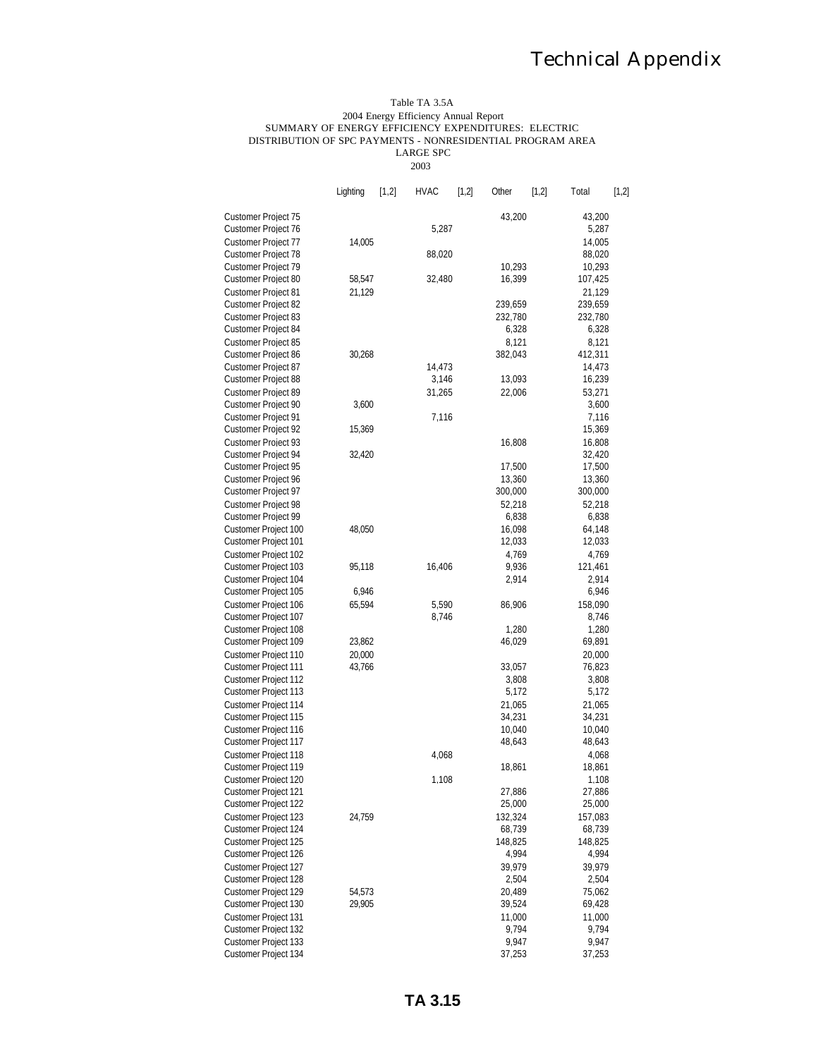Table TA 3.5A
2004 Energy Efficiency Annual Report
SUMMARY OF ENERGY EFFICIENCY EXPENDITURES: ELECTRIC
DISTRIBUTION OF SPC PAYMENTS - NONRESIDENTIAL PROGRAM AREA
LARGE SPC
2003

| | Lighting [1,2] | HVAC [1,2] | Other [1,2] | Total [1,2] |
|---|---|---|---|---|
| Customer Project 75 | | | 43,200 | 43,200 |
| Customer Project 76 | | 5,287 | | 5,287 |
| Customer Project 77 | 14,005 | | | 14,005 |
| Customer Project 78 | | 88,020 | | 88,020 |
| Customer Project 79 | | | 10,293 | 10,293 |
| Customer Project 80 | 58,547 | 32,480 | 16,399 | 107,425 |
| Customer Project 81 | 21,129 | | | 21,129 |
| Customer Project 82 | | | 239,659 | 239,659 |
| Customer Project 83 | | | 232,780 | 232,780 |
| Customer Project 84 | | | 6,328 | 6,328 |
| Customer Project 85 | | | 8,121 | 8,121 |
| Customer Project 86 | 30,268 | | 382,043 | 412,311 |
| Customer Project 87 | | 14,473 | | 14,473 |
| Customer Project 88 | | 3,146 | 13,093 | 16,239 |
| Customer Project 89 | | 31,265 | 22,006 | 53,271 |
| Customer Project 90 | 3,600 | | | 3,600 |
| Customer Project 91 | | 7,116 | | 7,116 |
| Customer Project 92 | 15,369 | | | 15,369 |
| Customer Project 93 | | | 16,808 | 16,808 |
| Customer Project 94 | 32,420 | | | 32,420 |
| Customer Project 95 | | | 17,500 | 17,500 |
| Customer Project 96 | | | 13,360 | 13,360 |
| Customer Project 97 | | | 300,000 | 300,000 |
| Customer Project 98 | | | 52,218 | 52,218 |
| Customer Project 99 | | | 6,838 | 6,838 |
| Customer Project 100 | 48,050 | | 16,098 | 64,148 |
| Customer Project 101 | | | 12,033 | 12,033 |
| Customer Project 102 | | | 4,769 | 4,769 |
| Customer Project 103 | 95,118 | 16,406 | 9,936 | 121,461 |
| Customer Project 104 | | | 2,914 | 2,914 |
| Customer Project 105 | 6,946 | | | 6,946 |
| Customer Project 106 | 65,594 | 5,590 | 86,906 | 158,090 |
| Customer Project 107 | | 8,746 | | 8,746 |
| Customer Project 108 | | | 1,280 | 1,280 |
| Customer Project 109 | 23,862 | | 46,029 | 69,891 |
| Customer Project 110 | 20,000 | | | 20,000 |
| Customer Project 111 | 43,766 | | 33,057 | 76,823 |
| Customer Project 112 | | | 3,808 | 3,808 |
| Customer Project 113 | | | 5,172 | 5,172 |
| Customer Project 114 | | | 21,065 | 21,065 |
| Customer Project 115 | | | 34,231 | 34,231 |
| Customer Project 116 | | | 10,040 | 10,040 |
| Customer Project 117 | | | 48,643 | 48,643 |
| Customer Project 118 | | 4,068 | | 4,068 |
| Customer Project 119 | | | 18,861 | 18,861 |
| Customer Project 120 | | 1,108 | | 1,108 |
| Customer Project 121 | | | 27,886 | 27,886 |
| Customer Project 122 | | | 25,000 | 25,000 |
| Customer Project 123 | 24,759 | | 132,324 | 157,083 |
| Customer Project 124 | | | 68,739 | 68,739 |
| Customer Project 125 | | | 148,825 | 148,825 |
| Customer Project 126 | | | 4,994 | 4,994 |
| Customer Project 127 | | | 39,979 | 39,979 |
| Customer Project 128 | | | 2,504 | 2,504 |
| Customer Project 129 | 54,573 | | 20,489 | 75,062 |
| Customer Project 130 | 29,905 | | 39,524 | 69,428 |
| Customer Project 131 | | | 11,000 | 11,000 |
| Customer Project 132 | | | 9,794 | 9,794 |
| Customer Project 133 | | | 9,947 | 9,947 |
| Customer Project 134 | | | 37,253 | 37,253 |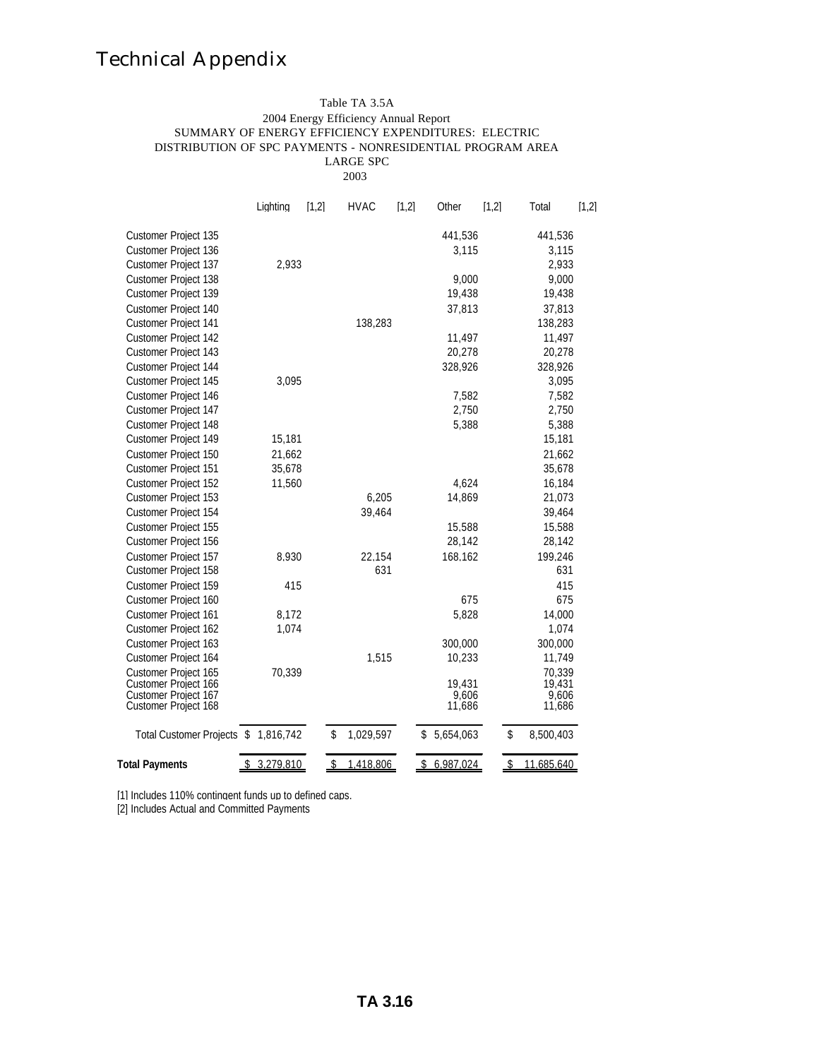# Technical Appendix

Table TA 3.5A
2004 Energy Efficiency Annual Report
SUMMARY OF ENERGY EFFICIENCY EXPENDITURES: ELECTRIC
DISTRIBUTION OF SPC PAYMENTS - NONRESIDENTIAL PROGRAM AREA
LARGE SPC
2003

| | Lighting [1,2] | HVAC [1,2] | Other [1,2] | Total [1,2] |
|---|---|---|---|---|
| Customer Project 135 | | | 441,536 | 441,536 |
| Customer Project 136 | | | 3,115 | 3,115 |
| Customer Project 137 | 2,933 | | | 2,933 |
| Customer Project 138 | | | 9,000 | 9,000 |
| Customer Project 139 | | | 19,438 | 19,438 |
| Customer Project 140 | | | 37,813 | 37,813 |
| Customer Project 141 | | 138,283 | | 138,283 |
| Customer Project 142 | | | 11,497 | 11,497 |
| Customer Project 143 | | | 20,278 | 20,278 |
| Customer Project 144 | | | 328,926 | 328,926 |
| Customer Project 145 | 3,095 | | | 3,095 |
| Customer Project 146 | | | 7,582 | 7,582 |
| Customer Project 147 | | | 2,750 | 2,750 |
| Customer Project 148 | | | 5,388 | 5,388 |
| Customer Project 149 | 15,181 | | | 15,181 |
| Customer Project 150 | 21,662 | | | 21,662 |
| Customer Project 151 | 35,678 | | | 35,678 |
| Customer Project 152 | 11,560 | | 4,624 | 16,184 |
| Customer Project 153 | | 6,205 | 14,869 | 21,073 |
| Customer Project 154 | | 39,464 | | 39,464 |
| Customer Project 155 | | | 15,588 | 15,588 |
| Customer Project 156 | | | 28,142 | 28,142 |
| Customer Project 157 | 8,930 | 22,154 | 168,162 | 199,246 |
| Customer Project 158 | | 631 | | 631 |
| Customer Project 159 | 415 | | | 415 |
| Customer Project 160 | | | 675 | 675 |
| Customer Project 161 | 8,172 | | 5,828 | 14,000 |
| Customer Project 162 | 1,074 | | | 1,074 |
| Customer Project 163 | | | 300,000 | 300,000 |
| Customer Project 164 | | 1,515 | 10,233 | 11,749 |
| Customer Project 165 | 70,339 | | | 70,339 |
| Customer Project 166 | | | 19,431 | 19,431 |
| Customer Project 167 | | | 9,606 | 9,606 |
| Customer Project 168 | | | 11,686 | 11,686 |
| Total Customer Projects | $ 1,816,742 | $ 1,029,597 | $ 5,654,063 | $ 8,500,403 |
| **Total Payments** | $ 3,279,810 | $ 1,418,806 | $ 6,987,024 | $ 11,685,640 |

[1] Includes 110% contingent funds up to defined caps.
[2] Includes Actual and Committed Payments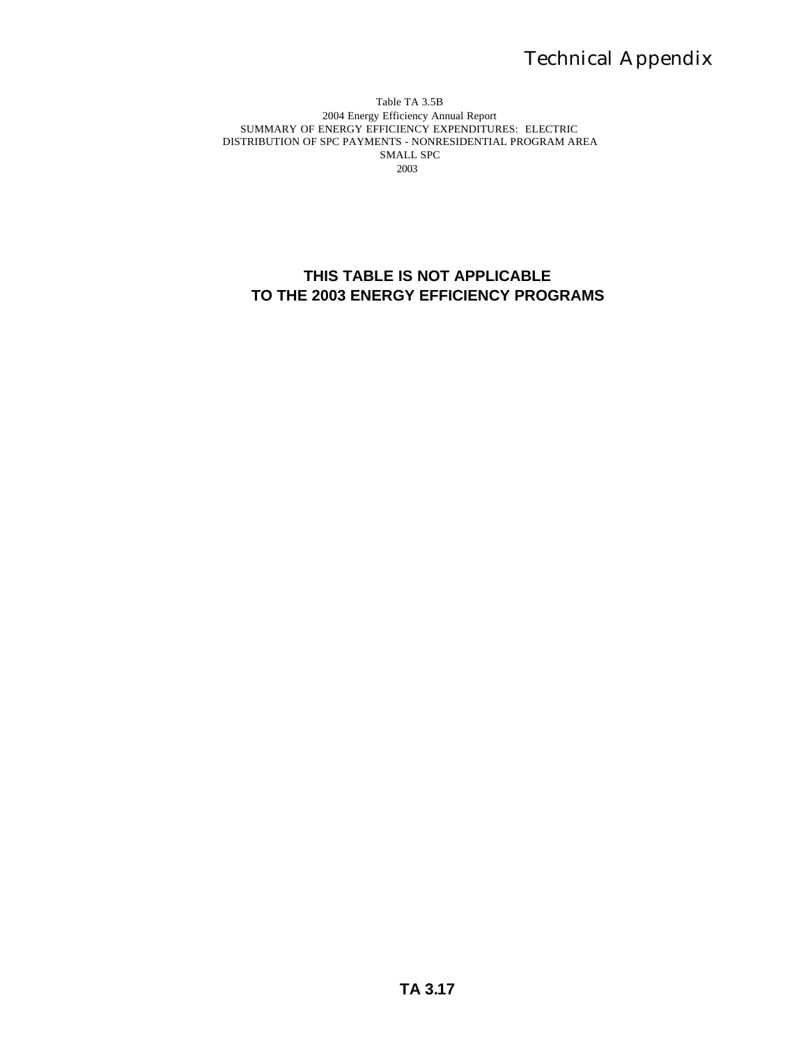Table TA 3.5B
2004 Energy Efficiency Annual Report
SUMMARY OF ENERGY EFFICIENCY EXPENDITURES: ELECTRIC
DISTRIBUTION OF SPC PAYMENTS - NONRESIDENTIAL PROGRAM AREA
SMALL SPC
2003

**THIS TABLE IS NOT APPLICABLE
TO THE 2003 ENERGY EFFICIENCY PROGRAMS**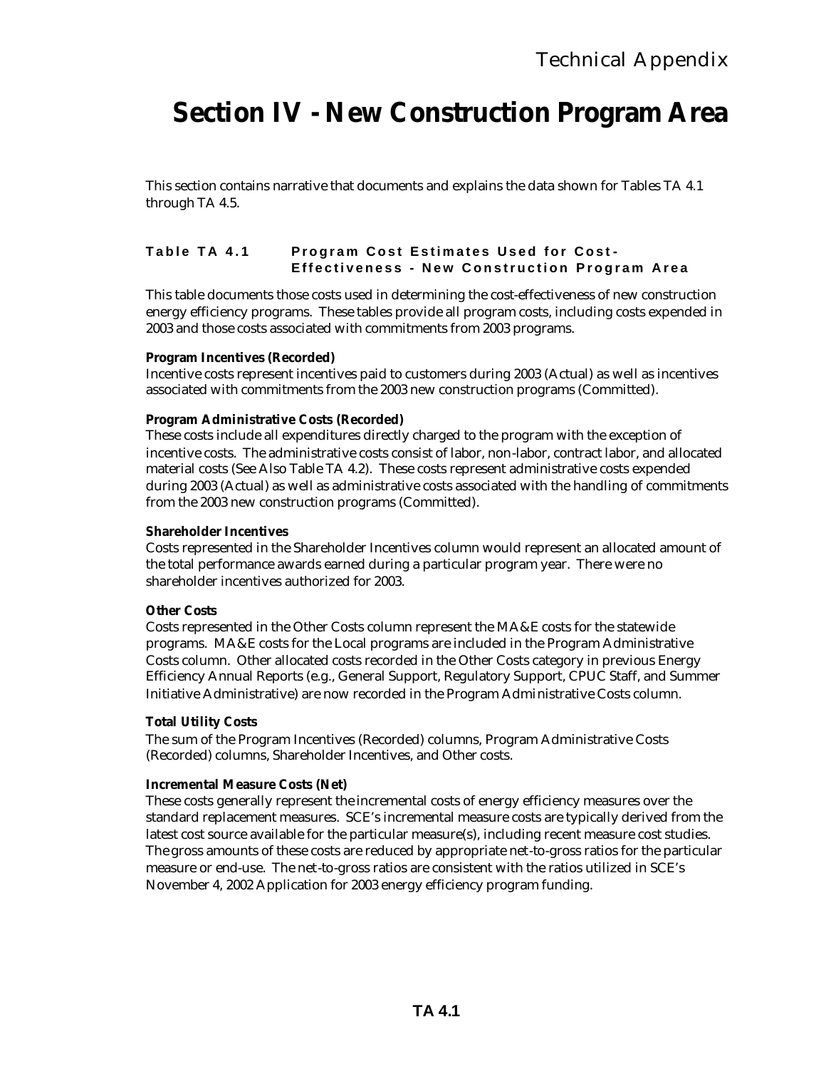# Section IV - New Construction Program Area

This section contains narrative that documents and explains the data shown for Tables TA 4.1 through TA 4.5.

### Table TA 4.1 Program Cost Estimates Used for Cost-Effectiveness - New Construction Program Area

This table documents those costs used in determining the cost-effectiveness of new construction energy efficiency programs. These tables provide all program costs, including costs expended in 2003 and those costs associated with commitments from 2003 programs.

**Program Incentives (Recorded)**
Incentive costs represent incentives paid to customers during 2003 (Actual) as well as incentives associated with commitments from the 2003 new construction programs (Committed).

**Program Administrative Costs (Recorded)**
These costs include all expenditures directly charged to the program with the exception of incentive costs. The administrative costs consist of labor, non-labor, contract labor, and allocated material costs (See Also Table TA 4.2). These costs represent administrative costs expended during 2003 (Actual) as well as administrative costs associated with the handling of commitments from the 2003 new construction programs (Committed).

**Shareholder Incentives**
Costs represented in the Shareholder Incentives column would represent an allocated amount of the total performance awards earned during a particular program year. There were no shareholder incentives authorized for 2003.

**Other Costs**
Costs represented in the Other Costs column represent the MA&E costs for the statewide programs. MA&E costs for the Local programs are included in the Program Administrative Costs column. Other allocated costs recorded in the Other Costs category in previous Energy Efficiency Annual Reports (e.g., General Support, Regulatory Support, CPUC Staff, and Summer Initiative Administrative) are now recorded in the Program Administrative Costs column.

**Total Utility Costs**
The sum of the Program Incentives (Recorded) columns, Program Administrative Costs (Recorded) columns, Shareholder Incentives, and Other costs.

**Incremental Measure Costs (Net)**
These costs generally represent the incremental costs of energy efficiency measures over the standard replacement measures. SCE's incremental measure costs are typically derived from the latest cost source available for the particular measure(s), including recent measure cost studies. The gross amounts of these costs are reduced by appropriate net-to-gross ratios for the particular measure or end-use. The net-to-gross ratios are consistent with the ratios utilized in SCE's November 4, 2002 Application for 2003 energy efficiency program funding.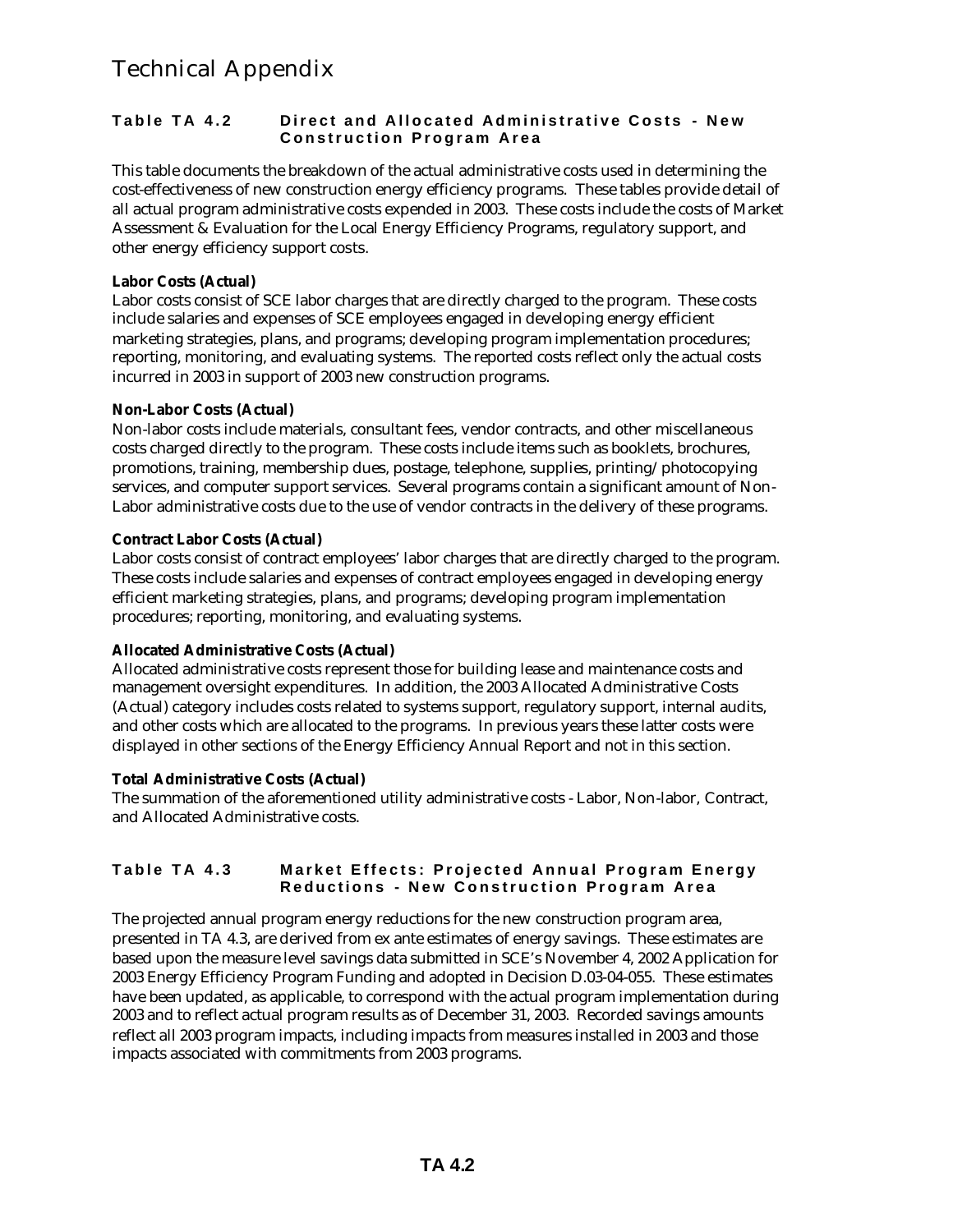# Technical Appendix

### Table TA 4.2 Direct and Allocated Administrative Costs - New Construction Program Area

This table documents the breakdown of the actual administrative costs used in determining the cost-effectiveness of new construction energy efficiency programs. These tables provide detail of all actual program administrative costs expended in 2003. These costs include the costs of Market Assessment & Evaluation for the Local Energy Efficiency Programs, regulatory support, and other energy efficiency support costs.

**Labor Costs (Actual)**
Labor costs consist of SCE labor charges that are directly charged to the program. These costs include salaries and expenses of SCE employees engaged in developing energy efficient marketing strategies, plans, and programs; developing program implementation procedures; reporting, monitoring, and evaluating systems. The reported costs reflect only the actual costs incurred in 2003 in support of 2003 new construction programs.

**Non-Labor Costs (Actual)**
Non-labor costs include materials, consultant fees, vendor contracts, and other miscellaneous costs charged directly to the program. These costs include items such as booklets, brochures, promotions, training, membership dues, postage, telephone, supplies, printing/photocopying services, and computer support services. Several programs contain a significant amount of Non-Labor administrative costs due to the use of vendor contracts in the delivery of these programs.

**Contract Labor Costs (Actual)**
Labor costs consist of contract employees' labor charges that are directly charged to the program. These costs include salaries and expenses of contract employees engaged in developing energy efficient marketing strategies, plans, and programs; developing program implementation procedures; reporting, monitoring, and evaluating systems.

**Allocated Administrative Costs (Actual)**
Allocated administrative costs represent those for building lease and maintenance costs and management oversight expenditures. In addition, the 2003 Allocated Administrative Costs (Actual) category includes costs related to systems support, regulatory support, internal audits, and other costs which are allocated to the programs. In previous years these latter costs were displayed in other sections of the Energy Efficiency Annual Report and not in this section.

**Total Administrative Costs (Actual)**
The summation of the aforementioned utility administrative costs - Labor, Non-labor, Contract, and Allocated Administrative costs.

### Table TA 4.3 Market Effects: Projected Annual Program Energy Reductions - New Construction Program Area

The projected annual program energy reductions for the new construction program area, presented in TA 4.3, are derived from ex ante estimates of energy savings. These estimates are based upon the measure level savings data submitted in SCE's November 4, 2002 Application for 2003 Energy Efficiency Program Funding and adopted in Decision D.03-04-055. These estimates have been updated, as applicable, to correspond with the actual program implementation during 2003 and to reflect actual program results as of December 31, 2003. Recorded savings amounts reflect all 2003 program impacts, including impacts from measures installed in 2003 and those impacts associated with commitments from 2003 programs.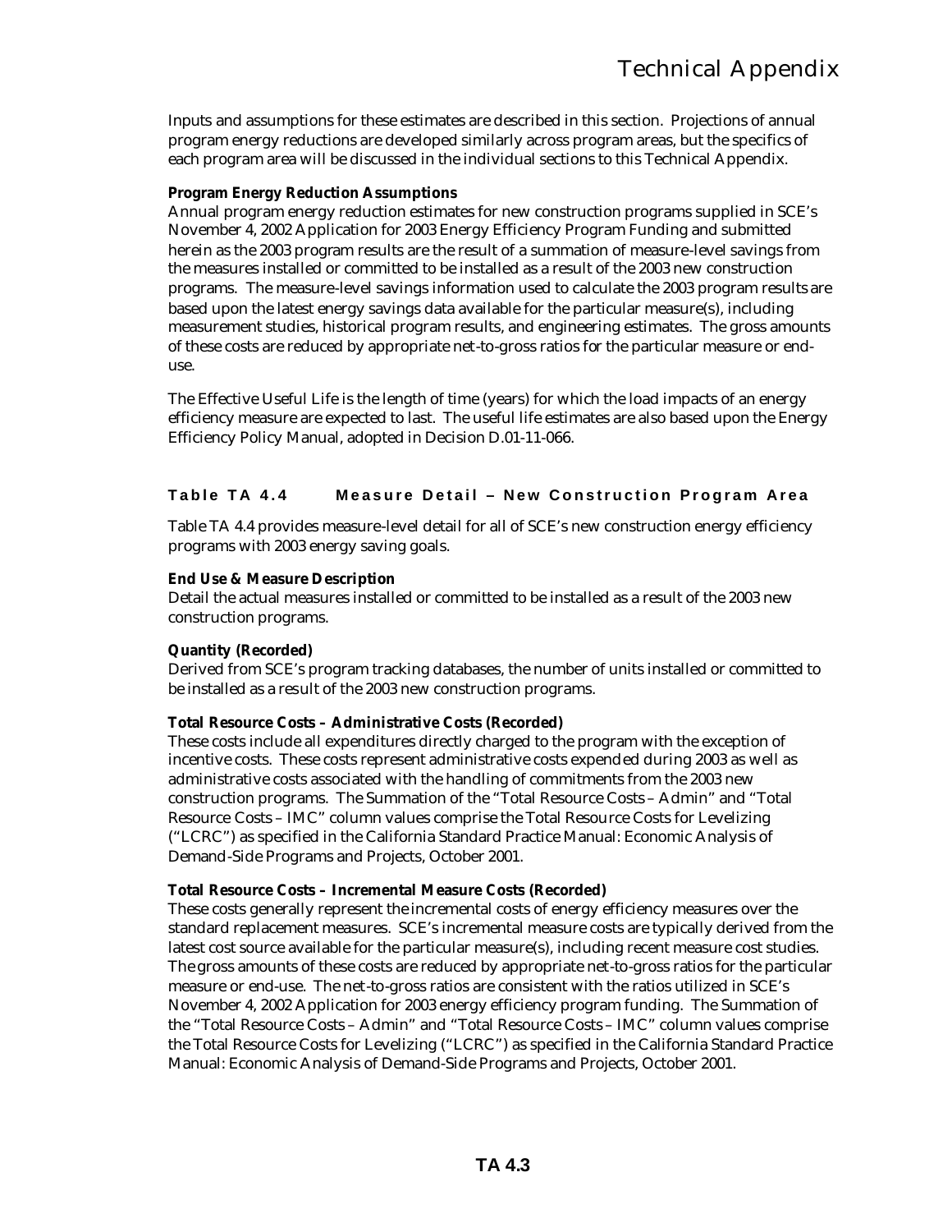Inputs and assumptions for these estimates are described in this section. Projections of annual program energy reductions are developed similarly across program areas, but the specifics of each program area will be discussed in the individual sections to this Technical Appendix.

**Program Energy Reduction Assumptions**

Annual program energy reduction estimates for new construction programs supplied in SCE's November 4, 2002 Application for 2003 Energy Efficiency Program Funding and submitted herein as the 2003 program results are the result of a summation of measure-level savings from the measures installed or committed to be installed as a result of the 2003 new construction programs. The measure-level savings information used to calculate the 2003 program results are based upon the latest energy savings data available for the particular measure(s), including measurement studies, historical program results, and engineering estimates. The gross amounts of these costs are reduced by appropriate net-to-gross ratios for the particular measure or end-use.

The Effective Useful Life is the length of time (years) for which the load impacts of an energy efficiency measure are expected to last. The useful life estimates are also based upon the Energy Efficiency Policy Manual, adopted in Decision D.01-11-066.

### Table TA 4.4 Measure Detail – New Construction Program Area

Table TA 4.4 provides measure-level detail for all of SCE's new construction energy efficiency programs with 2003 energy saving goals.

**End Use & Measure Description**

Detail the actual measures installed or committed to be installed as a result of the 2003 new construction programs.

**Quantity (Recorded)**

Derived from SCE's program tracking databases, the number of units installed or committed to be installed as a result of the 2003 new construction programs.

**Total Resource Costs – Administrative Costs (Recorded)**

These costs include all expenditures directly charged to the program with the exception of incentive costs. These costs represent administrative costs expended during 2003 as well as administrative costs associated with the handling of commitments from the 2003 new construction programs. The Summation of the "Total Resource Costs – Admin" and "Total Resource Costs – IMC" column values comprise the Total Resource Costs for Levelizing ("LCRC") as specified in the California Standard Practice Manual: Economic Analysis of Demand-Side Programs and Projects, October 2001.

**Total Resource Costs – Incremental Measure Costs (Recorded)**

These costs generally represent the incremental costs of energy efficiency measures over the standard replacement measures. SCE's incremental measure costs are typically derived from the latest cost source available for the particular measure(s), including recent measure cost studies. The gross amounts of these costs are reduced by appropriate net-to-gross ratios for the particular measure or end-use. The net-to-gross ratios are consistent with the ratios utilized in SCE's November 4, 2002 Application for 2003 energy efficiency program funding. The Summation of the "Total Resource Costs – Admin" and "Total Resource Costs – IMC" column values comprise the Total Resource Costs for Levelizing ("LCRC") as specified in the California Standard Practice Manual: Economic Analysis of Demand-Side Programs and Projects, October 2001.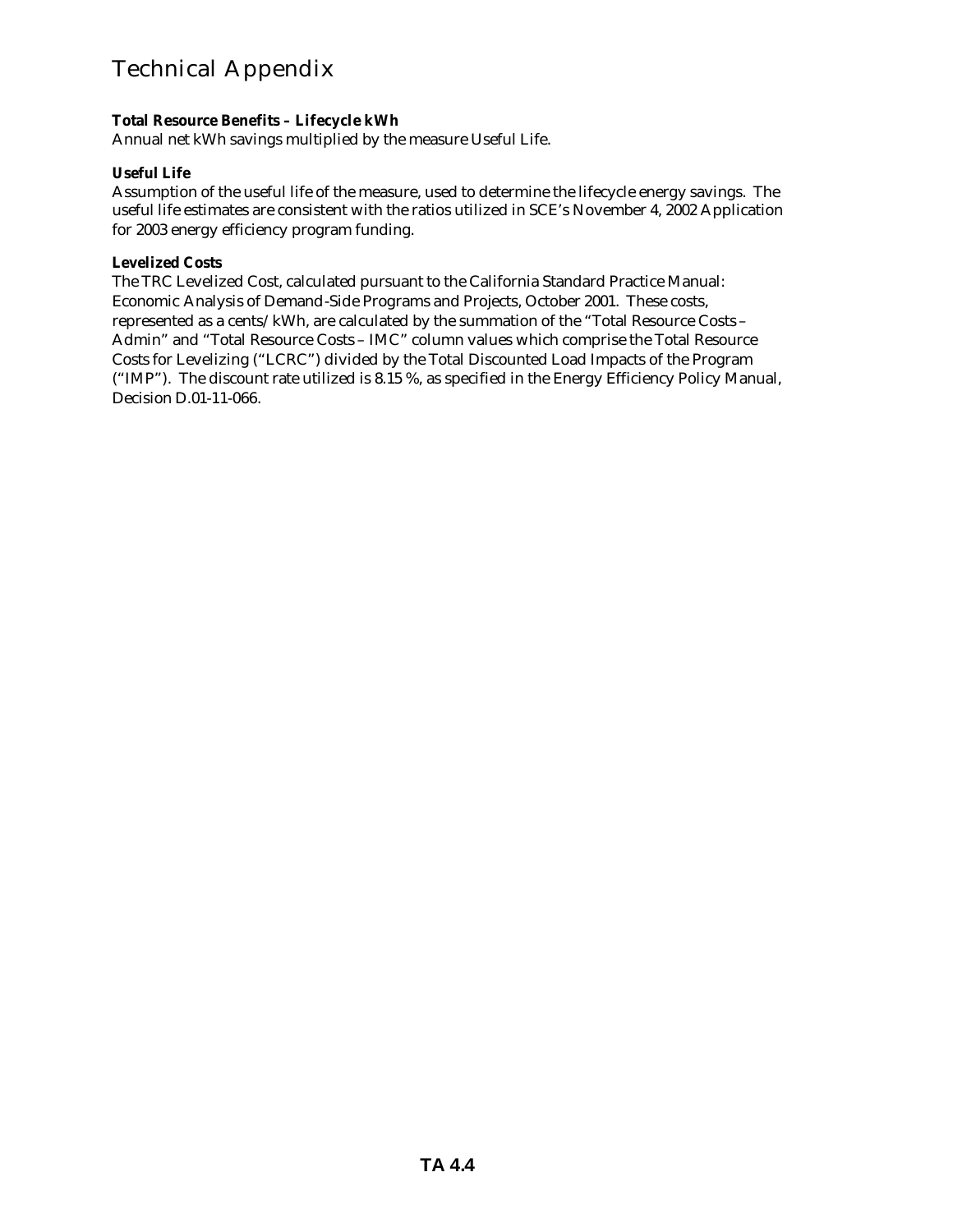# Technical Appendix

**Total Resource Benefits – Lifecycle kWh**
Annual net kWh savings multiplied by the measure Useful Life.

**Useful Life**
Assumption of the useful life of the measure, used to determine the lifecycle energy savings. The useful life estimates are consistent with the ratios utilized in SCE's November 4, 2002 Application for 2003 energy efficiency program funding.

**Levelized Costs**
The TRC Levelized Cost, calculated pursuant to the California Standard Practice Manual: Economic Analysis of Demand-Side Programs and Projects, October 2001. These costs, represented as a cents/kWh, are calculated by the summation of the "Total Resource Costs – Admin" and "Total Resource Costs – IMC" column values which comprise the Total Resource Costs for Levelizing ("LCRC") divided by the Total Discounted Load Impacts of the Program ("IMP"). The discount rate utilized is 8.15 %, as specified in the Energy Efficiency Policy Manual, Decision D.01-11-066.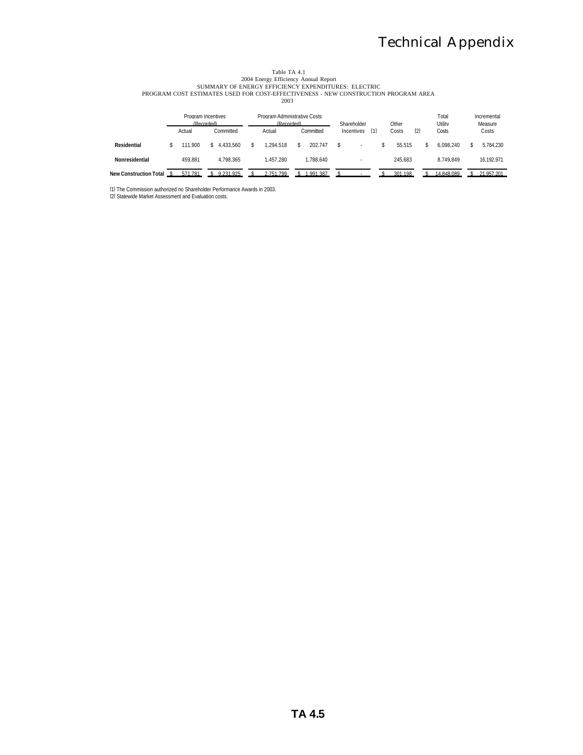Table TA 4.1
2004 Energy Efficiency Annual Report
SUMMARY OF ENERGY EFFICIENCY EXPENDITURES: ELECTRIC
PROGRAM COST ESTIMATES USED FOR COST-EFFECTIVENESS - NEW CONSTRUCTION PROGRAM AREA
2003

| | Program Incentives (Recorded) | | Program Administrative Costs (Recorded) | | Shareholder | Other | Total Utility | Incremental Measure |
|---|---|---|---|---|---|---|---|---|
| | Actual | Committed | Actual | Committed | Incentives [1] | Costs [2] | Costs | Costs |
| **Residential** | $ 111,900 | $ 4,433,560 | $ 1,294,518 | $ 202,747 | $ - | $ 55,515 | $ 6,098,240 | $ 5,764,230 |
| **Nonresidential** | 459,881 | 4,798,365 | 1,457,280 | 1,788,640 | - | 245,683 | 8,749,849 | 16,192,971 |
| **New Construction Total** | $ 571,781 | $ 9,231,925 | $ 2,751,799 | $ 1,991,387 | $ - | $ 301,198 | $ 14,848,089 | $ 21,957,201 |

[1] The Commission authorized no Shareholder Performance Awards in 2003.
[2] Statewide Market Assessment and Evaluation costs.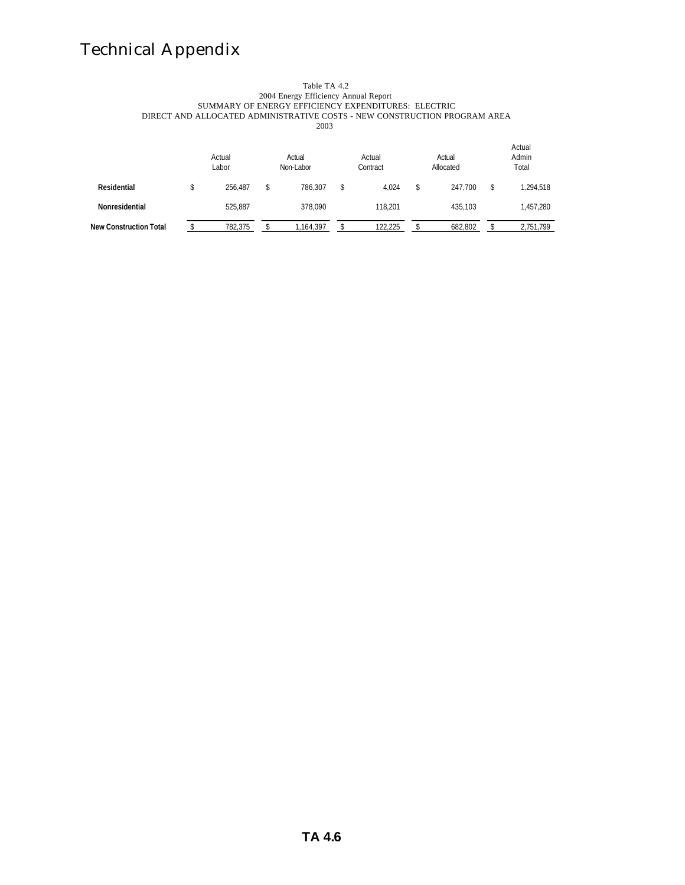# Technical Appendix

Table TA 4.2
2004 Energy Efficiency Annual Report
SUMMARY OF ENERGY EFFICIENCY EXPENDITURES: ELECTRIC
DIRECT AND ALLOCATED ADMINISTRATIVE COSTS - NEW CONSTRUCTION PROGRAM AREA
2003

| | Actual Labor | Actual Non-Labor | Actual Contract | Actual Allocated | Actual Admin Total |
|---|---|---|---|---|---|
| **Residential** | $ 256,487 | $ 786,307 | $ 4,024 | $ 247,700 | $ 1,294,518 |
| **Nonresidential** | 525,887 | 378,090 | 118,201 | 435,103 | 1,457,280 |
| **New Construction Total** | $ 782,375 | $ 1,164,397 | $ 122,225 | $ 682,802 | $ 2,751,799 |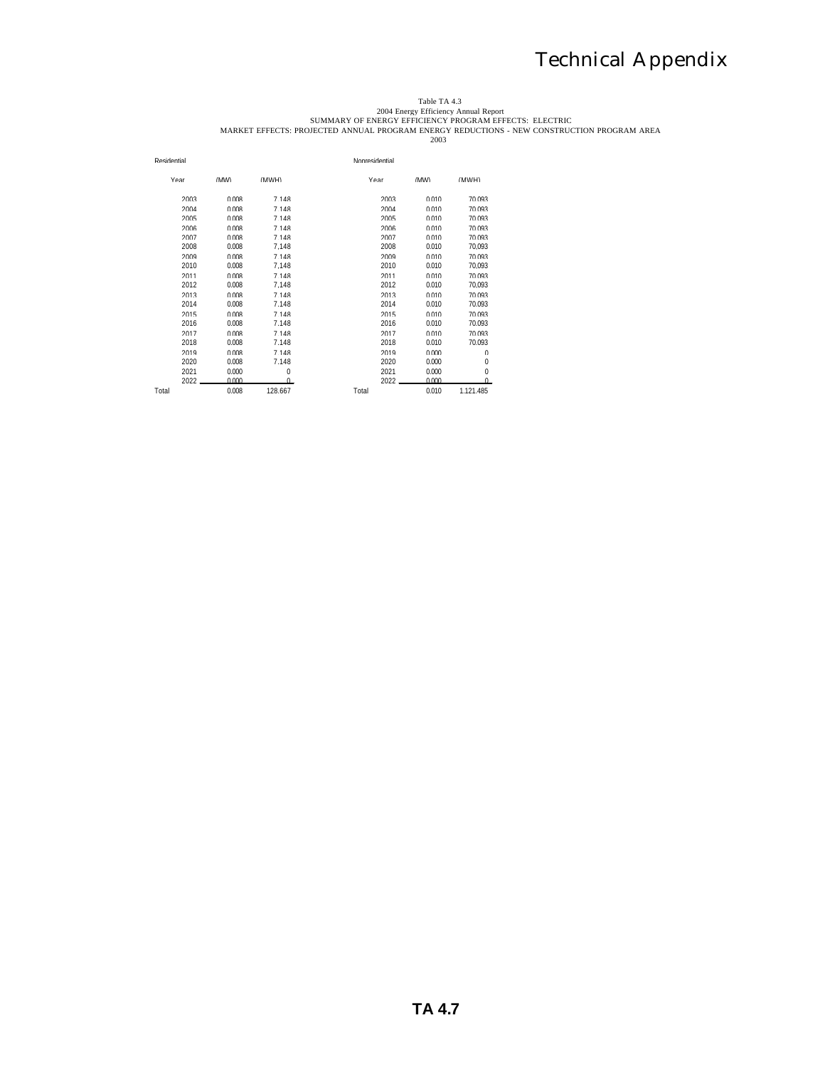Table TA 4.3
2004 Energy Efficiency Annual Report
SUMMARY OF ENERGY EFFICIENCY PROGRAM EFFECTS: ELECTRIC
MARKET EFFECTS: PROJECTED ANNUAL PROGRAM ENERGY REDUCTIONS - NEW CONSTRUCTION PROGRAM AREA
2003

Residential

| Year | (MW) | (MWH) |
|---|---|---|
| 2003 | 0.008 | 7,148 |
| 2004 | 0.008 | 7,148 |
| 2005 | 0.008 | 7,148 |
| 2006 | 0.008 | 7,148 |
| 2007 | 0.008 | 7,148 |
| 2008 | 0.008 | 7,148 |
| 2009 | 0.008 | 7,148 |
| 2010 | 0.008 | 7,148 |
| 2011 | 0.008 | 7,148 |
| 2012 | 0.008 | 7,148 |
| 2013 | 0.008 | 7,148 |
| 2014 | 0.008 | 7.148 |
| 2015 | 0.008 | 7.148 |
| 2016 | 0.008 | 7.148 |
| 2017 | 0.008 | 7.148 |
| 2018 | 0.008 | 7.148 |
| 2019 | 0.008 | 7.148 |
| 2020 | 0.008 | 7.148 |
| 2021 | 0.000 | 0 |
| 2022 | 0.000 | 0 |
| Total | 0.008 | 128.667 |

Nonresidential

| Year | (MW) | (MWH) |
|---|---|---|
| 2003 | 0.010 | 70,093 |
| 2004 | 0.010 | 70,093 |
| 2005 | 0.010 | 70,093 |
| 2006 | 0.010 | 70,093 |
| 2007 | 0.010 | 70,093 |
| 2008 | 0.010 | 70,093 |
| 2009 | 0.010 | 70,093 |
| 2010 | 0.010 | 70,093 |
| 2011 | 0.010 | 70,093 |
| 2012 | 0.010 | 70,093 |
| 2013 | 0.010 | 70,093 |
| 2014 | 0.010 | 70.093 |
| 2015 | 0.010 | 70.093 |
| 2016 | 0.010 | 70.093 |
| 2017 | 0.010 | 70.093 |
| 2018 | 0.010 | 70.093 |
| 2019 | 0.000 | 0 |
| 2020 | 0.000 | 0 |
| 2021 | 0.000 | 0 |
| 2022 | 0.000 | 0 |
| Total | 0.010 | 1.121.485 |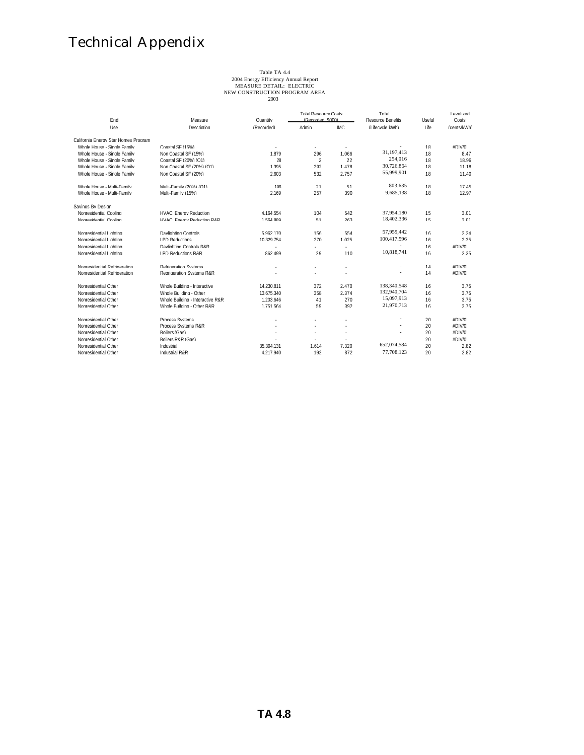# Technical Appendix

Table TA 4.4
2004 Energy Efficiency Annual Report
MEASURE DETAIL: ELECTRIC
NEW CONSTRUCTION PROGRAM AREA
2003

| End Use | Measure Description | Quantity (Recorded) | Total Resource Costs (Recorded, $000) Admin | IMC | Total Resource Benefits (Lifecycle kWh) | Useful Life | Levelized Costs (cents/kWh) |
|---|---|---|---|---|---|---|---|
| California Energy Star Homes Program | | | | | | | |
| Whole House - Single Family | Coastal SF (15%) | - | - | - | - | 18 | #DIV/0! |
| Whole House - Single Family | Non Coastal SF (15%) | 1,879 | 296 | 1,066 | 31,197,413 | 18 | 8.47 |
| Whole House - Single Family | Coastal SF (20%) (Q1) | 28 | 2 | 22 | 254,016 | 18 | 18.96 |
| Whole House - Single Family | Non Coastal SF (20%) (Q1) | 1,395 | 292 | 1,478 | 30,726,864 | 18 | 11.18 |
| Whole House - Single Family | Non Coastal SF (20%) | 2,603 | 532 | 2,757 | 55,999,901 | 18 | 11.40 |
| Whole House - Multi-Family | Multi-Family (20%) (Q1) | 196 | 21 | 51 | 803,635 | 18 | 17.45 |
| Whole House - Multi-Family | Multi-Family (15%) | 2,169 | 257 | 390 | 9,685,138 | 18 | 12.97 |
| Savings By Design | | | | | | | |
| Nonresidential Cooling | HVAC: Energy Reduction | 4,164,554 | 104 | 542 | 37,954,180 | 15 | 3.01 |
| Nonresidential Cooling | HVAC: Energy Reduction R&R | 1,564,889 | 51 | 263 | 18,402,336 | 15 | 3.01 |
| Nonresidential Lighting | Daylighting Controls | 5,962,170 | 156 | 554 | 57,959,442 | 16 | 2.24 |
| Nonresidential Lighting | LPD Reductions | 10,329,754 | 270 | 1,025 | 100,417,596 | 16 | 2.35 |
| Nonresidential Lighting | Daylighting Controls R&R | - | - | - | - | 16 | #DIV/0! |
| Nonresidential Lighting | LPD Reductions R&R | 862,499 | 29 | 110 | 10,818,741 | 16 | 2.35 |
| Nonresidential Refrigeration | Refrigeration Systems | - | - | - | - | 14 | #DIV/0! |
| Nonresidential Refrigeration | Regrigeration Systems R&R | - | - | - | - | 14 | #DIV/0! |
| Nonresidential Other | Whole Building - Interactive | 14,230,811 | 372 | 2,470 | 138,340,548 | 16 | 3.75 |
| Nonresidential Other | Whole Building - Other | 13,675,340 | 358 | 2,374 | 132,940,704 | 16 | 3.75 |
| Nonresidential Other | Whole Building - Interactive R&R | 1,203,646 | 41 | 270 | 15,097,913 | 16 | 3.75 |
| Nonresidential Other | Whole Building - Other R&R | 1,751,564 | 59 | 392 | 21,970,713 | 16 | 3.75 |
| Nonresidential Other | Process Systems | - | - | - | - | 20 | #DIV/0! |
| Nonresidential Other | Process Systems R&R | - | - | - | - | 20 | #DIV/0! |
| Nonresidential Other | Boilers (Gas) | - | - | - | - | 20 | #DIV/0! |
| Nonresidential Other | Boilers R&R (Gas) | - | - | - | - | 20 | #DIV/0! |
| Nonresidential Other | Industrial | 35,394,131 | 1,614 | 7,320 | 652,074,584 | 20 | 2.82 |
| Nonresidential Other | Industrial R&R | 4,217,940 | 192 | 872 | 77,708,123 | 20 | 2.82 |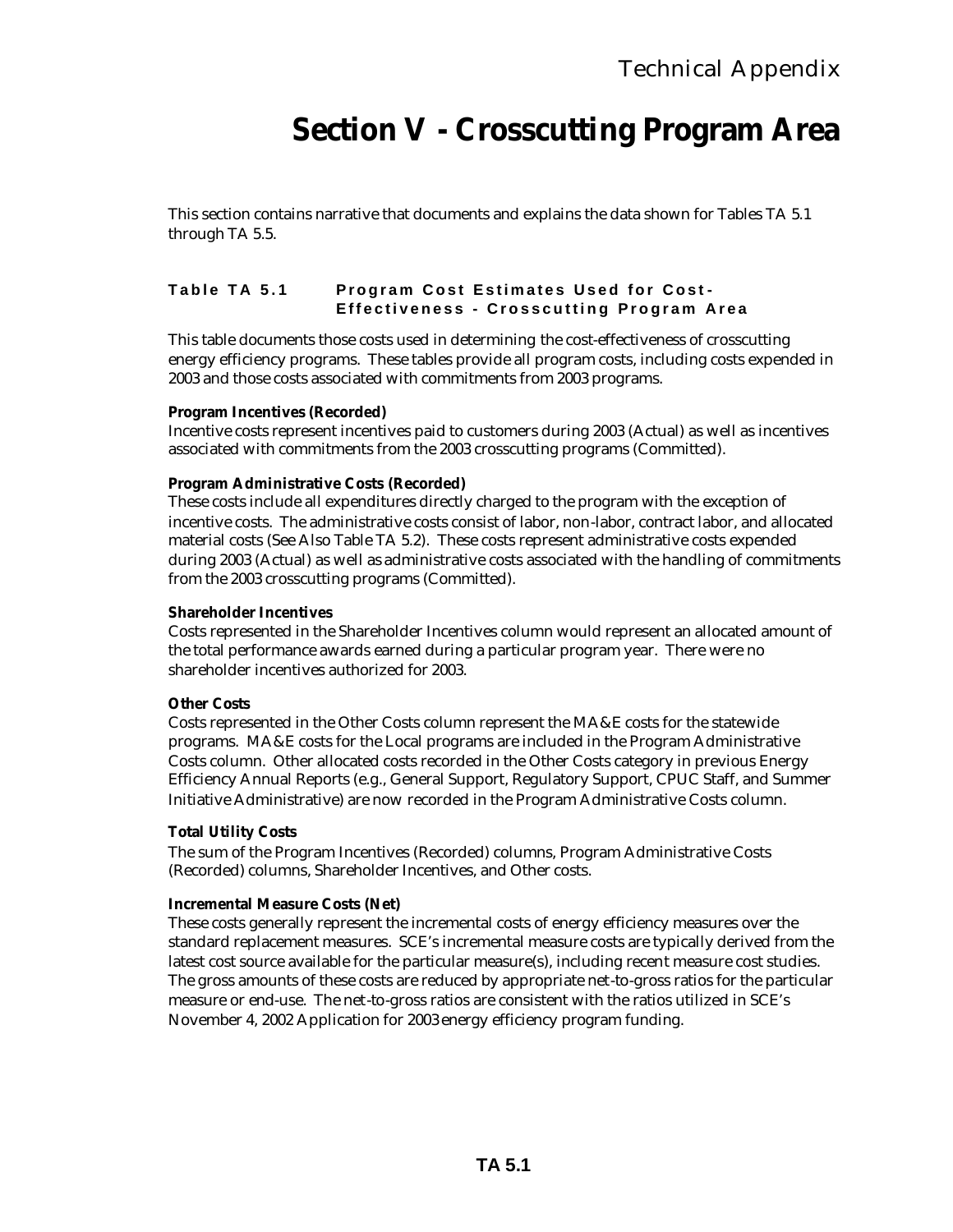# Section V - Crosscutting Program Area

This section contains narrative that documents and explains the data shown for Tables TA 5.1 through TA 5.5.

### Table TA 5.1 Program Cost Estimates Used for Cost-Effectiveness - Crosscutting Program Area

This table documents those costs used in determining the cost-effectiveness of crosscutting energy efficiency programs. These tables provide all program costs, including costs expended in 2003 and those costs associated with commitments from 2003 programs.

**Program Incentives (Recorded)**
Incentive costs represent incentives paid to customers during 2003 (Actual) as well as incentives associated with commitments from the 2003 crosscutting programs (Committed).

**Program Administrative Costs (Recorded)**
These costs include all expenditures directly charged to the program with the exception of incentive costs. The administrative costs consist of labor, non-labor, contract labor, and allocated material costs (See Also Table TA 5.2). These costs represent administrative costs expended during 2003 (Actual) as well as administrative costs associated with the handling of commitments from the 2003 crosscutting programs (Committed).

**Shareholder Incentives**
Costs represented in the Shareholder Incentives column would represent an allocated amount of the total performance awards earned during a particular program year. There were no shareholder incentives authorized for 2003.

**Other Costs**
Costs represented in the Other Costs column represent the MA&E costs for the statewide programs. MA&E costs for the Local programs are included in the Program Administrative Costs column. Other allocated costs recorded in the Other Costs category in previous Energy Efficiency Annual Reports (e.g., General Support, Regulatory Support, CPUC Staff, and Summer Initiative Administrative) are now recorded in the Program Administrative Costs column.

**Total Utility Costs**
The sum of the Program Incentives (Recorded) columns, Program Administrative Costs (Recorded) columns, Shareholder Incentives, and Other costs.

**Incremental Measure Costs (Net)**
These costs generally represent the incremental costs of energy efficiency measures over the standard replacement measures. SCE's incremental measure costs are typically derived from the latest cost source available for the particular measure(s), including recent measure cost studies. The gross amounts of these costs are reduced by appropriate net-to-gross ratios for the particular measure or end-use. The net-to-gross ratios are consistent with the ratios utilized in SCE's November 4, 2002 Application for 2003 energy efficiency program funding.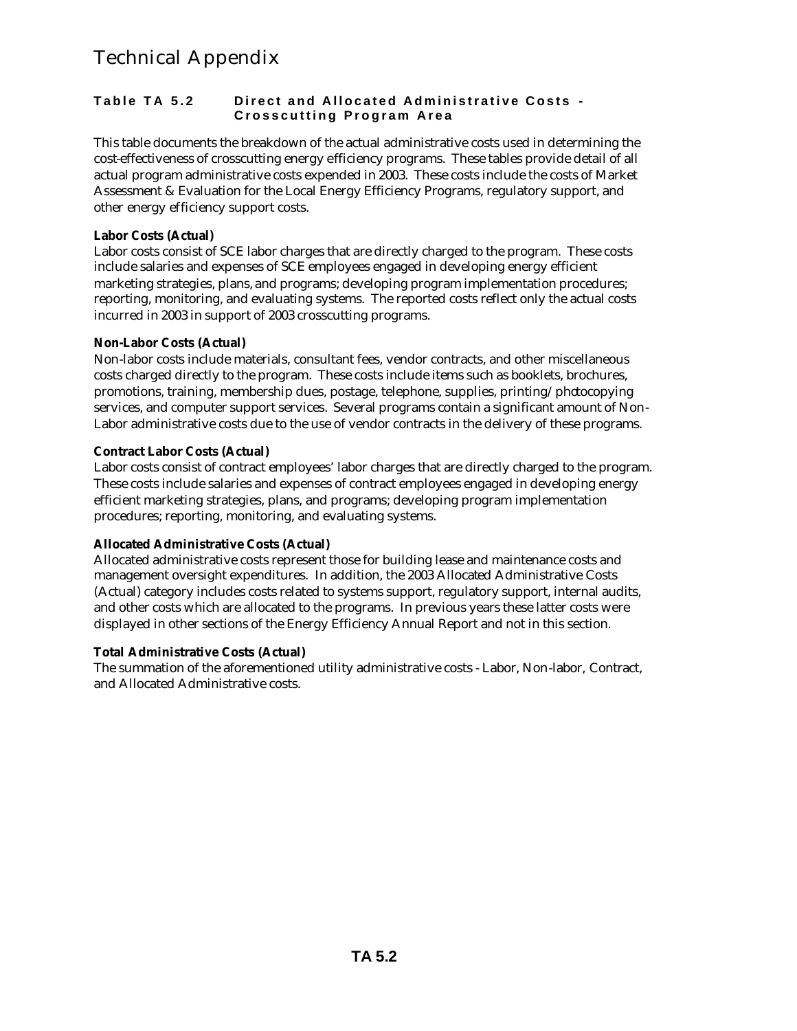# Technical Appendix

## Table TA 5.2 Direct and Allocated Administrative Costs - Crosscutting Program Area

This table documents the breakdown of the actual administrative costs used in determining the cost-effectiveness of crosscutting energy efficiency programs. These tables provide detail of all actual program administrative costs expended in 2003. These costs include the costs of Market Assessment & Evaluation for the Local Energy Efficiency Programs, regulatory support, and other energy efficiency support costs.

**Labor Costs (Actual)**
Labor costs consist of SCE labor charges that are directly charged to the program. These costs include salaries and expenses of SCE employees engaged in developing energy efficient marketing strategies, plans, and programs; developing program implementation procedures; reporting, monitoring, and evaluating systems. The reported costs reflect only the actual costs incurred in 2003 in support of 2003 crosscutting programs.

**Non-Labor Costs (Actual)**
Non-labor costs include materials, consultant fees, vendor contracts, and other miscellaneous costs charged directly to the program. These costs include items such as booklets, brochures, promotions, training, membership dues, postage, telephone, supplies, printing/photocopying services, and computer support services. Several programs contain a significant amount of Non-Labor administrative costs due to the use of vendor contracts in the delivery of these programs.

**Contract Labor Costs (Actual)**
Labor costs consist of contract employees' labor charges that are directly charged to the program. These costs include salaries and expenses of contract employees engaged in developing energy efficient marketing strategies, plans, and programs; developing program implementation procedures; reporting, monitoring, and evaluating systems.

**Allocated Administrative Costs (Actual)**
Allocated administrative costs represent those for building lease and maintenance costs and management oversight expenditures. In addition, the 2003 Allocated Administrative Costs (Actual) category includes costs related to systems support, regulatory support, internal audits, and other costs which are allocated to the programs. In previous years these latter costs were displayed in other sections of the Energy Efficiency Annual Report and not in this section.

**Total Administrative Costs (Actual)**
The summation of the aforementioned utility administrative costs - Labor, Non-labor, Contract, and Allocated Administrative costs.

**TA 5.2**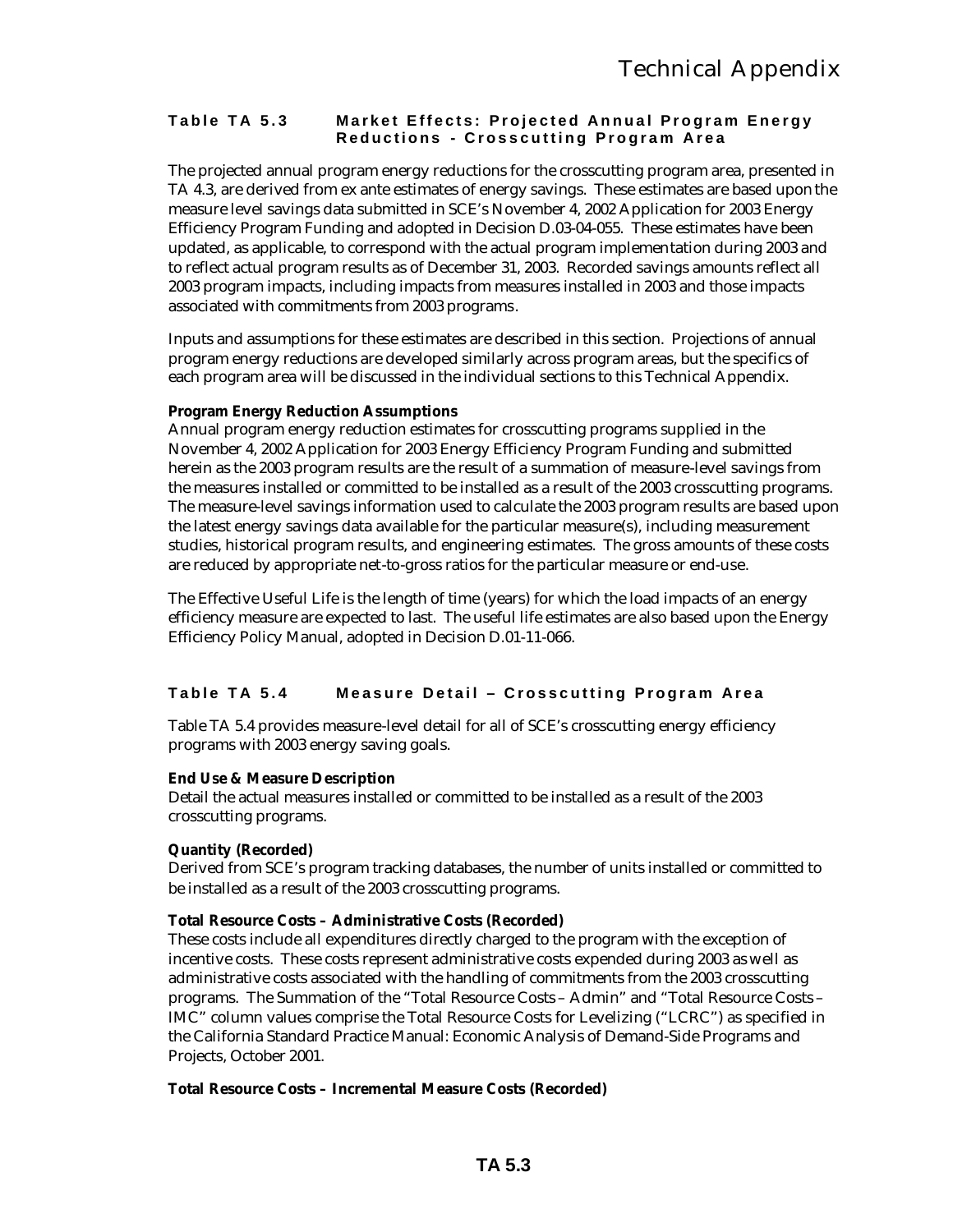### Table TA 5.3 Market Effects: Projected Annual Program Energy Reductions - Crosscutting Program Area

The projected annual program energy reductions for the crosscutting program area, presented in TA 4.3, are derived from ex ante estimates of energy savings. These estimates are based upon the measure level savings data submitted in SCE's November 4, 2002 Application for 2003 Energy Efficiency Program Funding and adopted in Decision D.03-04-055. These estimates have been updated, as applicable, to correspond with the actual program implementation during 2003 and to reflect actual program results as of December 31, 2003. Recorded savings amounts reflect all 2003 program impacts, including impacts from measures installed in 2003 and those impacts associated with commitments from 2003 programs.

Inputs and assumptions for these estimates are described in this section. Projections of annual program energy reductions are developed similarly across program areas, but the specifics of each program area will be discussed in the individual sections to this Technical Appendix.

**Program Energy Reduction Assumptions**

Annual program energy reduction estimates for crosscutting programs supplied in the November 4, 2002 Application for 2003 Energy Efficiency Program Funding and submitted herein as the 2003 program results are the result of a summation of measure-level savings from the measures installed or committed to be installed as a result of the 2003 crosscutting programs. The measure-level savings information used to calculate the 2003 program results are based upon the latest energy savings data available for the particular measure(s), including measurement studies, historical program results, and engineering estimates. The gross amounts of these costs are reduced by appropriate net-to-gross ratios for the particular measure or end-use.

The Effective Useful Life is the length of time (years) for which the load impacts of an energy efficiency measure are expected to last. The useful life estimates are also based upon the Energy Efficiency Policy Manual, adopted in Decision D.01-11-066.

### Table TA 5.4 Measure Detail – Crosscutting Program Area

Table TA 5.4 provides measure-level detail for all of SCE's crosscutting energy efficiency programs with 2003 energy saving goals.

**End Use & Measure Description**

Detail the actual measures installed or committed to be installed as a result of the 2003 crosscutting programs.

**Quantity (Recorded)**

Derived from SCE's program tracking databases, the number of units installed or committed to be installed as a result of the 2003 crosscutting programs.

**Total Resource Costs – Administrative Costs (Recorded)**

These costs include all expenditures directly charged to the program with the exception of incentive costs. These costs represent administrative costs expended during 2003 as well as administrative costs associated with the handling of commitments from the 2003 crosscutting programs. The Summation of the "Total Resource Costs – Admin" and "Total Resource Costs – IMC" column values comprise the Total Resource Costs for Levelizing ("LCRC") as specified in the California Standard Practice Manual: Economic Analysis of Demand-Side Programs and Projects, October 2001.

**Total Resource Costs – Incremental Measure Costs (Recorded)**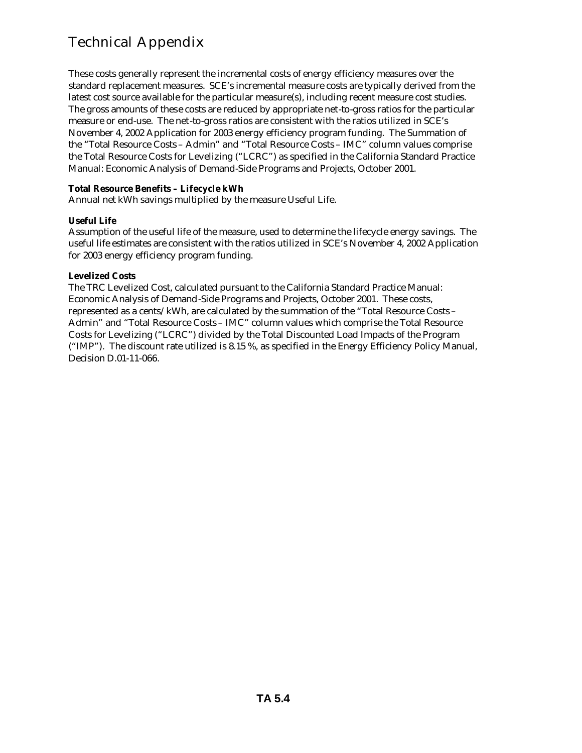# Technical Appendix

These costs generally represent the incremental costs of energy efficiency measures over the standard replacement measures. SCE's incremental measure costs are typically derived from the latest cost source available for the particular measure(s), including recent measure cost studies. The gross amounts of these costs are reduced by appropriate net-to-gross ratios for the particular measure or end-use. The net-to-gross ratios are consistent with the ratios utilized in SCE's November 4, 2002 Application for 2003 energy efficiency program funding. The Summation of the "Total Resource Costs – Admin" and "Total Resource Costs – IMC" column values comprise the Total Resource Costs for Levelizing ("LCRC") as specified in the California Standard Practice Manual: Economic Analysis of Demand-Side Programs and Projects, October 2001.

**Total Resource Benefits – Lifecycle kWh**
Annual net kWh savings multiplied by the measure Useful Life.

**Useful Life**
Assumption of the useful life of the measure, used to determine the lifecycle energy savings. The useful life estimates are consistent with the ratios utilized in SCE's November 4, 2002 Application for 2003 energy efficiency program funding.

**Levelized Costs**
The TRC Levelized Cost, calculated pursuant to the California Standard Practice Manual: Economic Analysis of Demand-Side Programs and Projects, October 2001. These costs, represented as a cents/kWh, are calculated by the summation of the "Total Resource Costs – Admin" and "Total Resource Costs – IMC" column values which comprise the Total Resource Costs for Levelizing ("LCRC") divided by the Total Discounted Load Impacts of the Program ("IMP"). The discount rate utilized is 8.15 %, as specified in the Energy Efficiency Policy Manual, Decision D.01-11-066.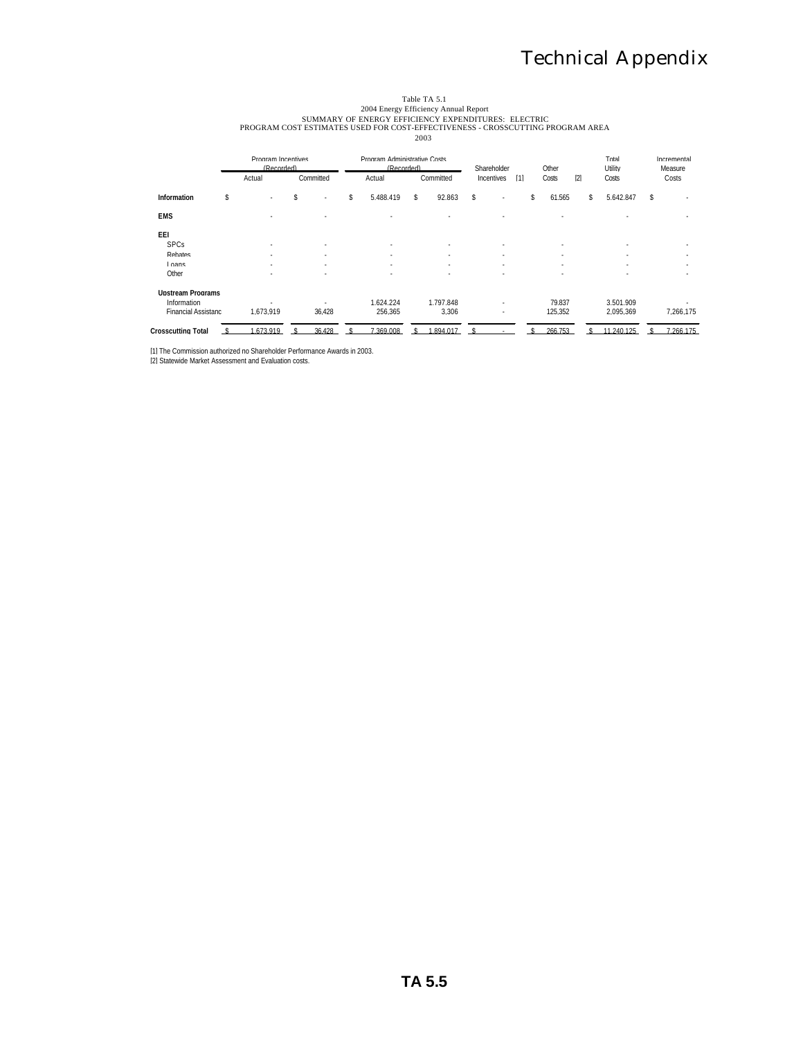# Technical Appendix

Table TA 5.1
2004 Energy Efficiency Annual Report
SUMMARY OF ENERGY EFFICIENCY EXPENDITURES: ELECTRIC
PROGRAM COST ESTIMATES USED FOR COST-EFFECTIVENESS - CROSSCUTTING PROGRAM AREA
2003

| | Program Incentives (Recorded) | | Program Administrative Costs (Recorded) | | Shareholder | Other | Total Utility | Incremental Measure |
|---|---|---|---|---|---|---|---|---|
| | Actual | Committed | Actual | Committed | Incentives [1] | Costs [2] | Costs | Costs |
| **Information** | $ - | $ - | $ 5,488,419 | $ 92,863 | $ - | $ 61,565 | $ 5,642,847 | $ - |
| **EMS** | - | - | - | - | - | - | - | - |
| **EEI** | | | | | | | | |
| SPCs | - | - | - | - | - | - | - | - |
| Rebates | - | - | - | - | - | - | - | - |
| Loans | - | - | - | - | - | - | - | - |
| Other | - | - | - | - | - | - | - | - |
| **Upstream Programs** | | | | | | | | |
| Information | - | - | 1,624,224 | 1,797,848 | - | 79,837 | 3,501,909 | - |
| Financial Assistanc | 1,673,919 | 36,428 | 256,365 | 3,306 | - | 125,352 | 2,095,369 | 7,266,175 |
| **Crosscutting Total** | $ 1,673,919 | $ 36,428 | $ 7,369,008 | $ 1,894,017 | $ - | $ 266,753 | $ 11,240,125 | $ 7,266,175 |

[1] The Commission authorized no Shareholder Performance Awards in 2003.
[2] Statewide Market Assessment and Evaluation costs.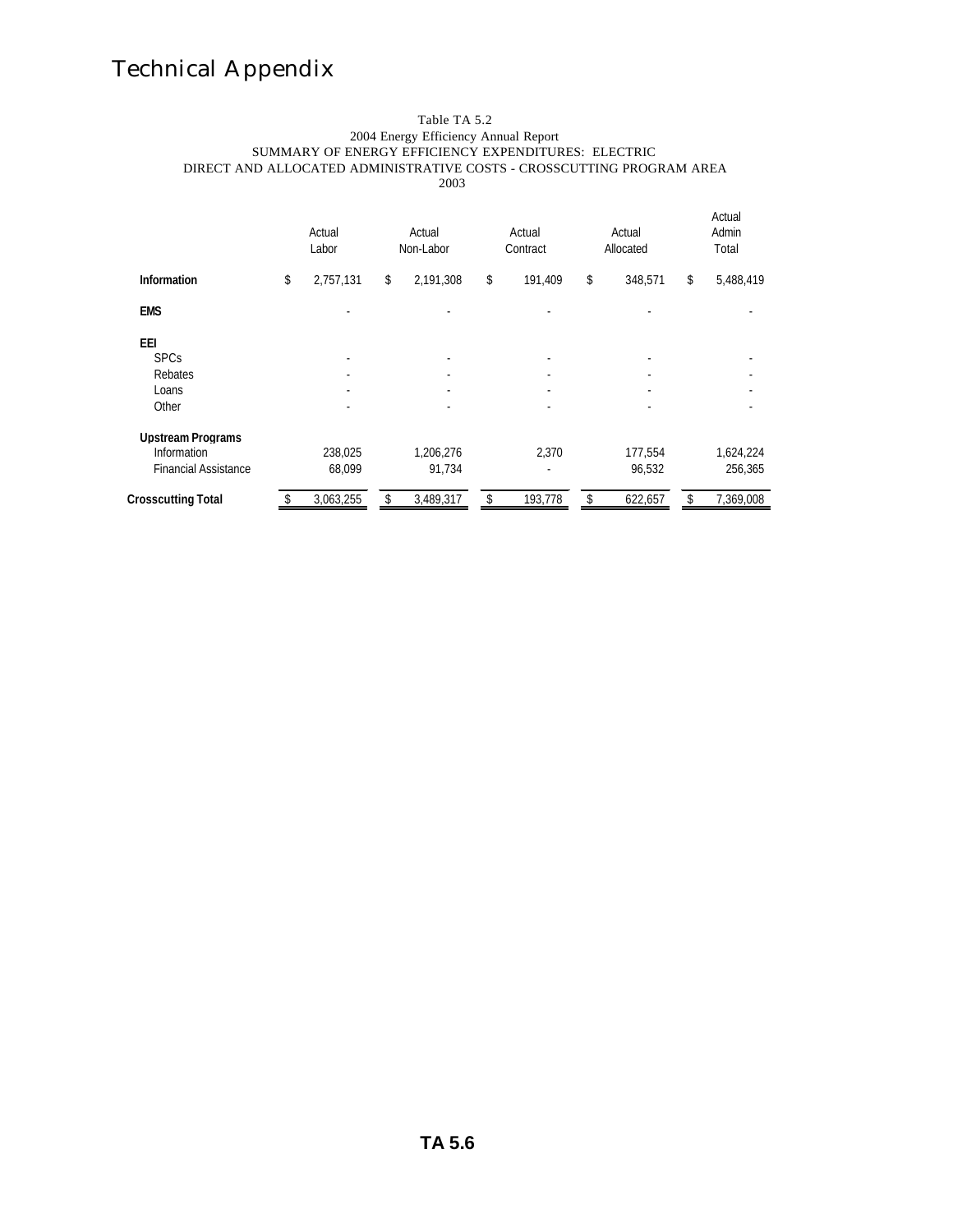# Technical Appendix

Table TA 5.2
2004 Energy Efficiency Annual Report
SUMMARY OF ENERGY EFFICIENCY EXPENDITURES: ELECTRIC
DIRECT AND ALLOCATED ADMINISTRATIVE COSTS - CROSSCUTTING PROGRAM AREA
2003

| | Actual Labor | Actual Non-Labor | Actual Contract | Actual Allocated | Actual Admin Total |
|---|---|---|---|---|---|
| **Information** | $ 2,757,131 | $ 2,191,308 | $ 191,409 | $ 348,571 | $ 5,488,419 |
| **EMS** | - | - | - | - | - |
| **EEI** | | | | | |
| SPCs | - | - | - | - | - |
| Rebates | - | - | - | - | - |
| Loans | - | - | - | - | - |
| Other | - | - | - | - | - |
| **Upstream Programs** | | | | | |
| Information | 238,025 | 1,206,276 | 2,370 | 177,554 | 1,624,224 |
| Financial Assistance | 68,099 | 91,734 | - | 96,532 | 256,365 |
| **Crosscutting Total** | $ 3,063,255 | $ 3,489,317 | $ 193,778 | $ 622,657 | $ 7,369,008 |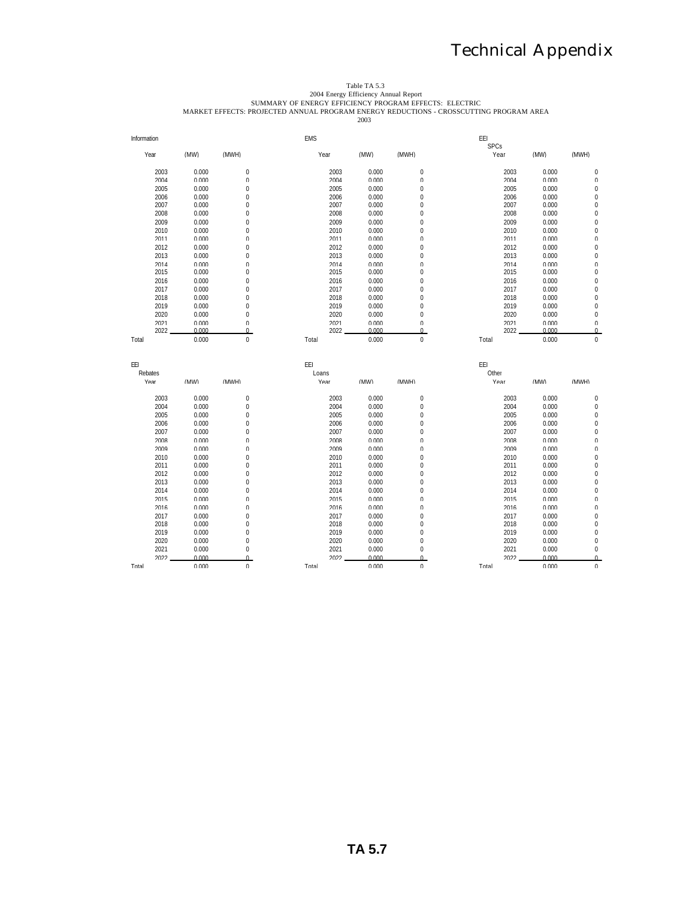Table TA 5.3
2004 Energy Efficiency Annual Report
SUMMARY OF ENERGY EFFICIENCY PROGRAM EFFECTS: ELECTRIC
MARKET EFFECTS: PROJECTED ANNUAL PROGRAM ENERGY REDUCTIONS - CROSSCUTTING PROGRAM AREA
2003

**Information**

| Year | (MW) | (MWH) |
|---|---|---|
| 2003 | 0.000 | 0 |
| 2004 | 0.000 | 0 |
| 2005 | 0.000 | 0 |
| 2006 | 0.000 | 0 |
| 2007 | 0.000 | 0 |
| 2008 | 0.000 | 0 |
| 2009 | 0.000 | 0 |
| 2010 | 0.000 | 0 |
| 2011 | 0.000 | 0 |
| 2012 | 0.000 | 0 |
| 2013 | 0.000 | 0 |
| 2014 | 0.000 | 0 |
| 2015 | 0.000 | 0 |
| 2016 | 0.000 | 0 |
| 2017 | 0.000 | 0 |
| 2018 | 0.000 | 0 |
| 2019 | 0.000 | 0 |
| 2020 | 0.000 | 0 |
| 2021 | 0.000 | 0 |
| 2022 | 0.000 | 0 |
| Total | 0.000 | 0 |

**EMS**

| Year | (MW) | (MWH) |
|---|---|---|
| 2003 | 0.000 | 0 |
| 2004 | 0.000 | 0 |
| 2005 | 0.000 | 0 |
| 2006 | 0.000 | 0 |
| 2007 | 0.000 | 0 |
| 2008 | 0.000 | 0 |
| 2009 | 0.000 | 0 |
| 2010 | 0.000 | 0 |
| 2011 | 0.000 | 0 |
| 2012 | 0.000 | 0 |
| 2013 | 0.000 | 0 |
| 2014 | 0.000 | 0 |
| 2015 | 0.000 | 0 |
| 2016 | 0.000 | 0 |
| 2017 | 0.000 | 0 |
| 2018 | 0.000 | 0 |
| 2019 | 0.000 | 0 |
| 2020 | 0.000 | 0 |
| 2021 | 0.000 | 0 |
| 2022 | 0.000 | 0 |
| Total | 0.000 | 0 |

**EEI SPCs**

| Year | (MW) | (MWH) |
|---|---|---|
| 2003 | 0.000 | 0 |
| 2004 | 0.000 | 0 |
| 2005 | 0.000 | 0 |
| 2006 | 0.000 | 0 |
| 2007 | 0.000 | 0 |
| 2008 | 0.000 | 0 |
| 2009 | 0.000 | 0 |
| 2010 | 0.000 | 0 |
| 2011 | 0.000 | 0 |
| 2012 | 0.000 | 0 |
| 2013 | 0.000 | 0 |
| 2014 | 0.000 | 0 |
| 2015 | 0.000 | 0 |
| 2016 | 0.000 | 0 |
| 2017 | 0.000 | 0 |
| 2018 | 0.000 | 0 |
| 2019 | 0.000 | 0 |
| 2020 | 0.000 | 0 |
| 2021 | 0.000 | 0 |
| 2022 | 0.000 | 0 |
| Total | 0.000 | 0 |

**EEI Rebates**

| Year | (MW) | (MWH) |
|---|---|---|
| 2003 | 0.000 | 0 |
| 2004 | 0.000 | 0 |
| 2005 | 0.000 | 0 |
| 2006 | 0.000 | 0 |
| 2007 | 0.000 | 0 |
| 2008 | 0.000 | 0 |
| 2009 | 0.000 | 0 |
| 2010 | 0.000 | 0 |
| 2011 | 0.000 | 0 |
| 2012 | 0.000 | 0 |
| 2013 | 0.000 | 0 |
| 2014 | 0.000 | 0 |
| 2015 | 0.000 | 0 |
| 2016 | 0.000 | 0 |
| 2017 | 0.000 | 0 |
| 2018 | 0.000 | 0 |
| 2019 | 0.000 | 0 |
| 2020 | 0.000 | 0 |
| 2021 | 0.000 | 0 |
| 2022 | 0.000 | 0 |
| Total | 0.000 | 0 |

**EEI Loans**

| Year | (MW) | (MWH) |
|---|---|---|
| 2003 | 0.000 | 0 |
| 2004 | 0.000 | 0 |
| 2005 | 0.000 | 0 |
| 2006 | 0.000 | 0 |
| 2007 | 0.000 | 0 |
| 2008 | 0.000 | 0 |
| 2009 | 0.000 | 0 |
| 2010 | 0.000 | 0 |
| 2011 | 0.000 | 0 |
| 2012 | 0.000 | 0 |
| 2013 | 0.000 | 0 |
| 2014 | 0.000 | 0 |
| 2015 | 0.000 | 0 |
| 2016 | 0.000 | 0 |
| 2017 | 0.000 | 0 |
| 2018 | 0.000 | 0 |
| 2019 | 0.000 | 0 |
| 2020 | 0.000 | 0 |
| 2021 | 0.000 | 0 |
| 2022 | 0.000 | 0 |
| Total | 0.000 | 0 |

**EEI Other**

| Year | (MW) | (MWH) |
|---|---|---|
| 2003 | 0.000 | 0 |
| 2004 | 0.000 | 0 |
| 2005 | 0.000 | 0 |
| 2006 | 0.000 | 0 |
| 2007 | 0.000 | 0 |
| 2008 | 0.000 | 0 |
| 2009 | 0.000 | 0 |
| 2010 | 0.000 | 0 |
| 2011 | 0.000 | 0 |
| 2012 | 0.000 | 0 |
| 2013 | 0.000 | 0 |
| 2014 | 0.000 | 0 |
| 2015 | 0.000 | 0 |
| 2016 | 0.000 | 0 |
| 2017 | 0.000 | 0 |
| 2018 | 0.000 | 0 |
| 2019 | 0.000 | 0 |
| 2020 | 0.000 | 0 |
| 2021 | 0.000 | 0 |
| 2022 | 0.000 | 0 |
| Total | 0.000 | 0 |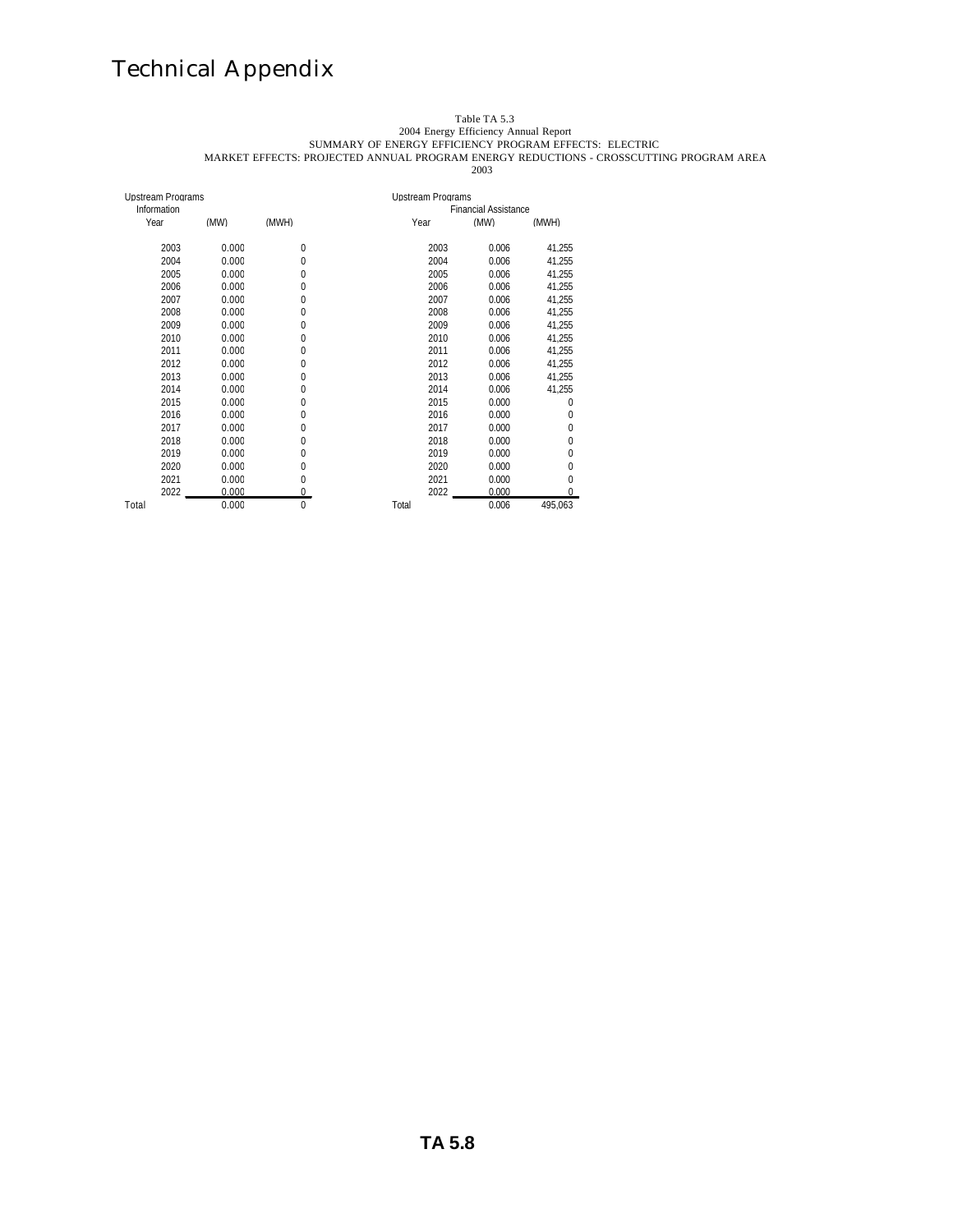Table TA 5.3
2004 Energy Efficiency Annual Report
SUMMARY OF ENERGY EFFICIENCY PROGRAM EFFECTS: ELECTRIC
MARKET EFFECTS: PROJECTED ANNUAL PROGRAM ENERGY REDUCTIONS - CROSSCUTTING PROGRAM AREA
2003

| Upstream Programs | | |
|---|---|---|
| Information | | |
| Year | (MW) | (MWH) |
| 2003 | 0.000 | 0 |
| 2004 | 0.000 | 0 |
| 2005 | 0.000 | 0 |
| 2006 | 0.000 | 0 |
| 2007 | 0.000 | 0 |
| 2008 | 0.000 | 0 |
| 2009 | 0.000 | 0 |
| 2010 | 0.000 | 0 |
| 2011 | 0.000 | 0 |
| 2012 | 0.000 | 0 |
| 2013 | 0.000 | 0 |
| 2014 | 0.000 | 0 |
| 2015 | 0.000 | 0 |
| 2016 | 0.000 | 0 |
| 2017 | 0.000 | 0 |
| 2018 | 0.000 | 0 |
| 2019 | 0.000 | 0 |
| 2020 | 0.000 | 0 |
| 2021 | 0.000 | 0 |
| 2022 | 0.000 | 0 |
| Total | 0.000 | 0 |

| Upstream Programs | | |
|---|---|---|
| | Financial Assistance | |
| Year | (MW) | (MWH) |
| 2003 | 0.006 | 41,255 |
| 2004 | 0.006 | 41,255 |
| 2005 | 0.006 | 41,255 |
| 2006 | 0.006 | 41,255 |
| 2007 | 0.006 | 41,255 |
| 2008 | 0.006 | 41,255 |
| 2009 | 0.006 | 41,255 |
| 2010 | 0.006 | 41,255 |
| 2011 | 0.006 | 41,255 |
| 2012 | 0.006 | 41,255 |
| 2013 | 0.006 | 41,255 |
| 2014 | 0.006 | 41,255 |
| 2015 | 0.000 | 0 |
| 2016 | 0.000 | 0 |
| 2017 | 0.000 | 0 |
| 2018 | 0.000 | 0 |
| 2019 | 0.000 | 0 |
| 2020 | 0.000 | 0 |
| 2021 | 0.000 | 0 |
| 2022 | 0.000 | 0 |
| Total | 0.006 | 495,063 |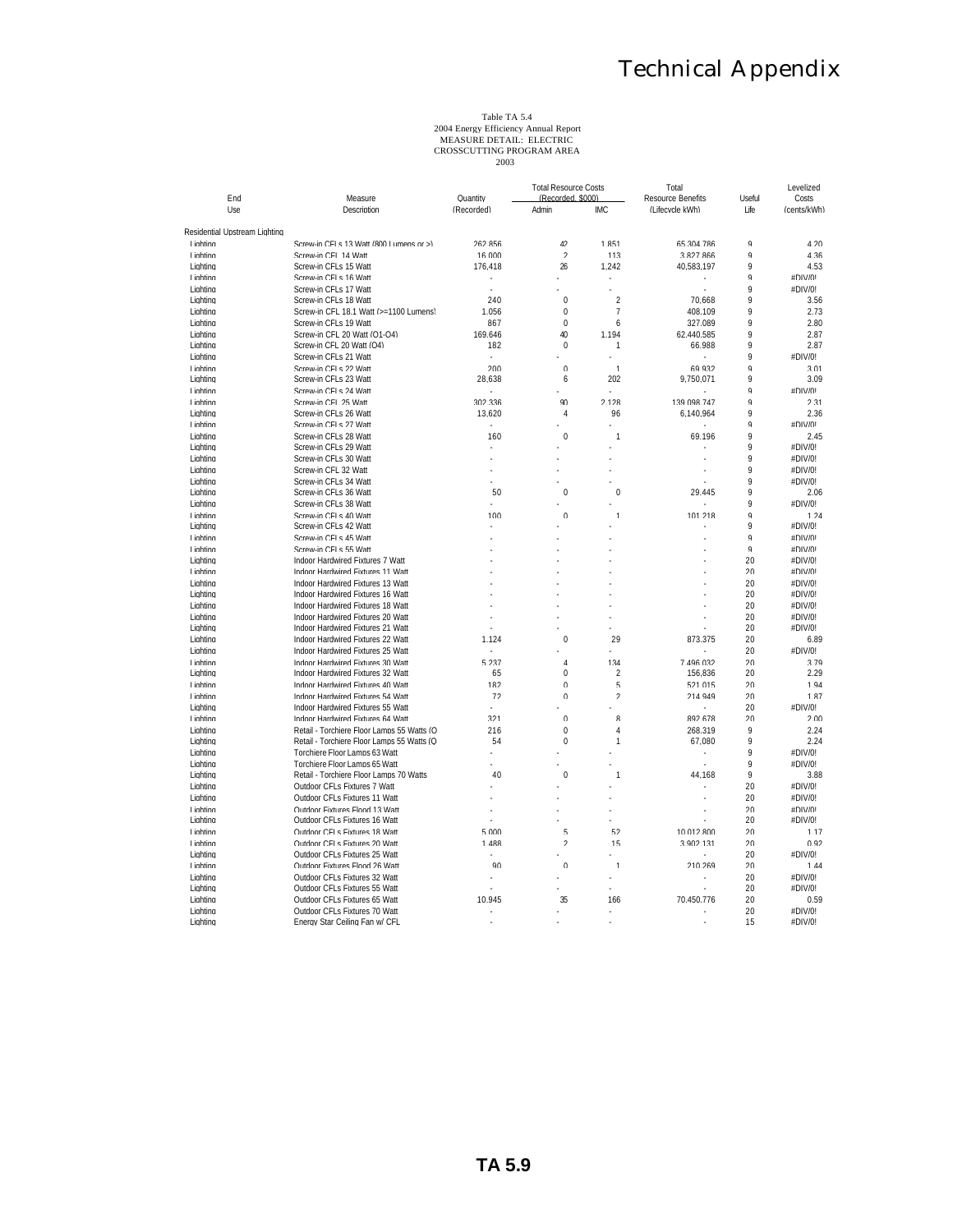Table TA 5.4
2004 Energy Efficiency Annual Report
MEASURE DETAIL: ELECTRIC
CROSSCUTTING PROGRAM AREA
2003

| End Use | Measure Description | Quantity (Recorded) | Total Resource Costs (Recorded, $000) Admin | IMC | Total Resource Benefits (Lifecycle kWh) | Useful Life | Levelized Costs (cents/kWh) |
|---|---|---|---|---|---|---|---|
| Residential Upstream Lighting | | | | | | | |
| Lighting | Screw-in CFLs 13 Watt (800 Lumens or >) | 262,856 | 42 | 1,851 | 65,304,786 | 9 | 4.20 |
| Lighting | Screw-in CFL 14 Watt | 16,000 | 2 | 113 | 3,827,866 | 9 | 4.36 |
| Lighting | Screw-in CFLs 15 Watt | 176,418 | 26 | 1,242 | 40,583,197 | 9 | 4.53 |
| Lighting | Screw-in CFLs 16 Watt | - | - | - | - | 9 | #DIV/0! |
| Lighting | Screw-in CFLs 17 Watt | - | - | - | - | 9 | #DIV/0! |
| Lighting | Screw-in CFLs 18 Watt | 240 | 0 | 2 | 70,668 | 9 | 3.56 |
| Lighting | Screw-in CFL 18.1 Watt (>=1100 Lumens) | 1,056 | 0 | 7 | 408,109 | 9 | 2.73 |
| Lighting | Screw-in CFLs 19 Watt | 867 | 0 | 6 | 327,089 | 9 | 2.80 |
| Lighting | Screw-in CFL 20 Watt (Q1-Q4) | 169,646 | 40 | 1,194 | 62,440,585 | 9 | 2.87 |
| Lighting | Screw-in CFL 20 Watt (Q4) | 182 | 0 | 1 | 66,988 | 9 | 2.87 |
| Lighting | Screw-in CFLs 21 Watt | - | - | - | - | 9 | #DIV/0! |
| Lighting | Screw-in CFLs 22 Watt | 200 | 0 | 1 | 69,932 | 9 | 3.01 |
| Lighting | Screw-in CFLs 23 Watt | 28,638 | 6 | 202 | 9,750,071 | 9 | 3.09 |
| Lighting | Screw-in CFLs 24 Watt | - | - | - | - | 9 | #DIV/0! |
| Lighting | Screw-in CFL 25 Watt | 302,336 | 90 | 2,128 | 139,098,747 | 9 | 2.31 |
| Lighting | Screw-in CFLs 26 Watt | 13,620 | 4 | 96 | 6,140,964 | 9 | 2.36 |
| Lighting | Screw-in CFLs 27 Watt | - | - | - | - | 9 | #DIV/0! |
| Lighting | Screw-in CFLs 28 Watt | 160 | 0 | 1 | 69,196 | 9 | 2.45 |
| Lighting | Screw-in CFLs 29 Watt | - | - | - | - | 9 | #DIV/0! |
| Lighting | Screw-in CFLs 30 Watt | - | - | - | - | 9 | #DIV/0! |
| Lighting | Screw-in CFL 32 Watt | - | - | - | - | 9 | #DIV/0! |
| Lighting | Screw-in CFLs 34 Watt | - | - | - | - | 9 | #DIV/0! |
| Lighting | Screw-in CFLs 36 Watt | 50 | 0 | 0 | 29,445 | 9 | 2.06 |
| Lighting | Screw-in CFLs 38 Watt | - | - | - | - | 9 | #DIV/0! |
| Lighting | Screw-in CFLs 40 Watt | 100 | 0 | 1 | 101,218 | 9 | 1.24 |
| Lighting | Screw-in CFLs 42 Watt | - | - | - | - | 9 | #DIV/0! |
| Lighting | Screw-in CFLs 45 Watt | - | - | - | - | 9 | #DIV/0! |
| Lighting | Screw-in CFLs 55 Watt | - | - | - | - | 9 | #DIV/0! |
| Lighting | Indoor Hardwired Fixtures 7 Watt | - | - | - | - | 20 | #DIV/0! |
| Lighting | Indoor Hardwired Fixtures 11 Watt | - | - | - | - | 20 | #DIV/0! |
| Lighting | Indoor Hardwired Fixtures 13 Watt | - | - | - | - | 20 | #DIV/0! |
| Lighting | Indoor Hardwired Fixtures 16 Watt | - | - | - | - | 20 | #DIV/0! |
| Lighting | Indoor Hardwired Fixtures 18 Watt | - | - | - | - | 20 | #DIV/0! |
| Lighting | Indoor Hardwired Fixtures 20 Watt | - | - | - | - | 20 | #DIV/0! |
| Lighting | Indoor Hardwired Fixtures 21 Watt | - | - | - | - | 20 | #DIV/0! |
| Lighting | Indoor Hardwired Fixtures 22 Watt | 1,124 | 0 | 29 | 873,375 | 20 | 6.89 |
| Lighting | Indoor Hardwired Fixtures 25 Watt | - | - | - | - | 20 | #DIV/0! |
| Lighting | Indoor Hardwired Fixtures 30 Watt | 5,237 | 4 | 134 | 7,496,032 | 20 | 3.79 |
| Lighting | Indoor Hardwired Fixtures 32 Watt | 65 | 0 | 2 | 156,836 | 20 | 2.29 |
| Lighting | Indoor Hardwired Fixtures 40 Watt | 182 | 0 | 5 | 521,015 | 20 | 1.94 |
| Lighting | Indoor Hardwired Fixtures 54 Watt | 72 | 0 | 2 | 214,949 | 20 | 1.87 |
| Lighting | Indoor Hardwired Fixtures 55 Watt | - | - | - | - | 20 | #DIV/0! |
| Lighting | Indoor Hardwired Fixtures 64 Watt | 321 | 0 | 8 | 892,678 | 20 | 2.00 |
| Lighting | Retail - Torchiere Floor Lamps 55 Watts (Q | 216 | 0 | 4 | 268,319 | 9 | 2.24 |
| Lighting | Retail - Torchiere Floor Lamps 55 Watts (Q | 54 | 0 | 1 | 67,080 | 9 | 2.24 |
| Lighting | Torchiere Floor Lamps 63 Watt | - | - | - | - | 9 | #DIV/0! |
| Lighting | Torchiere Floor Lamps 65 Watt | - | - | - | - | 9 | #DIV/0! |
| Lighting | Retail - Torchiere Floor Lamps 70 Watts | 40 | 0 | 1 | 44,168 | 9 | 3.88 |
| Lighting | Outdoor CFLs Fixtures 7 Watt | - | - | - | - | 20 | #DIV/0! |
| Lighting | Outdoor CFLs Fixtures 11 Watt | - | - | - | - | 20 | #DIV/0! |
| Lighting | Outdoor Fixtures Flood 13 Watt | - | - | - | - | 20 | #DIV/0! |
| Lighting | Outdoor CFLs Fixtures 16 Watt | - | - | - | - | 20 | #DIV/0! |
| Lighting | Outdoor CFLs Fixtures 18 Watt | 5,000 | 5 | 52 | 10,012,800 | 20 | 1.17 |
| Lighting | Outdoor CFLs Fixtures 20 Watt | 1,488 | 2 | 15 | 3,902,131 | 20 | 0.92 |
| Lighting | Outdoor CFLs Fixtures 25 Watt | - | - | - | - | 20 | #DIV/0! |
| Lighting | Outdoor Fixtures Flood 26 Watt | 90 | 0 | 1 | 210,269 | 20 | 1.44 |
| Lighting | Outdoor CFLs Fixtures 32 Watt | - | - | - | - | 20 | #DIV/0! |
| Lighting | Outdoor CFLs Fixtures 55 Watt | - | - | - | - | 20 | #DIV/0! |
| Lighting | Outdoor CFLs Fixtures 65 Watt | 10,945 | 35 | 166 | 70,450,776 | 20 | 0.59 |
| Lighting | Outdoor CFLs Fixtures 70 Watt | - | - | - | - | 20 | #DIV/0! |
| Lighting | Energy Star Ceiling Fan w/ CFL | - | - | - | - | 15 | #DIV/0! |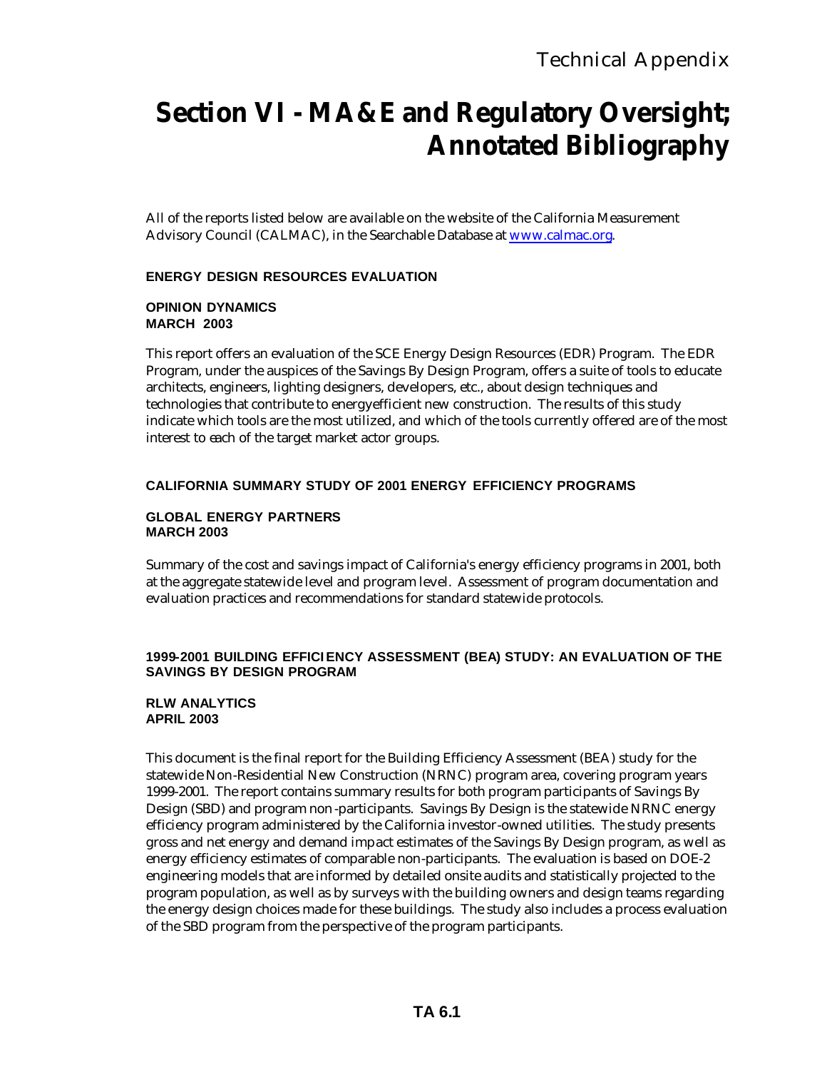# Section VI - MA&E and Regulatory Oversight; Annotated Bibliography

All of the reports listed below are available on the website of the California Measurement Advisory Council (CALMAC), in the Searchable Database at www.calmac.org.

**ENERGY DESIGN RESOURCES EVALUATION**

**OPINION DYNAMICS**
**MARCH 2003**

This report offers an evaluation of the SCE Energy Design Resources (EDR) Program. The EDR Program, under the auspices of the Savings By Design Program, offers a suite of tools to educate architects, engineers, lighting designers, developers, etc., about design techniques and technologies that contribute to energyefficient new construction. The results of this study indicate which tools are the most utilized, and which of the tools currently offered are of the most interest to each of the target market actor groups.

**CALIFORNIA SUMMARY STUDY OF 2001 ENERGY EFFICIENCY PROGRAMS**

**GLOBAL ENERGY PARTNERS**
**MARCH 2003**

Summary of the cost and savings impact of California's energy efficiency programs in 2001, both at the aggregate statewide level and program level. Assessment of program documentation and evaluation practices and recommendations for standard statewide protocols.

**1999-2001 BUILDING EFFICIENCY ASSESSMENT (BEA) STUDY: AN EVALUATION OF THE SAVINGS BY DESIGN PROGRAM**

**RLW ANALYTICS**
**APRIL 2003**

This document is the final report for the Building Efficiency Assessment (BEA) study for the statewide Non-Residential New Construction (NRNC) program area, covering program years 1999-2001. The report contains summary results for both program participants of Savings By Design (SBD) and program non-participants. Savings By Design is the statewide NRNC energy efficiency program administered by the California investor-owned utilities. The study presents gross and net energy and demand impact estimates of the Savings By Design program, as well as energy efficiency estimates of comparable non-participants. The evaluation is based on DOE-2 engineering models that are informed by detailed onsite audits and statistically projected to the program population, as well as by surveys with the building owners and design teams regarding the energy design choices made for these buildings. The study also includes a process evaluation of the SBD program from the perspective of the program participants.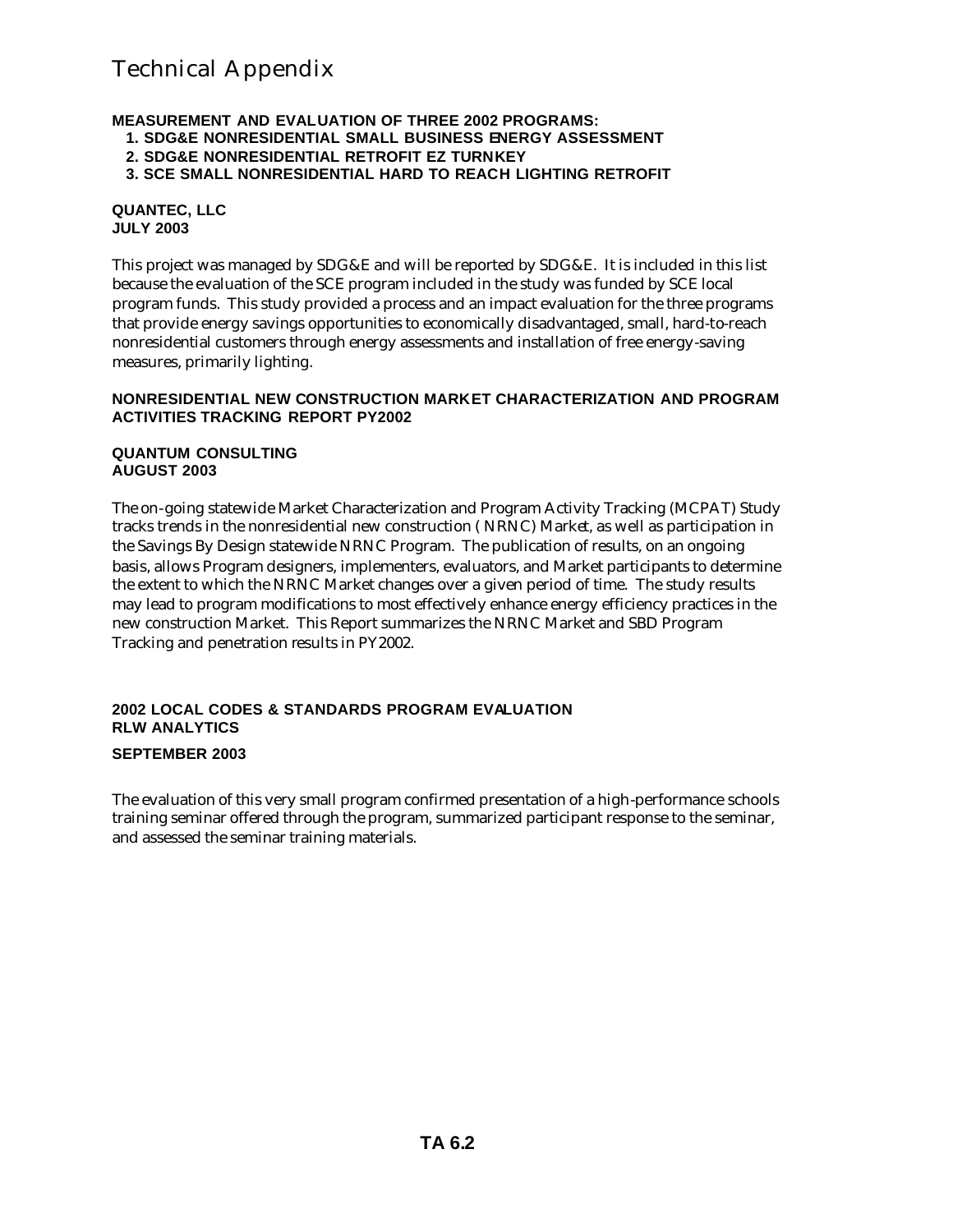# Technical Appendix

**MEASUREMENT AND EVALUATION OF THREE 2002 PROGRAMS:**

1. **SDG&E NONRESIDENTIAL SMALL BUSINESS ENERGY ASSESSMENT**
2. **SDG&E NONRESIDENTIAL RETROFIT EZ TURNKEY**
3. **SCE SMALL NONRESIDENTIAL HARD TO REACH LIGHTING RETROFIT**

**QUANTEC, LLC**
**JULY 2003**

This project was managed by SDG&E and will be reported by SDG&E. It is included in this list because the evaluation of the SCE program included in the study was funded by SCE local program funds. This study provided a process and an impact evaluation for the three programs that provide energy savings opportunities to economically disadvantaged, small, hard-to-reach nonresidential customers through energy assessments and installation of free energy-saving measures, primarily lighting.

**NONRESIDENTIAL NEW CONSTRUCTION MARKET CHARACTERIZATION AND PROGRAM ACTIVITIES TRACKING REPORT PY2002**

**QUANTUM CONSULTING**
**AUGUST 2003**

The on-going statewide Market Characterization and Program Activity Tracking (MCPAT) Study tracks trends in the nonresidential new construction ( NRNC) Market, as well as participation in the Savings By Design statewide NRNC Program. The publication of results, on an ongoing basis, allows Program designers, implementers, evaluators, and Market participants to determine the extent to which the NRNC Market changes over a given period of time. The study results may lead to program modifications to most effectively enhance energy efficiency practices in the new construction Market. This Report summarizes the NRNC Market and SBD Program Tracking and penetration results in PY2002.

**2002 LOCAL CODES & STANDARDS PROGRAM EVALUATION**
**RLW ANALYTICS**

**SEPTEMBER 2003**

The evaluation of this very small program confirmed presentation of a high-performance schools training seminar offered through the program, summarized participant response to the seminar, and assessed the seminar training materials.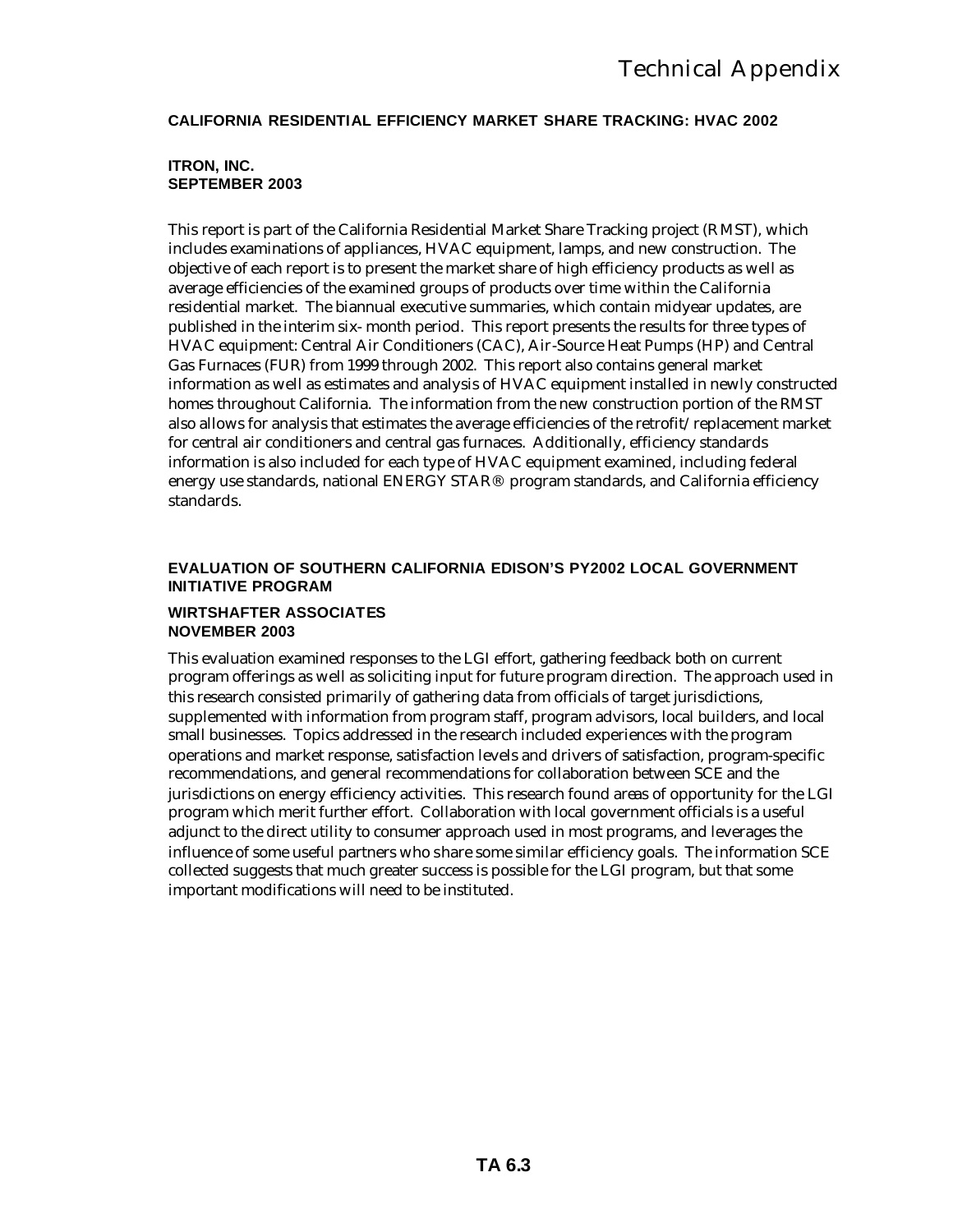### CALIFORNIA RESIDENTIAL EFFICIENCY MARKET SHARE TRACKING: HVAC 2002

**ITRON, INC.**
**SEPTEMBER 2003**

This report is part of the California Residential Market Share Tracking project (RMST), which includes examinations of appliances, HVAC equipment, lamps, and new construction. The objective of each report is to present the market share of high efficiency products as well as average efficiencies of the examined groups of products over time within the California residential market. The biannual executive summaries, which contain midyear updates, are published in the interim six- month period. This report presents the results for three types of HVAC equipment: Central Air Conditioners (CAC), Air-Source Heat Pumps (HP) and Central Gas Furnaces (FUR) from 1999 through 2002. This report also contains general market information as well as estimates and analysis of HVAC equipment installed in newly constructed homes throughout California. The information from the new construction portion of the RMST also allows for analysis that estimates the average efficiencies of the retrofit/replacement market for central air conditioners and central gas furnaces. Additionally, efficiency standards information is also included for each type of HVAC equipment examined, including federal energy use standards, national ENERGY STAR® program standards, and California efficiency standards.

### EVALUATION OF SOUTHERN CALIFORNIA EDISON'S PY2002 LOCAL GOVERNMENT INITIATIVE PROGRAM

**WIRTSHAFTER ASSOCIATES**
**NOVEMBER 2003**

This evaluation examined responses to the LGI effort, gathering feedback both on current program offerings as well as soliciting input for future program direction. The approach used in this research consisted primarily of gathering data from officials of target jurisdictions, supplemented with information from program staff, program advisors, local builders, and local small businesses. Topics addressed in the research included experiences with the program operations and market response, satisfaction levels and drivers of satisfaction, program-specific recommendations, and general recommendations for collaboration between SCE and the jurisdictions on energy efficiency activities. This research found areas of opportunity for the LGI program which merit further effort. Collaboration with local government officials is a useful adjunct to the direct utility to consumer approach used in most programs, and leverages the influence of some useful partners who share some similar efficiency goals. The information SCE collected suggests that much greater success is possible for the LGI program, but that some important modifications will need to be instituted.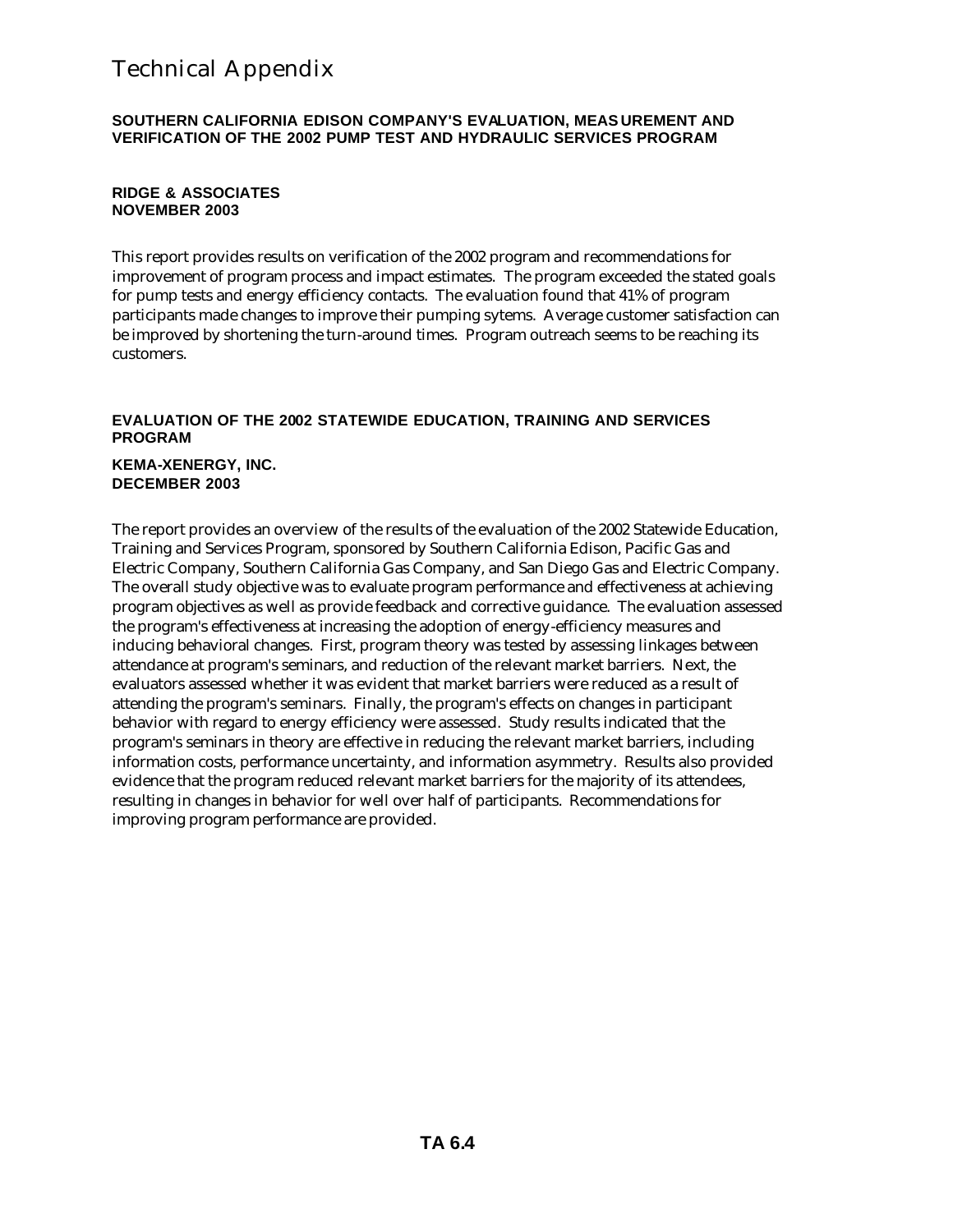# Technical Appendix

**SOUTHERN CALIFORNIA EDISON COMPANY'S EVALUATION, MEASUREMENT AND VERIFICATION OF THE 2002 PUMP TEST AND HYDRAULIC SERVICES PROGRAM**

**RIDGE & ASSOCIATES**
**NOVEMBER 2003**

This report provides results on verification of the 2002 program and recommendations for improvement of program process and impact estimates. The program exceeded the stated goals for pump tests and energy efficiency contacts. The evaluation found that 41% of program participants made changes to improve their pumping sytems. Average customer satisfaction can be improved by shortening the turn-around times. Program outreach seems to be reaching its customers.

**EVALUATION OF THE 2002 STATEWIDE EDUCATION, TRAINING AND SERVICES PROGRAM**

**KEMA-XENERGY, INC.**
**DECEMBER 2003**

The report provides an overview of the results of the evaluation of the 2002 Statewide Education, Training and Services Program, sponsored by Southern California Edison, Pacific Gas and Electric Company, Southern California Gas Company, and San Diego Gas and Electric Company. The overall study objective was to evaluate program performance and effectiveness at achieving program objectives as well as provide feedback and corrective guidance. The evaluation assessed the program's effectiveness at increasing the adoption of energy-efficiency measures and inducing behavioral changes. First, program theory was tested by assessing linkages between attendance at program's seminars, and reduction of the relevant market barriers. Next, the evaluators assessed whether it was evident that market barriers were reduced as a result of attending the program's seminars. Finally, the program's effects on changes in participant behavior with regard to energy efficiency were assessed. Study results indicated that the program's seminars in theory are effective in reducing the relevant market barriers, including information costs, performance uncertainty, and information asymmetry. Results also provided evidence that the program reduced relevant market barriers for the majority of its attendees, resulting in changes in behavior for well over half of participants. Recommendations for improving program performance are provided.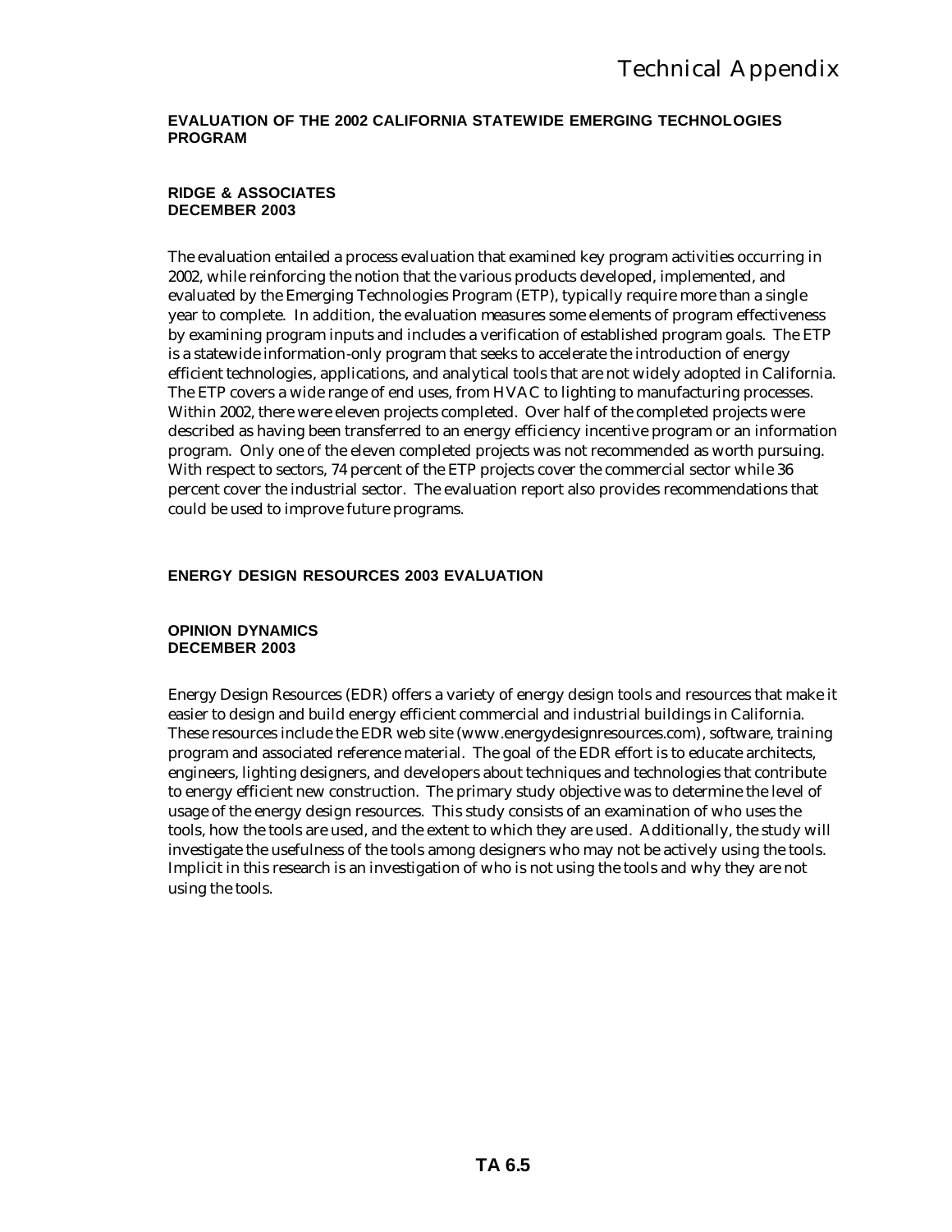**EVALUATION OF THE 2002 CALIFORNIA STATEWIDE EMERGING TECHNOLOGIES PROGRAM**

**RIDGE & ASSOCIATES**
**DECEMBER 2003**

The evaluation entailed a process evaluation that examined key program activities occurring in 2002, while reinforcing the notion that the various products developed, implemented, and evaluated by the Emerging Technologies Program (ETP), typically require more than a single year to complete. In addition, the evaluation measures some elements of program effectiveness by examining program inputs and includes a verification of established program goals. The ETP is a statewide information-only program that seeks to accelerate the introduction of energy efficient technologies, applications, and analytical tools that are not widely adopted in California. The ETP covers a wide range of end uses, from HVAC to lighting to manufacturing processes. Within 2002, there were eleven projects completed. Over half of the completed projects were described as having been transferred to an energy efficiency incentive program or an information program. Only one of the eleven completed projects was not recommended as worth pursuing. With respect to sectors, 74 percent of the ETP projects cover the commercial sector while 36 percent cover the industrial sector. The evaluation report also provides recommendations that could be used to improve future programs.

**ENERGY DESIGN RESOURCES 2003 EVALUATION**

**OPINION DYNAMICS**
**DECEMBER 2003**

Energy Design Resources (EDR) offers a variety of energy design tools and resources that make it easier to design and build energy efficient commercial and industrial buildings in California. These resources include the EDR web site (www.energydesignresources.com), software, training program and associated reference material. The goal of the EDR effort is to educate architects, engineers, lighting designers, and developers about techniques and technologies that contribute to energy efficient new construction. The primary study objective was to determine the level of usage of the energy design resources. This study consists of an examination of who uses the tools, how the tools are used, and the extent to which they are used. Additionally, the study will investigate the usefulness of the tools among designers who may not be actively using the tools. Implicit in this research is an investigation of who is not using the tools and why they are not using the tools.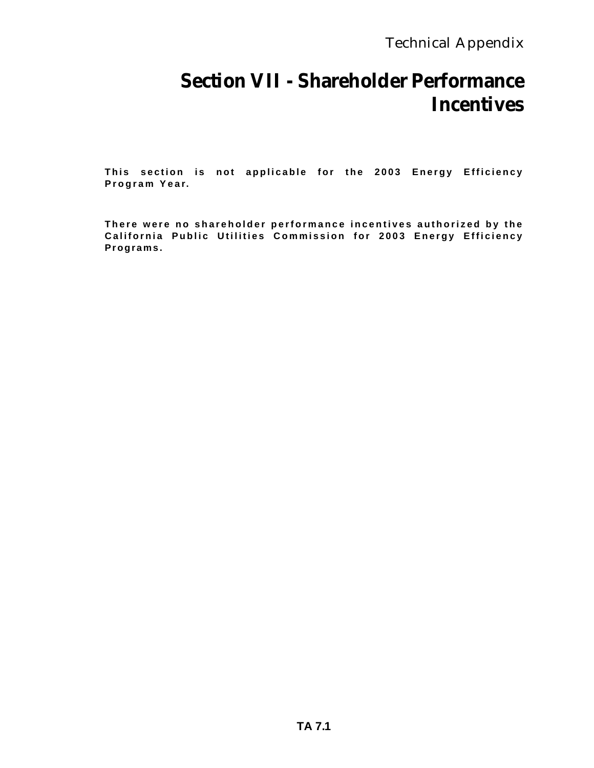# Section VII - Shareholder Performance Incentives

**This section is not applicable for the 2003 Energy Efficiency Program Year.**

**There were no shareholder performance incentives authorized by the California Public Utilities Commission for 2003 Energy Efficiency Programs.**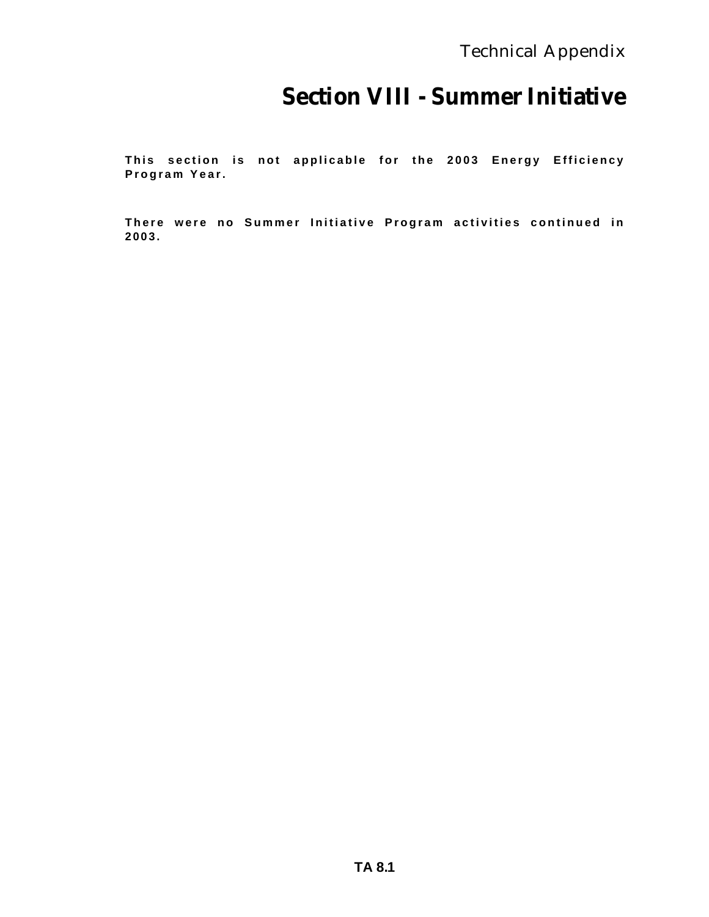# Section VIII - Summer Initiative

**This section is not applicable for the 2003 Energy Efficiency Program Year.**

**There were no Summer Initiative Program activities continued in 2003.**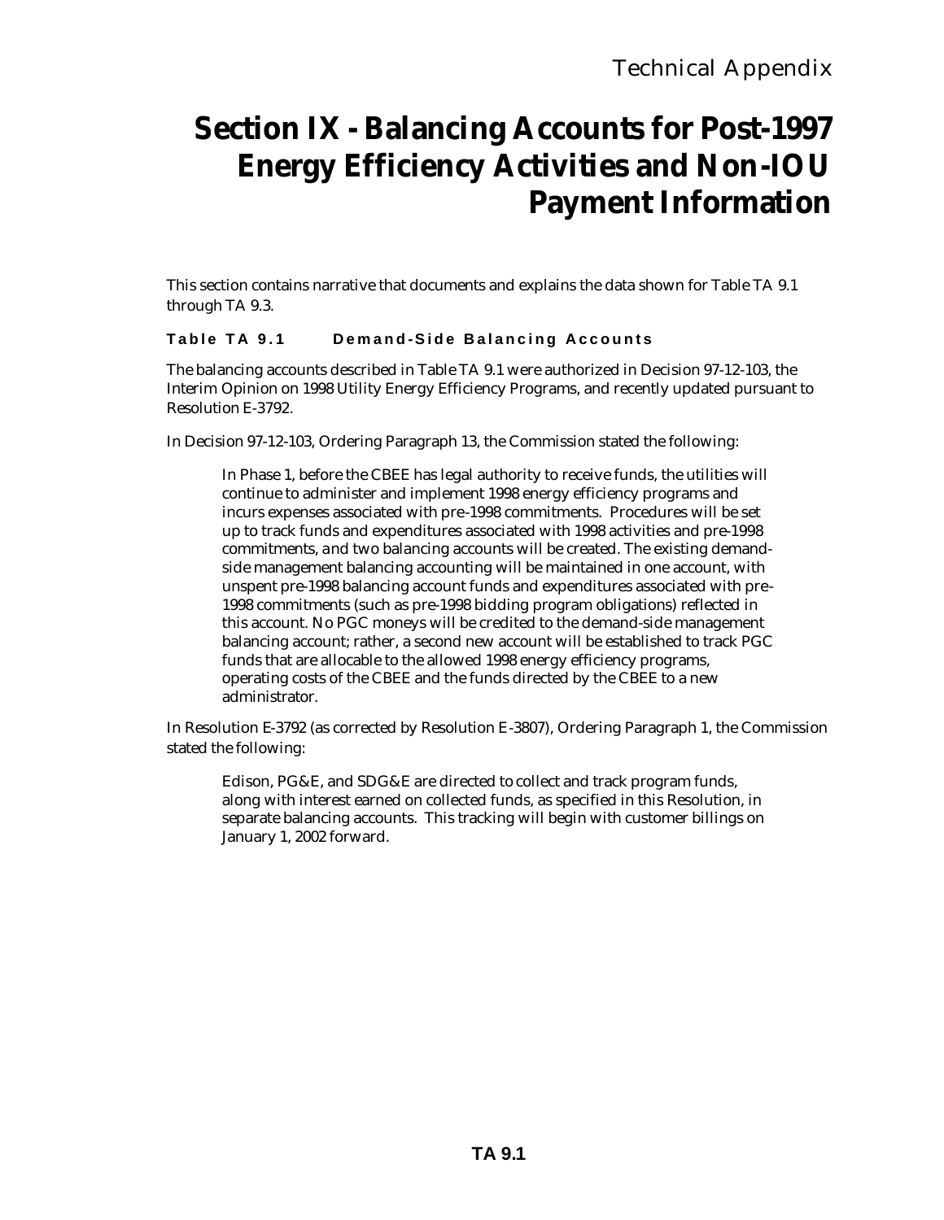# Section IX - Balancing Accounts for Post-1997 Energy Efficiency Activities and Non-IOU Payment Information

This section contains narrative that documents and explains the data shown for Table TA 9.1 through TA 9.3.

### Table TA 9.1 Demand-Side Balancing Accounts

The balancing accounts described in Table TA 9.1 were authorized in Decision 97-12-103, the Interim Opinion on 1998 Utility Energy Efficiency Programs, and recently updated pursuant to Resolution E-3792.

In Decision 97-12-103, Ordering Paragraph 13, the Commission stated the following:

> In Phase 1, before the CBEE has legal authority to receive funds, the utilities will continue to administer and implement 1998 energy efficiency programs and incurs expenses associated with pre-1998 commitments. Procedures will be set up to track funds and expenditures associated with 1998 activities and pre-1998 commitments, and two balancing accounts will be created. The existing demand-side management balancing accounting will be maintained in one account, with unspent pre-1998 balancing account funds and expenditures associated with pre-1998 commitments (such as pre-1998 bidding program obligations) reflected in this account. No PGC moneys will be credited to the demand-side management balancing account; rather, a second new account will be established to track PGC funds that are allocable to the allowed 1998 energy efficiency programs, operating costs of the CBEE and the funds directed by the CBEE to a new administrator.

In Resolution E-3792 (as corrected by Resolution E-3807), Ordering Paragraph 1, the Commission stated the following:

> Edison, PG&E, and SDG&E are directed to collect and track program funds, along with interest earned on collected funds, as specified in this Resolution, in separate balancing accounts. This tracking will begin with customer billings on January 1, 2002 forward.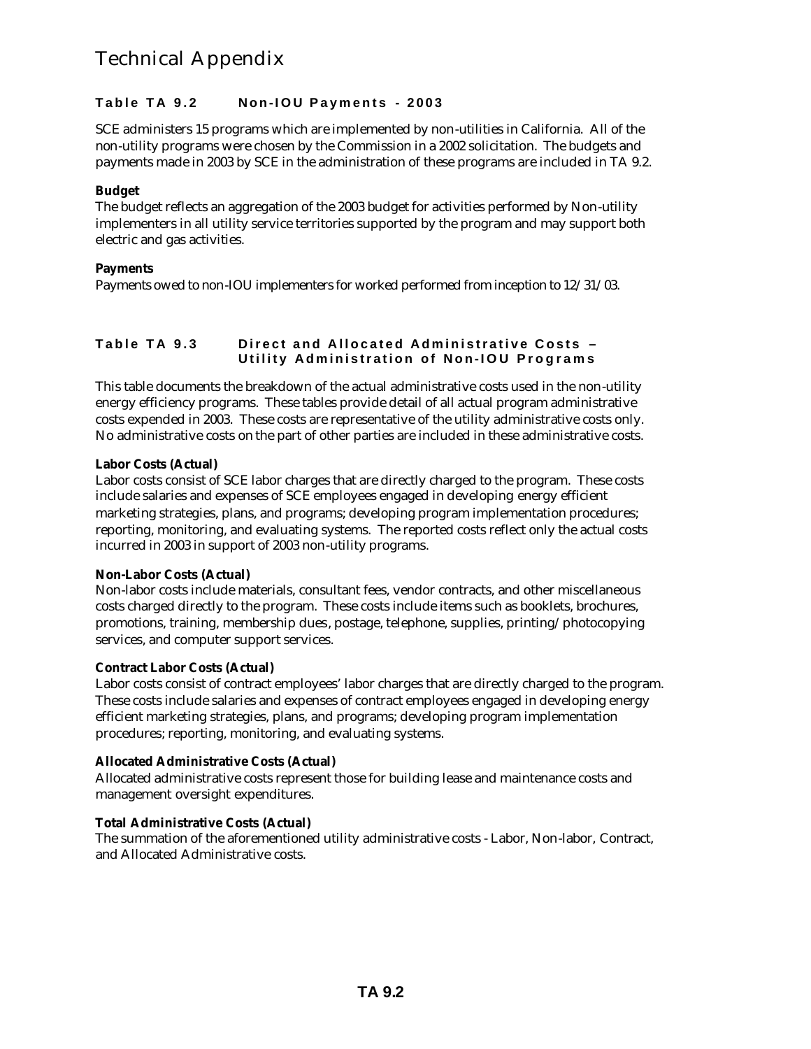# Technical Appendix

### Table TA 9.2 Non-IOU Payments - 2003

SCE administers 15 programs which are implemented by non-utilities in California. All of the non-utility programs were chosen by the Commission in a 2002 solicitation. The budgets and payments made in 2003 by SCE in the administration of these programs are included in TA 9.2.

**Budget**
The budget reflects an aggregation of the 2003 budget for activities performed by Non-utility implementers in all utility service territories supported by the program and may support both electric and gas activities.

**Payments**
Payments owed to non-IOU implementers for worked performed from inception to 12/31/03.

### Table TA 9.3 Direct and Allocated Administrative Costs – Utility Administration of Non-IOU Programs

This table documents the breakdown of the actual administrative costs used in the non-utility energy efficiency programs. These tables provide detail of all actual program administrative costs expended in 2003. These costs are representative of the utility administrative costs only. No administrative costs on the part of other parties are included in these administrative costs.

**Labor Costs (Actual)**
Labor costs consist of SCE labor charges that are directly charged to the program. These costs include salaries and expenses of SCE employees engaged in developing energy efficient marketing strategies, plans, and programs; developing program implementation procedures; reporting, monitoring, and evaluating systems. The reported costs reflect only the actual costs incurred in 2003 in support of 2003 non-utility programs.

**Non-Labor Costs (Actual)**
Non-labor costs include materials, consultant fees, vendor contracts, and other miscellaneous costs charged directly to the program. These costs include items such as booklets, brochures, promotions, training, membership dues, postage, telephone, supplies, printing/photocopying services, and computer support services.

**Contract Labor Costs (Actual)**
Labor costs consist of contract employees' labor charges that are directly charged to the program. These costs include salaries and expenses of contract employees engaged in developing energy efficient marketing strategies, plans, and programs; developing program implementation procedures; reporting, monitoring, and evaluating systems.

**Allocated Administrative Costs (Actual)**
Allocated administrative costs represent those for building lease and maintenance costs and management oversight expenditures.

**Total Administrative Costs (Actual)**
The summation of the aforementioned utility administrative costs - Labor, Non-labor, Contract, and Allocated Administrative costs.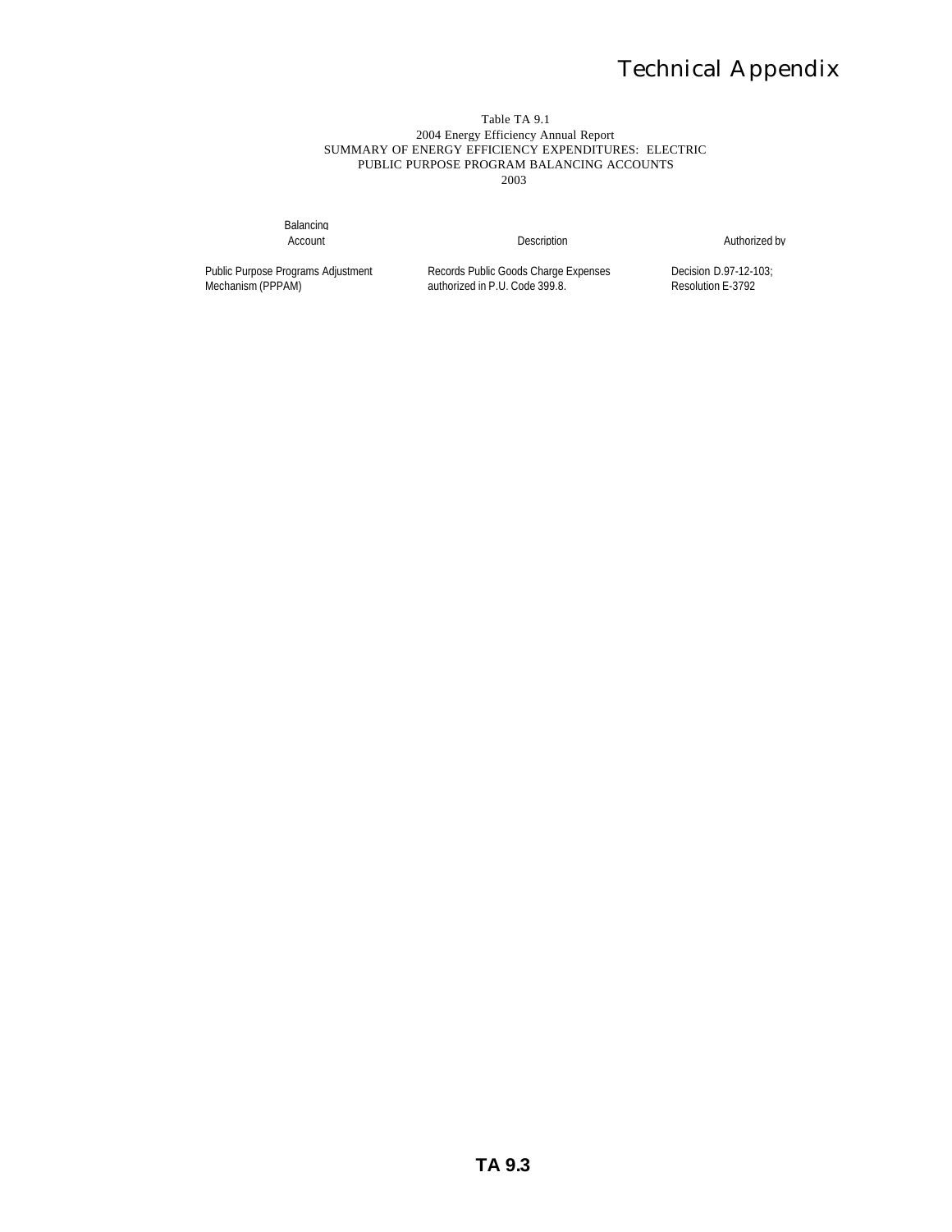Table TA 9.1
2004 Energy Efficiency Annual Report
SUMMARY OF ENERGY EFFICIENCY EXPENDITURES: ELECTRIC
PUBLIC PURPOSE PROGRAM BALANCING ACCOUNTS
2003

| Balancing Account | Description | Authorized by |
|---|---|---|
| Public Purpose Programs Adjustment Mechanism (PPPAM) | Records Public Goods Charge Expenses authorized in P.U. Code 399.8. | Decision D.97-12-103; Resolution E-3792 |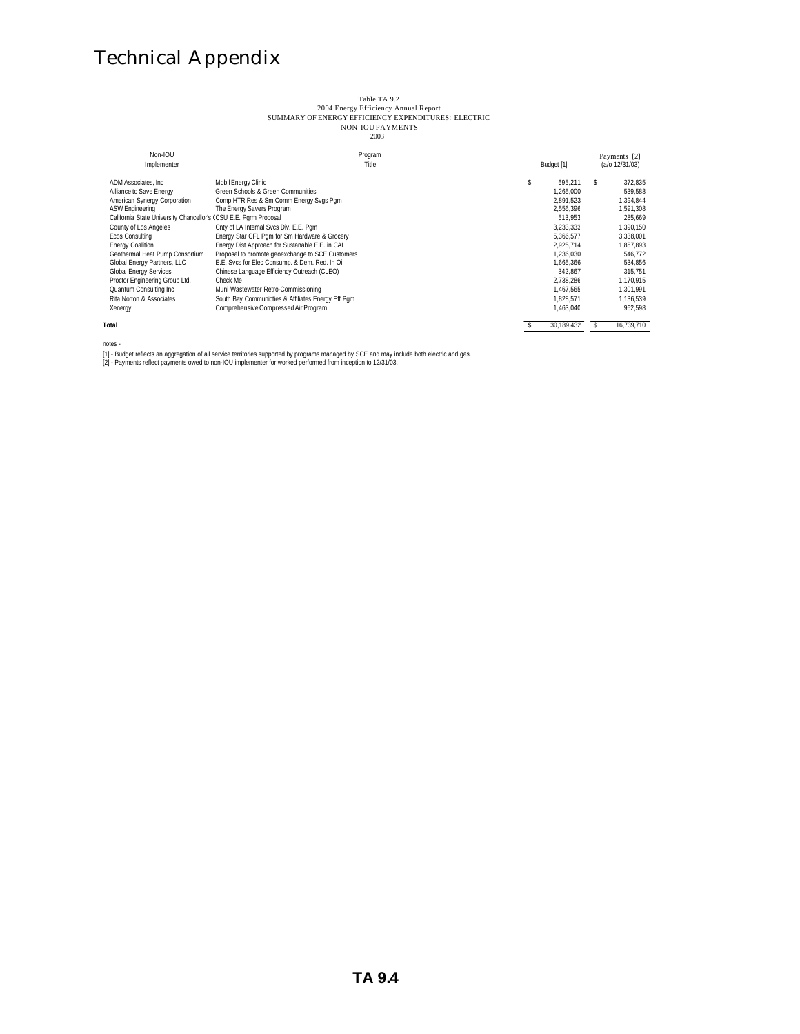# Technical Appendix

Table TA 9.2
2004 Energy Efficiency Annual Report
SUMMARY OF ENERGY EFFICIENCY EXPENDITURES: ELECTRIC
NON-IOU PAYMENTS
2003

| Non-IOU Implementer | Program Title | Budget [1] | Payments [2] (a/o 12/31/03) |
|---|---|---|---|
| ADM Associates, Inc | Mobil Energy Clinic | $ 695,211 | $ 372,835 |
| Alliance to Save Energy | Green Schools & Green Communities | 1,265,000 | 539,588 |
| American Synergy Corporation | Comp HTR Res & Sm Comm Energy Svgs Pgm | 2,891,523 | 1,394,844 |
| ASW Engineering | The Energy Savers Program | 2,556,396 | 1,591,308 |
| California State University Chancellor's (CSU E.E. Pgrm Proposal | | 513,953 | 285,669 |
| County of Los Angeles | Cnty of LA Internal Svcs Div. E.E. Pgm | 3,233,333 | 1,390,150 |
| Ecos Consulting | Energy Star CFL Pgm for Sm Hardware & Grocery | 5,366,577 | 3,338,001 |
| Energy Coalition | Energy Dist Approach for Sustanable E.E. in CAL | 2,925,714 | 1,857,893 |
| Geothermal Heat Pump Consortium | Proposal to promote geoexchange to SCE Customers | 1,236,030 | 546,772 |
| Global Energy Partners, LLC | E.E. Svcs for Elec Consump. & Dem. Red. In Oil | 1,665,366 | 534,856 |
| Global Energy Services | Chinese Language Efficiency Outreach (CLEO) | 342,867 | 315,751 |
| Proctor Engineering Group Ltd. | Check Me | 2,738,286 | 1,170,915 |
| Quantum Consulting Inc | Muni Wastewater Retro-Commissioning | 1,467,565 | 1,301,991 |
| Rita Norton & Associates | South Bay Communicties & Affiliates Energy Eff Pgm | 1,828,571 | 1,136,539 |
| Xenergy | Comprehensive Compressed Air Program | 1,463,040 | 962,598 |
| **Total** | | $ 30,189,432 | $ 16,739,710 |

notes -

[1] - Budget reflects an aggregation of all service territories supported by programs managed by SCE and may include both electric and gas.
[2] - Payments reflect payments owed to non-IOU implementer for worked performed from inception to 12/31/03.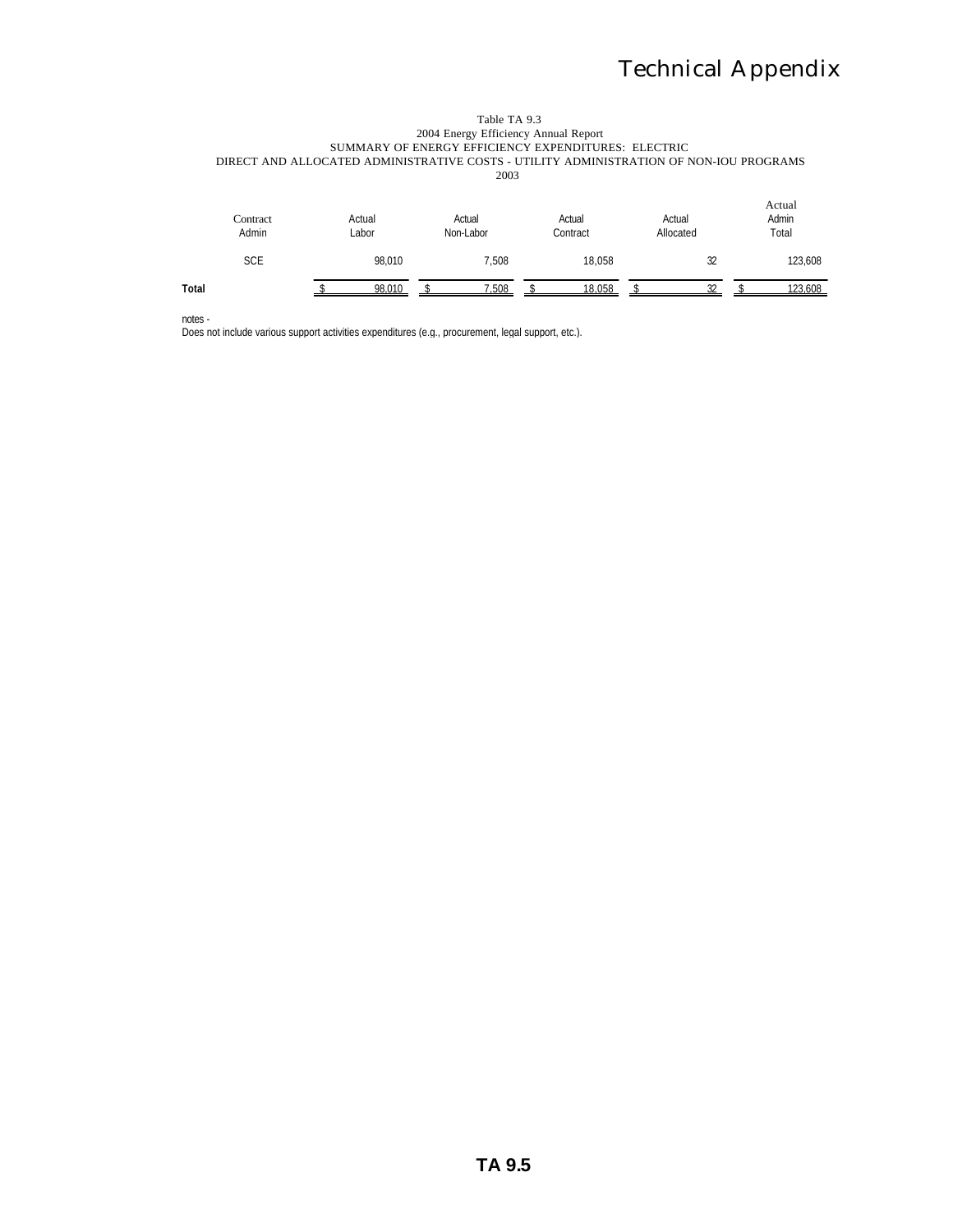Table TA 9.3
2004 Energy Efficiency Annual Report
SUMMARY OF ENERGY EFFICIENCY EXPENDITURES: ELECTRIC
DIRECT AND ALLOCATED ADMINISTRATIVE COSTS - UTILITY ADMINISTRATION OF NON-IOU PROGRAMS
2003

| | Contract Admin | Actual Labor | Actual Non-Labor | Actual Contract | Actual Allocated | Actual Admin Total |
|---|---|---|---|---|---|---|
| | SCE | 98,010 | 7,508 | 18,058 | 32 | 123,608 |
| **Total** | | $ 98,010 | $ 7,508 | $ 18,058 | $ 32 | $ 123,608 |

notes -
Does not include various support activities expenditures (e.g., procurement, legal support, etc.).